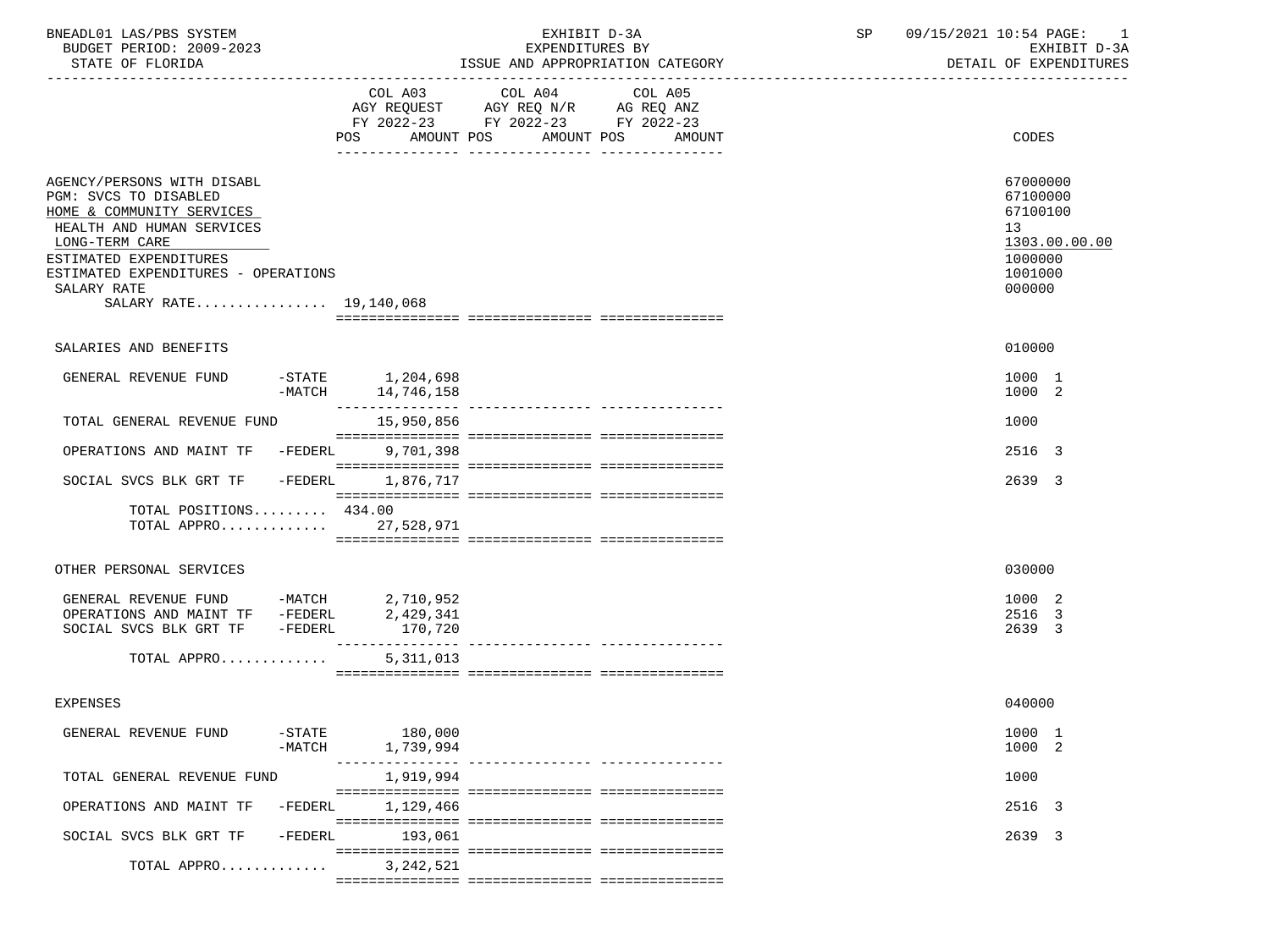BNEADL01 LAS/PBS SYSTEM
BUDGET PERIOD: 2009-2023
STATE OF FLORIDA

EXHIBIT D-3A
EXPENDITURES BY
ISSUE AND APPROPRIATION CATEGORY

SP 09/15/2021 10:54
EXHIBIT D-3A
DETAIL OF EXPENDITURES

| | COL A03 AGY REQUEST FY 2022-23 POS AMOUNT | COL A04 AGY REQ N/R FY 2022-23 POS AMOUNT | COL A05 AG REQ ANZ FY 2022-23 POS AMOUNT | CODES |
|---|---|---|---|---|
| AGENCY/PERSONS WITH DISABL | | | | 67000000 |
| PGM: SVCS TO DISABLED | | | | 67100000 |
| HOME & COMMUNITY SERVICES | | | | 67100100 |
| HEALTH AND HUMAN SERVICES | | | | 13 |
| LONG-TERM CARE | | | | 1303.00.00.00 |
| ESTIMATED EXPENDITURES | | | | 1000000 |
| ESTIMATED EXPENDITURES - OPERATIONS | | | | 1001000 |
| SALARY RATE | | | | 000000 |
| SALARY RATE................ | 19,140,068 | | | |
| SALARIES AND BENEFITS | | | | 010000 |
| GENERAL REVENUE FUND -STATE | 1,204,698 | | | 1000 1 |
| -MATCH | 14,746,158 | | | 1000 2 |
| TOTAL GENERAL REVENUE FUND | 15,950,856 | | | 1000 |
| OPERATIONS AND MAINT TF -FEDERL | 9,701,398 | | | 2516 3 |
| SOCIAL SVCS BLK GRT TF -FEDERL | 1,876,717 | | | 2639 3 |
| TOTAL POSITIONS......... | 434.00 | | | |
| TOTAL APPRO............. | 27,528,971 | | | |
| OTHER PERSONAL SERVICES | | | | 030000 |
| GENERAL REVENUE FUND -MATCH | 2,710,952 | | | 1000 2 |
| OPERATIONS AND MAINT TF -FEDERL | 2,429,341 | | | 2516 3 |
| SOCIAL SVCS BLK GRT TF -FEDERL | 170,720 | | | 2639 3 |
| TOTAL APPRO............. | 5,311,013 | | | |
| EXPENSES | | | | 040000 |
| GENERAL REVENUE FUND -STATE | 180,000 | | | 1000 1 |
| -MATCH | 1,739,994 | | | 1000 2 |
| TOTAL GENERAL REVENUE FUND | 1,919,994 | | | 1000 |
| OPERATIONS AND MAINT TF -FEDERL | 1,129,466 | | | 2516 3 |
| SOCIAL SVCS BLK GRT TF -FEDERL | 193,061 | | | 2639 3 |
| TOTAL APPRO............. | 3,242,521 | | | |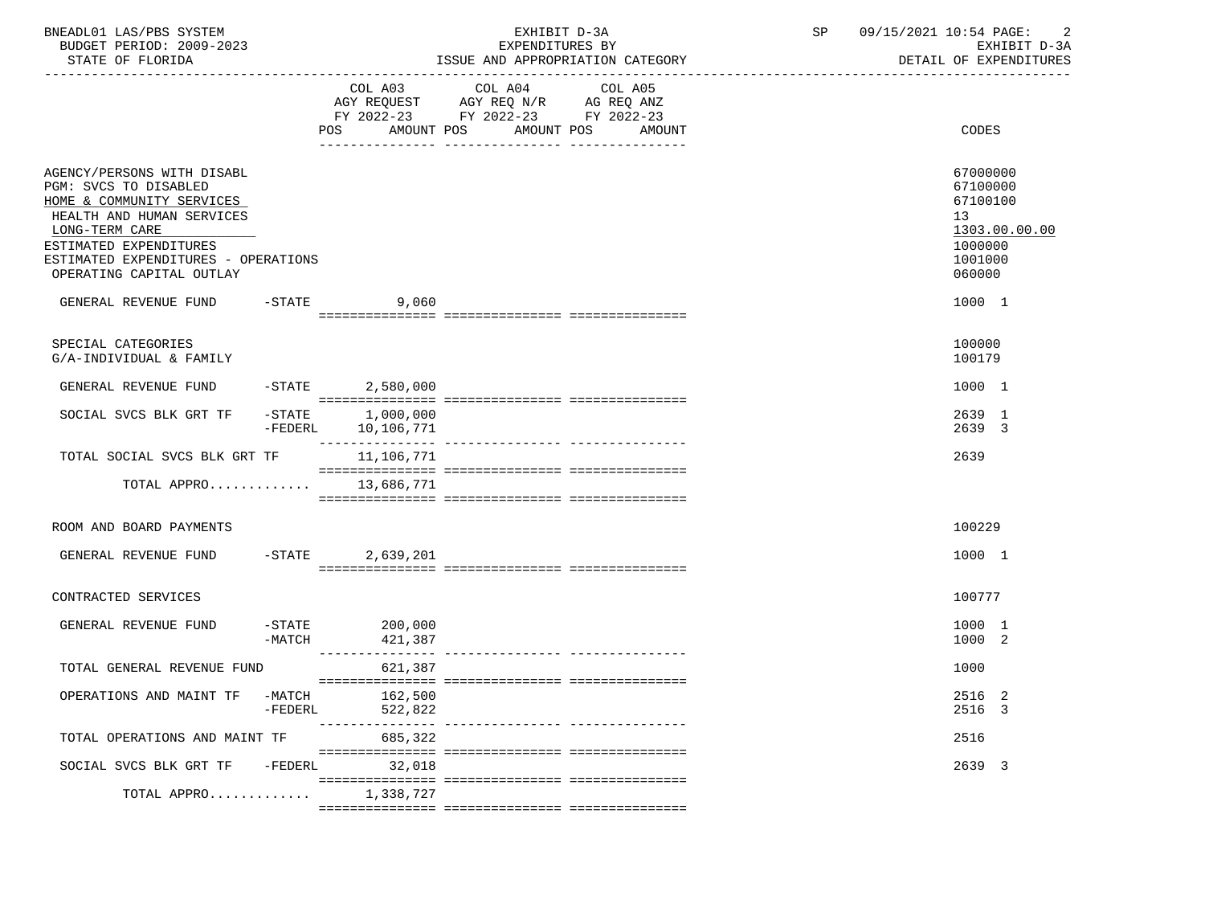BNEADL01 LAS/PBS SYSTEM
BUDGET PERIOD: 2009-2023
STATE OF FLORIDA

EXHIBIT D-3A
EXPENDITURES BY
ISSUE AND APPROPRIATION CATEGORY

SP 09/15/2021 10:54
EXHIBIT D-3A
DETAIL OF EXPENDITURES

| | | COL A03 AGY REQUEST FY 2022-23 POS AMOUNT | COL A04 AGY REQ N/R FY 2022-23 POS AMOUNT | COL A05 AG REQ ANZ FY 2022-23 POS AMOUNT | CODES |
|---|---|---|---|---|---|
| AGENCY/PERSONS WITH DISABL | | | | | 67000000 |
| PGM: SVCS TO DISABLED | | | | | 67100000 |
| HOME & COMMUNITY SERVICES | | | | | 67100100 |
| HEALTH AND HUMAN SERVICES | | | | | 13 |
| LONG-TERM CARE | | | | | 1303.00.00.00 |
| ESTIMATED EXPENDITURES | | | | | 1000000 |
| ESTIMATED EXPENDITURES - OPERATIONS | | | | | 1001000 |
| OPERATING CAPITAL OUTLAY | | | | | 060000 |
| GENERAL REVENUE FUND | -STATE | 9,060 | | | 1000 1 |
| SPECIAL CATEGORIES | | | | | 100000 |
| G/A-INDIVIDUAL & FAMILY | | | | | 100179 |
| GENERAL REVENUE FUND | -STATE | 2,580,000 | | | 1000 1 |
| SOCIAL SVCS BLK GRT TF | -STATE | 1,000,000 | | | 2639 1 |
| | -FEDERL | 10,106,771 | | | 2639 3 |
| TOTAL SOCIAL SVCS BLK GRT TF | | 11,106,771 | | | 2639 |
| TOTAL APPRO............ | | 13,686,771 | | | |
| ROOM AND BOARD PAYMENTS | | | | | 100229 |
| GENERAL REVENUE FUND | -STATE | 2,639,201 | | | 1000 1 |
| CONTRACTED SERVICES | | | | | 100777 |
| GENERAL REVENUE FUND | -STATE | 200,000 | | | 1000 1 |
| | -MATCH | 421,387 | | | 1000 2 |
| TOTAL GENERAL REVENUE FUND | | 621,387 | | | 1000 |
| OPERATIONS AND MAINT TF | -MATCH | 162,500 | | | 2516 2 |
| | -FEDERL | 522,822 | | | 2516 3 |
| TOTAL OPERATIONS AND MAINT TF | | 685,322 | | | 2516 |
| SOCIAL SVCS BLK GRT TF | -FEDERL | 32,018 | | | 2639 3 |
| TOTAL APPRO............ | | 1,338,727 | | | |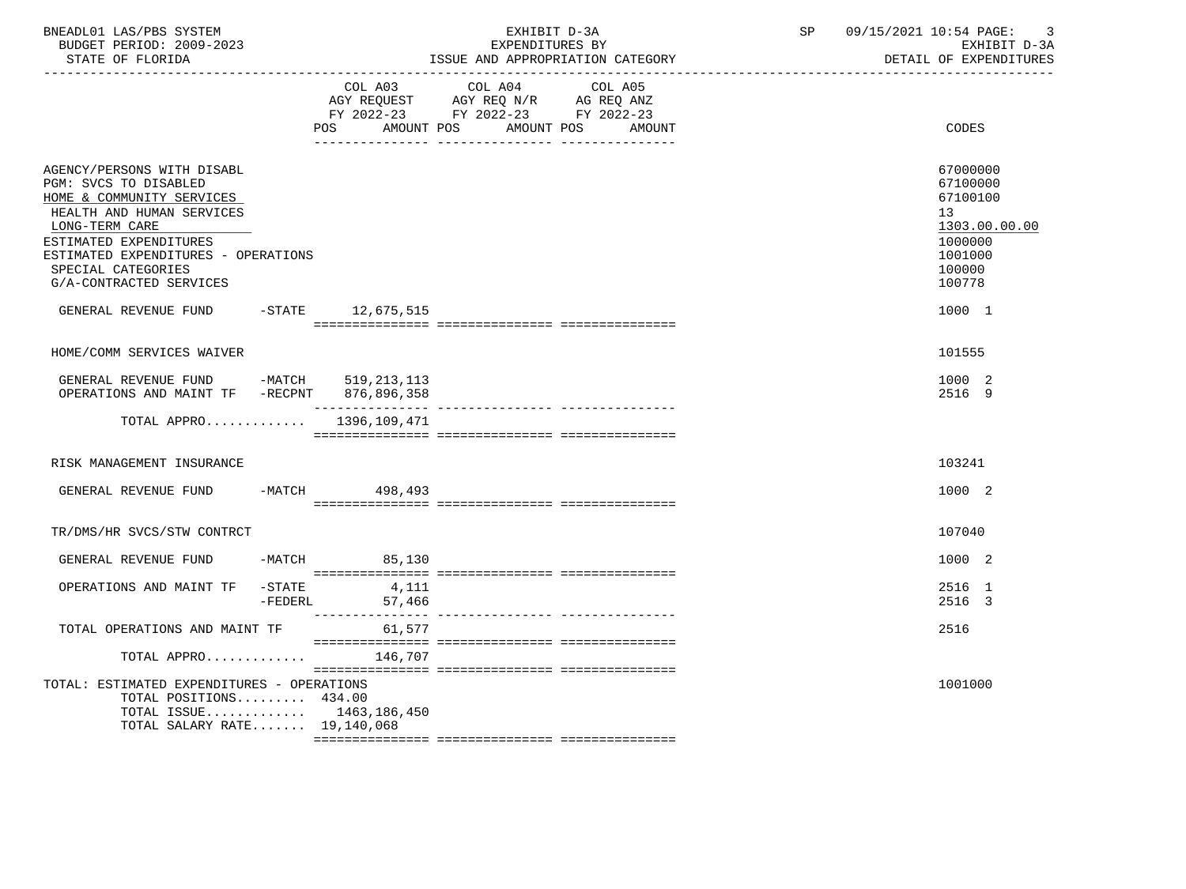BNEADL01 LAS/PBS SYSTEM | EXHIBIT D-3A | SP 09/15/2021 10:54

BUDGET PERIOD: 2009-2023 | EXPENDITURES BY | EXHIBIT D-3A

STATE OF FLORIDA | ISSUE AND APPROPRIATION CATEGORY | DETAIL OF EXPENDITURES

| | COL A03 AGY REQUEST FY 2022-23 POS AMOUNT | COL A04 AGY REQ N/R FY 2022-23 POS AMOUNT | COL A05 AG REQ ANZ FY 2022-23 POS AMOUNT | CODES |
|---|---|---|---|---|
| AGENCY/PERSONS WITH DISABL | | | | 67000000 |
| PGM: SVCS TO DISABLED | | | | 67100000 |
| HOME & COMMUNITY SERVICES | | | | 67100100 |
| HEALTH AND HUMAN SERVICES | | | | 13 |
| LONG-TERM CARE | | | | 1303.00.00.00 |
| ESTIMATED EXPENDITURES | | | | 1000000 |
| ESTIMATED EXPENDITURES - OPERATIONS | | | | 1001000 |
| SPECIAL CATEGORIES | | | | 100000 |
| G/A-CONTRACTED SERVICES | | | | 100778 |
| GENERAL REVENUE FUND -STATE | 12,675,515 | | | 1000 1 |
| HOME/COMM SERVICES WAIVER | | | | 101555 |
| GENERAL REVENUE FUND -MATCH | 519,213,113 | | | 1000 2 |
| OPERATIONS AND MAINT TF -RECPNT | 876,896,358 | | | 2516 9 |
| TOTAL APPRO............ | 1396,109,471 | | | |
| RISK MANAGEMENT INSURANCE | | | | 103241 |
| GENERAL REVENUE FUND -MATCH | 498,493 | | | 1000 2 |
| TR/DMS/HR SVCS/STW CONTRCT | | | | 107040 |
| GENERAL REVENUE FUND -MATCH | 85,130 | | | 1000 2 |
| OPERATIONS AND MAINT TF -STATE | 4,111 | | | 2516 1 |
| -FEDERL | 57,466 | | | 2516 3 |
| TOTAL OPERATIONS AND MAINT TF | 61,577 | | | 2516 |
| TOTAL APPRO............ | 146,707 | | | |
| TOTAL: ESTIMATED EXPENDITURES - OPERATIONS | | | | 1001000 |
| TOTAL POSITIONS......... | 434.00 | | | |
| TOTAL ISSUE............ | 1463,186,450 | | | |
| TOTAL SALARY RATE....... | 19,140,068 | | | |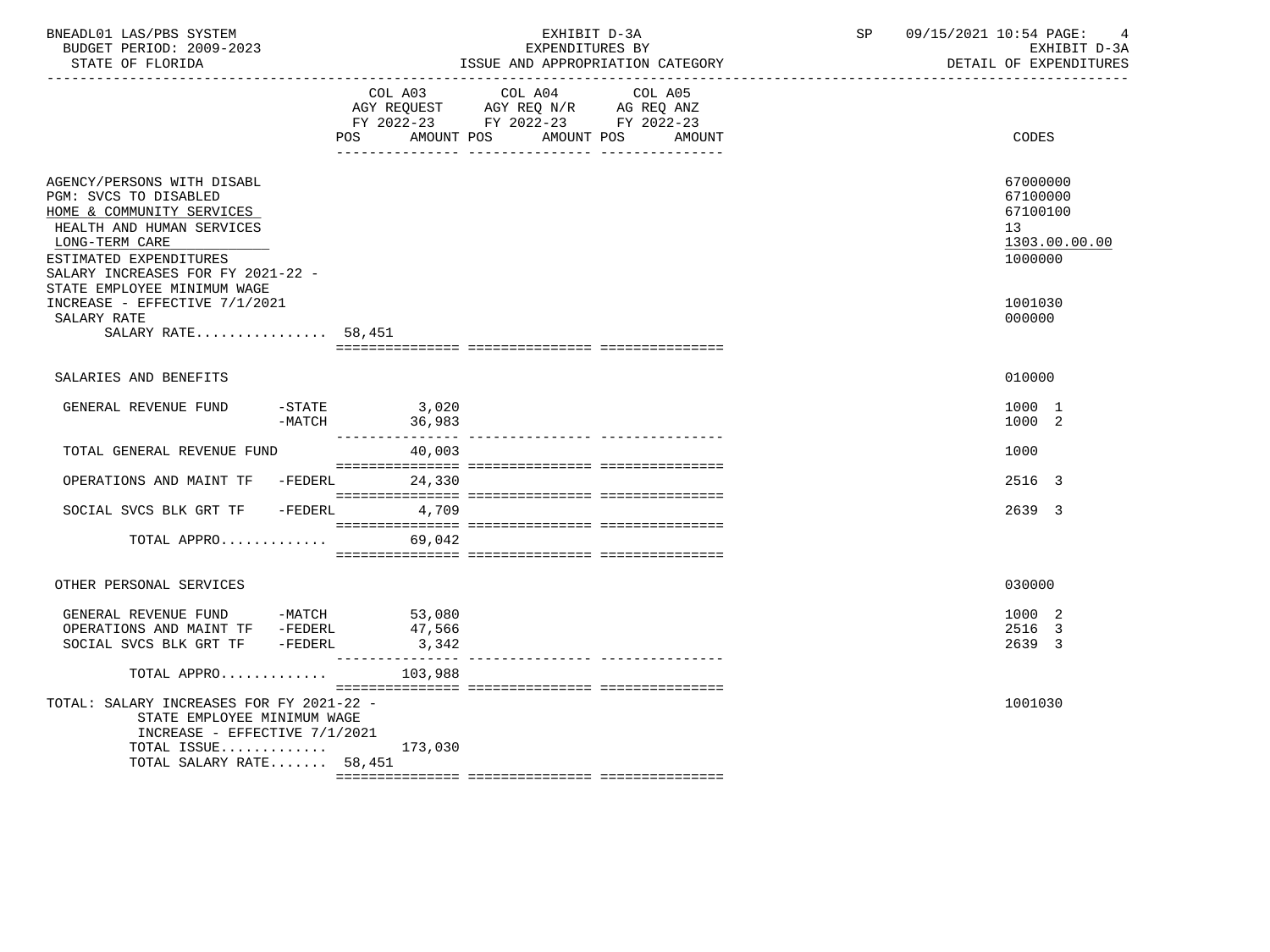BNEADL01 LAS/PBS SYSTEM | BUDGET PERIOD: 2009-2023 | STATE OF FLORIDA

EXHIBIT D-3A — EXPENDITURES BY ISSUE AND APPROPRIATION CATEGORY — DETAIL OF EXPENDITURES

SP 09/15/2021 10:54

| | COL A03 AGY REQUEST FY 2022-23 POS | AMOUNT | COL A04 AGY REQ N/R FY 2022-23 POS | AMOUNT | COL A05 AG REQ ANZ FY 2022-23 POS | AMOUNT | CODES |
|---|---|---|---|---|---|---|---|
| AGENCY/PERSONS WITH DISABL | | | | | | | 67000000 |
| PGM: SVCS TO DISABLED | | | | | | | 67100000 |
| HOME & COMMUNITY SERVICES | | | | | | | 67100100 |
| HEALTH AND HUMAN SERVICES | | | | | | | 13 |
| LONG-TERM CARE | | | | | | | 1303.00.00.00 |
| ESTIMATED EXPENDITURES | | | | | | | 1000000 |
| SALARY INCREASES FOR FY 2021-22 - STATE EMPLOYEE MINIMUM WAGE INCREASE - EFFECTIVE 7/1/2021 | | | | | | | 1001030 |
| SALARY RATE | | | | | | | 000000 |
| SALARY RATE................ | 58,451 | | | | | | |
| SALARIES AND BENEFITS | | | | | | | 010000 |
| GENERAL REVENUE FUND -STATE | | 3,020 | | | | | 1000 1 |
| GENERAL REVENUE FUND -MATCH | | 36,983 | | | | | 1000 2 |
| TOTAL GENERAL REVENUE FUND | | 40,003 | | | | | 1000 |
| OPERATIONS AND MAINT TF -FEDERL | | 24,330 | | | | | 2516 3 |
| SOCIAL SVCS BLK GRT TF -FEDERL | | 4,709 | | | | | 2639 3 |
| TOTAL APPRO............. | | 69,042 | | | | | |
| OTHER PERSONAL SERVICES | | | | | | | 030000 |
| GENERAL REVENUE FUND -MATCH | | 53,080 | | | | | 1000 2 |
| OPERATIONS AND MAINT TF -FEDERL | | 47,566 | | | | | 2516 3 |
| SOCIAL SVCS BLK GRT TF -FEDERL | | 3,342 | | | | | 2639 3 |
| TOTAL APPRO............. | | 103,988 | | | | | |
| TOTAL: SALARY INCREASES FOR FY 2021-22 - STATE EMPLOYEE MINIMUM WAGE INCREASE - EFFECTIVE 7/1/2021 | | | | | | | 1001030 |
| TOTAL ISSUE............. | | 173,030 | | | | | |
| TOTAL SALARY RATE....... | 58,451 | | | | | | |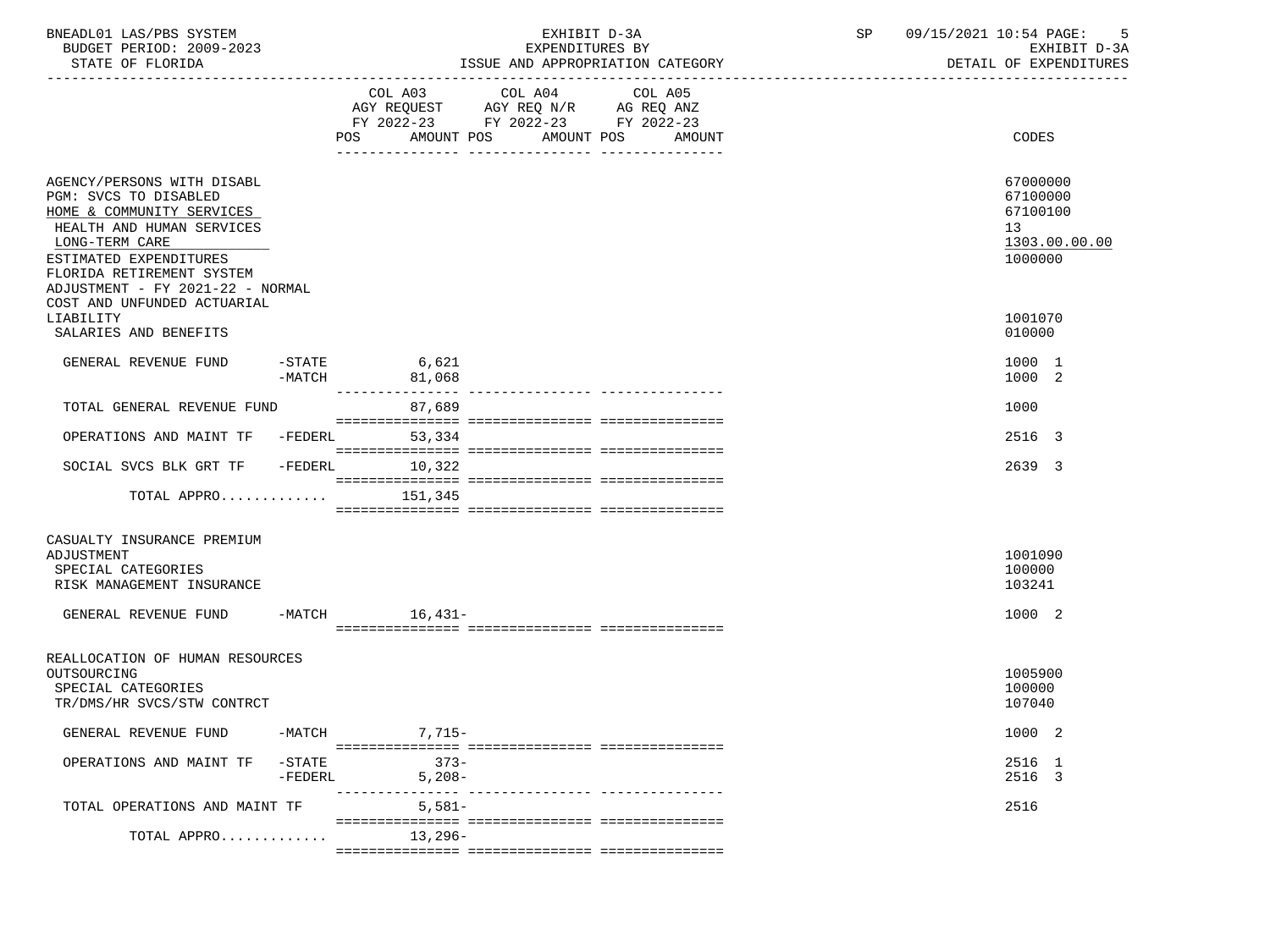BNEADL01 LAS/PBS SYSTEM
BUDGET PERIOD: 2009-2023
STATE OF FLORIDA

EXHIBIT D-3A
EXPENDITURES BY
ISSUE AND APPROPRIATION CATEGORY

SP 09/15/2021 10:54
EXHIBIT D-3A
DETAIL OF EXPENDITURES

| | | COL A03 AGY REQUEST FY 2022-23 POS AMOUNT | COL A04 AGY REQ N/R FY 2022-23 POS AMOUNT | COL A05 AG REQ ANZ FY 2022-23 POS AMOUNT | CODES |
|---|---|---|---|---|---|
| AGENCY/PERSONS WITH DISABL | | | | | 67000000 |
| PGM: SVCS TO DISABLED | | | | | 67100000 |
| HOME & COMMUNITY SERVICES | | | | | 67100100 |
| HEALTH AND HUMAN SERVICES | | | | | 13 |
| LONG-TERM CARE | | | | | 1303.00.00.00 |
| ESTIMATED EXPENDITURES | | | | | 1000000 |
| FLORIDA RETIREMENT SYSTEM ADJUSTMENT - FY 2021-22 - NORMAL COST AND UNFUNDED ACTUARIAL LIABILITY | | | | | 1001070 |
| SALARIES AND BENEFITS | | | | | 010000 |
| GENERAL REVENUE FUND | -STATE | 6,621 | | | 1000 1 |
| | -MATCH | 81,068 | | | 1000 2 |
| TOTAL GENERAL REVENUE FUND | | 87,689 | | | 1000 |
| OPERATIONS AND MAINT TF | -FEDERL | 53,334 | | | 2516 3 |
| SOCIAL SVCS BLK GRT TF | -FEDERL | 10,322 | | | 2639 3 |
| TOTAL APPRO............ | | 151,345 | | | |
| CASUALTY INSURANCE PREMIUM ADJUSTMENT | | | | | 1001090 |
| SPECIAL CATEGORIES | | | | | 100000 |
| RISK MANAGEMENT INSURANCE | | | | | 103241 |
| GENERAL REVENUE FUND | -MATCH | 16,431- | | | 1000 2 |
| REALLOCATION OF HUMAN RESOURCES OUTSOURCING | | | | | 1005900 |
| SPECIAL CATEGORIES | | | | | 100000 |
| TR/DMS/HR SVCS/STW CONTRCT | | | | | 107040 |
| GENERAL REVENUE FUND | -MATCH | 7,715- | | | 1000 2 |
| OPERATIONS AND MAINT TF | -STATE | 373- | | | 2516 1 |
| | -FEDERL | 5,208- | | | 2516 3 |
| TOTAL OPERATIONS AND MAINT TF | | 5,581- | | | 2516 |
| TOTAL APPRO............ | | 13,296- | | | |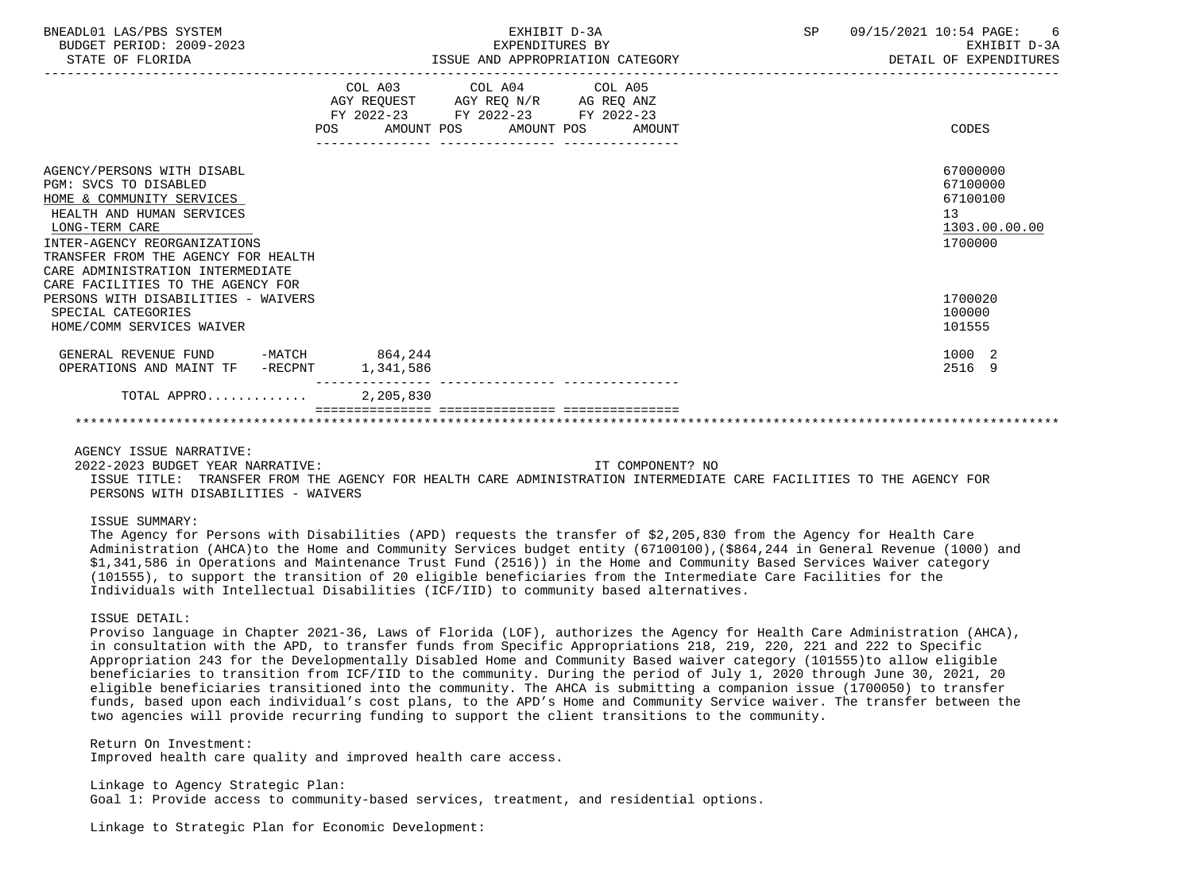| | COL A03 AGY REQUEST FY 2022-23 POS AMOUNT | COL A04 AGY REQ N/R FY 2022-23 POS AMOUNT | COL A05 AG REQ ANZ FY 2022-23 POS AMOUNT | CODES |
|---|---|---|---|---|
| AGENCY/PERSONS WITH DISABL | | | | 67000000 |
| PGM: SVCS TO DISABLED | | | | 67100000 |
| HOME & COMMUNITY SERVICES | | | | 67100100 |
| HEALTH AND HUMAN SERVICES | | | | 13 |
| LONG-TERM CARE | | | | 1303.00.00.00 |
| INTER-AGENCY REORGANIZATIONS | | | | 1700000 |
| TRANSFER FROM THE AGENCY FOR HEALTH CARE ADMINISTRATION INTERMEDIATE CARE FACILITIES TO THE AGENCY FOR PERSONS WITH DISABILITIES - WAIVERS | | | | 1700020 |
| SPECIAL CATEGORIES | | | | 100000 |
| HOME/COMM SERVICES WAIVER | | | | 101555 |
| GENERAL REVENUE FUND -MATCH | 864,244 | | | 1000 2 |
| OPERATIONS AND MAINT TF -RECPNT | 1,341,586 | | | 2516 9 |
| TOTAL APPRO............ | 2,205,830 | | | |

AGENCY ISSUE NARRATIVE:

2022-2023 BUDGET YEAR NARRATIVE: IT COMPONENT? NO

ISSUE TITLE: TRANSFER FROM THE AGENCY FOR HEALTH CARE ADMINISTRATION INTERMEDIATE CARE FACILITIES TO THE AGENCY FOR PERSONS WITH DISABILITIES - WAIVERS

ISSUE SUMMARY:

The Agency for Persons with Disabilities (APD) requests the transfer of $2,205,830 from the Agency for Health Care Administration (AHCA)to the Home and Community Services budget entity (67100100),($864,244 in General Revenue (1000) and $1,341,586 in Operations and Maintenance Trust Fund (2516)) in the Home and Community Based Services Waiver category (101555), to support the transition of 20 eligible beneficiaries from the Intermediate Care Facilities for the Individuals with Intellectual Disabilities (ICF/IID) to community based alternatives.

ISSUE DETAIL:

Proviso language in Chapter 2021-36, Laws of Florida (LOF), authorizes the Agency for Health Care Administration (AHCA), in consultation with the APD, to transfer funds from Specific Appropriations 218, 219, 220, 221 and 222 to Specific Appropriation 243 for the Developmentally Disabled Home and Community Based waiver category (101555)to allow eligible beneficiaries to transition from ICF/IID to the community. During the period of July 1, 2020 through June 30, 2021, 20 eligible beneficiaries transitioned into the community. The AHCA is submitting a companion issue (1700050) to transfer funds, based upon each individual's cost plans, to the APD's Home and Community Service waiver. The transfer between the two agencies will provide recurring funding to support the client transitions to the community.

Return On Investment:

Improved health care quality and improved health care access.

Linkage to Agency Strategic Plan:

Goal 1: Provide access to community-based services, treatment, and residential options.

Linkage to Strategic Plan for Economic Development: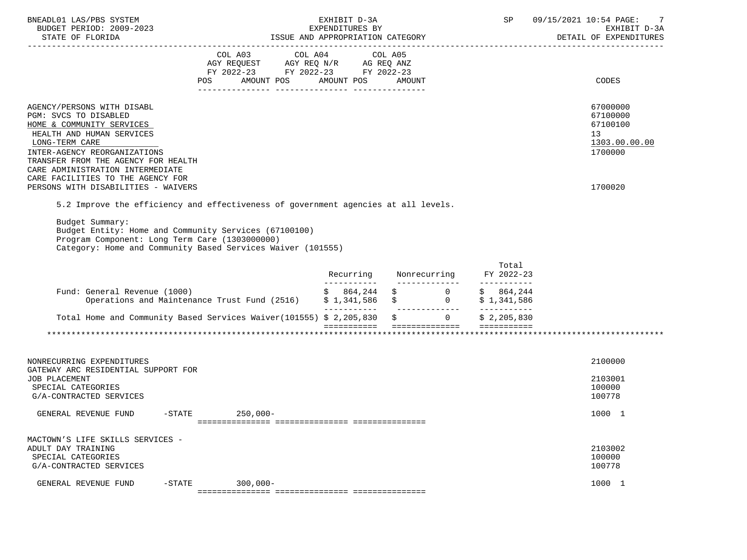| | COL A03 AGY REQUEST FY 2022-23 POS AMOUNT | COL A04 AGY REQ N/R FY 2022-23 POS AMOUNT | COL A05 AG REQ ANZ FY 2022-23 POS AMOUNT | CODES |
|---|---|---|---|---|
| AGENCY/PERSONS WITH DISABL | | | | 67000000 |
| PGM: SVCS TO DISABLED | | | | 67100000 |
| HOME & COMMUNITY SERVICES | | | | 67100100 |
| HEALTH AND HUMAN SERVICES | | | | 13 |
| LONG-TERM CARE | | | | 1303.00.00.00 |
| INTER-AGENCY REORGANIZATIONS | | | | 1700000 |
| TRANSFER FROM THE AGENCY FOR HEALTH CARE ADMINISTRATION INTERMEDIATE CARE FACILITIES TO THE AGENCY FOR PERSONS WITH DISABILITIES - WAIVERS | | | | 1700020 |

5.2 Improve the efficiency and effectiveness of government agencies at all levels.

Budget Summary:
Budget Entity: Home and Community Services (67100100)
Program Component: Long Term Care (1303000000)
Category: Home and Community Based Services Waiver (101555)

| | Recurring | Nonrecurring | Total FY 2022-23 |
|---|---|---|---|
| Fund: General Revenue (1000) | $ 864,244 | $ 0 | $ 864,244 |
| Operations and Maintenance Trust Fund (2516) | $ 1,341,586 | $ 0 | $ 1,341,586 |
| Total Home and Community Based Services Waiver(101555) | $ 2,205,830 | $ 0 | $ 2,205,830 |

| | COL A03 AGY REQUEST FY 2022-23 POS AMOUNT | COL A04 AGY REQ N/R FY 2022-23 POS AMOUNT | COL A05 AG REQ ANZ FY 2022-23 POS AMOUNT | CODES |
|---|---|---|---|---|
| NONRECURRING EXPENDITURES | | | | 2100000 |
| GATEWAY ARC RESIDENTIAL SUPPORT FOR JOB PLACEMENT | | | | 2103001 |
| SPECIAL CATEGORIES | | | | 100000 |
| G/A-CONTRACTED SERVICES | | | | 100778 |
| GENERAL REVENUE FUND -STATE | 250,000- | | | 1000 1 |
| MACTOWN'S LIFE SKILLS SERVICES - ADULT DAY TRAINING | | | | 2103002 |
| SPECIAL CATEGORIES | | | | 100000 |
| G/A-CONTRACTED SERVICES | | | | 100778 |
| GENERAL REVENUE FUND -STATE | 300,000- | | | 1000 1 |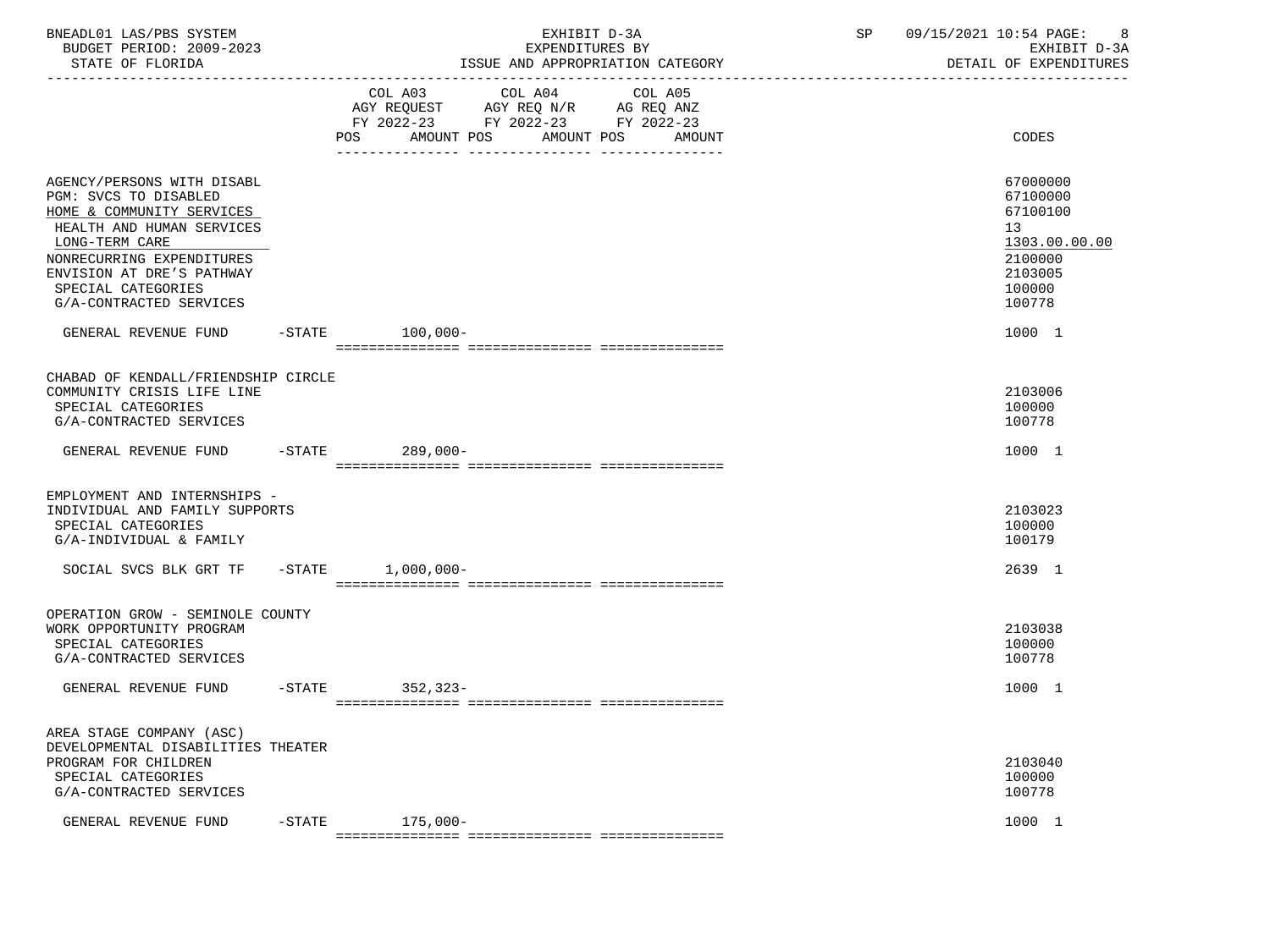BNEADL01 LAS/PBS SYSTEM
BUDGET PERIOD: 2009-2023
STATE OF FLORIDA

EXHIBIT D-3A
EXPENDITURES BY
ISSUE AND APPROPRIATION CATEGORY

SP 09/15/2021 10:54
EXHIBIT D-3A
DETAIL OF EXPENDITURES

| | COL A03 AGY REQUEST FY 2022-23 POS | AMOUNT | COL A04 AGY REQ N/R FY 2022-23 POS | AMOUNT | COL A05 AG REQ ANZ FY 2022-23 POS | AMOUNT | CODES |
|---|---|---|---|---|---|---|---|
| AGENCY/PERSONS WITH DISABL | | | | | | | 67000000 |
| PGM: SVCS TO DISABLED | | | | | | | 67100000 |
| HOME & COMMUNITY SERVICES | | | | | | | 67100100 |
| HEALTH AND HUMAN SERVICES | | | | | | | 13 |
| LONG-TERM CARE | | | | | | | 1303.00.00.00 |
| NONRECURRING EXPENDITURES | | | | | | | 2100000 |
| ENVISION AT DRE'S PATHWAY | | | | | | | 2103005 |
| SPECIAL CATEGORIES | | | | | | | 100000 |
| G/A-CONTRACTED SERVICES | | | | | | | 100778 |
| GENERAL REVENUE FUND -STATE | | 100,000- | | | | | 1000 1 |
| CHABAD OF KENDALL/FRIENDSHIP CIRCLE COMMUNITY CRISIS LIFE LINE | | | | | | | 2103006 |
| SPECIAL CATEGORIES | | | | | | | 100000 |
| G/A-CONTRACTED SERVICES | | | | | | | 100778 |
| GENERAL REVENUE FUND -STATE | | 289,000- | | | | | 1000 1 |
| EMPLOYMENT AND INTERNSHIPS - INDIVIDUAL AND FAMILY SUPPORTS | | | | | | | 2103023 |
| SPECIAL CATEGORIES | | | | | | | 100000 |
| G/A-INDIVIDUAL & FAMILY | | | | | | | 100179 |
| SOCIAL SVCS BLK GRT TF -STATE | | 1,000,000- | | | | | 2639 1 |
| OPERATION GROW - SEMINOLE COUNTY WORK OPPORTUNITY PROGRAM | | | | | | | 2103038 |
| SPECIAL CATEGORIES | | | | | | | 100000 |
| G/A-CONTRACTED SERVICES | | | | | | | 100778 |
| GENERAL REVENUE FUND -STATE | | 352,323- | | | | | 1000 1 |
| AREA STAGE COMPANY (ASC) DEVELOPMENTAL DISABILITIES THEATER PROGRAM FOR CHILDREN | | | | | | | 2103040 |
| SPECIAL CATEGORIES | | | | | | | 100000 |
| G/A-CONTRACTED SERVICES | | | | | | | 100778 |
| GENERAL REVENUE FUND -STATE | | 175,000- | | | | | 1000 1 |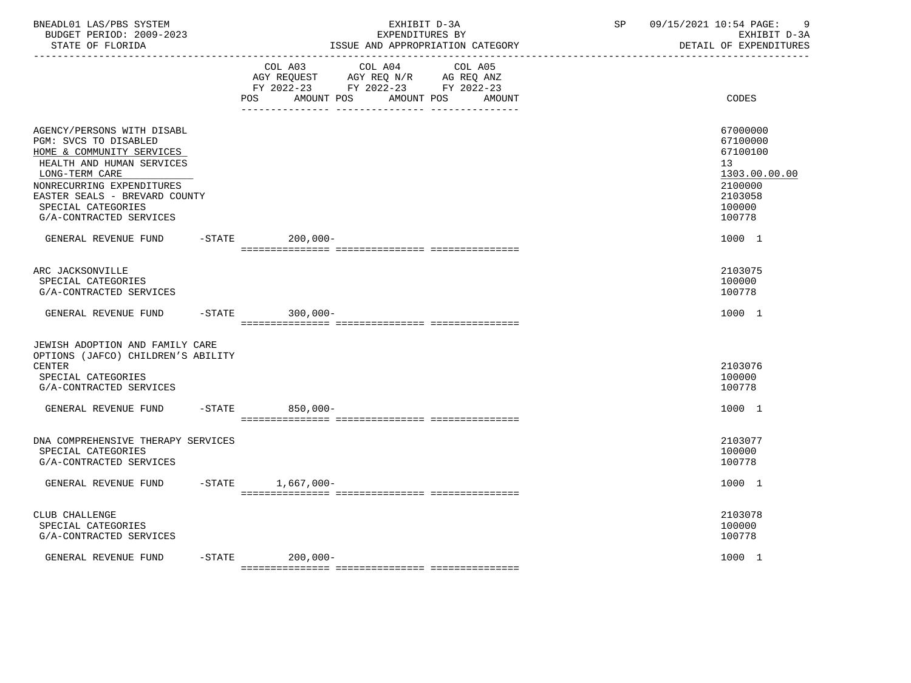BNEADL01 LAS/PBS SYSTEM
BUDGET PERIOD: 2009-2023
STATE OF FLORIDA

EXHIBIT D-3A
EXPENDITURES BY
ISSUE AND APPROPRIATION CATEGORY

SP 09/15/2021 10:54

EXHIBIT D-3A
DETAIL OF EXPENDITURES

| | COL A03 AGY REQUEST FY 2022-23 POS AMOUNT | COL A04 AGY REQ N/R FY 2022-23 POS AMOUNT | COL A05 AG REQ ANZ FY 2022-23 POS AMOUNT | CODES |
|---|---|---|---|---|
| AGENCY/PERSONS WITH DISABL | | | | 67000000 |
| PGM: SVCS TO DISABLED | | | | 67100000 |
| HOME & COMMUNITY SERVICES | | | | 67100100 |
| HEALTH AND HUMAN SERVICES | | | | 13 |
| LONG-TERM CARE | | | | 1303.00.00.00 |
| NONRECURRING EXPENDITURES | | | | 2100000 |
| EASTER SEALS - BREVARD COUNTY | | | | 2103058 |
| SPECIAL CATEGORIES | | | | 100000 |
| G/A-CONTRACTED SERVICES | | | | 100778 |
| GENERAL REVENUE FUND -STATE | 200,000- | | | 1000 1 |
| ARC JACKSONVILLE | | | | 2103075 |
| SPECIAL CATEGORIES | | | | 100000 |
| G/A-CONTRACTED SERVICES | | | | 100778 |
| GENERAL REVENUE FUND -STATE | 300,000- | | | 1000 1 |
| JEWISH ADOPTION AND FAMILY CARE OPTIONS (JAFCO) CHILDREN'S ABILITY CENTER | | | | 2103076 |
| SPECIAL CATEGORIES | | | | 100000 |
| G/A-CONTRACTED SERVICES | | | | 100778 |
| GENERAL REVENUE FUND -STATE | 850,000- | | | 1000 1 |
| DNA COMPREHENSIVE THERAPY SERVICES | | | | 2103077 |
| SPECIAL CATEGORIES | | | | 100000 |
| G/A-CONTRACTED SERVICES | | | | 100778 |
| GENERAL REVENUE FUND -STATE | 1,667,000- | | | 1000 1 |
| CLUB CHALLENGE | | | | 2103078 |
| SPECIAL CATEGORIES | | | | 100000 |
| G/A-CONTRACTED SERVICES | | | | 100778 |
| GENERAL REVENUE FUND -STATE | 200,000- | | | 1000 1 |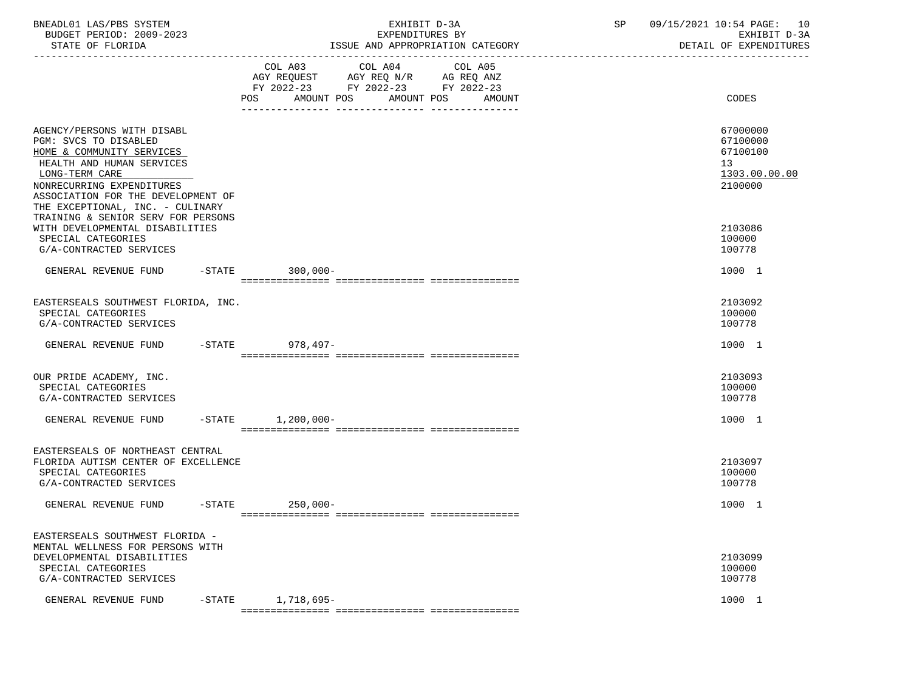| | COL A03 AGY REQUEST FY 2022-23 POS AMOUNT | COL A04 AGY REQ N/R FY 2022-23 POS AMOUNT | COL A05 AG REQ ANZ FY 2022-23 POS AMOUNT | CODES |
|---|---|---|---|---|
| AGENCY/PERSONS WITH DISABL | | | | 67000000 |
| PGM: SVCS TO DISABLED | | | | 67100000 |
| HOME & COMMUNITY SERVICES | | | | 67100100 |
| HEALTH AND HUMAN SERVICES | | | | 13 |
| LONG-TERM CARE | | | | 1303.00.00.00 |
| NONRECURRING EXPENDITURES | | | | 2100000 |
| ASSOCIATION FOR THE DEVELOPMENT OF THE EXCEPTIONAL, INC. - CULINARY TRAINING & SENIOR SERV FOR PERSONS WITH DEVELOPMENTAL DISABILITIES | | | | 2103086 |
| SPECIAL CATEGORIES | | | | 100000 |
| G/A-CONTRACTED SERVICES | | | | 100778 |
| GENERAL REVENUE FUND -STATE | 300,000- | | | 1000 1 |
| EASTERSEALS SOUTHWEST FLORIDA, INC. | | | | 2103092 |
| SPECIAL CATEGORIES | | | | 100000 |
| G/A-CONTRACTED SERVICES | | | | 100778 |
| GENERAL REVENUE FUND -STATE | 978,497- | | | 1000 1 |
| OUR PRIDE ACADEMY, INC. | | | | 2103093 |
| SPECIAL CATEGORIES | | | | 100000 |
| G/A-CONTRACTED SERVICES | | | | 100778 |
| GENERAL REVENUE FUND -STATE | 1,200,000- | | | 1000 1 |
| EASTERSEALS OF NORTHEAST CENTRAL FLORIDA AUTISM CENTER OF EXCELLENCE | | | | 2103097 |
| SPECIAL CATEGORIES | | | | 100000 |
| G/A-CONTRACTED SERVICES | | | | 100778 |
| GENERAL REVENUE FUND -STATE | 250,000- | | | 1000 1 |
| EASTERSEALS SOUTHWEST FLORIDA - MENTAL WELLNESS FOR PERSONS WITH DEVELOPMENTAL DISABILITIES | | | | 2103099 |
| SPECIAL CATEGORIES | | | | 100000 |
| G/A-CONTRACTED SERVICES | | | | 100778 |
| GENERAL REVENUE FUND -STATE | 1,718,695- | | | 1000 1 |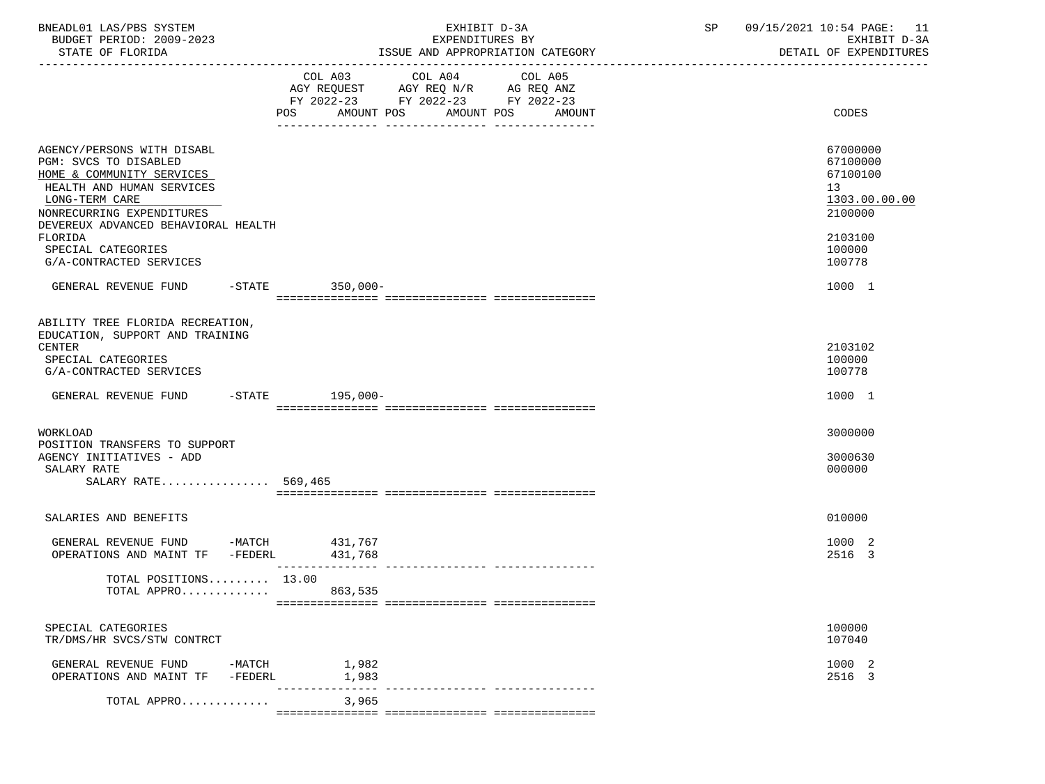BNEADL01 LAS/PBS SYSTEM | EXHIBIT D-3A | SP 09/15/2021 10:54

BUDGET PERIOD: 2009-2023 | EXPENDITURES BY | EXHIBIT D-3A

STATE OF FLORIDA | ISSUE AND APPROPRIATION CATEGORY | DETAIL OF EXPENDITURES

| | COL A03 AGY REQUEST FY 2022-23 POS AMOUNT | COL A04 AGY REQ N/R FY 2022-23 POS AMOUNT | COL A05 AG REQ ANZ FY 2022-23 POS AMOUNT | CODES |
|---|---|---|---|---|
| AGENCY/PERSONS WITH DISABL | | | | 67000000 |
| PGM: SVCS TO DISABLED | | | | 67100000 |
| HOME & COMMUNITY SERVICES | | | | 67100100 |
| HEALTH AND HUMAN SERVICES | | | | 13 |
| LONG-TERM CARE | | | | 1303.00.00.00 |
| NONRECURRING EXPENDITURES | | | | 2100000 |
| DEVEREUX ADVANCED BEHAVIORAL HEALTH FLORIDA | | | | 2103100 |
| SPECIAL CATEGORIES | | | | 100000 |
| G/A-CONTRACTED SERVICES | | | | 100778 |
| GENERAL REVENUE FUND -STATE | 350,000- | | | 1000 1 |
| ABILITY TREE FLORIDA RECREATION, EDUCATION, SUPPORT AND TRAINING CENTER | | | | 2103102 |
| SPECIAL CATEGORIES | | | | 100000 |
| G/A-CONTRACTED SERVICES | | | | 100778 |
| GENERAL REVENUE FUND -STATE | 195,000- | | | 1000 1 |
| WORKLOAD | | | | 3000000 |
| POSITION TRANSFERS TO SUPPORT AGENCY INITIATIVES - ADD | | | | 3000630 |
| SALARY RATE | | | | 000000 |
| SALARY RATE................ 569,465 | | | | |
| SALARIES AND BENEFITS | | | | 010000 |
| GENERAL REVENUE FUND -MATCH | 431,767 | | | 1000 2 |
| OPERATIONS AND MAINT TF -FEDERL | 431,768 | | | 2516 3 |
| TOTAL POSITIONS......... 13.00 | | | | |
| TOTAL APPRO............. | 863,535 | | | |
| SPECIAL CATEGORIES | | | | 100000 |
| TR/DMS/HR SVCS/STW CONTRCT | | | | 107040 |
| GENERAL REVENUE FUND -MATCH | 1,982 | | | 1000 2 |
| OPERATIONS AND MAINT TF -FEDERL | 1,983 | | | 2516 3 |
| TOTAL APPRO............. | 3,965 | | | |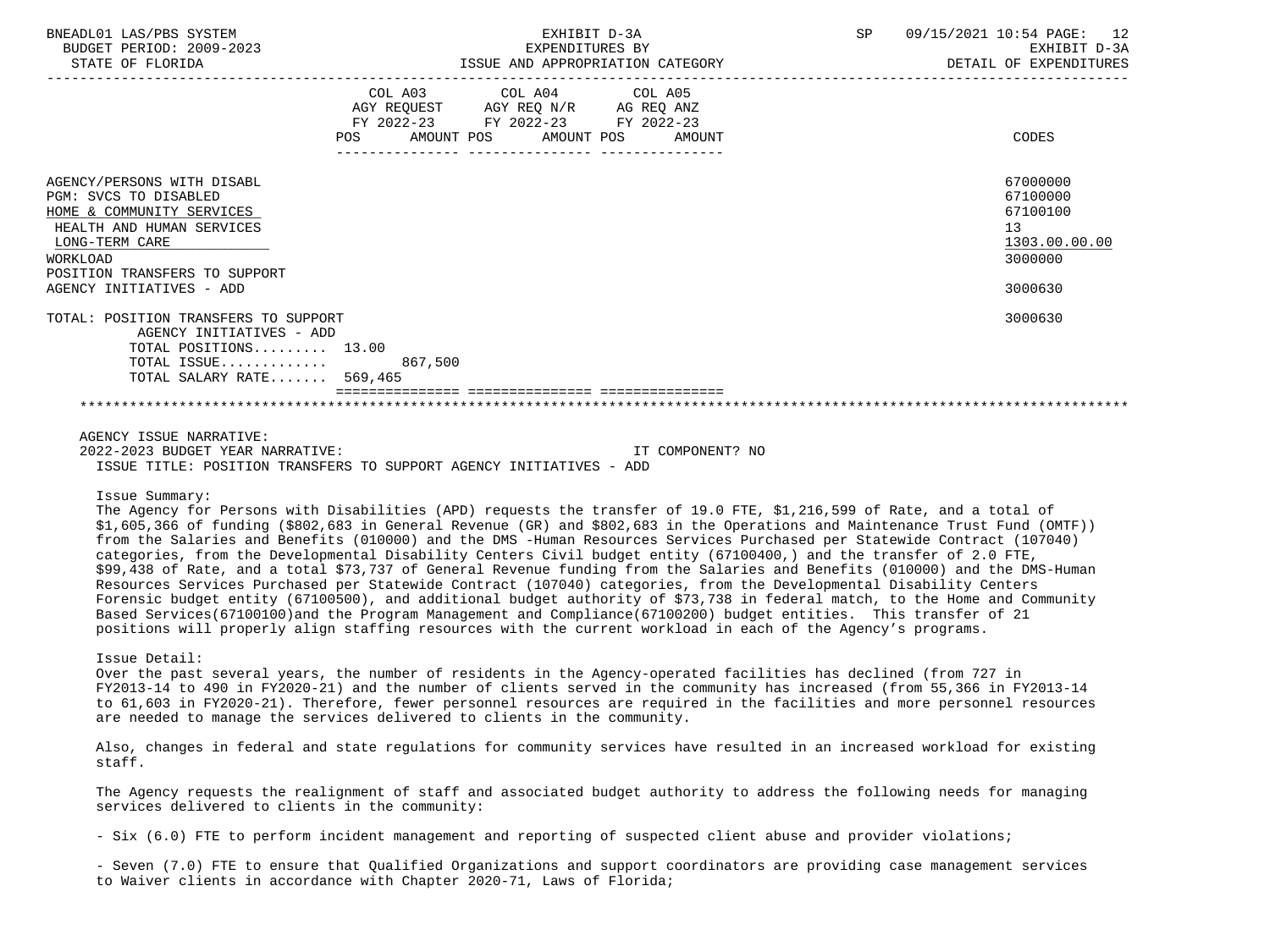BNEADL01 LAS/PBS SYSTEM — EXHIBIT D-3A — SP 09/15/2021 10:54

BUDGET PERIOD: 2009-2023 — EXPENDITURES BY — EXHIBIT D-3A

STATE OF FLORIDA — ISSUE AND APPROPRIATION CATEGORY — DETAIL OF EXPENDITURES

| | COL A03 AGY REQUEST FY 2022-23 POS AMOUNT | COL A04 AGY REQ N/R FY 2022-23 POS AMOUNT | COL A05 AG REQ ANZ FY 2022-23 POS AMOUNT | CODES |
|---|---|---|---|---|
| AGENCY/PERSONS WITH DISABL | | | | 67000000 |
| PGM: SVCS TO DISABLED | | | | 67100000 |
| HOME & COMMUNITY SERVICES | | | | 67100100 |
| HEALTH AND HUMAN SERVICES | | | | 13 |
| LONG-TERM CARE | | | | 1303.00.00.00 |
| WORKLOAD | | | | 3000000 |
| POSITION TRANSFERS TO SUPPORT AGENCY INITIATIVES - ADD | | | | 3000630 |
| TOTAL: POSITION TRANSFERS TO SUPPORT AGENCY INITIATIVES - ADD | | | | 3000630 |
| TOTAL POSITIONS......... | 13.00 | | | |
| TOTAL ISSUE............. | 867,500 | | | |
| TOTAL SALARY RATE....... | 569,465 | | | |

AGENCY ISSUE NARRATIVE:

2022-2023 BUDGET YEAR NARRATIVE: IT COMPONENT? NO

ISSUE TITLE: POSITION TRANSFERS TO SUPPORT AGENCY INITIATIVES - ADD

Issue Summary:

The Agency for Persons with Disabilities (APD) requests the transfer of 19.0 FTE, $1,216,599 of Rate, and a total of $1,605,366 of funding ($802,683 in General Revenue (GR) and $802,683 in the Operations and Maintenance Trust Fund (OMTF)) from the Salaries and Benefits (010000) and the DMS -Human Resources Services Purchased per Statewide Contract (107040) categories, from the Developmental Disability Centers Civil budget entity (67100400,) and the transfer of 2.0 FTE, $99,438 of Rate, and a total $73,737 of General Revenue funding from the Salaries and Benefits (010000) and the DMS-Human Resources Services Purchased per Statewide Contract (107040) categories, from the Developmental Disability Centers Forensic budget entity (67100500), and additional budget authority of $73,738 in federal match, to the Home and Community Based Services(67100100)and the Program Management and Compliance(67100200) budget entities. This transfer of 21 positions will properly align staffing resources with the current workload in each of the Agency's programs.

Issue Detail:

Over the past several years, the number of residents in the Agency-operated facilities has declined (from 727 in FY2013-14 to 490 in FY2020-21) and the number of clients served in the community has increased (from 55,366 in FY2013-14 to 61,603 in FY2020-21). Therefore, fewer personnel resources are required in the facilities and more personnel resources are needed to manage the services delivered to clients in the community.

Also, changes in federal and state regulations for community services have resulted in an increased workload for existing staff.

The Agency requests the realignment of staff and associated budget authority to address the following needs for managing services delivered to clients in the community:

- Six (6.0) FTE to perform incident management and reporting of suspected client abuse and provider violations;

- Seven (7.0) FTE to ensure that Qualified Organizations and support coordinators are providing case management services to Waiver clients in accordance with Chapter 2020-71, Laws of Florida;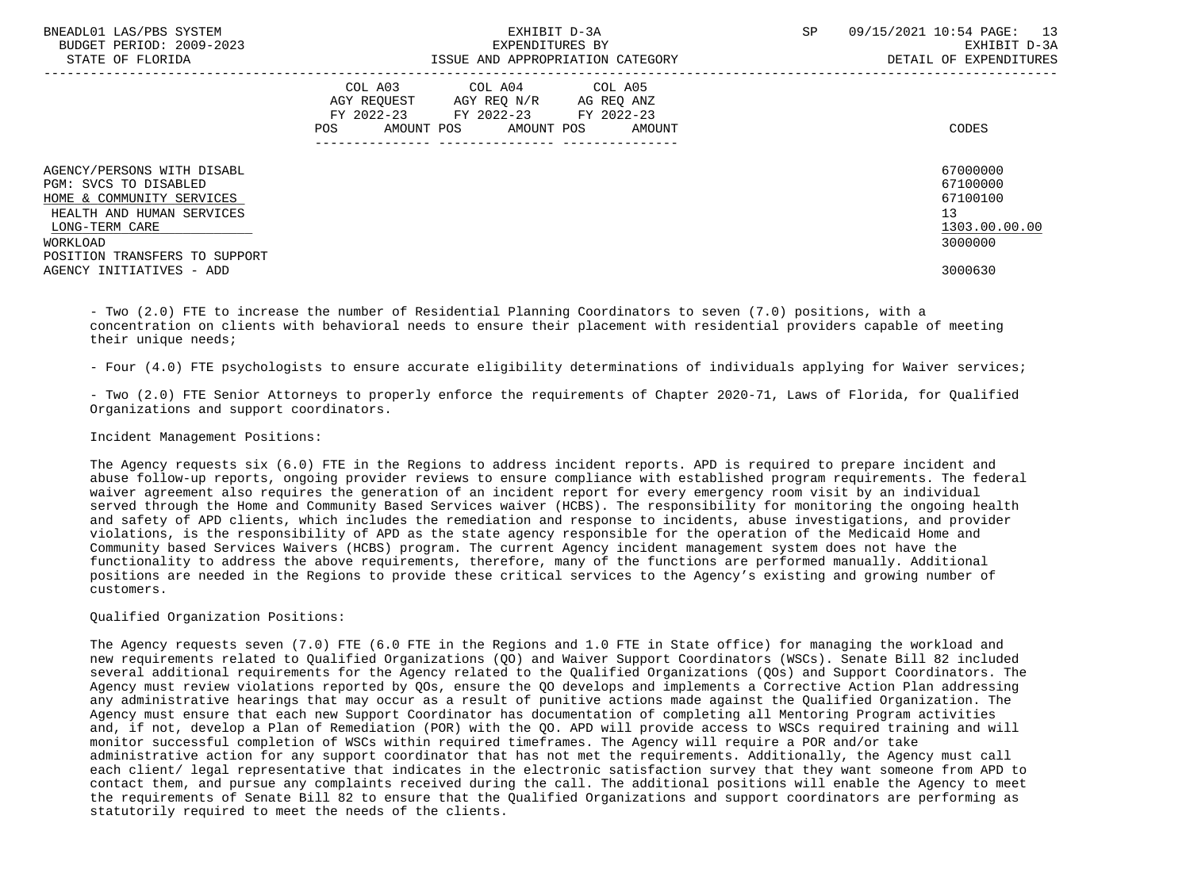| | COL A03 AGY REQUEST FY 2022-23 POS AMOUNT | COL A04 AGY REQ N/R FY 2022-23 POS AMOUNT | COL A05 AG REQ ANZ FY 2022-23 POS AMOUNT | CODES |
|---|---|---|---|---|
| AGENCY/PERSONS WITH DISABL | | | | 67000000 |
| PGM: SVCS TO DISABLED | | | | 67100000 |
| HOME & COMMUNITY SERVICES | | | | 67100100 |
| HEALTH AND HUMAN SERVICES | | | | 13 |
| LONG-TERM CARE | | | | 1303.00.00.00 |
| WORKLOAD | | | | 3000000 |
| POSITION TRANSFERS TO SUPPORT AGENCY INITIATIVES - ADD | | | | 3000630 |

- Two (2.0) FTE to increase the number of Residential Planning Coordinators to seven (7.0) positions, with a concentration on clients with behavioral needs to ensure their placement with residential providers capable of meeting their unique needs;

- Four (4.0) FTE psychologists to ensure accurate eligibility determinations of individuals applying for Waiver services;

- Two (2.0) FTE Senior Attorneys to properly enforce the requirements of Chapter 2020-71, Laws of Florida, for Qualified Organizations and support coordinators.

Incident Management Positions:

The Agency requests six (6.0) FTE in the Regions to address incident reports. APD is required to prepare incident and abuse follow-up reports, ongoing provider reviews to ensure compliance with established program requirements. The federal waiver agreement also requires the generation of an incident report for every emergency room visit by an individual served through the Home and Community Based Services waiver (HCBS). The responsibility for monitoring the ongoing health and safety of APD clients, which includes the remediation and response to incidents, abuse investigations, and provider violations, is the responsibility of APD as the state agency responsible for the operation of the Medicaid Home and Community based Services Waivers (HCBS) program. The current Agency incident management system does not have the functionality to address the above requirements, therefore, many of the functions are performed manually. Additional positions are needed in the Regions to provide these critical services to the Agency's existing and growing number of customers.

Qualified Organization Positions:

The Agency requests seven (7.0) FTE (6.0 FTE in the Regions and 1.0 FTE in State office) for managing the workload and new requirements related to Qualified Organizations (QO) and Waiver Support Coordinators (WSCs). Senate Bill 82 included several additional requirements for the Agency related to the Qualified Organizations (QOs) and Support Coordinators. The Agency must review violations reported by QOs, ensure the QO develops and implements a Corrective Action Plan addressing any administrative hearings that may occur as a result of punitive actions made against the Qualified Organization. The Agency must ensure that each new Support Coordinator has documentation of completing all Mentoring Program activities and, if not, develop a Plan of Remediation (POR) with the QO. APD will provide access to WSCs required training and will monitor successful completion of WSCs within required timeframes. The Agency will require a POR and/or take administrative action for any support coordinator that has not met the requirements. Additionally, the Agency must call each client/ legal representative that indicates in the electronic satisfaction survey that they want someone from APD to contact them, and pursue any complaints received during the call. The additional positions will enable the Agency to meet the requirements of Senate Bill 82 to ensure that the Qualified Organizations and support coordinators are performing as statutorily required to meet the needs of the clients.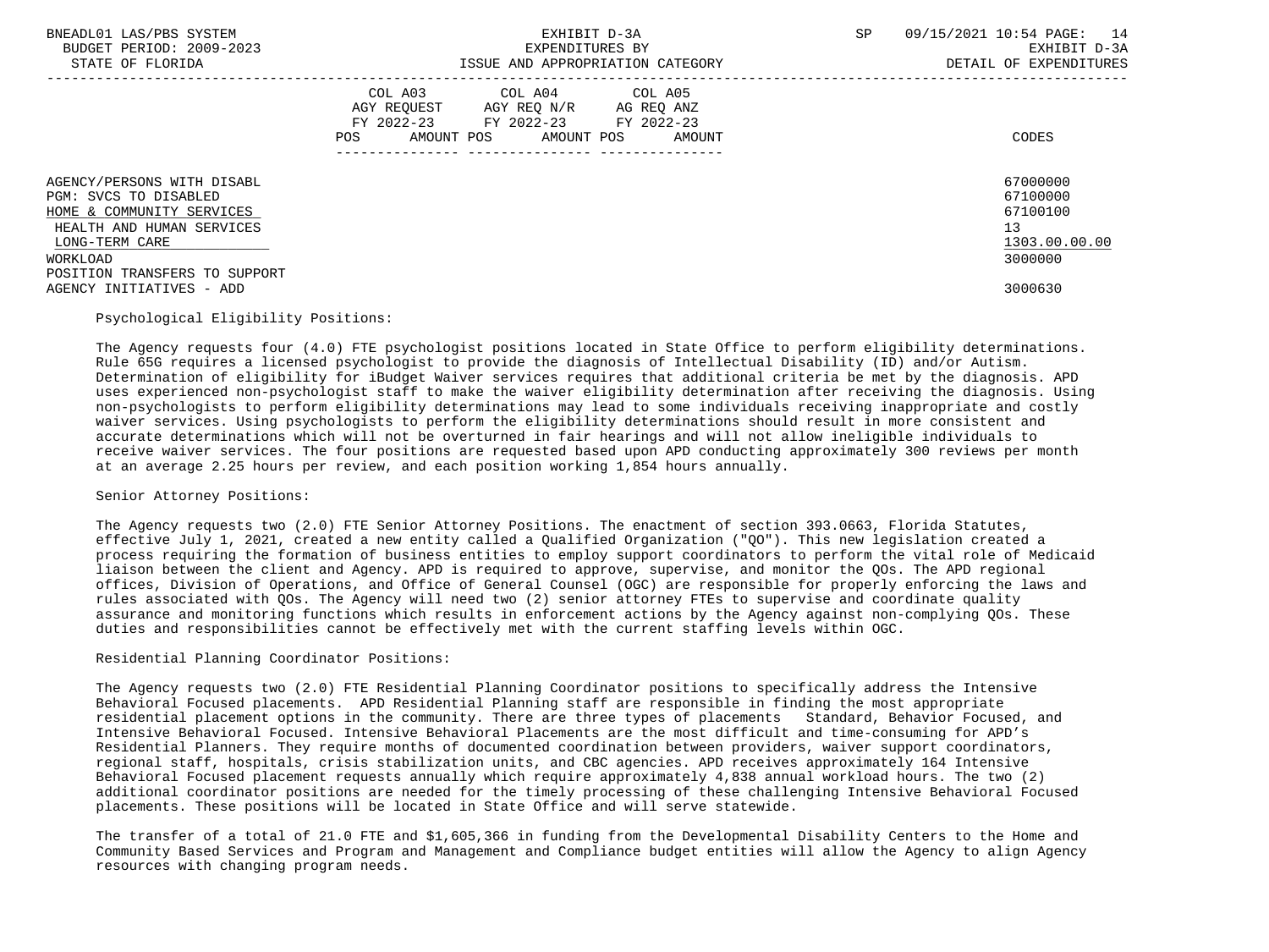| | COL A03 AGY REQUEST FY 2022-23 POS AMOUNT | COL A04 AGY REQ N/R FY 2022-23 POS AMOUNT | COL A05 AG REQ ANZ FY 2022-23 POS AMOUNT | CODES |
|---|---|---|---|---|
| AGENCY/PERSONS WITH DISABL | | | | 67000000 |
| PGM: SVCS TO DISABLED | | | | 67100000 |
| HOME & COMMUNITY SERVICES | | | | 67100100 |
| HEALTH AND HUMAN SERVICES | | | | 13 |
| LONG-TERM CARE | | | | 1303.00.00.00 |
| WORKLOAD | | | | 3000000 |
| POSITION TRANSFERS TO SUPPORT AGENCY INITIATIVES - ADD | | | | 3000630 |

Psychological Eligibility Positions:

The Agency requests four (4.0) FTE psychologist positions located in State Office to perform eligibility determinations. Rule 65G requires a licensed psychologist to provide the diagnosis of Intellectual Disability (ID) and/or Autism. Determination of eligibility for iBudget Waiver services requires that additional criteria be met by the diagnosis. APD uses experienced non-psychologist staff to make the waiver eligibility determination after receiving the diagnosis. Using non-psychologists to perform eligibility determinations may lead to some individuals receiving inappropriate and costly waiver services. Using psychologists to perform the eligibility determinations should result in more consistent and accurate determinations which will not be overturned in fair hearings and will not allow ineligible individuals to receive waiver services. The four positions are requested based upon APD conducting approximately 300 reviews per month at an average 2.25 hours per review, and each position working 1,854 hours annually.

Senior Attorney Positions:

The Agency requests two (2.0) FTE Senior Attorney Positions. The enactment of section 393.0663, Florida Statutes, effective July 1, 2021, created a new entity called a Qualified Organization ("QO"). This new legislation created a process requiring the formation of business entities to employ support coordinators to perform the vital role of Medicaid liaison between the client and Agency. APD is required to approve, supervise, and monitor the QOs. The APD regional offices, Division of Operations, and Office of General Counsel (OGC) are responsible for properly enforcing the laws and rules associated with QOs. The Agency will need two (2) senior attorney FTEs to supervise and coordinate quality assurance and monitoring functions which results in enforcement actions by the Agency against non-complying QOs. These duties and responsibilities cannot be effectively met with the current staffing levels within OGC.

Residential Planning Coordinator Positions:

The Agency requests two (2.0) FTE Residential Planning Coordinator positions to specifically address the Intensive Behavioral Focused placements. APD Residential Planning staff are responsible in finding the most appropriate residential placement options in the community. There are three types of placements Standard, Behavior Focused, and Intensive Behavioral Focused. Intensive Behavioral Placements are the most difficult and time-consuming for APD's Residential Planners. They require months of documented coordination between providers, waiver support coordinators, regional staff, hospitals, crisis stabilization units, and CBC agencies. APD receives approximately 164 Intensive Behavioral Focused placement requests annually which require approximately 4,838 annual workload hours. The two (2) additional coordinator positions are needed for the timely processing of these challenging Intensive Behavioral Focused placements. These positions will be located in State Office and will serve statewide.

The transfer of a total of 21.0 FTE and $1,605,366 in funding from the Developmental Disability Centers to the Home and Community Based Services and Program and Management and Compliance budget entities will allow the Agency to align Agency resources with changing program needs.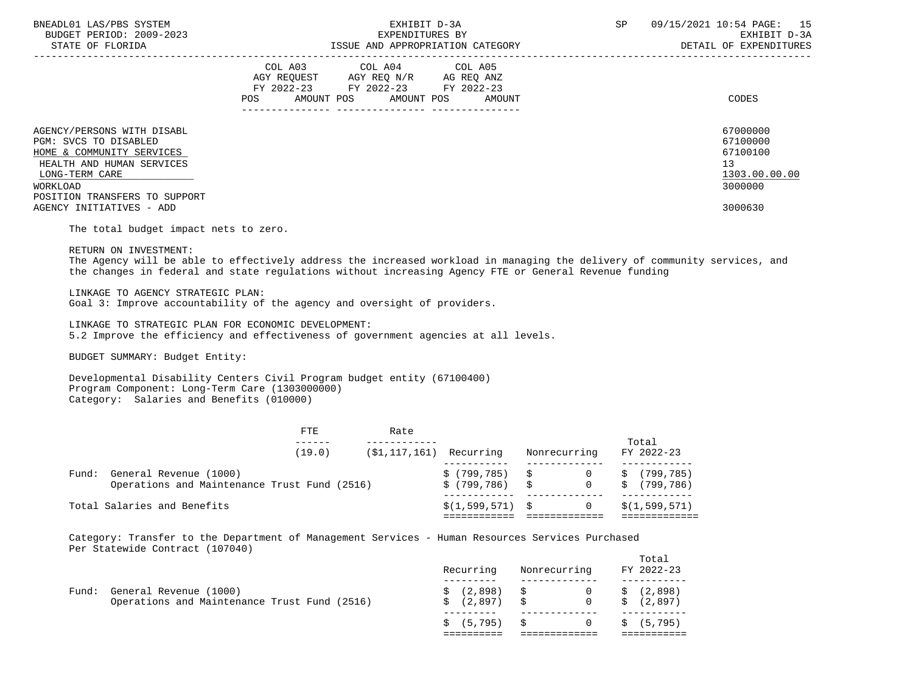| | COL A03 AGY REQUEST FY 2022-23 | | COL A04 AGY REQ N/R FY 2022-23 | | COL A05 AG REQ ANZ FY 2022-23 | | |
|---|---|---|---|---|---|---|---|
| | POS | AMOUNT | POS | AMOUNT | POS | AMOUNT | CODES |

AGENCY/PERSONS WITH DISABL — 67000000
PGM: SVCS TO DISABLED — 67100000
HOME & COMMUNITY SERVICES — 67100100
HEALTH AND HUMAN SERVICES — 13
LONG-TERM CARE — 1303.00.00.00
WORKLOAD — 3000000
POSITION TRANSFERS TO SUPPORT AGENCY INITIATIVES - ADD — 3000630

The total budget impact nets to zero.

RETURN ON INVESTMENT:
The Agency will be able to effectively address the increased workload in managing the delivery of community services, and the changes in federal and state regulations without increasing Agency FTE or General Revenue funding

LINKAGE TO AGENCY STRATEGIC PLAN:
Goal 3: Improve accountability of the agency and oversight of providers.

LINKAGE TO STRATEGIC PLAN FOR ECONOMIC DEVELOPMENT:
5.2 Improve the efficiency and effectiveness of government agencies at all levels.

BUDGET SUMMARY: Budget Entity:

Developmental Disability Centers Civil Program budget entity (67100400)
Program Component: Long-Term Care (1303000000)
Category: Salaries and Benefits (010000)

| | FTE | Rate | Recurring | Nonrecurring | Total FY 2022-23 |
|---|---|---|---|---|---|
| | (19.0) | ($1,117,161) | | | |
| Fund: General Revenue (1000) | | | $ (799,785) | $ 0 | $ (799,785) |
| Operations and Maintenance Trust Fund (2516) | | | $ (799,786) | $ 0 | $ (799,786) |
| Total Salaries and Benefits | | | $(1,599,571) | $ 0 | $(1,599,571) |

Category: Transfer to the Department of Management Services - Human Resources Services Purchased Per Statewide Contract (107040)

| | Recurring | Nonrecurring | Total FY 2022-23 |
|---|---|---|---|
| Fund: General Revenue (1000) | $ (2,898) | $ 0 | $ (2,898) |
| Operations and Maintenance Trust Fund (2516) | $ (2,897) | $ 0 | $ (2,897) |
| | $ (5,795) | $ 0 | $ (5,795) |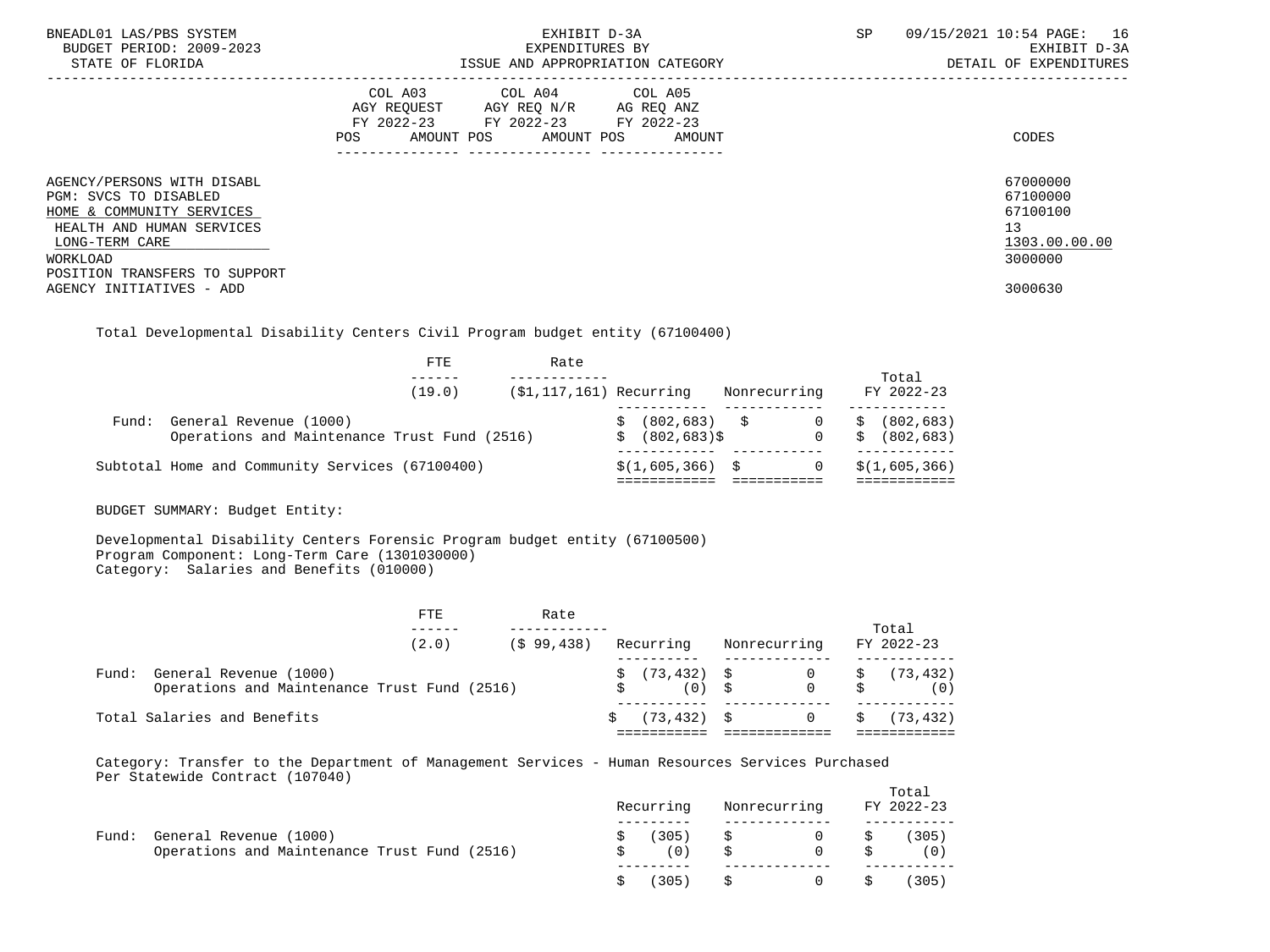| | COL A03 AGY REQUEST FY 2022-23 | | COL A04 AGY REQ N/R FY 2022-23 | | COL A05 AG REQ ANZ FY 2022-23 | | CODES |
|---|---|---|---|---|---|---|---|
| | POS | AMOUNT | POS | AMOUNT | POS | AMOUNT | |
| AGENCY/PERSONS WITH DISABL | | | | | | | 67000000 |
| PGM: SVCS TO DISABLED | | | | | | | 67100000 |
| HOME & COMMUNITY SERVICES | | | | | | | 67100100 |
| HEALTH AND HUMAN SERVICES | | | | | | | 13 |
| LONG-TERM CARE | | | | | | | 1303.00.00.00 |
| WORKLOAD | | | | | | | 3000000 |
| POSITION TRANSFERS TO SUPPORT AGENCY INITIATIVES - ADD | | | | | | | 3000630 |

Total Developmental Disability Centers Civil Program budget entity (67100400)

| | FTE | Rate | Recurring | Nonrecurring | Total FY 2022-23 |
|---|---|---|---|---|---|
| | (19.0) | ($1,117,161) | | | |
| Fund: General Revenue (1000) | | | $ (802,683) | $ 0 | $ (802,683) |
| Operations and Maintenance Trust Fund (2516) | | | $ (802,683) | $ 0 | $ (802,683) |
| Subtotal Home and Community Services (67100400) | | | $(1,605,366) | $ 0 | $(1,605,366) |

BUDGET SUMMARY: Budget Entity:

Developmental Disability Centers Forensic Program budget entity (67100500)
Program Component: Long-Term Care (1301030000)
Category: Salaries and Benefits (010000)

| | FTE | Rate | Recurring | Nonrecurring | Total FY 2022-23 |
|---|---|---|---|---|---|
| | (2.0) | ($ 99,438) | | | |
| Fund: General Revenue (1000) | | | $ (73,432) | $ 0 | $ (73,432) |
| Operations and Maintenance Trust Fund (2516) | | | $ (0) | $ 0 | $ (0) |
| Total Salaries and Benefits | | | $ (73,432) | $ 0 | $ (73,432) |

Category: Transfer to the Department of Management Services - Human Resources Services Purchased Per Statewide Contract (107040)

| | Recurring | Nonrecurring | Total FY 2022-23 |
|---|---|---|---|
| Fund: General Revenue (1000) | $ (305) | $ 0 | $ (305) |
| Operations and Maintenance Trust Fund (2516) | $ (0) | $ 0 | $ (0) |
| | $ (305) | $ 0 | $ (305) |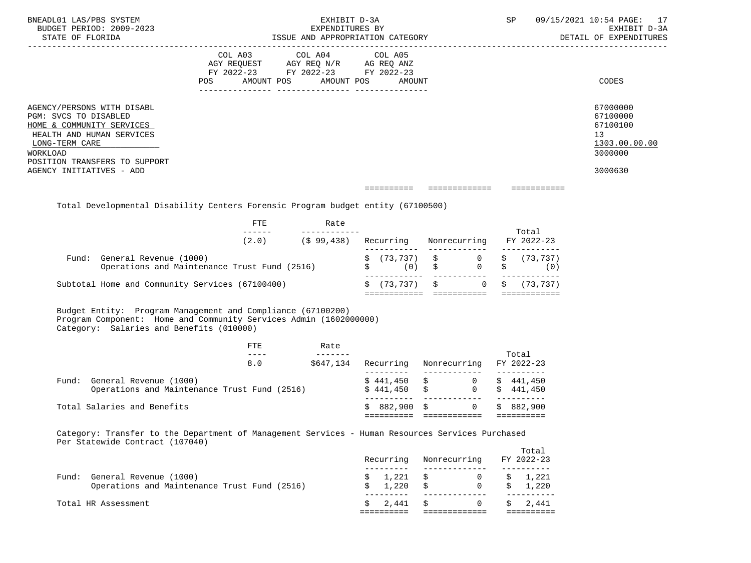| | COL A03 AGY REQUEST FY 2022-23 | | COL A04 AGY REQ N/R FY 2022-23 | | COL A05 AG REQ ANZ FY 2022-23 | | CODES |
|---|---|---|---|---|---|---|---|
| | POS | AMOUNT | POS | AMOUNT | POS | AMOUNT | |
| AGENCY/PERSONS WITH DISABL | | | | | | | 67000000 |
| PGM: SVCS TO DISABLED | | | | | | | 67100000 |
| HOME & COMMUNITY SERVICES | | | | | | | 67100100 |
| HEALTH AND HUMAN SERVICES | | | | | | | 13 |
| LONG-TERM CARE | | | | | | | 1303.00.00.00 |
| WORKLOAD | | | | | | | 3000000 |
| POSITION TRANSFERS TO SUPPORT AGENCY INITIATIVES - ADD | | | | | | | 3000630 |

Total Developmental Disability Centers Forensic Program budget entity (67100500)

| | FTE | Rate | Recurring | Nonrecurring | Total FY 2022-23 |
|---|---|---|---|---|---|
| | (2.0) | ($ 99,438) | | | |
| Fund: General Revenue (1000) | | | $ (73,737) | $ 0 | $ (73,737) |
| Operations and Maintenance Trust Fund (2516) | | | $ (0) | $ 0 | $ (0) |
| Subtotal Home and Community Services (67100400) | | | $ (73,737) | $ 0 | $ (73,737) |

Budget Entity: Program Management and Compliance (67100200)
Program Component: Home and Community Services Admin (1602000000)
Category: Salaries and Benefits (010000)

| | FTE | Rate | Recurring | Nonrecurring | Total FY 2022-23 |
|---|---|---|---|---|---|
| | 8.0 | $647,134 | | | |
| Fund: General Revenue (1000) | | | $ 441,450 | $ 0 | $ 441,450 |
| Operations and Maintenance Trust Fund (2516) | | | $ 441,450 | $ 0 | $ 441,450 |
| Total Salaries and Benefits | | | $ 882,900 | $ 0 | $ 882,900 |

Category: Transfer to the Department of Management Services - Human Resources Services Purchased Per Statewide Contract (107040)

| | Recurring | Nonrecurring | Total FY 2022-23 |
|---|---|---|---|
| Fund: General Revenue (1000) | $ 1,221 | $ 0 | $ 1,221 |
| Operations and Maintenance Trust Fund (2516) | $ 1,220 | $ 0 | $ 1,220 |
| Total HR Assessment | $ 2,441 | $ 0 | $ 2,441 |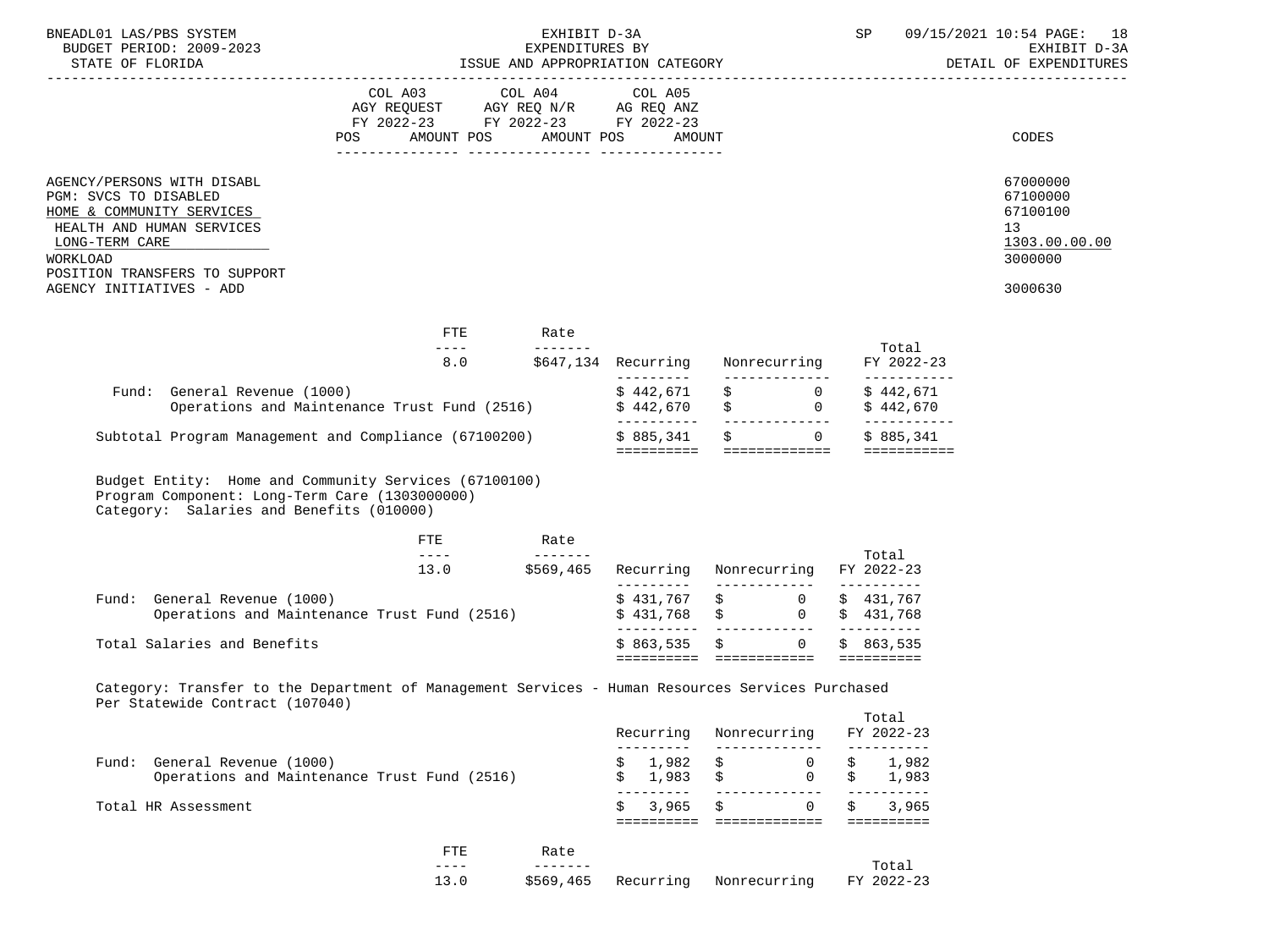| | COL A03 AGY REQUEST FY 2022-23 POS AMOUNT | COL A04 AGY REQ N/R FY 2022-23 POS AMOUNT | COL A05 AG REQ ANZ FY 2022-23 POS AMOUNT | CODES |
|---|---|---|---|---|
| AGENCY/PERSONS WITH DISABL | | | | 67000000 |
| PGM: SVCS TO DISABLED | | | | 67100000 |
| HOME & COMMUNITY SERVICES | | | | 67100100 |
| HEALTH AND HUMAN SERVICES | | | | 13 |
| LONG-TERM CARE | | | | 1303.00.00.00 |
| WORKLOAD | | | | 3000000 |
| POSITION TRANSFERS TO SUPPORT AGENCY INITIATIVES - ADD | | | | 3000630 |

| | FTE | Rate | Recurring | Nonrecurring | Total FY 2022-23 |
|---|---|---|---|---|---|
| | 8.0 | $647,134 | | | |
| Fund: General Revenue (1000) | | | $ 442,671 | $ 0 | $ 442,671 |
| Operations and Maintenance Trust Fund (2516) | | | $ 442,670 | $ 0 | $ 442,670 |
| Subtotal Program Management and Compliance (67100200) | | | $ 885,341 | $ 0 | $ 885,341 |

Budget Entity: Home and Community Services (67100100)
Program Component: Long-Term Care (1303000000)
Category: Salaries and Benefits (010000)

| | FTE | Rate | Recurring | Nonrecurring | Total FY 2022-23 |
|---|---|---|---|---|---|
| | 13.0 | $569,465 | | | |
| Fund: General Revenue (1000) | | | $ 431,767 | $ 0 | $ 431,767 |
| Operations and Maintenance Trust Fund (2516) | | | $ 431,768 | $ 0 | $ 431,768 |
| Total Salaries and Benefits | | | $ 863,535 | $ 0 | $ 863,535 |

Category: Transfer to the Department of Management Services - Human Resources Services Purchased Per Statewide Contract (107040)

| | Recurring | Nonrecurring | Total FY 2022-23 |
|---|---|---|---|
| Fund: General Revenue (1000) | $ 1,982 | $ 0 | $ 1,982 |
| Operations and Maintenance Trust Fund (2516) | $ 1,983 | $ 0 | $ 1,983 |
| Total HR Assessment | $ 3,965 | $ 0 | $ 3,965 |

| FTE | Rate | Recurring | Nonrecurring | Total FY 2022-23 |
|---|---|---|---|---|
| 13.0 | $569,465 | | | |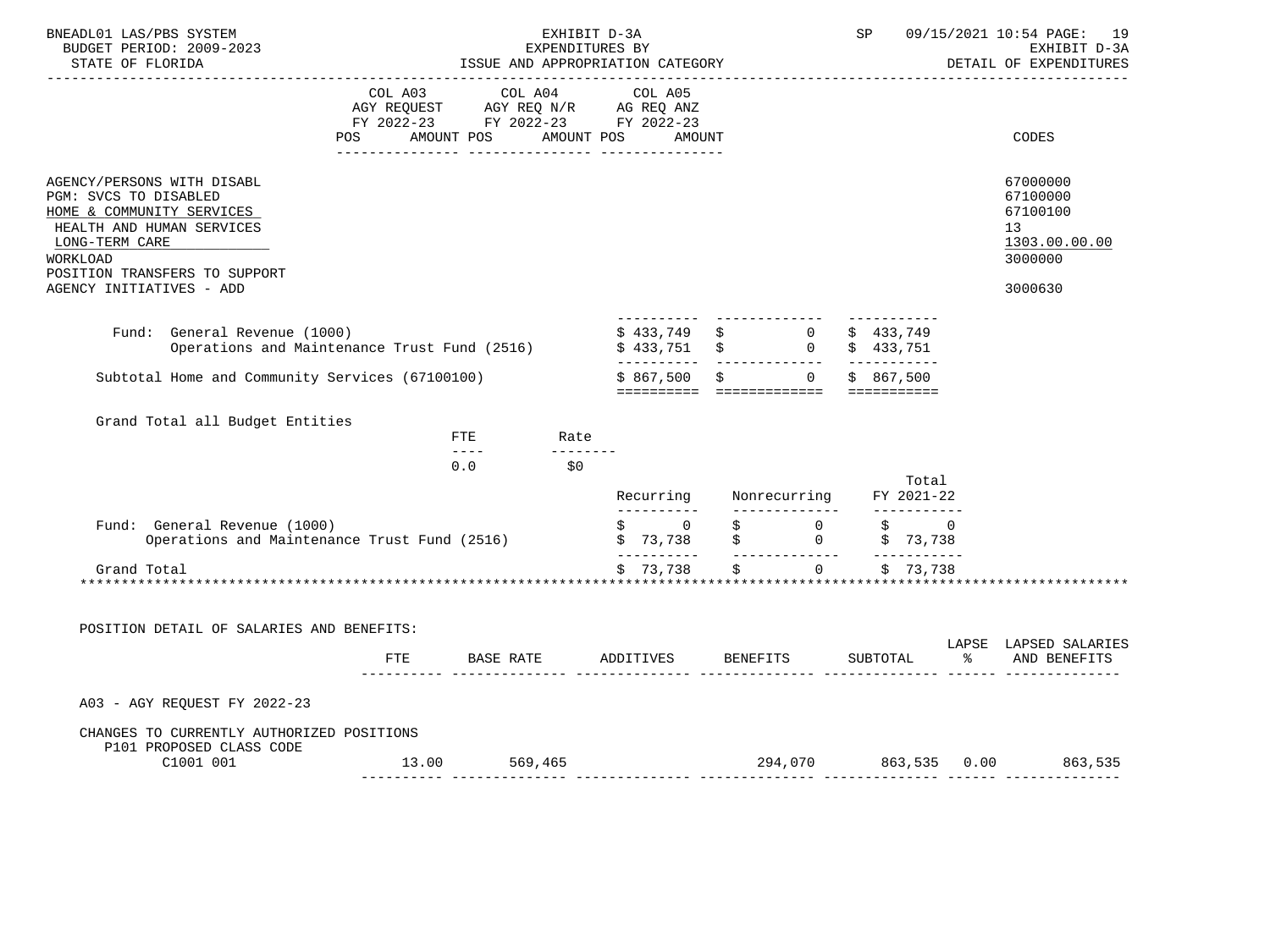EXHIBIT D-3A
EXPENDITURES BY
ISSUE AND APPROPRIATION CATEGORY

BNEADL01 LAS/PBS SYSTEM — SP 09/15/2021 10:54 PAGE: 19
BUDGET PERIOD: 2009-2023 — EXHIBIT D-3A
STATE OF FLORIDA — DETAIL OF EXPENDITURES

| | COL A03 AGY REQUEST FY 2022-23 POS AMOUNT | COL A04 AGY REQ N/R FY 2022-23 POS AMOUNT | COL A05 AG REQ ANZ FY 2022-23 POS AMOUNT | CODES |
|---|---|---|---|---|
| AGENCY/PERSONS WITH DISABL | | | | 67000000 |
| PGM: SVCS TO DISABLED | | | | 67100000 |
| HOME & COMMUNITY SERVICES | | | | 67100100 |
| HEALTH AND HUMAN SERVICES | | | | 13 |
| LONG-TERM CARE | | | | 1303.00.00.00 |
| WORKLOAD | | | | 3000000 |
| POSITION TRANSFERS TO SUPPORT AGENCY INITIATIVES - ADD | | | | 3000630 |

| | | | |
|---|---|---|---|
| Fund: General Revenue (1000) | $ 433,749 | $ 0 | $ 433,749 |
| Operations and Maintenance Trust Fund (2516) | $ 433,751 | $ 0 | $ 433,751 |
| Subtotal Home and Community Services (67100100) | $ 867,500 | $ 0 | $ 867,500 |

Grand Total all Budget Entities

| FTE | Rate |
|---|---|
| 0.0 | $0 |

| | Recurring | Nonrecurring | Total FY 2021-22 |
|---|---|---|---|
| Fund: General Revenue (1000) | $ 0 | $ 0 | $ 0 |
| Operations and Maintenance Trust Fund (2516) | $ 73,738 | $ 0 | $ 73,738 |
| Grand Total | $ 73,738 | $ 0 | $ 73,738 |

POSITION DETAIL OF SALARIES AND BENEFITS:

| | FTE | BASE RATE | ADDITIVES | BENEFITS | SUBTOTAL | LAPSE % | LAPSED SALARIES AND BENEFITS |
|---|---|---|---|---|---|---|---|
| A03 - AGY REQUEST FY 2022-23 | | | | | | | |
| CHANGES TO CURRENTLY AUTHORIZED POSITIONS | | | | | | | |
| P101 PROPOSED CLASS CODE | | | | | | | |
| C1001 001 | 13.00 | 569,465 | | 294,070 | 863,535 | 0.00 | 863,535 |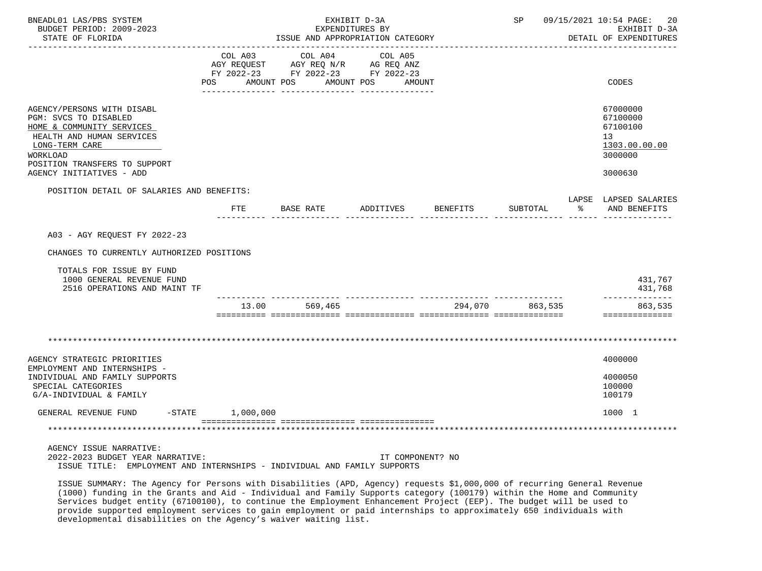BNEADL01 LAS/PBS SYSTEM
BUDGET PERIOD: 2009-2023
STATE OF FLORIDA

EXHIBIT D-3A
EXPENDITURES BY
ISSUE AND APPROPRIATION CATEGORY

SP 09/15/2021 10:54
EXHIBIT D-3A
DETAIL OF EXPENDITURES

| | COL A03 AGY REQUEST FY 2022-23 POS AMOUNT | COL A04 AGY REQ N/R FY 2022-23 POS AMOUNT | COL A05 AG REQ ANZ FY 2022-23 POS AMOUNT | CODES |
|---|---|---|---|---|
| AGENCY/PERSONS WITH DISABL | | | | 67000000 |
| PGM: SVCS TO DISABLED | | | | 67100000 |
| HOME & COMMUNITY SERVICES | | | | 67100100 |
| HEALTH AND HUMAN SERVICES | | | | 13 |
| LONG-TERM CARE | | | | 1303.00.00.00 |
| WORKLOAD | | | | 3000000 |
| POSITION TRANSFERS TO SUPPORT AGENCY INITIATIVES - ADD | | | | 3000630 |

POSITION DETAIL OF SALARIES AND BENEFITS:

| | FTE | BASE RATE | ADDITIVES | BENEFITS | SUBTOTAL | LAPSE % | LAPSED SALARIES AND BENEFITS |
|---|---|---|---|---|---|---|---|
| A03 - AGY REQUEST FY 2022-23 | | | | | | | |
| CHANGES TO CURRENTLY AUTHORIZED POSITIONS | | | | | | | |
| TOTALS FOR ISSUE BY FUND | | | | | | | |
| 1000 GENERAL REVENUE FUND | | | | | | | 431,767 |
| 2516 OPERATIONS AND MAINT TF | | | | | | | 431,768 |
| | 13.00 | 569,465 | | 294,070 | 863,535 | | 863,535 |

*******************************************************************************************************************

| | COL A03 | COL A04 | COL A05 | CODES |
|---|---|---|---|---|
| AGENCY STRATEGIC PRIORITIES | | | | 4000000 |
| EMPLOYMENT AND INTERNSHIPS - INDIVIDUAL AND FAMILY SUPPORTS | | | | 4000050 |
| SPECIAL CATEGORIES | | | | 100000 |
| G/A-INDIVIDUAL & FAMILY | | | | 100179 |
| GENERAL REVENUE FUND -STATE | 1,000,000 | | | 1000 1 |

*******************************************************************************************************************

AGENCY ISSUE NARRATIVE:
2022-2023 BUDGET YEAR NARRATIVE: IT COMPONENT? NO
ISSUE TITLE: EMPLOYMENT AND INTERNSHIPS - INDIVIDUAL AND FAMILY SUPPORTS

ISSUE SUMMARY: The Agency for Persons with Disabilities (APD, Agency) requests $1,000,000 of recurring General Revenue (1000) funding in the Grants and Aid - Individual and Family Supports category (100179) within the Home and Community Services budget entity (67100100), to continue the Employment Enhancement Project (EEP). The budget will be used to provide supported employment services to gain employment or paid internships to approximately 650 individuals with developmental disabilities on the Agency's waiver waiting list.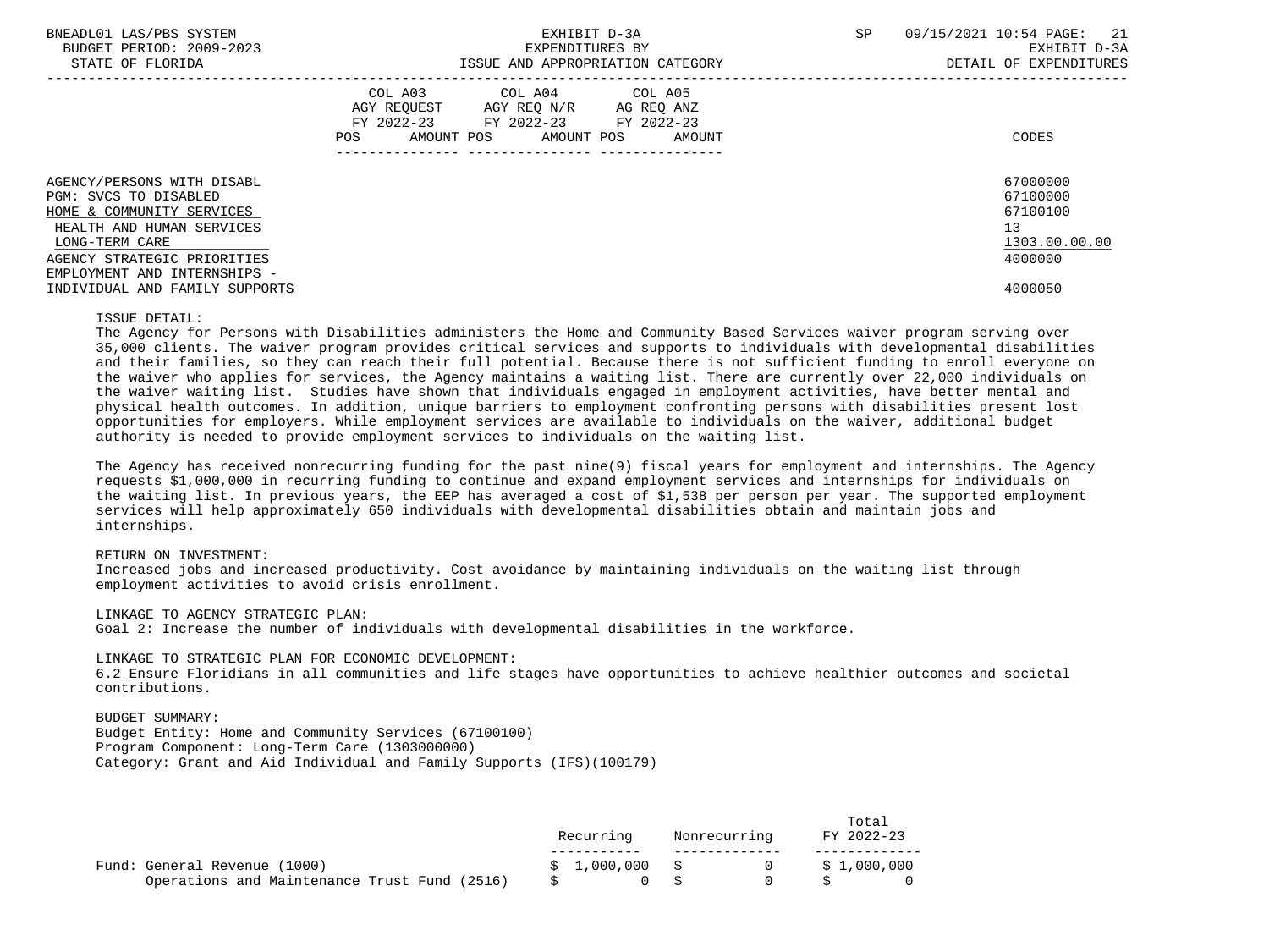BNEADL01 LAS/PBS SYSTEM | EXHIBIT D-3A | SP 09/15/2021 10:54
BUDGET PERIOD: 2009-2023 | EXPENDITURES BY | EXHIBIT D-3A
STATE OF FLORIDA | ISSUE AND APPROPRIATION CATEGORY | DETAIL OF EXPENDITURES

| | COL A03 AGY REQUEST FY 2022-23 POS AMOUNT | COL A04 AGY REQ N/R FY 2022-23 POS AMOUNT | COL A05 AG REQ ANZ FY 2022-23 POS AMOUNT | CODES |
|---|---|---|---|---|
| AGENCY/PERSONS WITH DISABL | | | | 67000000 |
| PGM: SVCS TO DISABLED | | | | 67100000 |
| HOME & COMMUNITY SERVICES | | | | 67100100 |
| HEALTH AND HUMAN SERVICES | | | | 13 |
| LONG-TERM CARE | | | | 1303.00.00.00 |
| AGENCY STRATEGIC PRIORITIES | | | | 4000000 |
| EMPLOYMENT AND INTERNSHIPS - INDIVIDUAL AND FAMILY SUPPORTS | | | | 4000050 |

ISSUE DETAIL:
The Agency for Persons with Disabilities administers the Home and Community Based Services waiver program serving over 35,000 clients. The waiver program provides critical services and supports to individuals with developmental disabilities and their families, so they can reach their full potential. Because there is not sufficient funding to enroll everyone on the waiver who applies for services, the Agency maintains a waiting list. There are currently over 22,000 individuals on the waiver waiting list. Studies have shown that individuals engaged in employment activities, have better mental and physical health outcomes. In addition, unique barriers to employment confronting persons with disabilities present lost opportunities for employers. While employment services are available to individuals on the waiver, additional budget authority is needed to provide employment services to individuals on the waiting list.

The Agency has received nonrecurring funding for the past nine(9) fiscal years for employment and internships. The Agency requests $1,000,000 in recurring funding to continue and expand employment services and internships for individuals on the waiting list. In previous years, the EEP has averaged a cost of $1,538 per person per year. The supported employment services will help approximately 650 individuals with developmental disabilities obtain and maintain jobs and internships.

RETURN ON INVESTMENT:
Increased jobs and increased productivity. Cost avoidance by maintaining individuals on the waiting list through employment activities to avoid crisis enrollment.

LINKAGE TO AGENCY STRATEGIC PLAN:
Goal 2: Increase the number of individuals with developmental disabilities in the workforce.

LINKAGE TO STRATEGIC PLAN FOR ECONOMIC DEVELOPMENT:
6.2 Ensure Floridians in all communities and life stages have opportunities to achieve healthier outcomes and societal contributions.

BUDGET SUMMARY:
Budget Entity: Home and Community Services (67100100)
Program Component: Long-Term Care (1303000000)
Category: Grant and Aid Individual and Family Supports (IFS)(100179)

| | Recurring | Nonrecurring | Total FY 2022-23 |
|---|---|---|---|
| Fund: General Revenue (1000) | $ 1,000,000 | $ 0 | $ 1,000,000 |
| Operations and Maintenance Trust Fund (2516) | $ 0 | $ 0 | $ 0 |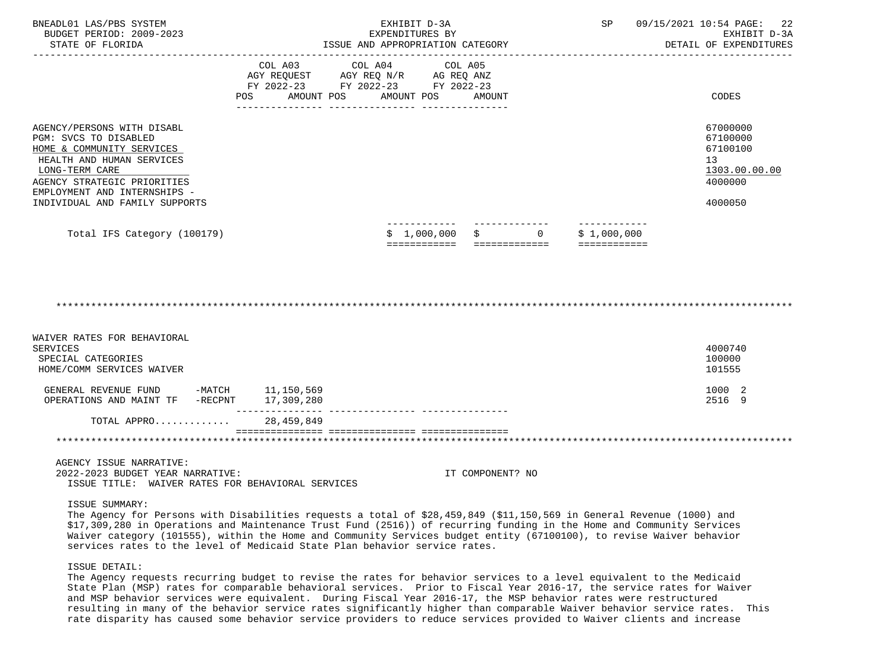| | COL A03 AGY REQUEST FY 2022-23 POS AMOUNT | COL A04 AGY REQ N/R FY 2022-23 POS AMOUNT | COL A05 AG REQ ANZ FY 2022-23 POS AMOUNT | CODES |
|---|---|---|---|---|
| AGENCY/PERSONS WITH DISABL | | | | 67000000 |
| PGM: SVCS TO DISABLED | | | | 67100000 |
| HOME & COMMUNITY SERVICES | | | | 67100100 |
| HEALTH AND HUMAN SERVICES | | | | 13 |
| LONG-TERM CARE | | | | 1303.00.00.00 |
| AGENCY STRATEGIC PRIORITIES | | | | 4000000 |
| EMPLOYMENT AND INTERNSHIPS - INDIVIDUAL AND FAMILY SUPPORTS | | | | 4000050 |

| | | | |
|---|---|---|---|
| Total IFS Category (100179) | $ 1,000,000 | $ 0 | $ 1,000,000 |

************************************************************************************************************************

| | COL A03 | COL A04 | COL A05 | CODES |
|---|---|---|---|---|
| WAIVER RATES FOR BEHAVIORAL SERVICES | | | | 4000740 |
| SPECIAL CATEGORIES | | | | 100000 |
| HOME/COMM SERVICES WAIVER | | | | 101555 |
| GENERAL REVENUE FUND -MATCH | 11,150,569 | | | 1000 2 |
| OPERATIONS AND MAINT TF -RECPNT | 17,309,280 | | | 2516 9 |
| TOTAL APPRO............ | 28,459,849 | | | |

************************************************************************************************************************

AGENCY ISSUE NARRATIVE:
2022-2023 BUDGET YEAR NARRATIVE: IT COMPONENT? NO
ISSUE TITLE: WAIVER RATES FOR BEHAVIORAL SERVICES

ISSUE SUMMARY:
The Agency for Persons with Disabilities requests a total of $28,459,849 ($11,150,569 in General Revenue (1000) and $17,309,280 in Operations and Maintenance Trust Fund (2516)) of recurring funding in the Home and Community Services Waiver category (101555), within the Home and Community Services budget entity (67100100), to revise Waiver behavior services rates to the level of Medicaid State Plan behavior service rates.

ISSUE DETAIL:
The Agency requests recurring budget to revise the rates for behavior services to a level equivalent to the Medicaid State Plan (MSP) rates for comparable behavioral services. Prior to Fiscal Year 2016-17, the service rates for Waiver and MSP behavior services were equivalent. During Fiscal Year 2016-17, the MSP behavior rates were restructured resulting in many of the behavior service rates significantly higher than comparable Waiver behavior service rates. This rate disparity has caused some behavior service providers to reduce services provided to Waiver clients and increase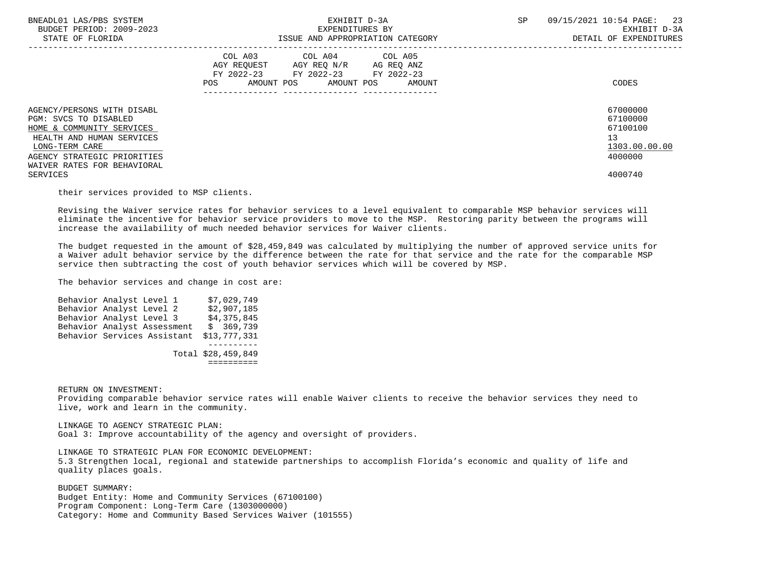| | COL A03 AGY REQUEST FY 2022-23 POS AMOUNT | COL A04 AGY REQ N/R FY 2022-23 POS AMOUNT | COL A05 AG REQ ANZ FY 2022-23 POS AMOUNT | CODES |
|---|---|---|---|---|
| AGENCY/PERSONS WITH DISABL | | | | 67000000 |
| PGM: SVCS TO DISABLED | | | | 67100000 |
| HOME & COMMUNITY SERVICES | | | | 67100100 |
| HEALTH AND HUMAN SERVICES | | | | 13 |
| LONG-TERM CARE | | | | 1303.00.00.00 |
| AGENCY STRATEGIC PRIORITIES | | | | 4000000 |
| WAIVER RATES FOR BEHAVIORAL SERVICES | | | | 4000740 |

their services provided to MSP clients.

Revising the Waiver service rates for behavior services to a level equivalent to comparable MSP behavior services will eliminate the incentive for behavior service providers to move to the MSP. Restoring parity between the programs will increase the availability of much needed behavior services for Waiver clients.

The budget requested in the amount of $28,459,849 was calculated by multiplying the number of approved service units for a Waiver adult behavior service by the difference between the rate for that service and the rate for the comparable MSP service then subtracting the cost of youth behavior services which will be covered by MSP.

The behavior services and change in cost are:

| Service | Change in Cost |
|---|---|
| Behavior Analyst Level 1 | $7,029,749 |
| Behavior Analyst Level 2 | $2,907,185 |
| Behavior Analyst Level 3 | $4,375,845 |
| Behavior Analyst Assessment | $ 369,739 |
| Behavior Services Assistant | $13,777,331 |
| Total | $28,459,849 |

RETURN ON INVESTMENT:
Providing comparable behavior service rates will enable Waiver clients to receive the behavior services they need to live, work and learn in the community.

LINKAGE TO AGENCY STRATEGIC PLAN:
Goal 3: Improve accountability of the agency and oversight of providers.

LINKAGE TO STRATEGIC PLAN FOR ECONOMIC DEVELOPMENT:
5.3 Strengthen local, regional and statewide partnerships to accomplish Florida's economic and quality of life and quality places goals.

BUDGET SUMMARY:
Budget Entity: Home and Community Services (67100100)
Program Component: Long-Term Care (1303000000)
Category: Home and Community Based Services Waiver (101555)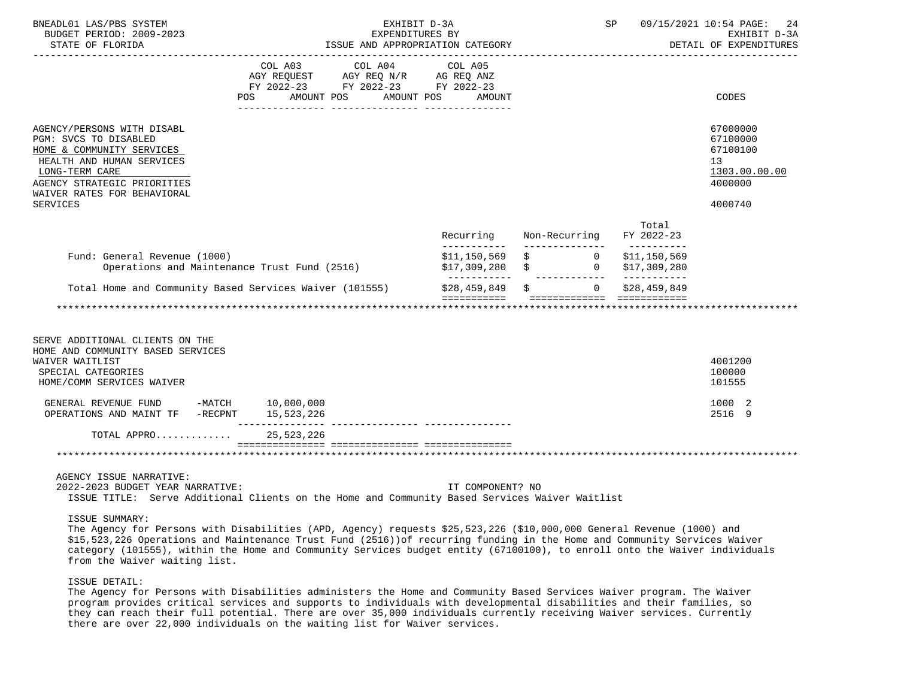| | COL A03 AGY REQUEST FY 2022-23 POS AMOUNT | COL A04 AGY REQ N/R FY 2022-23 POS AMOUNT | COL A05 AG REQ ANZ FY 2022-23 POS AMOUNT | CODES |
|---|---|---|---|---|
| AGENCY/PERSONS WITH DISABL | | | | 67000000 |
| PGM: SVCS TO DISABLED | | | | 67100000 |
| HOME & COMMUNITY SERVICES | | | | 67100100 |
| HEALTH AND HUMAN SERVICES | | | | 13 |
| LONG-TERM CARE | | | | 1303.00.00.00 |
| AGENCY STRATEGIC PRIORITIES | | | | 4000000 |
| WAIVER RATES FOR BEHAVIORAL SERVICES | | | | 4000740 |

| | Recurring | Non-Recurring | Total FY 2022-23 |
|---|---|---|---|
| Fund: General Revenue (1000) | $11,150,569 | $ 0 | $11,150,569 |
| Operations and Maintenance Trust Fund (2516) | $17,309,280 | $ 0 | $17,309,280 |
| Total Home and Community Based Services Waiver (101555) | $28,459,849 | $ 0 | $28,459,849 |

| | COL A03 | COL A04 | COL A05 | CODES |
|---|---|---|---|---|
| SERVE ADDITIONAL CLIENTS ON THE HOME AND COMMUNITY BASED SERVICES WAIVER WAITLIST | | | | 4001200 |
| SPECIAL CATEGORIES | | | | 100000 |
| HOME/COMM SERVICES WAIVER | | | | 101555 |
| GENERAL REVENUE FUND -MATCH | 10,000,000 | | | 1000 2 |
| OPERATIONS AND MAINT TF -RECPNT | 15,523,226 | | | 2516 9 |
| TOTAL APPRO............ | 25,523,226 | | | |

AGENCY ISSUE NARRATIVE:

2022-2023 BUDGET YEAR NARRATIVE: IT COMPONENT? NO

ISSUE TITLE: Serve Additional Clients on the Home and Community Based Services Waiver Waitlist

ISSUE SUMMARY:

The Agency for Persons with Disabilities (APD, Agency) requests $25,523,226 ($10,000,000 General Revenue (1000) and $15,523,226 Operations and Maintenance Trust Fund (2516))of recurring funding in the Home and Community Services Waiver category (101555), within the Home and Community Services budget entity (67100100), to enroll onto the Waiver individuals from the Waiver waiting list.

ISSUE DETAIL:

The Agency for Persons with Disabilities administers the Home and Community Based Services Waiver program. The Waiver program provides critical services and supports to individuals with developmental disabilities and their families, so they can reach their full potential. There are over 35,000 individuals currently receiving Waiver services. Currently there are over 22,000 individuals on the waiting list for Waiver services.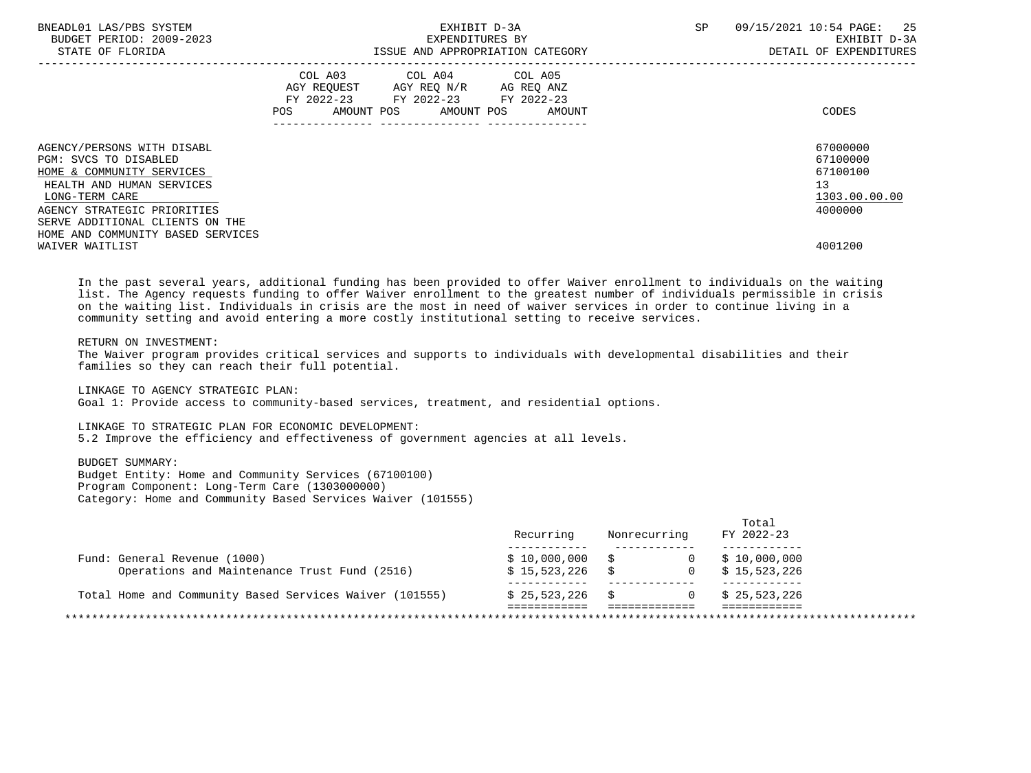| | COL A03 AGY REQUEST FY 2022-23 POS AMOUNT | COL A04 AGY REQ N/R FY 2022-23 POS AMOUNT | COL A05 AG REQ ANZ FY 2022-23 POS AMOUNT | CODES |
|---|---|---|---|---|
| AGENCY/PERSONS WITH DISABL | | | | 67000000 |
| PGM: SVCS TO DISABLED | | | | 67100000 |
| HOME & COMMUNITY SERVICES | | | | 67100100 |
| HEALTH AND HUMAN SERVICES | | | | 13 |
| LONG-TERM CARE | | | | 1303.00.00.00 |
| AGENCY STRATEGIC PRIORITIES | | | | 4000000 |
| SERVE ADDITIONAL CLIENTS ON THE HOME AND COMMUNITY BASED SERVICES WAIVER WAITLIST | | | | 4001200 |

In the past several years, additional funding has been provided to offer Waiver enrollment to individuals on the waiting list. The Agency requests funding to offer Waiver enrollment to the greatest number of individuals permissible in crisis on the waiting list. Individuals in crisis are the most in need of waiver services in order to continue living in a community setting and avoid entering a more costly institutional setting to receive services.

RETURN ON INVESTMENT:
The Waiver program provides critical services and supports to individuals with developmental disabilities and their families so they can reach their full potential.

LINKAGE TO AGENCY STRATEGIC PLAN:
Goal 1: Provide access to community-based services, treatment, and residential options.

LINKAGE TO STRATEGIC PLAN FOR ECONOMIC DEVELOPMENT:
5.2 Improve the efficiency and effectiveness of government agencies at all levels.

BUDGET SUMMARY:
Budget Entity: Home and Community Services (67100100)
Program Component: Long-Term Care (1303000000)
Category: Home and Community Based Services Waiver (101555)

| | Recurring | Nonrecurring | Total FY 2022-23 |
|---|---|---|---|
| Fund: General Revenue (1000) | $ 10,000,000 | $ 0 | $ 10,000,000 |
| Operations and Maintenance Trust Fund (2516) | $ 15,523,226 | $ 0 | $ 15,523,226 |
| Total Home and Community Based Services Waiver (101555) | $ 25,523,226 | $ 0 | $ 25,523,226 |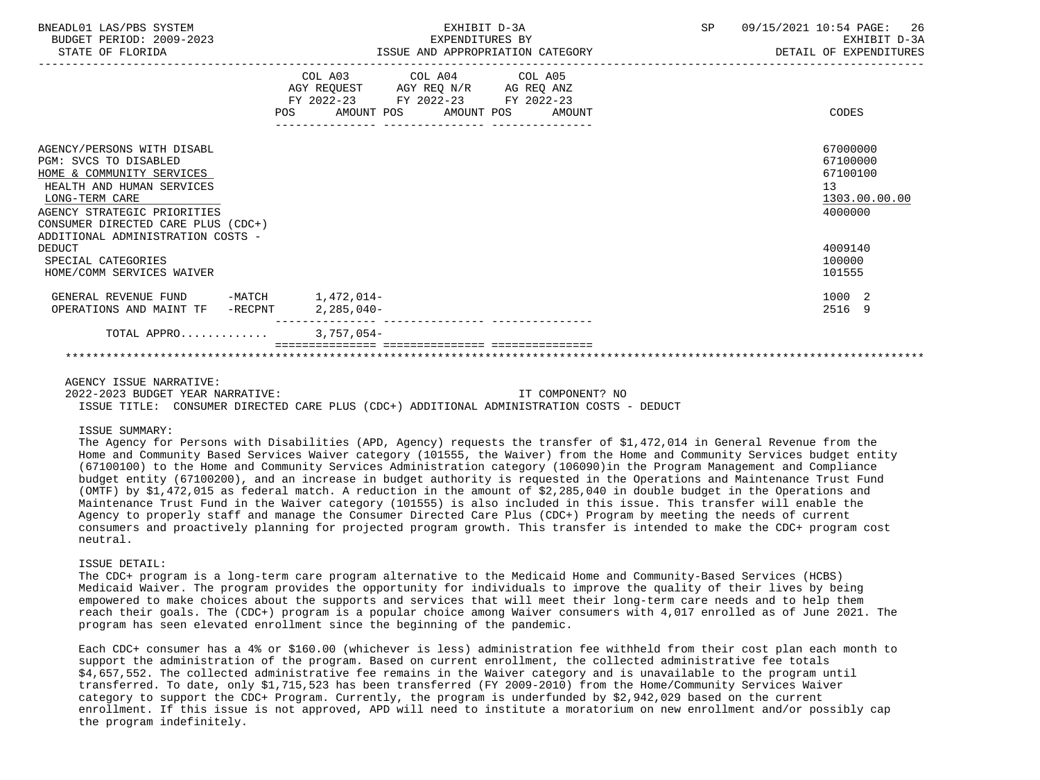| | COL A03 AGY REQUEST FY 2022-23 POS AMOUNT | COL A04 AGY REQ N/R FY 2022-23 POS AMOUNT | COL A05 AG REQ ANZ FY 2022-23 POS AMOUNT | CODES |
|---|---|---|---|---|
| AGENCY/PERSONS WITH DISABL | | | | 67000000 |
| PGM: SVCS TO DISABLED | | | | 67100000 |
| HOME & COMMUNITY SERVICES | | | | 67100100 |
| HEALTH AND HUMAN SERVICES | | | | 13 |
| LONG-TERM CARE | | | | 1303.00.00.00 |
| AGENCY STRATEGIC PRIORITIES | | | | 4000000 |
| CONSUMER DIRECTED CARE PLUS (CDC+) ADDITIONAL ADMINISTRATION COSTS - DEDUCT | | | | 4009140 |
| SPECIAL CATEGORIES | | | | 100000 |
| HOME/COMM SERVICES WAIVER | | | | 101555 |
| GENERAL REVENUE FUND -MATCH | 1,472,014- | | | 1000 2 |
| OPERATIONS AND MAINT TF -RECPNT | 2,285,040- | | | 2516 9 |
| TOTAL APPRO............ | 3,757,054- | | | |

AGENCY ISSUE NARRATIVE:

2022-2023 BUDGET YEAR NARRATIVE: IT COMPONENT? NO

ISSUE TITLE: CONSUMER DIRECTED CARE PLUS (CDC+) ADDITIONAL ADMINISTRATION COSTS - DEDUCT

ISSUE SUMMARY:

The Agency for Persons with Disabilities (APD, Agency) requests the transfer of $1,472,014 in General Revenue from the Home and Community Based Services Waiver category (101555, the Waiver) from the Home and Community Services budget entity (67100100) to the Home and Community Services Administration category (106090)in the Program Management and Compliance budget entity (67100200), and an increase in budget authority is requested in the Operations and Maintenance Trust Fund (OMTF) by $1,472,015 as federal match. A reduction in the amount of $2,285,040 in double budget in the Operations and Maintenance Trust Fund in the Waiver category (101555) is also included in this issue. This transfer will enable the Agency to properly staff and manage the Consumer Directed Care Plus (CDC+) Program by meeting the needs of current consumers and proactively planning for projected program growth. This transfer is intended to make the CDC+ program cost neutral.

ISSUE DETAIL:

The CDC+ program is a long-term care program alternative to the Medicaid Home and Community-Based Services (HCBS) Medicaid Waiver. The program provides the opportunity for individuals to improve the quality of their lives by being empowered to make choices about the supports and services that will meet their long-term care needs and to help them reach their goals. The (CDC+) program is a popular choice among Waiver consumers with 4,017 enrolled as of June 2021. The program has seen elevated enrollment since the beginning of the pandemic.

Each CDC+ consumer has a 4% or $160.00 (whichever is less) administration fee withheld from their cost plan each month to support the administration of the program. Based on current enrollment, the collected administrative fee totals $4,657,552. The collected administrative fee remains in the Waiver category and is unavailable to the program until transferred. To date, only $1,715,523 has been transferred (FY 2009-2010) from the Home/Community Services Waiver category to support the CDC+ Program. Currently, the program is underfunded by $2,942,029 based on the current enrollment. If this issue is not approved, APD will need to institute a moratorium on new enrollment and/or possibly cap the program indefinitely.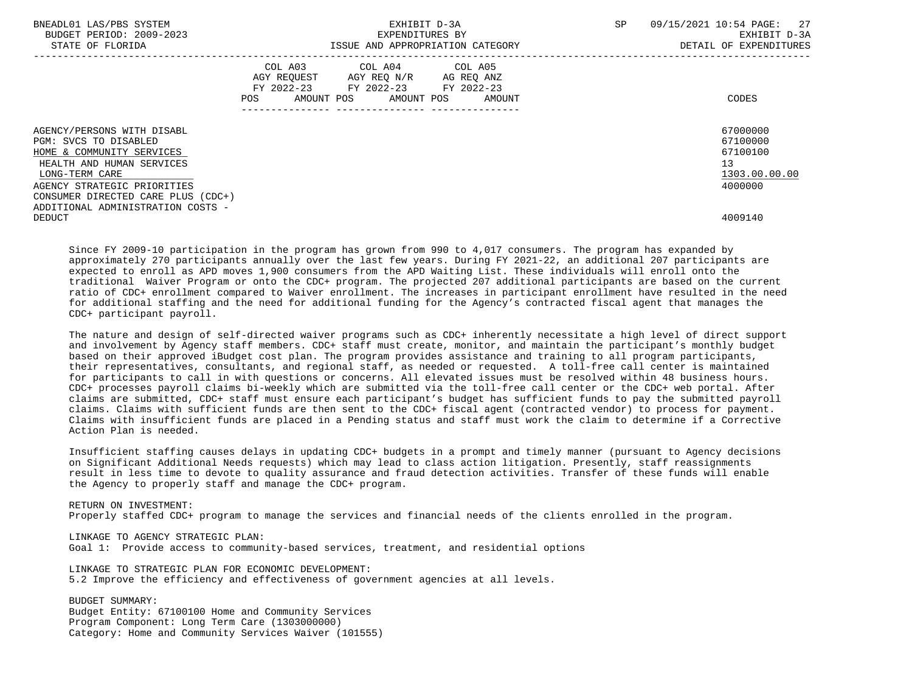| | COL A03 AGY REQUEST FY 2022-23 POS AMOUNT | COL A04 AGY REQ N/R FY 2022-23 POS AMOUNT | COL A05 AG REQ ANZ FY 2022-23 POS AMOUNT | CODES |
|---|---|---|---|---|
| AGENCY/PERSONS WITH DISABL | | | | 67000000 |
| PGM: SVCS TO DISABLED | | | | 67100000 |
| HOME & COMMUNITY SERVICES | | | | 67100100 |
| HEALTH AND HUMAN SERVICES | | | | 13 |
| LONG-TERM CARE | | | | 1303.00.00.00 |
| AGENCY STRATEGIC PRIORITIES | | | | 4000000 |
| CONSUMER DIRECTED CARE PLUS (CDC+) ADDITIONAL ADMINISTRATION COSTS - DEDUCT | | | | 4009140 |

Since FY 2009-10 participation in the program has grown from 990 to 4,017 consumers. The program has expanded by approximately 270 participants annually over the last few years. During FY 2021-22, an additional 207 participants are expected to enroll as APD moves 1,900 consumers from the APD Waiting List. These individuals will enroll onto the traditional Waiver Program or onto the CDC+ program. The projected 207 additional participants are based on the current ratio of CDC+ enrollment compared to Waiver enrollment. The increases in participant enrollment have resulted in the need for additional staffing and the need for additional funding for the Agency's contracted fiscal agent that manages the CDC+ participant payroll.

The nature and design of self-directed waiver programs such as CDC+ inherently necessitate a high level of direct support and involvement by Agency staff members. CDC+ staff must create, monitor, and maintain the participant's monthly budget based on their approved iBudget cost plan. The program provides assistance and training to all program participants, their representatives, consultants, and regional staff, as needed or requested. A toll-free call center is maintained for participants to call in with questions or concerns. All elevated issues must be resolved within 48 business hours. CDC+ processes payroll claims bi-weekly which are submitted via the toll-free call center or the CDC+ web portal. After claims are submitted, CDC+ staff must ensure each participant's budget has sufficient funds to pay the submitted payroll claims. Claims with sufficient funds are then sent to the CDC+ fiscal agent (contracted vendor) to process for payment. Claims with insufficient funds are placed in a Pending status and staff must work the claim to determine if a Corrective Action Plan is needed.

Insufficient staffing causes delays in updating CDC+ budgets in a prompt and timely manner (pursuant to Agency decisions on Significant Additional Needs requests) which may lead to class action litigation. Presently, staff reassignments result in less time to devote to quality assurance and fraud detection activities. Transfer of these funds will enable the Agency to properly staff and manage the CDC+ program.

RETURN ON INVESTMENT:
Properly staffed CDC+ program to manage the services and financial needs of the clients enrolled in the program.

LINKAGE TO AGENCY STRATEGIC PLAN:
Goal 1: Provide access to community-based services, treatment, and residential options

LINKAGE TO STRATEGIC PLAN FOR ECONOMIC DEVELOPMENT:
5.2 Improve the efficiency and effectiveness of government agencies at all levels.

BUDGET SUMMARY:
Budget Entity: 67100100 Home and Community Services
Program Component: Long Term Care (1303000000)
Category: Home and Community Services Waiver (101555)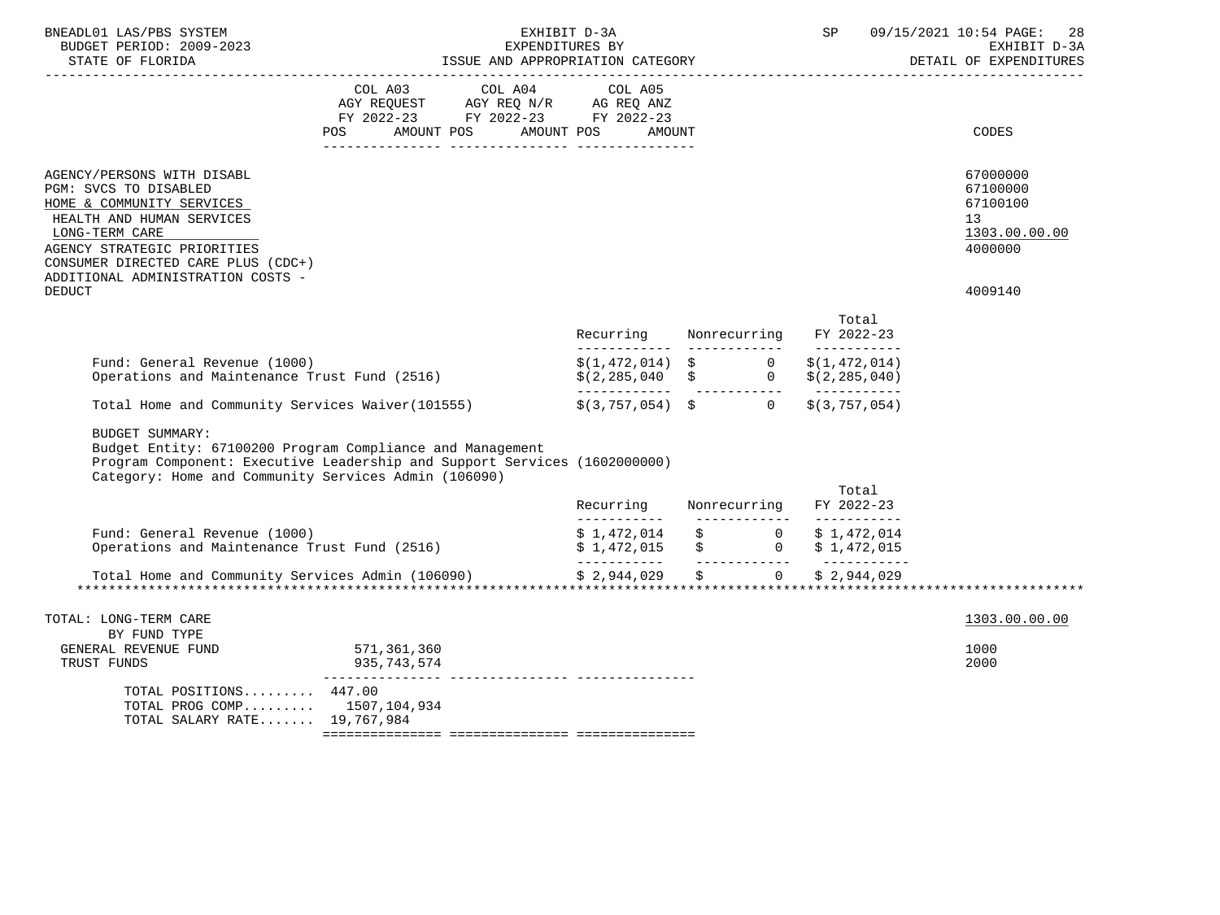BNEADL01 LAS/PBS SYSTEM | EXHIBIT D-3A | SP 09/15/2021 10:54

BUDGET PERIOD: 2009-2023 | EXPENDITURES BY | EXHIBIT D-3A

STATE OF FLORIDA | ISSUE AND APPROPRIATION CATEGORY | DETAIL OF EXPENDITURES

| | COL A03 AGY REQUEST FY 2022-23 POS AMOUNT | COL A04 AGY REQ N/R FY 2022-23 POS AMOUNT | COL A05 AG REQ ANZ FY 2022-23 POS AMOUNT | CODES |
|---|---|---|---|---|
| AGENCY/PERSONS WITH DISABL | | | | 67000000 |
| PGM: SVCS TO DISABLED | | | | 67100000 |
| HOME & COMMUNITY SERVICES | | | | 67100100 |
| HEALTH AND HUMAN SERVICES | | | | 13 |
| LONG-TERM CARE | | | | 1303.00.00.00 |
| AGENCY STRATEGIC PRIORITIES | | | | 4000000 |
| CONSUMER DIRECTED CARE PLUS (CDC+) ADDITIONAL ADMINISTRATION COSTS - DEDUCT | | | | 4009140 |

| | Recurring | Nonrecurring | Total FY 2022-23 |
|---|---|---|---|
| Fund: General Revenue (1000) | $(1,472,014) | $ 0 | $(1,472,014) |
| Operations and Maintenance Trust Fund (2516) | $(2,285,040 | $ 0 | $(2,285,040) |
| Total Home and Community Services Waiver(101555) | $(3,757,054) | $ 0 | $(3,757,054) |

BUDGET SUMMARY:
Budget Entity: 67100200 Program Compliance and Management
Program Component: Executive Leadership and Support Services (1602000000)
Category: Home and Community Services Admin (106090)

| | Recurring | Nonrecurring | Total FY 2022-23 |
|---|---|---|---|
| Fund: General Revenue (1000) | $ 1,472,014 | $ 0 | $ 1,472,014 |
| Operations and Maintenance Trust Fund (2516) | $ 1,472,015 | $ 0 | $ 1,472,015 |
| Total Home and Community Services Admin (106090) | $ 2,944,029 | $ 0 | $ 2,944,029 |

************************************************************************************************************

| | COL A03 | COL A04 | COL A05 | CODES |
|---|---|---|---|---|
| TOTAL: LONG-TERM CARE | | | | 1303.00.00.00 |
| BY FUND TYPE | | | | |
| GENERAL REVENUE FUND | 571,361,360 | | | 1000 |
| TRUST FUNDS | 935,743,574 | | | 2000 |
| TOTAL POSITIONS......... | 447.00 | | | |
| TOTAL PROG COMP......... | 1507,104,934 | | | |
| TOTAL SALARY RATE....... | 19,767,984 | | | |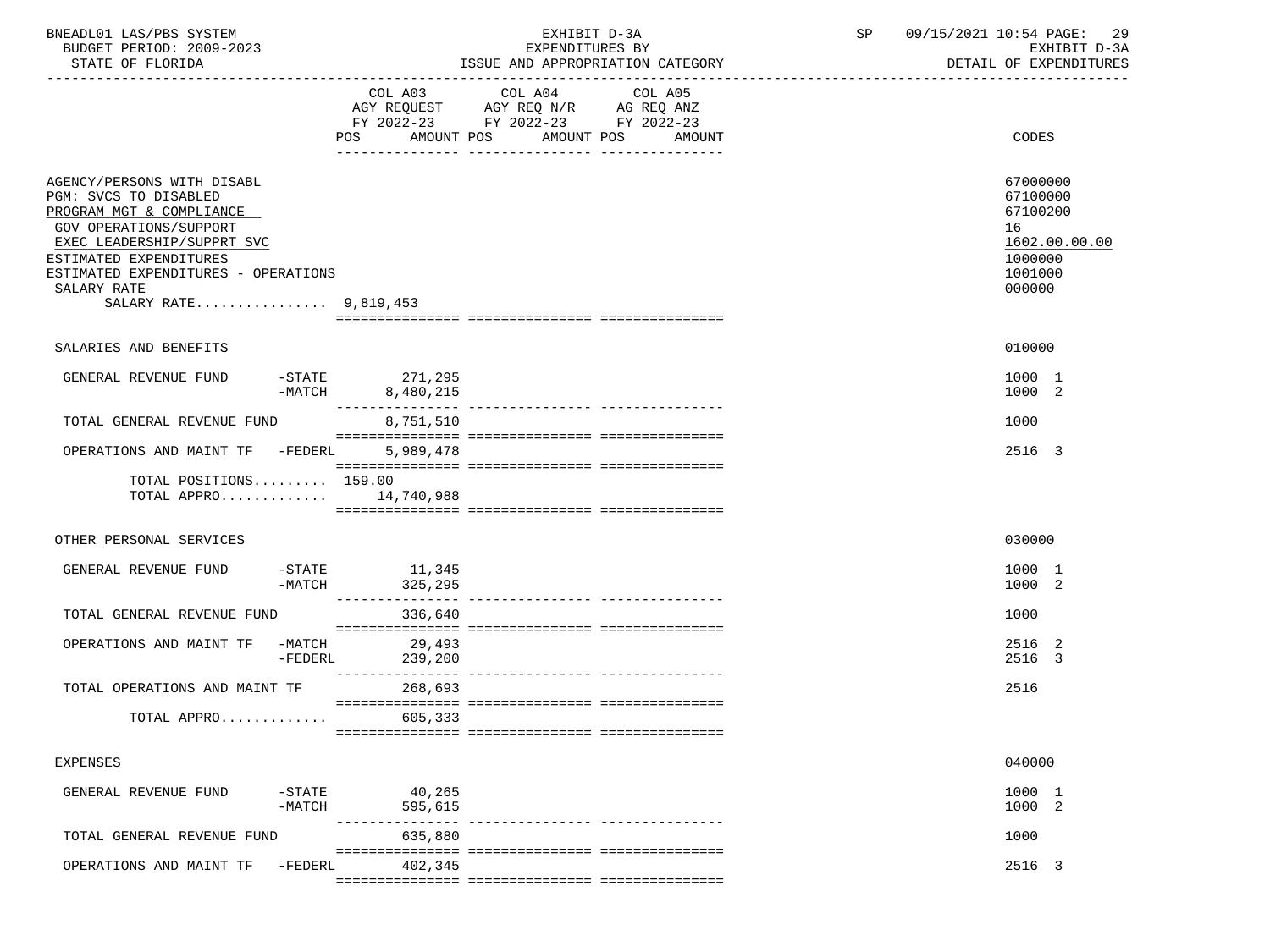BNEADL01 LAS/PBS SYSTEM — EXHIBIT D-3A — EXPENDITURES BY ISSUE AND APPROPRIATION CATEGORY

BUDGET PERIOD: 2009-2023 — STATE OF FLORIDA — SP 09/15/2021 10:54 — EXHIBIT D-3A DETAIL OF EXPENDITURES

| | COL A03 AGY REQUEST FY 2022-23 POS AMOUNT | COL A04 AGY REQ N/R FY 2022-23 POS AMOUNT | COL A05 AG REQ ANZ FY 2022-23 POS AMOUNT | CODES |
|---|---|---|---|---|
| AGENCY/PERSONS WITH DISABL | | | | 67000000 |
| PGM: SVCS TO DISABLED | | | | 67100000 |
| PROGRAM MGT & COMPLIANCE | | | | 67100200 |
| GOV OPERATIONS/SUPPORT | | | | 16 |
| EXEC LEADERSHIP/SUPPRT SVC | | | | 1602.00.00.00 |
| ESTIMATED EXPENDITURES | | | | 1000000 |
| ESTIMATED EXPENDITURES - OPERATIONS | | | | 1001000 |
| SALARY RATE | | | | 000000 |
| SALARY RATE................ | 9,819,453 | | | |
| SALARIES AND BENEFITS | | | | 010000 |
| GENERAL REVENUE FUND -STATE | 271,295 | | | 1000 1 |
| -MATCH | 8,480,215 | | | 1000 2 |
| TOTAL GENERAL REVENUE FUND | 8,751,510 | | | 1000 |
| OPERATIONS AND MAINT TF -FEDERL | 5,989,478 | | | 2516 3 |
| TOTAL POSITIONS......... | 159.00 | | | |
| TOTAL APPRO............. | 14,740,988 | | | |
| OTHER PERSONAL SERVICES | | | | 030000 |
| GENERAL REVENUE FUND -STATE | 11,345 | | | 1000 1 |
| -MATCH | 325,295 | | | 1000 2 |
| TOTAL GENERAL REVENUE FUND | 336,640 | | | 1000 |
| OPERATIONS AND MAINT TF -MATCH | 29,493 | | | 2516 2 |
| -FEDERL | 239,200 | | | 2516 3 |
| TOTAL OPERATIONS AND MAINT TF | 268,693 | | | 2516 |
| TOTAL APPRO............. | 605,333 | | | |
| EXPENSES | | | | 040000 |
| GENERAL REVENUE FUND -STATE | 40,265 | | | 1000 1 |
| -MATCH | 595,615 | | | 1000 2 |
| TOTAL GENERAL REVENUE FUND | 635,880 | | | 1000 |
| OPERATIONS AND MAINT TF -FEDERL | 402,345 | | | 2516 3 |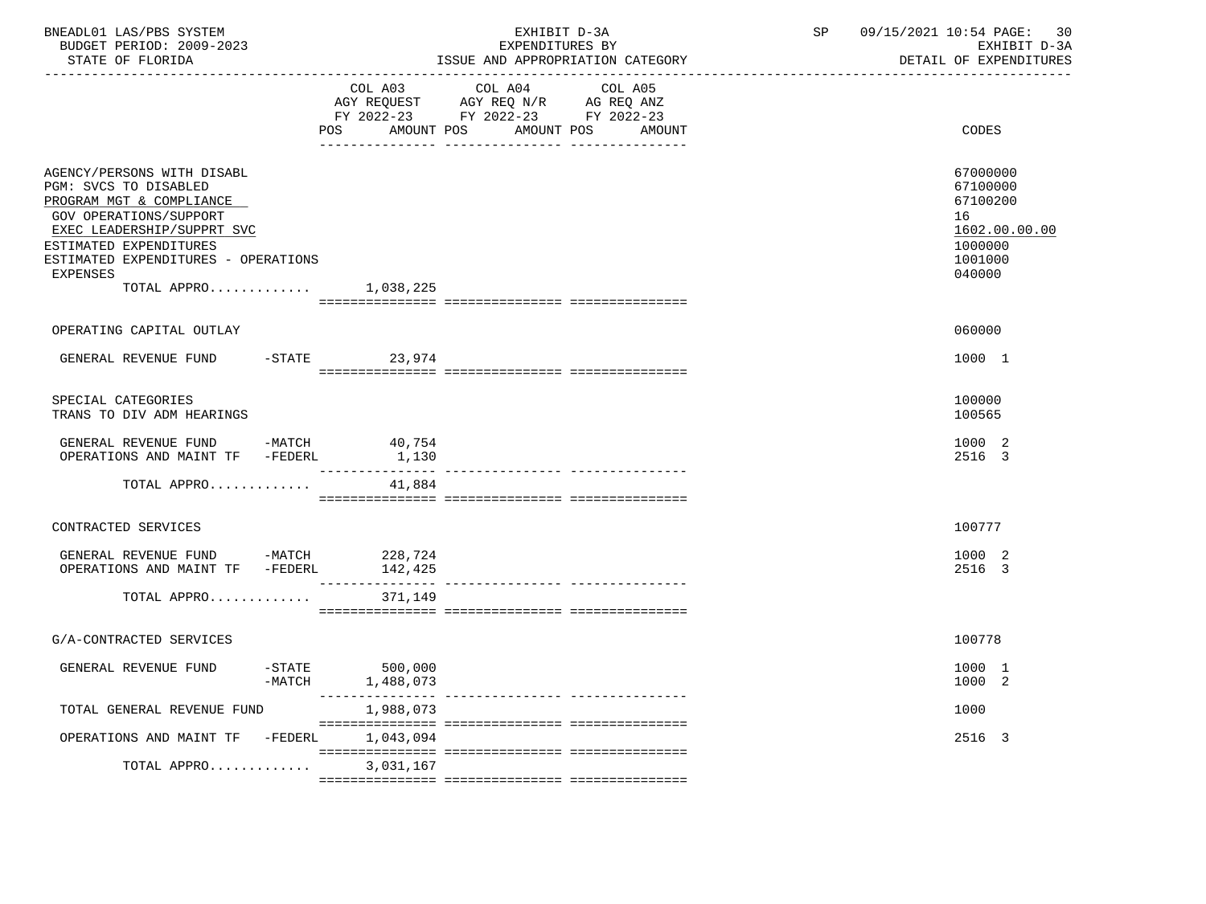BNEADL01 LAS/PBS SYSTEM — EXHIBIT D-3A — EXPENDITURES BY ISSUE AND APPROPRIATION CATEGORY — SP 09/15/2021 10:54
BUDGET PERIOD: 2009-2023 — STATE OF FLORIDA — EXHIBIT D-3A DETAIL OF EXPENDITURES

| | COL A03 AGY REQUEST FY 2022-23 POS | AMOUNT | COL A04 AGY REQ N/R FY 2022-23 POS | AMOUNT | COL A05 AG REQ ANZ FY 2022-23 POS | AMOUNT | CODES |
|---|---|---|---|---|---|---|---|
| AGENCY/PERSONS WITH DISABL | | | | | | | 67000000 |
| PGM: SVCS TO DISABLED | | | | | | | 67100000 |
| PROGRAM MGT & COMPLIANCE | | | | | | | 67100200 |
| GOV OPERATIONS/SUPPORT | | | | | | | 16 |
| EXEC LEADERSHIP/SUPPRT SVC | | | | | | | 1602.00.00.00 |
| ESTIMATED EXPENDITURES | | | | | | | 1000000 |
| ESTIMATED EXPENDITURES - OPERATIONS | | | | | | | 1001000 |
| EXPENSES | | | | | | | 040000 |
| TOTAL APPRO............ | | 1,038,225 | | | | | |
| OPERATING CAPITAL OUTLAY | | | | | | | 060000 |
| GENERAL REVENUE FUND -STATE | | 23,974 | | | | | 1000 1 |
| SPECIAL CATEGORIES | | | | | | | 100000 |
| TRANS TO DIV ADM HEARINGS | | | | | | | 100565 |
| GENERAL REVENUE FUND -MATCH | | 40,754 | | | | | 1000 2 |
| OPERATIONS AND MAINT TF -FEDERL | | 1,130 | | | | | 2516 3 |
| TOTAL APPRO............ | | 41,884 | | | | | |
| CONTRACTED SERVICES | | | | | | | 100777 |
| GENERAL REVENUE FUND -MATCH | | 228,724 | | | | | 1000 2 |
| OPERATIONS AND MAINT TF -FEDERL | | 142,425 | | | | | 2516 3 |
| TOTAL APPRO............ | | 371,149 | | | | | |
| G/A-CONTRACTED SERVICES | | | | | | | 100778 |
| GENERAL REVENUE FUND -STATE | | 500,000 | | | | | 1000 1 |
| -MATCH | | 1,488,073 | | | | | 1000 2 |
| TOTAL GENERAL REVENUE FUND | | 1,988,073 | | | | | 1000 |
| OPERATIONS AND MAINT TF -FEDERL | | 1,043,094 | | | | | 2516 3 |
| TOTAL APPRO............ | | 3,031,167 | | | | | |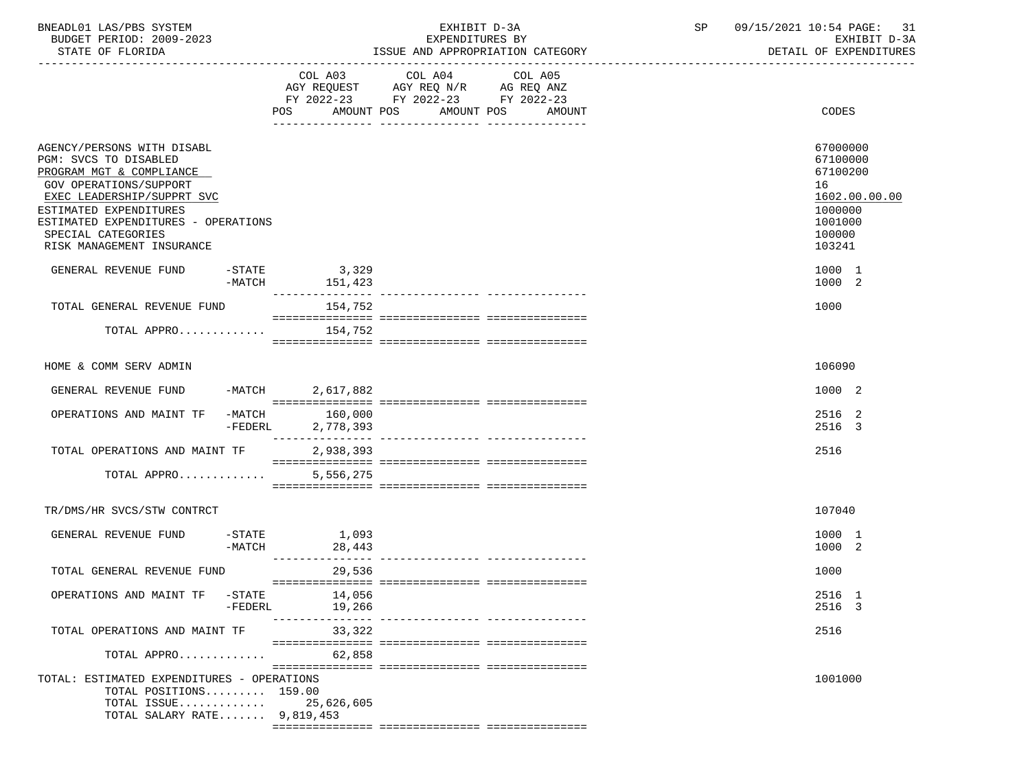BNEADL01 LAS/PBS SYSTEM | EXHIBIT D-3A | SP 09/15/2021 10:54 PAGE: 31
BUDGET PERIOD: 2009-2023 | EXPENDITURES BY | EXHIBIT D-3A
STATE OF FLORIDA | ISSUE AND APPROPRIATION CATEGORY | DETAIL OF EXPENDITURES

| | COL A03 AGY REQUEST FY 2022-23 POS AMOUNT | COL A04 AGY REQ N/R FY 2022-23 POS AMOUNT | COL A05 AG REQ ANZ FY 2022-23 POS AMOUNT | CODES |
|---|---|---|---|---|
| AGENCY/PERSONS WITH DISABL | | | | 67000000 |
| PGM: SVCS TO DISABLED | | | | 67100000 |
| PROGRAM MGT & COMPLIANCE | | | | 67100200 |
| GOV OPERATIONS/SUPPORT | | | | 16 |
| EXEC LEADERSHIP/SUPPRT SVC | | | | 1602.00.00.00 |
| ESTIMATED EXPENDITURES | | | | 1000000 |
| ESTIMATED EXPENDITURES - OPERATIONS | | | | 1001000 |
| SPECIAL CATEGORIES | | | | 100000 |
| RISK MANAGEMENT INSURANCE | | | | 103241 |
| GENERAL REVENUE FUND -STATE | 3,329 | | | 1000 1 |
| -MATCH | 151,423 | | | 1000 2 |
| TOTAL GENERAL REVENUE FUND | 154,752 | | | 1000 |
| TOTAL APPRO............. | 154,752 | | | |
| HOME & COMM SERV ADMIN | | | | 106090 |
| GENERAL REVENUE FUND -MATCH | 2,617,882 | | | 1000 2 |
| OPERATIONS AND MAINT TF -MATCH | 160,000 | | | 2516 2 |
| -FEDERL | 2,778,393 | | | 2516 3 |
| TOTAL OPERATIONS AND MAINT TF | 2,938,393 | | | 2516 |
| TOTAL APPRO............. | 5,556,275 | | | |
| TR/DMS/HR SVCS/STW CONTRCT | | | | 107040 |
| GENERAL REVENUE FUND -STATE | 1,093 | | | 1000 1 |
| -MATCH | 28,443 | | | 1000 2 |
| TOTAL GENERAL REVENUE FUND | 29,536 | | | 1000 |
| OPERATIONS AND MAINT TF -STATE | 14,056 | | | 2516 1 |
| -FEDERL | 19,266 | | | 2516 3 |
| TOTAL OPERATIONS AND MAINT TF | 33,322 | | | 2516 |
| TOTAL APPRO............. | 62,858 | | | |
| TOTAL: ESTIMATED EXPENDITURES - OPERATIONS | | | | 1001000 |
| TOTAL POSITIONS......... | 159.00 | | | |
| TOTAL ISSUE............. | 25,626,605 | | | |
| TOTAL SALARY RATE....... | 9,819,453 | | | |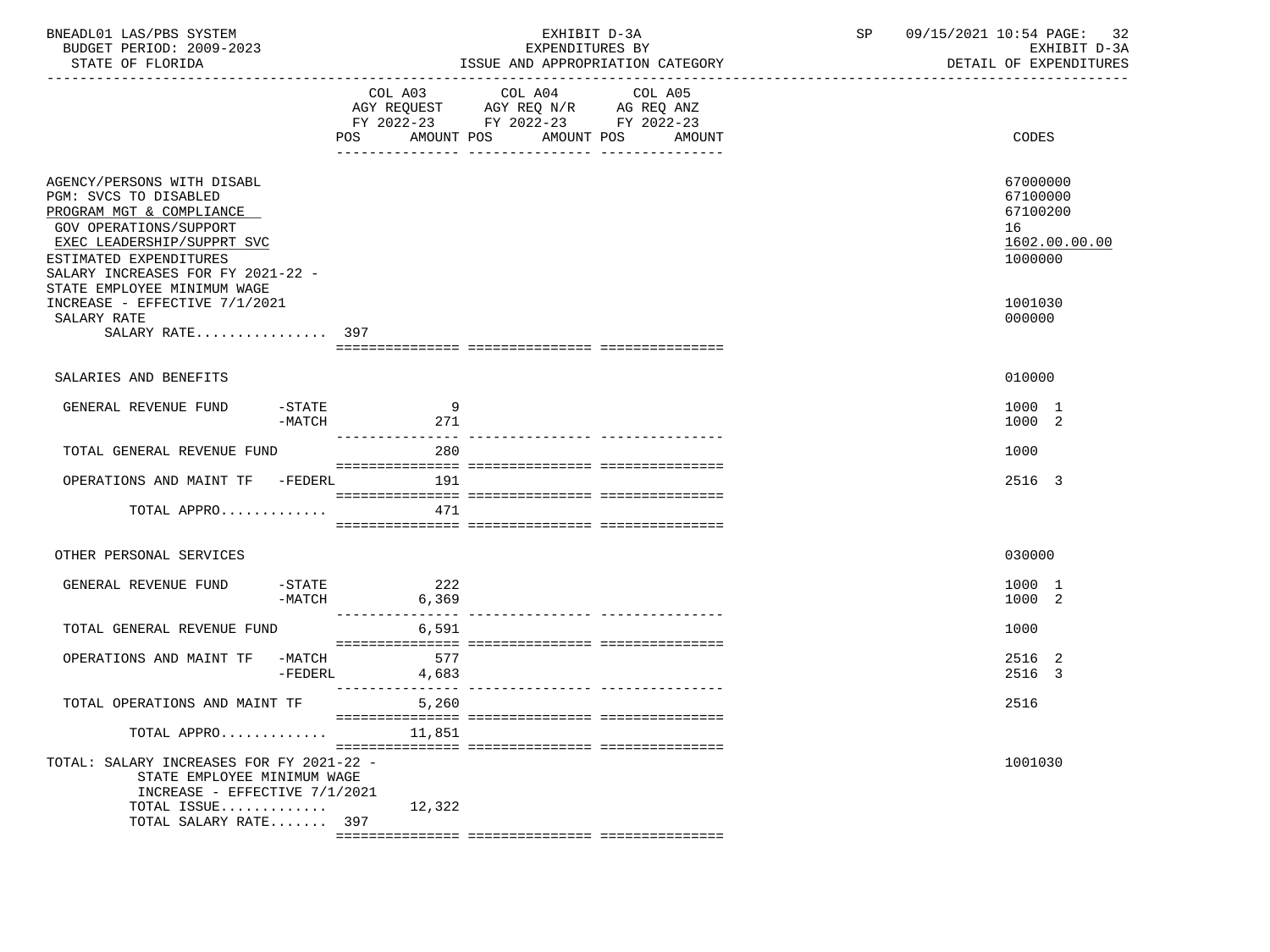BNEADL01 LAS/PBS SYSTEM — EXHIBIT D-3A — SP 09/15/2021 10:54

BUDGET PERIOD: 2009-2023 — EXPENDITURES BY — EXHIBIT D-3A

STATE OF FLORIDA — ISSUE AND APPROPRIATION CATEGORY — DETAIL OF EXPENDITURES

| | COL A03 AGY REQUEST FY 2022-23 POS | AMOUNT | COL A04 AGY REQ N/R FY 2022-23 POS | AMOUNT | COL A05 AG REQ ANZ FY 2022-23 POS | AMOUNT | CODES |
|---|---|---|---|---|---|---|---|
| AGENCY/PERSONS WITH DISABL | | | | | | | 67000000 |
| PGM: SVCS TO DISABLED | | | | | | | 67100000 |
| PROGRAM MGT & COMPLIANCE | | | | | | | 67100200 |
| GOV OPERATIONS/SUPPORT | | | | | | | 16 |
| EXEC LEADERSHIP/SUPPRT SVC | | | | | | | 1602.00.00.00 |
| ESTIMATED EXPENDITURES | | | | | | | 1000000 |
| SALARY INCREASES FOR FY 2021-22 - STATE EMPLOYEE MINIMUM WAGE INCREASE - EFFECTIVE 7/1/2021 | | | | | | | 1001030 |
| SALARY RATE | | | | | | | 000000 |
| SALARY RATE................ | 397 | | | | | | |
| SALARIES AND BENEFITS | | | | | | | 010000 |
| GENERAL REVENUE FUND -STATE | | 9 | | | | | 1000 1 |
| -MATCH | | 271 | | | | | 1000 2 |
| TOTAL GENERAL REVENUE FUND | | 280 | | | | | 1000 |
| OPERATIONS AND MAINT TF -FEDERL | | 191 | | | | | 2516 3 |
| TOTAL APPRO............. | | 471 | | | | | |
| OTHER PERSONAL SERVICES | | | | | | | 030000 |
| GENERAL REVENUE FUND -STATE | | 222 | | | | | 1000 1 |
| -MATCH | | 6,369 | | | | | 1000 2 |
| TOTAL GENERAL REVENUE FUND | | 6,591 | | | | | 1000 |
| OPERATIONS AND MAINT TF -MATCH | | 577 | | | | | 2516 2 |
| -FEDERL | | 4,683 | | | | | 2516 3 |
| TOTAL OPERATIONS AND MAINT TF | | 5,260 | | | | | 2516 |
| TOTAL APPRO............. | | 11,851 | | | | | |
| TOTAL: SALARY INCREASES FOR FY 2021-22 - STATE EMPLOYEE MINIMUM WAGE INCREASE - EFFECTIVE 7/1/2021 | | | | | | | 1001030 |
| TOTAL ISSUE............. | | 12,322 | | | | | |
| TOTAL SALARY RATE....... | 397 | | | | | | |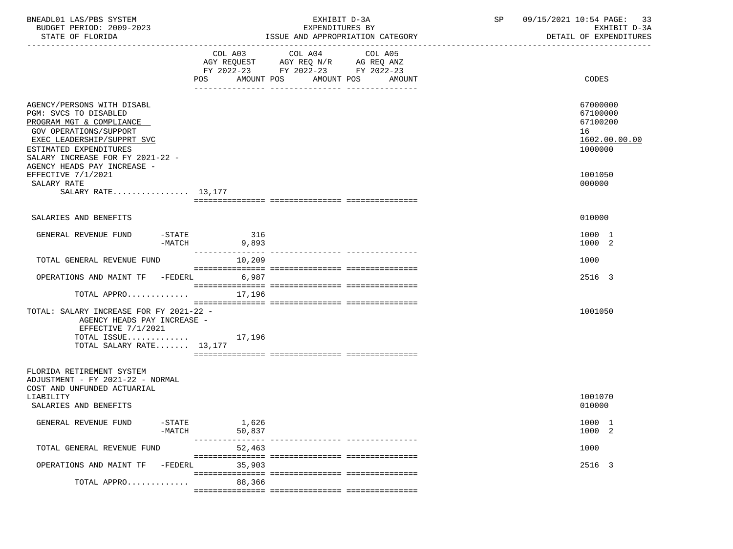BNEADL01 LAS/PBS SYSTEM | EXHIBIT D-3A | SP 09/15/2021 10:54
BUDGET PERIOD: 2009-2023 | EXPENDITURES BY | EXHIBIT D-3A
STATE OF FLORIDA | ISSUE AND APPROPRIATION CATEGORY | DETAIL OF EXPENDITURES

| | COL A03 AGY REQUEST FY 2022-23 POS | AMOUNT | COL A04 AGY REQ N/R FY 2022-23 POS | AMOUNT | COL A05 AG REQ ANZ FY 2022-23 POS | AMOUNT | CODES |
|---|---|---|---|---|---|---|---|
| AGENCY/PERSONS WITH DISABL | | | | | | | 67000000 |
| PGM: SVCS TO DISABLED | | | | | | | 67100000 |
| PROGRAM MGT & COMPLIANCE | | | | | | | 67100200 |
| GOV OPERATIONS/SUPPORT | | | | | | | 16 |
| EXEC LEADERSHIP/SUPPRT SVC | | | | | | | 1602.00.00.00 |
| ESTIMATED EXPENDITURES | | | | | | | 1000000 |
| SALARY INCREASE FOR FY 2021-22 - AGENCY HEADS PAY INCREASE - EFFECTIVE 7/1/2021 | | | | | | | 1001050 |
| SALARY RATE | | | | | | | 000000 |
| SALARY RATE................ | 13,177 | | | | | | |
| SALARIES AND BENEFITS | | | | | | | 010000 |
| GENERAL REVENUE FUND -STATE | | 316 | | | | | 1000 1 |
| -MATCH | | 9,893 | | | | | 1000 2 |
| TOTAL GENERAL REVENUE FUND | | 10,209 | | | | | 1000 |
| OPERATIONS AND MAINT TF -FEDERL | | 6,987 | | | | | 2516 3 |
| TOTAL APPRO............. | | 17,196 | | | | | |
| TOTAL: SALARY INCREASE FOR FY 2021-22 - AGENCY HEADS PAY INCREASE - EFFECTIVE 7/1/2021 | | | | | | | 1001050 |
| TOTAL ISSUE............. | | 17,196 | | | | | |
| TOTAL SALARY RATE....... | 13,177 | | | | | | |
| FLORIDA RETIREMENT SYSTEM ADJUSTMENT - FY 2021-22 - NORMAL COST AND UNFUNDED ACTUARIAL LIABILITY | | | | | | | 1001070 |
| SALARIES AND BENEFITS | | | | | | | 010000 |
| GENERAL REVENUE FUND -STATE | | 1,626 | | | | | 1000 1 |
| -MATCH | | 50,837 | | | | | 1000 2 |
| TOTAL GENERAL REVENUE FUND | | 52,463 | | | | | 1000 |
| OPERATIONS AND MAINT TF -FEDERL | | 35,903 | | | | | 2516 3 |
| TOTAL APPRO............. | | 88,366 | | | | | |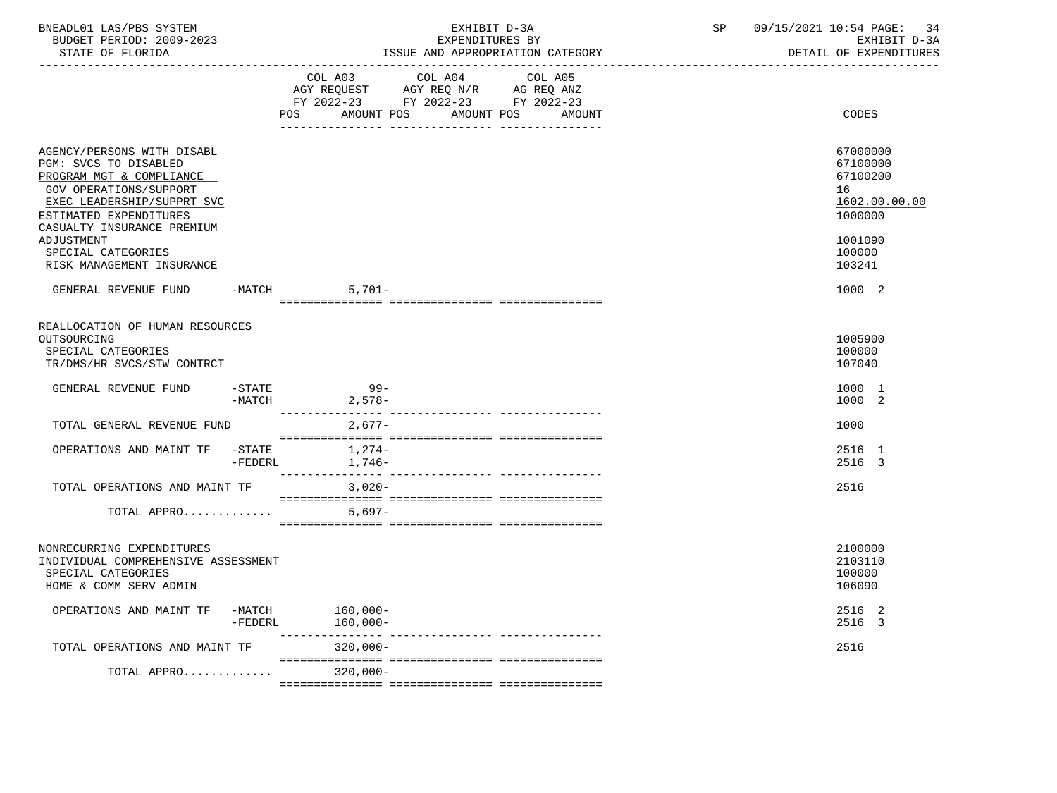BNEADL01 LAS/PBS SYSTEM — EXHIBIT D-3A — EXPENDITURES BY ISSUE AND APPROPRIATION CATEGORY — SP 09/15/2021 10:54 PAGE: 34
BUDGET PERIOD: 2009-2023 — EXHIBIT D-3A
STATE OF FLORIDA — DETAIL OF EXPENDITURES

| | COL A03 AGY REQUEST FY 2022-23 POS | AMOUNT | COL A04 AGY REQ N/R FY 2022-23 POS | AMOUNT | COL A05 AG REQ ANZ FY 2022-23 POS | AMOUNT | CODES |
|---|---|---|---|---|---|---|---|
| AGENCY/PERSONS WITH DISABL | | | | | | | 67000000 |
| PGM: SVCS TO DISABLED | | | | | | | 67100000 |
| PROGRAM MGT & COMPLIANCE | | | | | | | 67100200 |
| GOV OPERATIONS/SUPPORT | | | | | | | 16 |
| EXEC LEADERSHIP/SUPPRT SVC | | | | | | | 1602.00.00.00 |
| ESTIMATED EXPENDITURES | | | | | | | 1000000 |
| CASUALTY INSURANCE PREMIUM ADJUSTMENT | | | | | | | 1001090 |
| SPECIAL CATEGORIES | | | | | | | 100000 |
| RISK MANAGEMENT INSURANCE | | | | | | | 103241 |
| GENERAL REVENUE FUND -MATCH | | 5,701- | | | | | 1000 2 |
| REALLOCATION OF HUMAN RESOURCES OUTSOURCING | | | | | | | 1005900 |
| SPECIAL CATEGORIES | | | | | | | 100000 |
| TR/DMS/HR SVCS/STW CONTRCT | | | | | | | 107040 |
| GENERAL REVENUE FUND -STATE | | 99- | | | | | 1000 1 |
| -MATCH | | 2,578- | | | | | 1000 2 |
| TOTAL GENERAL REVENUE FUND | | 2,677- | | | | | 1000 |
| OPERATIONS AND MAINT TF -STATE | | 1,274- | | | | | 2516 1 |
| -FEDERL | | 1,746- | | | | | 2516 3 |
| TOTAL OPERATIONS AND MAINT TF | | 3,020- | | | | | 2516 |
| TOTAL APPRO............. | | 5,697- | | | | | |
| NONRECURRING EXPENDITURES | | | | | | | 2100000 |
| INDIVIDUAL COMPREHENSIVE ASSESSMENT | | | | | | | 2103110 |
| SPECIAL CATEGORIES | | | | | | | 100000 |
| HOME & COMM SERV ADMIN | | | | | | | 106090 |
| OPERATIONS AND MAINT TF -MATCH | | 160,000- | | | | | 2516 2 |
| -FEDERL | | 160,000- | | | | | 2516 3 |
| TOTAL OPERATIONS AND MAINT TF | | 320,000- | | | | | 2516 |
| TOTAL APPRO............. | | 320,000- | | | | | |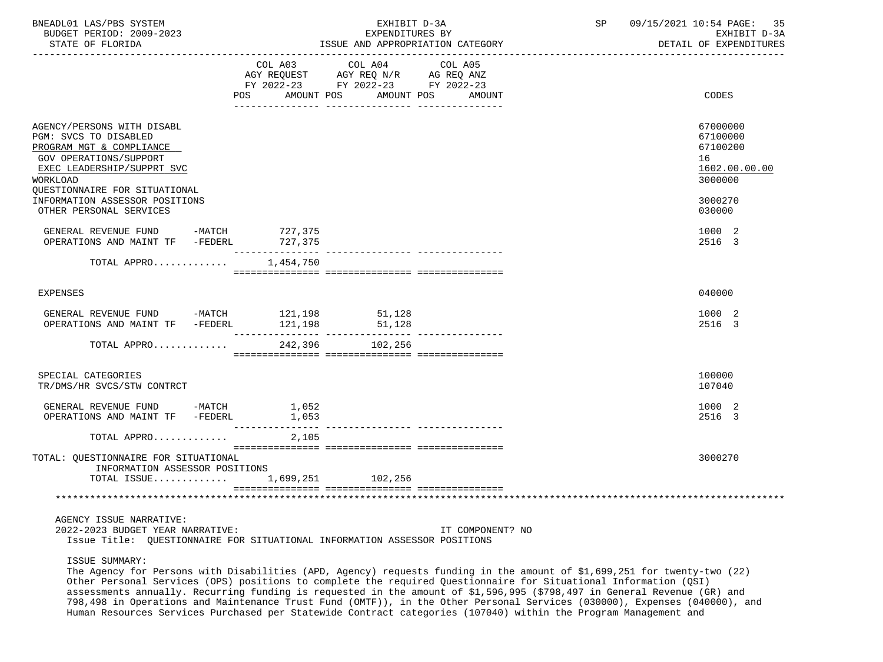BNEADL01 LAS/PBS SYSTEM — EXHIBIT D-3A — EXPENDITURES BY ISSUE AND APPROPRIATION CATEGORY — DETAIL OF EXPENDITURES

BUDGET PERIOD: 2009-2023

STATE OF FLORIDA

| | COL A03 AGY REQUEST FY 2022-23 POS AMOUNT | COL A04 AGY REQ N/R FY 2022-23 POS AMOUNT | COL A05 AG REQ ANZ FY 2022-23 POS AMOUNT | CODES |
|---|---|---|---|---|
| AGENCY/PERSONS WITH DISABL | | | | 67000000 |
| PGM: SVCS TO DISABLED | | | | 67100000 |
| PROGRAM MGT & COMPLIANCE | | | | 67100200 |
| GOV OPERATIONS/SUPPORT | | | | 16 |
| EXEC LEADERSHIP/SUPPRT SVC | | | | 1602.00.00.00 |
| WORKLOAD | | | | 3000000 |
| QUESTIONNAIRE FOR SITUATIONAL INFORMATION ASSESSOR POSITIONS | | | | 3000270 |
| OTHER PERSONAL SERVICES | | | | 030000 |
| GENERAL REVENUE FUND -MATCH | 727,375 | | | 1000 2 |
| OPERATIONS AND MAINT TF -FEDERL | 727,375 | | | 2516 3 |
| TOTAL APPRO............ | 1,454,750 | | | |
| EXPENSES | | | | 040000 |
| GENERAL REVENUE FUND -MATCH | 121,198 | 51,128 | | 1000 2 |
| OPERATIONS AND MAINT TF -FEDERL | 121,198 | 51,128 | | 2516 3 |
| TOTAL APPRO............ | 242,396 | 102,256 | | |
| SPECIAL CATEGORIES | | | | 100000 |
| TR/DMS/HR SVCS/STW CONTRCT | | | | 107040 |
| GENERAL REVENUE FUND -MATCH | 1,052 | | | 1000 2 |
| OPERATIONS AND MAINT TF -FEDERL | 1,053 | | | 2516 3 |
| TOTAL APPRO............ | 2,105 | | | |
| TOTAL: QUESTIONNAIRE FOR SITUATIONAL INFORMATION ASSESSOR POSITIONS | | | | 3000270 |
| TOTAL ISSUE............ | 1,699,251 | 102,256 | | |

AGENCY ISSUE NARRATIVE:

2022-2023 BUDGET YEAR NARRATIVE: IT COMPONENT? NO

Issue Title: QUESTIONNAIRE FOR SITUATIONAL INFORMATION ASSESSOR POSITIONS

ISSUE SUMMARY:

The Agency for Persons with Disabilities (APD, Agency) requests funding in the amount of $1,699,251 for twenty-two (22) Other Personal Services (OPS) positions to complete the required Questionnaire for Situational Information (QSI) assessments annually. Recurring funding is requested in the amount of $1,596,995 ($798,497 in General Revenue (GR) and 798,498 in Operations and Maintenance Trust Fund (OMTF)), in the Other Personal Services (030000), Expenses (040000), and Human Resources Services Purchased per Statewide Contract categories (107040) within the Program Management and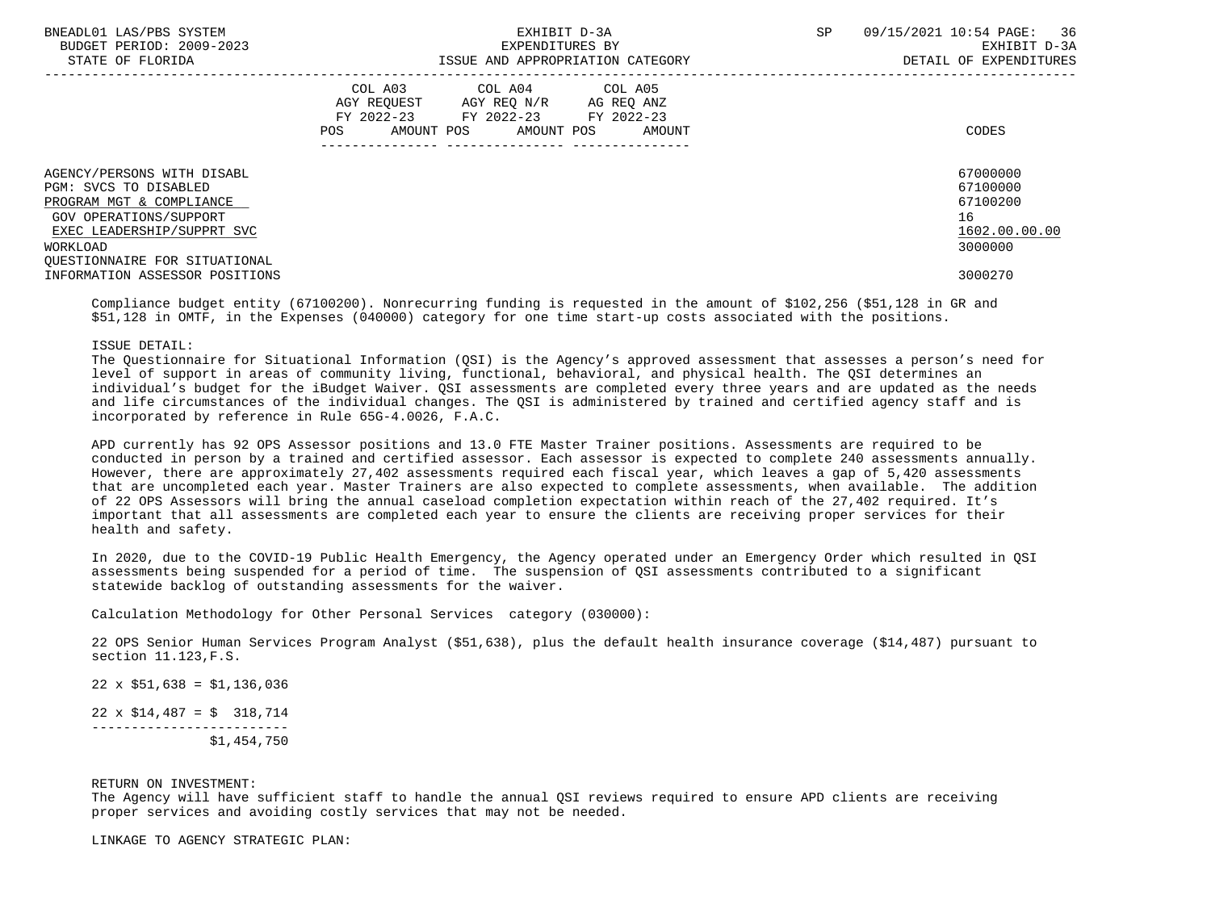| | COL A03 AGY REQUEST FY 2022-23 POS AMOUNT | COL A04 AGY REQ N/R FY 2022-23 POS AMOUNT | COL A05 AG REQ ANZ FY 2022-23 POS AMOUNT | CODES |
|---|---|---|---|---|
| AGENCY/PERSONS WITH DISABL | | | | 67000000 |
| PGM: SVCS TO DISABLED | | | | 67100000 |
| PROGRAM MGT & COMPLIANCE | | | | 67100200 |
| GOV OPERATIONS/SUPPORT | | | | 16 |
| EXEC LEADERSHIP/SUPPRT SVC | | | | 1602.00.00.00 |
| WORKLOAD | | | | 3000000 |
| QUESTIONNAIRE FOR SITUATIONAL INFORMATION ASSESSOR POSITIONS | | | | 3000270 |

Compliance budget entity (67100200). Nonrecurring funding is requested in the amount of $102,256 ($51,128 in GR and $51,128 in OMTF, in the Expenses (040000) category for one time start-up costs associated with the positions.

ISSUE DETAIL:
The Questionnaire for Situational Information (QSI) is the Agency's approved assessment that assesses a person's need for level of support in areas of community living, functional, behavioral, and physical health. The QSI determines an individual's budget for the iBudget Waiver. QSI assessments are completed every three years and are updated as the needs and life circumstances of the individual changes. The QSI is administered by trained and certified agency staff and is incorporated by reference in Rule 65G-4.0026, F.A.C.

APD currently has 92 OPS Assessor positions and 13.0 FTE Master Trainer positions. Assessments are required to be conducted in person by a trained and certified assessor. Each assessor is expected to complete 240 assessments annually. However, there are approximately 27,402 assessments required each fiscal year, which leaves a gap of 5,420 assessments that are uncompleted each year. Master Trainers are also expected to complete assessments, when available. The addition of 22 OPS Assessors will bring the annual caseload completion expectation within reach of the 27,402 required. It's important that all assessments are completed each year to ensure the clients are receiving proper services for their health and safety.

In 2020, due to the COVID-19 Public Health Emergency, the Agency operated under an Emergency Order which resulted in QSI assessments being suspended for a period of time. The suspension of QSI assessments contributed to a significant statewide backlog of outstanding assessments for the waiver.

Calculation Methodology for Other Personal Services category (030000):

22 OPS Senior Human Services Program Analyst ($51,638), plus the default health insurance coverage ($14,487) pursuant to section 11.123,F.S.

```
22 x $51,638 = $1,136,036

22 x $14,487 = $  318,714
-------------------------
               $1,454,750
```

RETURN ON INVESTMENT:
The Agency will have sufficient staff to handle the annual QSI reviews required to ensure APD clients are receiving proper services and avoiding costly services that may not be needed.

LINKAGE TO AGENCY STRATEGIC PLAN: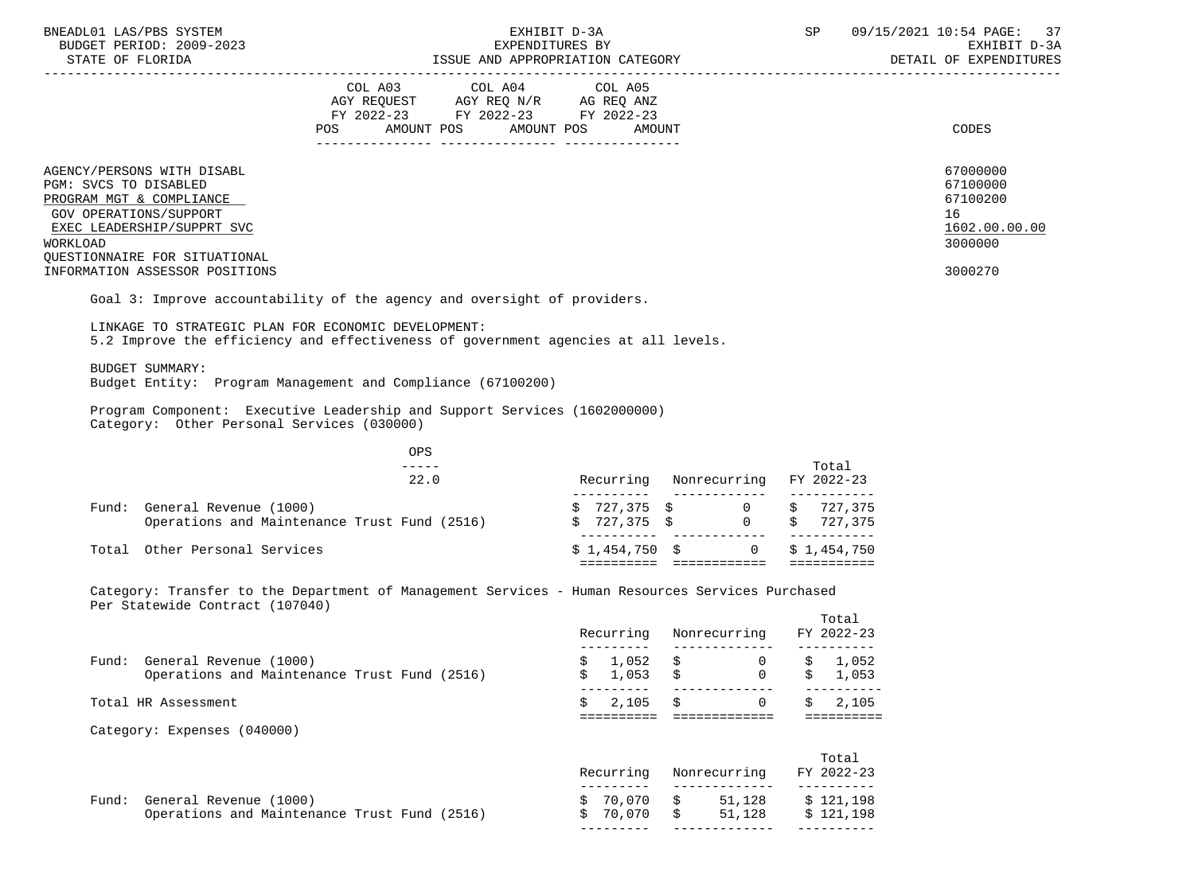| | COL A03 AGY REQUEST FY 2022-23 POS AMOUNT | COL A04 AGY REQ N/R FY 2022-23 POS AMOUNT | COL A05 AG REQ ANZ FY 2022-23 POS AMOUNT | CODES |
|---|---|---|---|---|
| AGENCY/PERSONS WITH DISABL | | | | 67000000 |
| PGM: SVCS TO DISABLED | | | | 67100000 |
| PROGRAM MGT & COMPLIANCE | | | | 67100200 |
| GOV OPERATIONS/SUPPORT | | | | 16 |
| EXEC LEADERSHIP/SUPPRT SVC | | | | 1602.00.00.00 |
| WORKLOAD | | | | 3000000 |
| QUESTIONNAIRE FOR SITUATIONAL INFORMATION ASSESSOR POSITIONS | | | | 3000270 |

Goal 3: Improve accountability of the agency and oversight of providers.

LINKAGE TO STRATEGIC PLAN FOR ECONOMIC DEVELOPMENT:
5.2 Improve the efficiency and effectiveness of government agencies at all levels.

BUDGET SUMMARY:
Budget Entity: Program Management and Compliance (67100200)

Program Component: Executive Leadership and Support Services (1602000000)
Category: Other Personal Services (030000)

| | OPS 22.0 | Recurring | Nonrecurring | Total FY 2022-23 |
|---|---|---|---|---|
| Fund: General Revenue (1000) | | $ 727,375 | $ 0 | $ 727,375 |
| Operations and Maintenance Trust Fund (2516) | | $ 727,375 | $ 0 | $ 727,375 |
| Total Other Personal Services | | $ 1,454,750 | $ 0 | $ 1,454,750 |

Category: Transfer to the Department of Management Services - Human Resources Services Purchased Per Statewide Contract (107040)

| | Recurring | Nonrecurring | Total FY 2022-23 |
|---|---|---|---|
| Fund: General Revenue (1000) | $ 1,052 | $ 0 | $ 1,052 |
| Operations and Maintenance Trust Fund (2516) | $ 1,053 | $ 0 | $ 1,053 |
| Total HR Assessment | $ 2,105 | $ 0 | $ 2,105 |

Category: Expenses (040000)

| | Recurring | Nonrecurring | Total FY 2022-23 |
|---|---|---|---|
| Fund: General Revenue (1000) | $ 70,070 | $ 51,128 | $ 121,198 |
| Operations and Maintenance Trust Fund (2516) | $ 70,070 | $ 51,128 | $ 121,198 |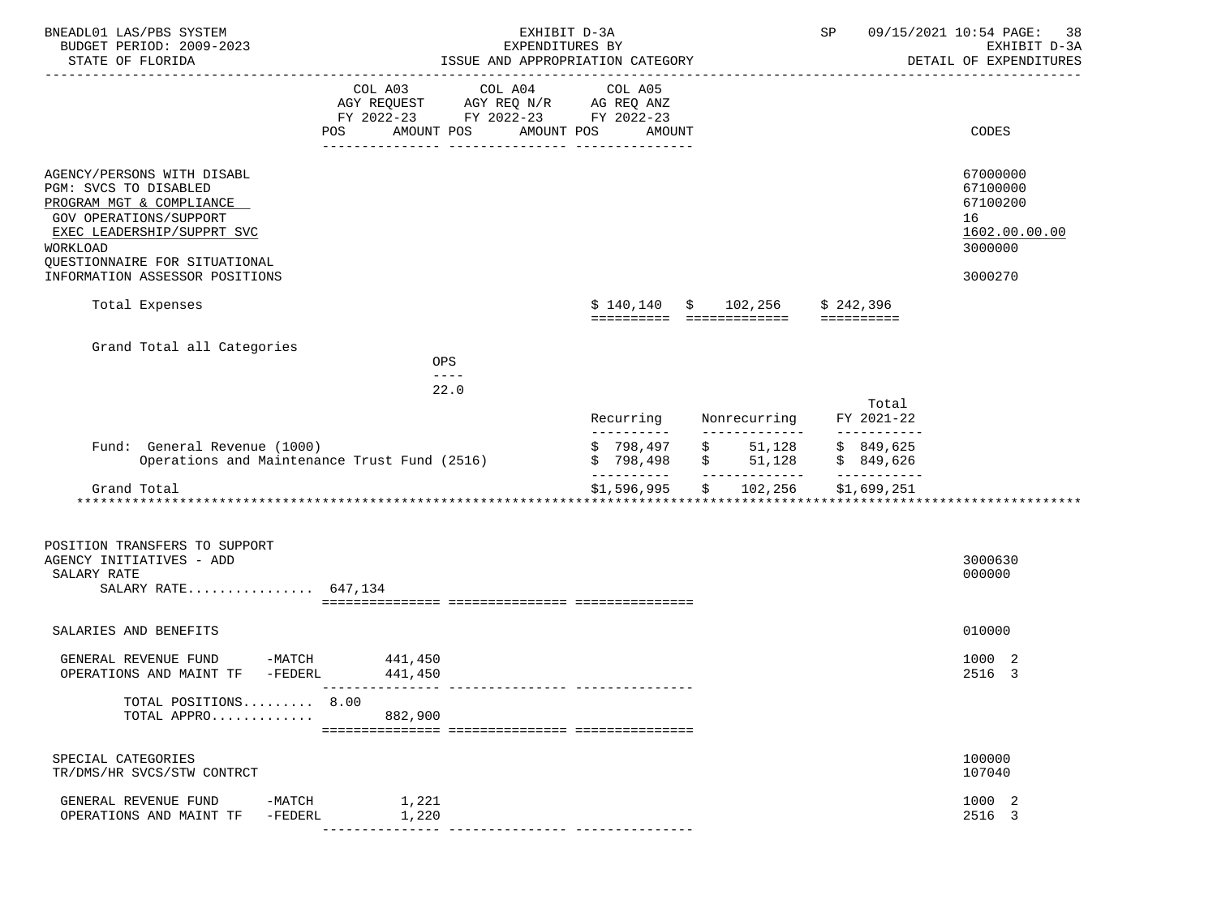BNEADL01 LAS/PBS SYSTEM — EXHIBIT D-3A — EXPENDITURES BY ISSUE AND APPROPRIATION CATEGORY — DETAIL OF EXPENDITURES
BUDGET PERIOD: 2009-2023 — STATE OF FLORIDA

| | COL A03 AGY REQUEST FY 2022-23 POS AMOUNT | COL A04 AGY REQ N/R FY 2022-23 POS AMOUNT | COL A05 AG REQ ANZ FY 2022-23 POS AMOUNT | CODES |
|---|---|---|---|---|
| AGENCY/PERSONS WITH DISABL | | | | 67000000 |
| PGM: SVCS TO DISABLED | | | | 67100000 |
| PROGRAM MGT & COMPLIANCE | | | | 67100200 |
| GOV OPERATIONS/SUPPORT | | | | 16 |
| EXEC LEADERSHIP/SUPPRT SVC | | | | 1602.00.00.00 |
| WORKLOAD | | | | 3000000 |
| QUESTIONNAIRE FOR SITUATIONAL INFORMATION ASSESSOR POSITIONS | | | | 3000270 |

| | Recurring | Nonrecurring | Total |
|---|---|---|---|
| Total Expenses | $ 140,140 | $ 102,256 | $ 242,396 |

Grand Total all Categories

OPS: 22.0

| | Recurring | Nonrecurring | Total FY 2021-22 |
|---|---|---|---|
| Fund: General Revenue (1000) | $ 798,497 | $ 51,128 | $ 849,625 |
| Operations and Maintenance Trust Fund (2516) | $ 798,498 | $ 51,128 | $ 849,626 |
| Grand Total | $1,596,995 | $ 102,256 | $1,699,251 |

***

| | COL A03 AGY REQUEST FY 2022-23 POS AMOUNT | COL A04 AGY REQ N/R FY 2022-23 POS AMOUNT | COL A05 AG REQ ANZ FY 2022-23 POS AMOUNT | CODES |
|---|---|---|---|---|
| POSITION TRANSFERS TO SUPPORT AGENCY INITIATIVES - ADD | | | | 3000630 |
| SALARY RATE | | | | 000000 |
| SALARY RATE................ | 647,134 | | | |
| SALARIES AND BENEFITS | | | | 010000 |
| GENERAL REVENUE FUND -MATCH | 441,450 | | | 1000 2 |
| OPERATIONS AND MAINT TF -FEDERL | 441,450 | | | 2516 3 |
| TOTAL POSITIONS......... | 8.00 | | | |
| TOTAL APPRO............. | 882,900 | | | |
| SPECIAL CATEGORIES | | | | 100000 |
| TR/DMS/HR SVCS/STW CONTRCT | | | | 107040 |
| GENERAL REVENUE FUND -MATCH | 1,221 | | | 1000 2 |
| OPERATIONS AND MAINT TF -FEDERL | 1,220 | | | 2516 3 |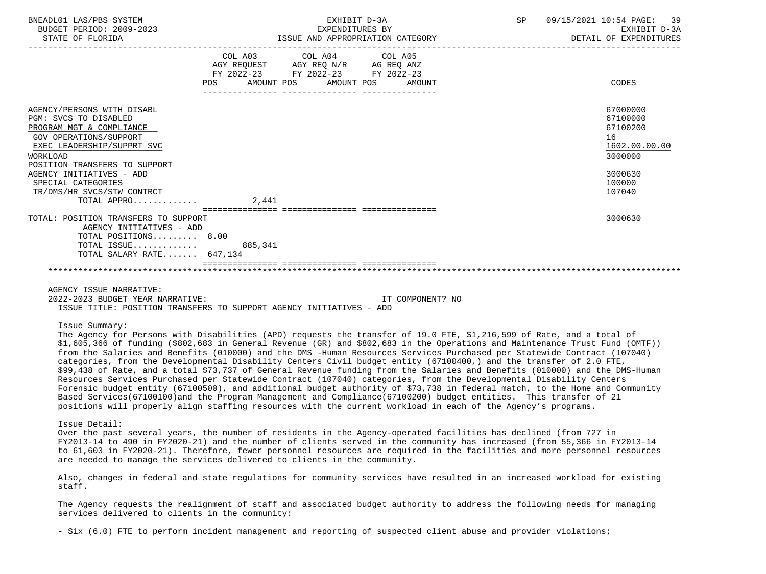BNEADL01 LAS/PBS SYSTEM — EXHIBIT D-3A — EXPENDITURES BY ISSUE AND APPROPRIATION CATEGORY — DETAIL OF EXPENDITURES

BUDGET PERIOD: 2009-2023 — STATE OF FLORIDA

| | COL A03 AGY REQUEST FY 2022-23 POS | AMOUNT | COL A04 AGY REQ N/R FY 2022-23 POS | AMOUNT | COL A05 AG REQ ANZ FY 2022-23 POS | AMOUNT | CODES |
|---|---|---|---|---|---|---|---|
| AGENCY/PERSONS WITH DISABL | | | | | | | 67000000 |
| PGM: SVCS TO DISABLED | | | | | | | 67100000 |
| PROGRAM MGT & COMPLIANCE | | | | | | | 67100200 |
| GOV OPERATIONS/SUPPORT | | | | | | | 16 |
| EXEC LEADERSHIP/SUPPRT SVC | | | | | | | 1602.00.00.00 |
| WORKLOAD | | | | | | | 3000000 |
| POSITION TRANSFERS TO SUPPORT AGENCY INITIATIVES - ADD | | | | | | | 3000630 |
| SPECIAL CATEGORIES | | | | | | | 100000 |
| TR/DMS/HR SVCS/STW CONTRCT | | | | | | | 107040 |
| TOTAL APPRO............ | | 2,441 | | | | | |
| TOTAL: POSITION TRANSFERS TO SUPPORT AGENCY INITIATIVES - ADD | | | | | | | 3000630 |
| TOTAL POSITIONS......... | 8.00 | | | | | | |
| TOTAL ISSUE............ | | 885,341 | | | | | |
| TOTAL SALARY RATE....... | | 647,134 | | | | | |

AGENCY ISSUE NARRATIVE:

2022-2023 BUDGET YEAR NARRATIVE: IT COMPONENT? NO

ISSUE TITLE: POSITION TRANSFERS TO SUPPORT AGENCY INITIATIVES - ADD

Issue Summary:

The Agency for Persons with Disabilities (APD) requests the transfer of 19.0 FTE, $1,216,599 of Rate, and a total of $1,605,366 of funding ($802,683 in General Revenue (GR) and $802,683 in the Operations and Maintenance Trust Fund (OMTF)) from the Salaries and Benefits (010000) and the DMS -Human Resources Services Purchased per Statewide Contract (107040) categories, from the Developmental Disability Centers Civil budget entity (67100400,) and the transfer of 2.0 FTE, $99,438 of Rate, and a total $73,737 of General Revenue funding from the Salaries and Benefits (010000) and the DMS-Human Resources Services Purchased per Statewide Contract (107040) categories, from the Developmental Disability Centers Forensic budget entity (67100500), and additional budget authority of $73,738 in federal match, to the Home and Community Based Services(67100100)and the Program Management and Compliance(67100200) budget entities. This transfer of 21 positions will properly align staffing resources with the current workload in each of the Agency's programs.

Issue Detail:

Over the past several years, the number of residents in the Agency-operated facilities has declined (from 727 in FY2013-14 to 490 in FY2020-21) and the number of clients served in the community has increased (from 55,366 in FY2013-14 to 61,603 in FY2020-21). Therefore, fewer personnel resources are required in the facilities and more personnel resources are needed to manage the services delivered to clients in the community.

Also, changes in federal and state regulations for community services have resulted in an increased workload for existing staff.

The Agency requests the realignment of staff and associated budget authority to address the following needs for managing services delivered to clients in the community:

- Six (6.0) FTE to perform incident management and reporting of suspected client abuse and provider violations;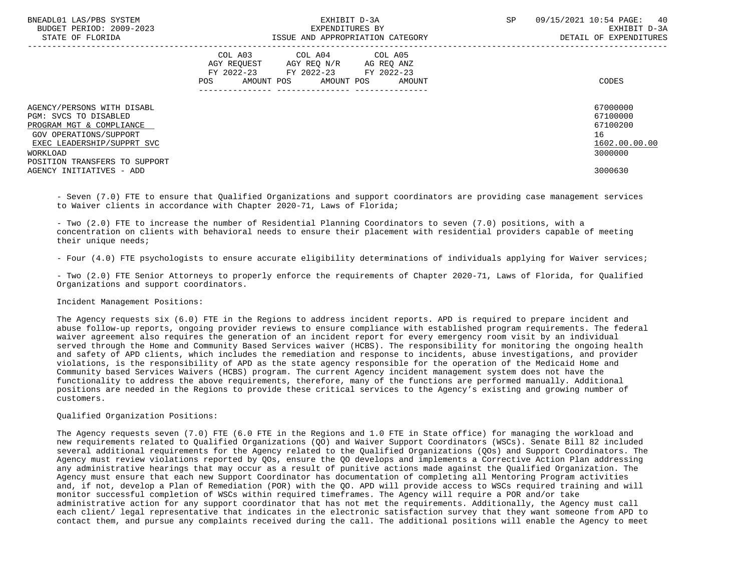| | COL A03 AGY REQUEST FY 2022-23 POS AMOUNT | COL A04 AGY REQ N/R FY 2022-23 POS AMOUNT | COL A05 AG REQ ANZ FY 2022-23 POS AMOUNT | CODES |
|---|---|---|---|---|
| AGENCY/PERSONS WITH DISABL | | | | 67000000 |
| PGM: SVCS TO DISABLED | | | | 67100000 |
| PROGRAM MGT & COMPLIANCE | | | | 67100200 |
| GOV OPERATIONS/SUPPORT | | | | 16 |
| EXEC LEADERSHIP/SUPPRT SVC | | | | 1602.00.00.00 |
| WORKLOAD | | | | 3000000 |
| POSITION TRANSFERS TO SUPPORT AGENCY INITIATIVES - ADD | | | | 3000630 |

- Seven (7.0) FTE to ensure that Qualified Organizations and support coordinators are providing case management services to Waiver clients in accordance with Chapter 2020-71, Laws of Florida;

- Two (2.0) FTE to increase the number of Residential Planning Coordinators to seven (7.0) positions, with a concentration on clients with behavioral needs to ensure their placement with residential providers capable of meeting their unique needs;

- Four (4.0) FTE psychologists to ensure accurate eligibility determinations of individuals applying for Waiver services;

- Two (2.0) FTE Senior Attorneys to properly enforce the requirements of Chapter 2020-71, Laws of Florida, for Qualified Organizations and support coordinators.

Incident Management Positions:

The Agency requests six (6.0) FTE in the Regions to address incident reports. APD is required to prepare incident and abuse follow-up reports, ongoing provider reviews to ensure compliance with established program requirements. The federal waiver agreement also requires the generation of an incident report for every emergency room visit by an individual served through the Home and Community Based Services waiver (HCBS). The responsibility for monitoring the ongoing health and safety of APD clients, which includes the remediation and response to incidents, abuse investigations, and provider violations, is the responsibility of APD as the state agency responsible for the operation of the Medicaid Home and Community based Services Waivers (HCBS) program. The current Agency incident management system does not have the functionality to address the above requirements, therefore, many of the functions are performed manually. Additional positions are needed in the Regions to provide these critical services to the Agency's existing and growing number of customers.

Qualified Organization Positions:

The Agency requests seven (7.0) FTE (6.0 FTE in the Regions and 1.0 FTE in State office) for managing the workload and new requirements related to Qualified Organizations (QO) and Waiver Support Coordinators (WSCs). Senate Bill 82 included several additional requirements for the Agency related to the Qualified Organizations (QOs) and Support Coordinators. The Agency must review violations reported by QOs, ensure the QO develops and implements a Corrective Action Plan addressing any administrative hearings that may occur as a result of punitive actions made against the Qualified Organization. The Agency must ensure that each new Support Coordinator has documentation of completing all Mentoring Program activities and, if not, develop a Plan of Remediation (POR) with the QO. APD will provide access to WSCs required training and will monitor successful completion of WSCs within required timeframes. The Agency will require a POR and/or take administrative action for any support coordinator that has not met the requirements. Additionally, the Agency must call each client/ legal representative that indicates in the electronic satisfaction survey that they want someone from APD to contact them, and pursue any complaints received during the call. The additional positions will enable the Agency to meet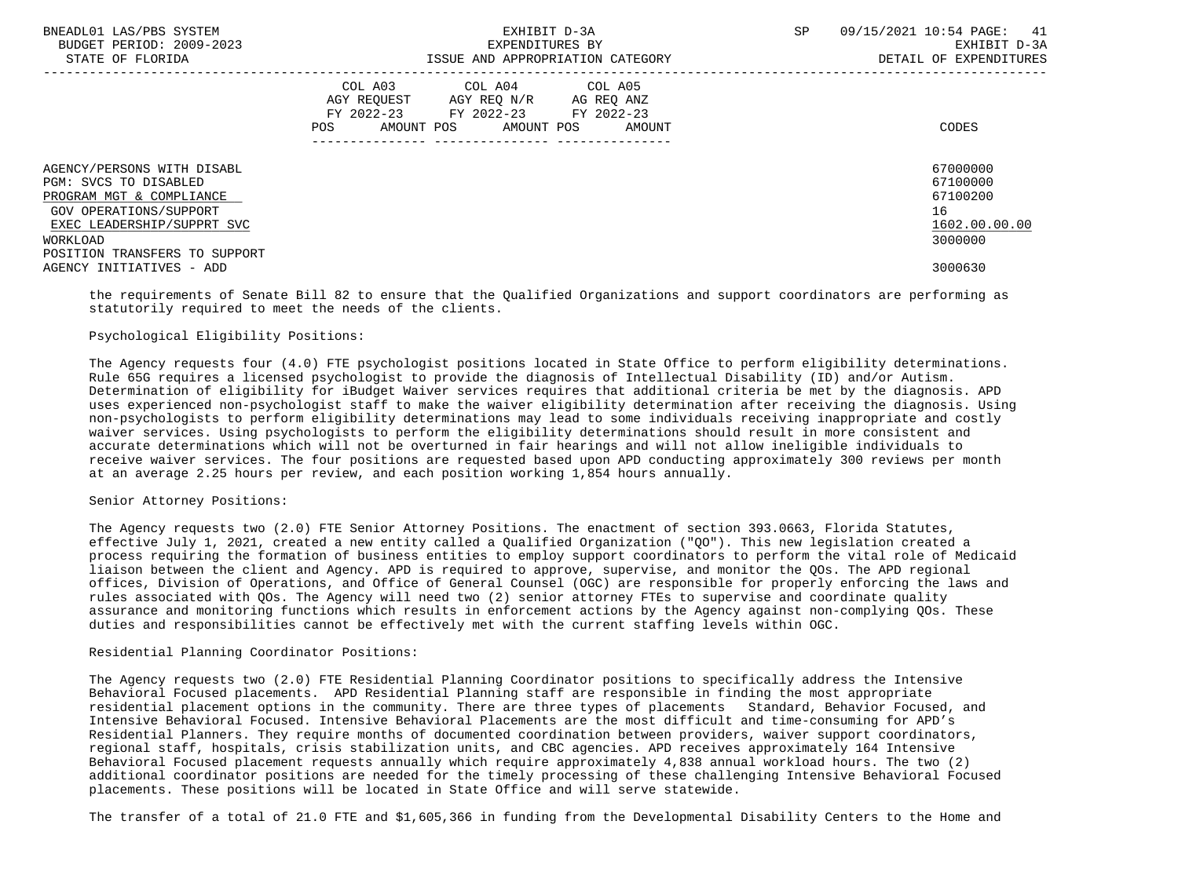| | COL A03 AGY REQUEST FY 2022-23 POS AMOUNT | COL A04 AGY REQ N/R FY 2022-23 POS AMOUNT | COL A05 AG REQ ANZ FY 2022-23 POS AMOUNT | CODES |
|---|---|---|---|---|
| AGENCY/PERSONS WITH DISABL | | | | 67000000 |
| PGM: SVCS TO DISABLED | | | | 67100000 |
| PROGRAM MGT & COMPLIANCE | | | | 67100200 |
| GOV OPERATIONS/SUPPORT | | | | 16 |
| EXEC LEADERSHIP/SUPPRT SVC | | | | 1602.00.00.00 |
| WORKLOAD | | | | 3000000 |
| POSITION TRANSFERS TO SUPPORT AGENCY INITIATIVES - ADD | | | | 3000630 |

the requirements of Senate Bill 82 to ensure that the Qualified Organizations and support coordinators are performing as statutorily required to meet the needs of the clients.

Psychological Eligibility Positions:

The Agency requests four (4.0) FTE psychologist positions located in State Office to perform eligibility determinations. Rule 65G requires a licensed psychologist to provide the diagnosis of Intellectual Disability (ID) and/or Autism. Determination of eligibility for iBudget Waiver services requires that additional criteria be met by the diagnosis. APD uses experienced non-psychologist staff to make the waiver eligibility determination after receiving the diagnosis. Using non-psychologists to perform eligibility determinations may lead to some individuals receiving inappropriate and costly waiver services. Using psychologists to perform the eligibility determinations should result in more consistent and accurate determinations which will not be overturned in fair hearings and will not allow ineligible individuals to receive waiver services. The four positions are requested based upon APD conducting approximately 300 reviews per month at an average 2.25 hours per review, and each position working 1,854 hours annually.

Senior Attorney Positions:

The Agency requests two (2.0) FTE Senior Attorney Positions. The enactment of section 393.0663, Florida Statutes, effective July 1, 2021, created a new entity called a Qualified Organization ("QO"). This new legislation created a process requiring the formation of business entities to employ support coordinators to perform the vital role of Medicaid liaison between the client and Agency. APD is required to approve, supervise, and monitor the QOs. The APD regional offices, Division of Operations, and Office of General Counsel (OGC) are responsible for properly enforcing the laws and rules associated with QOs. The Agency will need two (2) senior attorney FTEs to supervise and coordinate quality assurance and monitoring functions which results in enforcement actions by the Agency against non-complying QOs. These duties and responsibilities cannot be effectively met with the current staffing levels within OGC.

Residential Planning Coordinator Positions:

The Agency requests two (2.0) FTE Residential Planning Coordinator positions to specifically address the Intensive Behavioral Focused placements. APD Residential Planning staff are responsible in finding the most appropriate residential placement options in the community. There are three types of placements Standard, Behavior Focused, and Intensive Behavioral Focused. Intensive Behavioral Placements are the most difficult and time-consuming for APD's Residential Planners. They require months of documented coordination between providers, waiver support coordinators, regional staff, hospitals, crisis stabilization units, and CBC agencies. APD receives approximately 164 Intensive Behavioral Focused placement requests annually which require approximately 4,838 annual workload hours. The two (2) additional coordinator positions are needed for the timely processing of these challenging Intensive Behavioral Focused placements. These positions will be located in State Office and will serve statewide.

The transfer of a total of 21.0 FTE and $1,605,366 in funding from the Developmental Disability Centers to the Home and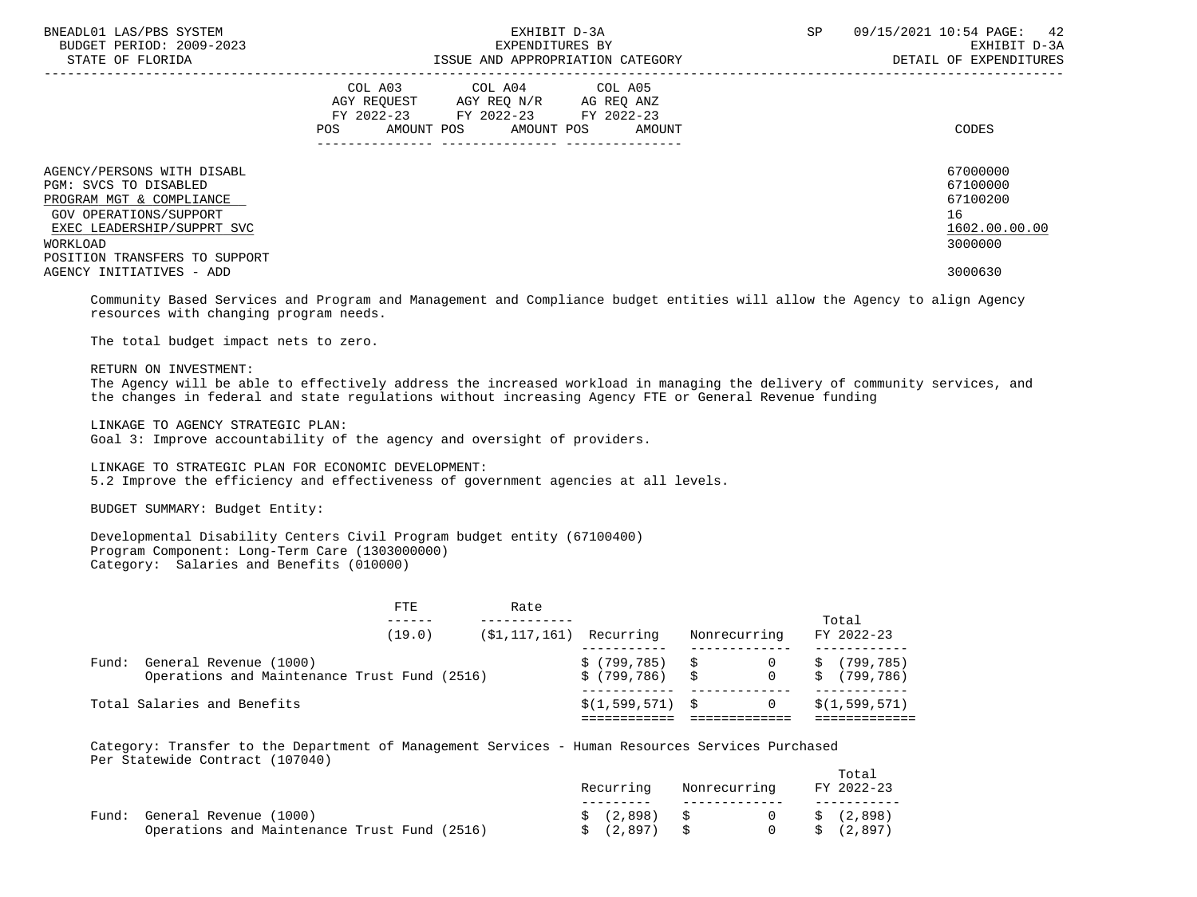| | COL A03 AGY REQUEST FY 2022-23 POS AMOUNT | COL A04 AGY REQ N/R FY 2022-23 POS AMOUNT | COL A05 AG REQ ANZ FY 2022-23 POS AMOUNT | CODES |
|---|---|---|---|---|
| AGENCY/PERSONS WITH DISABL | | | | 67000000 |
| PGM: SVCS TO DISABLED | | | | 67100000 |
| PROGRAM MGT & COMPLIANCE | | | | 67100200 |
| GOV OPERATIONS/SUPPORT | | | | 16 |
| EXEC LEADERSHIP/SUPPRT SVC | | | | 1602.00.00.00 |
| WORKLOAD | | | | 3000000 |
| POSITION TRANSFERS TO SUPPORT AGENCY INITIATIVES - ADD | | | | 3000630 |

Community Based Services and Program and Management and Compliance budget entities will allow the Agency to align Agency resources with changing program needs.

The total budget impact nets to zero.

RETURN ON INVESTMENT:
The Agency will be able to effectively address the increased workload in managing the delivery of community services, and the changes in federal and state regulations without increasing Agency FTE or General Revenue funding

LINKAGE TO AGENCY STRATEGIC PLAN:
Goal 3: Improve accountability of the agency and oversight of providers.

LINKAGE TO STRATEGIC PLAN FOR ECONOMIC DEVELOPMENT:
5.2 Improve the efficiency and effectiveness of government agencies at all levels.

BUDGET SUMMARY: Budget Entity:

Developmental Disability Centers Civil Program budget entity (67100400)
Program Component: Long-Term Care (1303000000)
Category: Salaries and Benefits (010000)

| | FTE | Rate | Recurring | Nonrecurring | Total FY 2022-23 |
|---|---|---|---|---|---|
| | (19.0) | ($1,117,161) | | | |
| Fund: General Revenue (1000) | | | $ (799,785) | $ 0 | $ (799,785) |
| Operations and Maintenance Trust Fund (2516) | | | $ (799,786) | $ 0 | $ (799,786) |
| Total Salaries and Benefits | | | $(1,599,571) | $ 0 | $(1,599,571) |

Category: Transfer to the Department of Management Services - Human Resources Services Purchased Per Statewide Contract (107040)

| | Recurring | Nonrecurring | Total FY 2022-23 |
|---|---|---|---|
| Fund: General Revenue (1000) | $ (2,898) | $ 0 | $ (2,898) |
| Operations and Maintenance Trust Fund (2516) | $ (2,897) | $ 0 | $ (2,897) |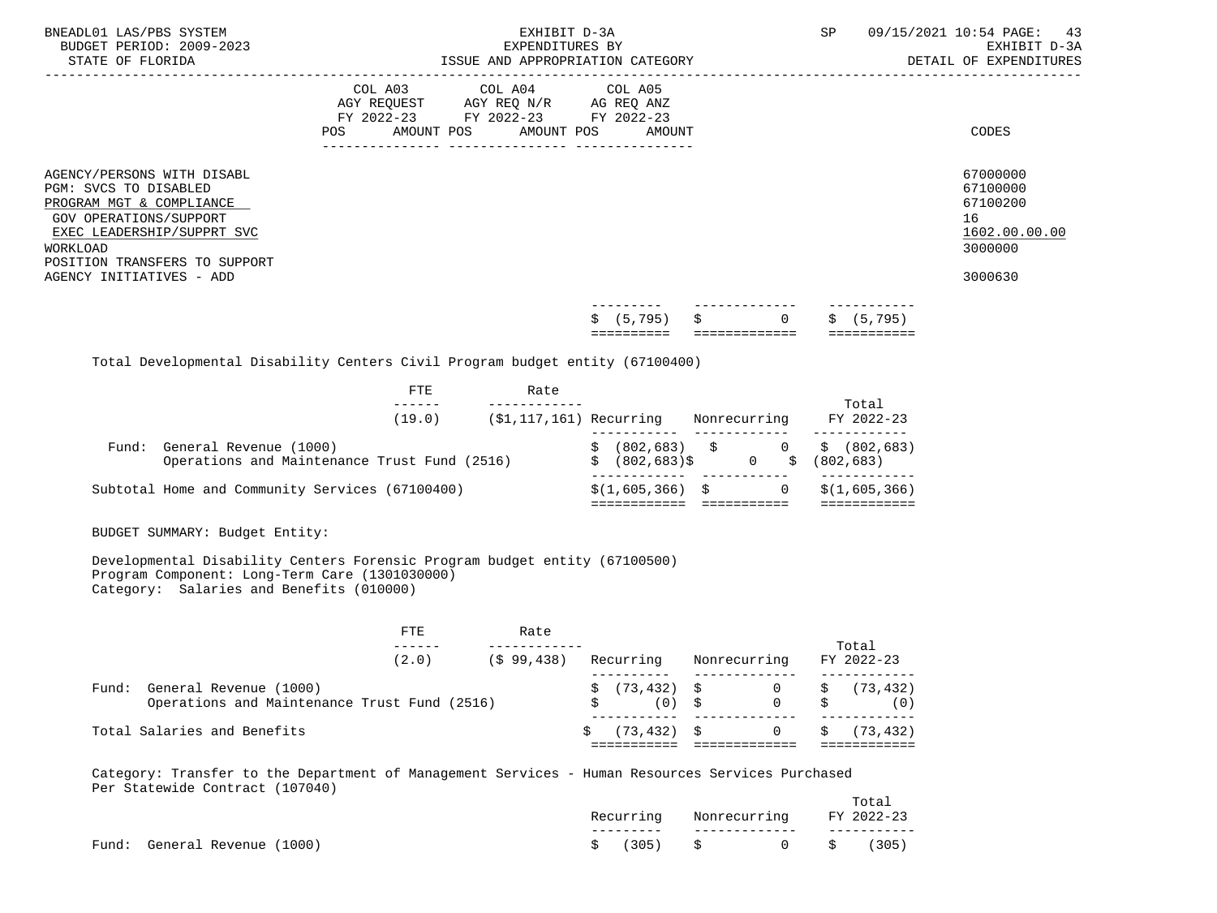| | COL A03 AGY REQUEST FY 2022-23 POS AMOUNT | COL A04 AGY REQ N/R FY 2022-23 POS AMOUNT | COL A05 AG REQ ANZ FY 2022-23 POS AMOUNT | CODES |
|---|---|---|---|---|
| AGENCY/PERSONS WITH DISABL | | | | 67000000 |
| PGM: SVCS TO DISABLED | | | | 67100000 |
| PROGRAM MGT & COMPLIANCE | | | | 67100200 |
| GOV OPERATIONS/SUPPORT | | | | 16 |
| EXEC LEADERSHIP/SUPPRT SVC | | | | 1602.00.00.00 |
| WORKLOAD | | | | 3000000 |
| POSITION TRANSFERS TO SUPPORT AGENCY INITIATIVES - ADD | | | | 3000630 |

| | | | |
|---|---|---|---|
| | $ (5,795) | $ 0 | $ (5,795) |

Total Developmental Disability Centers Civil Program budget entity (67100400)

| | FTE | Rate | Recurring | Nonrecurring | Total FY 2022-23 |
|---|---|---|---|---|---|
| | (19.0) | ($1,117,161) | | | |
| Fund: General Revenue (1000) | | | $ (802,683) | $ 0 | $ (802,683) |
| Operations and Maintenance Trust Fund (2516) | | | $ (802,683) | $ 0 | $ (802,683) |
| Subtotal Home and Community Services (67100400) | | | $(1,605,366) | $ 0 | $(1,605,366) |

BUDGET SUMMARY: Budget Entity:

Developmental Disability Centers Forensic Program budget entity (67100500)
Program Component: Long-Term Care (1301030000)
Category: Salaries and Benefits (010000)

| | FTE | Rate | Recurring | Nonrecurring | Total FY 2022-23 |
|---|---|---|---|---|---|
| | (2.0) | ($ 99,438) | | | |
| Fund: General Revenue (1000) | | | $ (73,432) | $ 0 | $ (73,432) |
| Operations and Maintenance Trust Fund (2516) | | | $ (0) | $ 0 | $ (0) |
| Total Salaries and Benefits | | | $ (73,432) | $ 0 | $ (73,432) |

Category: Transfer to the Department of Management Services - Human Resources Services Purchased Per Statewide Contract (107040)

| | Recurring | Nonrecurring | Total FY 2022-23 |
|---|---|---|---|
| Fund: General Revenue (1000) | $ (305) | $ 0 | $ (305) |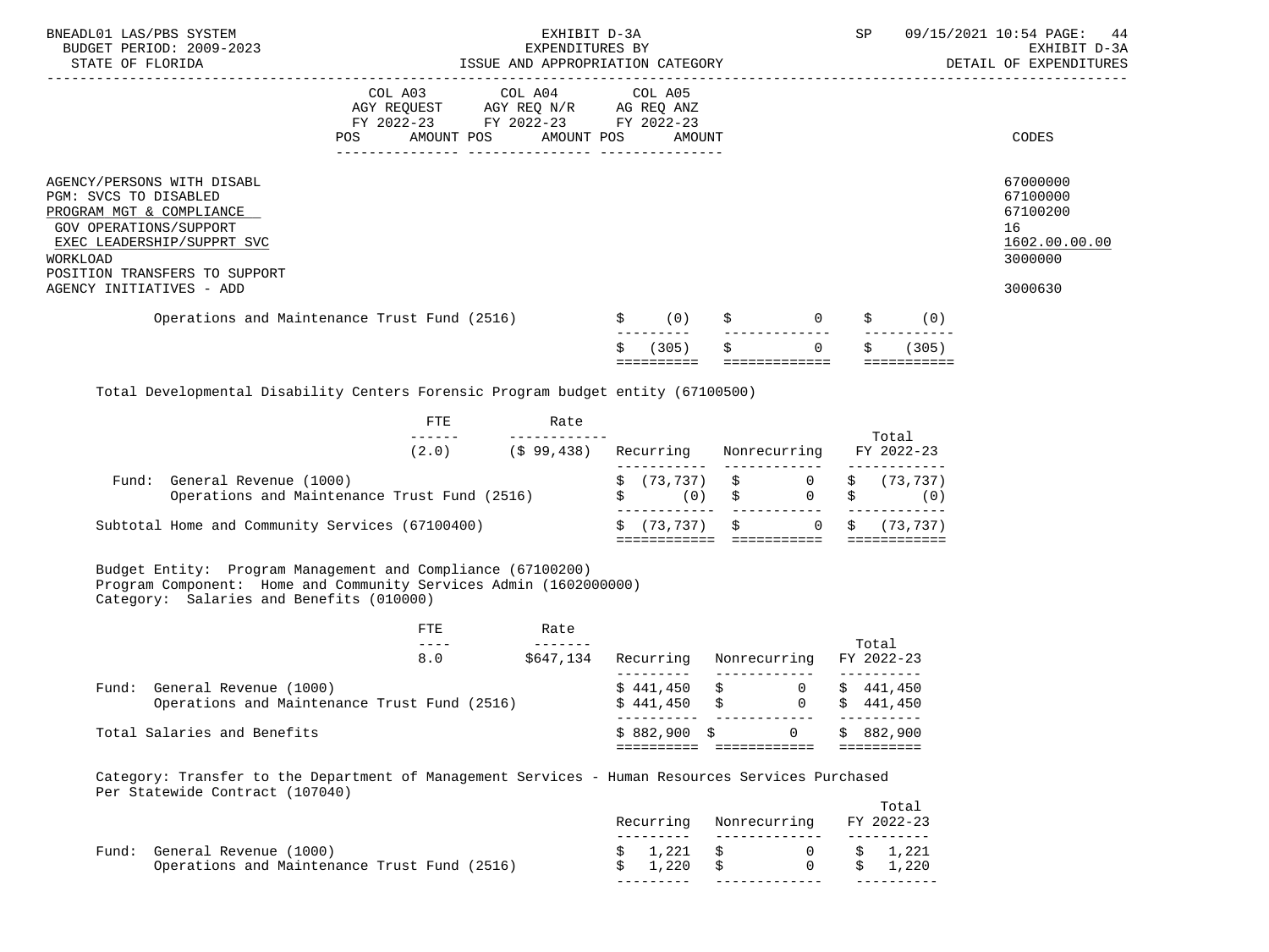| | COL A03 AGY REQUEST FY 2022-23 POS AMOUNT | COL A04 AGY REQ N/R FY 2022-23 POS AMOUNT | COL A05 AG REQ ANZ FY 2022-23 POS AMOUNT | CODES |
|---|---|---|---|---|
| AGENCY/PERSONS WITH DISABL | | | | 67000000 |
| PGM: SVCS TO DISABLED | | | | 67100000 |
| PROGRAM MGT & COMPLIANCE | | | | 67100200 |
| GOV OPERATIONS/SUPPORT | | | | 16 |
| EXEC LEADERSHIP/SUPPRT SVC | | | | 1602.00.00.00 |
| WORKLOAD | | | | 3000000 |
| POSITION TRANSFERS TO SUPPORT AGENCY INITIATIVES - ADD | | | | 3000630 |

| | | | |
|---|---|---|---|
| Operations and Maintenance Trust Fund (2516) | $ (0) | $ 0 | $ (0) |
| | $ (305) | $ 0 | $ (305) |

Total Developmental Disability Centers Forensic Program budget entity (67100500)

| | FTE | Rate | Recurring | Nonrecurring | Total FY 2022-23 |
|---|---|---|---|---|---|
| | (2.0) | ($ 99,438) | | | |
| Fund: General Revenue (1000) | | | $ (73,737) | $ 0 | $ (73,737) |
| Operations and Maintenance Trust Fund (2516) | | | $ (0) | $ 0 | $ (0) |
| Subtotal Home and Community Services (67100400) | | | $ (73,737) | $ 0 | $ (73,737) |

Budget Entity: Program Management and Compliance (67100200)
Program Component: Home and Community Services Admin (1602000000)
Category: Salaries and Benefits (010000)

| | FTE | Rate | Recurring | Nonrecurring | Total FY 2022-23 |
|---|---|---|---|---|---|
| | 8.0 | $647,134 | | | |
| Fund: General Revenue (1000) | | | $ 441,450 | $ 0 | $ 441,450 |
| Operations and Maintenance Trust Fund (2516) | | | $ 441,450 | $ 0 | $ 441,450 |
| Total Salaries and Benefits | | | $ 882,900 | $ 0 | $ 882,900 |

Category: Transfer to the Department of Management Services - Human Resources Services Purchased Per Statewide Contract (107040)

| | Recurring | Nonrecurring | Total FY 2022-23 |
|---|---|---|---|
| Fund: General Revenue (1000) | $ 1,221 | $ 0 | $ 1,221 |
| Operations and Maintenance Trust Fund (2516) | $ 1,220 | $ 0 | $ 1,220 |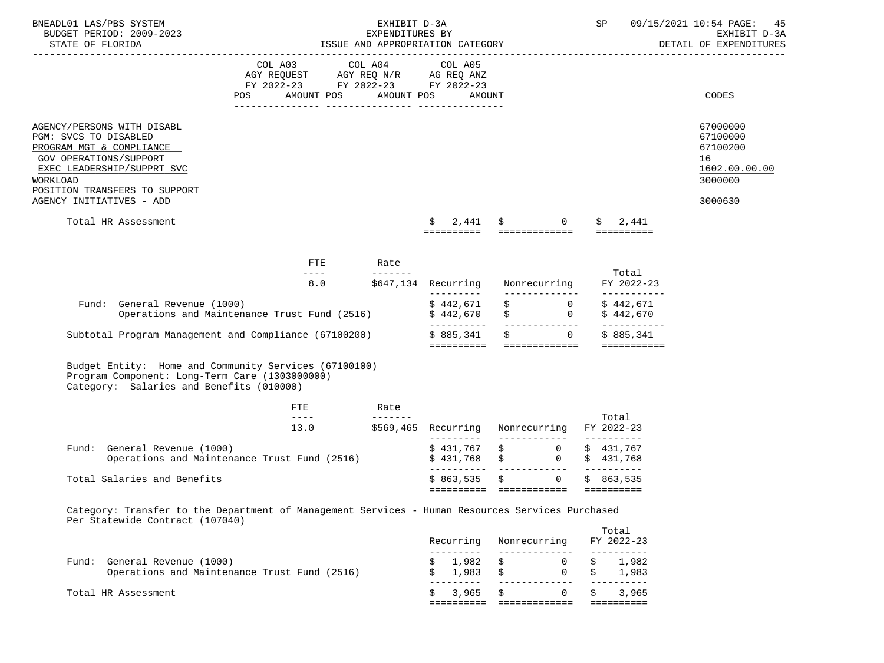| | COL A03 AGY REQUEST FY 2022-23 POS AMOUNT | COL A04 AGY REQ N/R FY 2022-23 POS AMOUNT | COL A05 AG REQ ANZ FY 2022-23 POS AMOUNT | CODES |
|---|---|---|---|---|
| AGENCY/PERSONS WITH DISABL | | | | 67000000 |
| PGM: SVCS TO DISABLED | | | | 67100000 |
| PROGRAM MGT & COMPLIANCE | | | | 67100200 |
| GOV OPERATIONS/SUPPORT | | | | 16 |
| EXEC LEADERSHIP/SUPPRT SVC | | | | 1602.00.00.00 |
| WORKLOAD | | | | 3000000 |
| POSITION TRANSFERS TO SUPPORT AGENCY INITIATIVES - ADD | | | | 3000630 |

| | Recurring | Nonrecurring | Total |
|---|---|---|---|
| Total HR Assessment | $ 2,441 | $ 0 | $ 2,441 |

| | FTE | Rate | Recurring | Nonrecurring | Total FY 2022-23 |
|---|---|---|---|---|---|
| | 8.0 | $647,134 | | | |
| Fund: General Revenue (1000) | | | $ 442,671 | $ 0 | $ 442,671 |
| Operations and Maintenance Trust Fund (2516) | | | $ 442,670 | $ 0 | $ 442,670 |
| Subtotal Program Management and Compliance (67100200) | | | $ 885,341 | $ 0 | $ 885,341 |

Budget Entity: Home and Community Services (67100100)
Program Component: Long-Term Care (1303000000)
Category: Salaries and Benefits (010000)

| | FTE | Rate | Recurring | Nonrecurring | Total FY 2022-23 |
|---|---|---|---|---|---|
| | 13.0 | $569,465 | | | |
| Fund: General Revenue (1000) | | | $ 431,767 | $ 0 | $ 431,767 |
| Operations and Maintenance Trust Fund (2516) | | | $ 431,768 | $ 0 | $ 431,768 |
| Total Salaries and Benefits | | | $ 863,535 | $ 0 | $ 863,535 |

Category: Transfer to the Department of Management Services - Human Resources Services Purchased Per Statewide Contract (107040)

| | Recurring | Nonrecurring | Total FY 2022-23 |
|---|---|---|---|
| Fund: General Revenue (1000) | $ 1,982 | $ 0 | $ 1,982 |
| Operations and Maintenance Trust Fund (2516) | $ 1,983 | $ 0 | $ 1,983 |
| Total HR Assessment | $ 3,965 | $ 0 | $ 3,965 |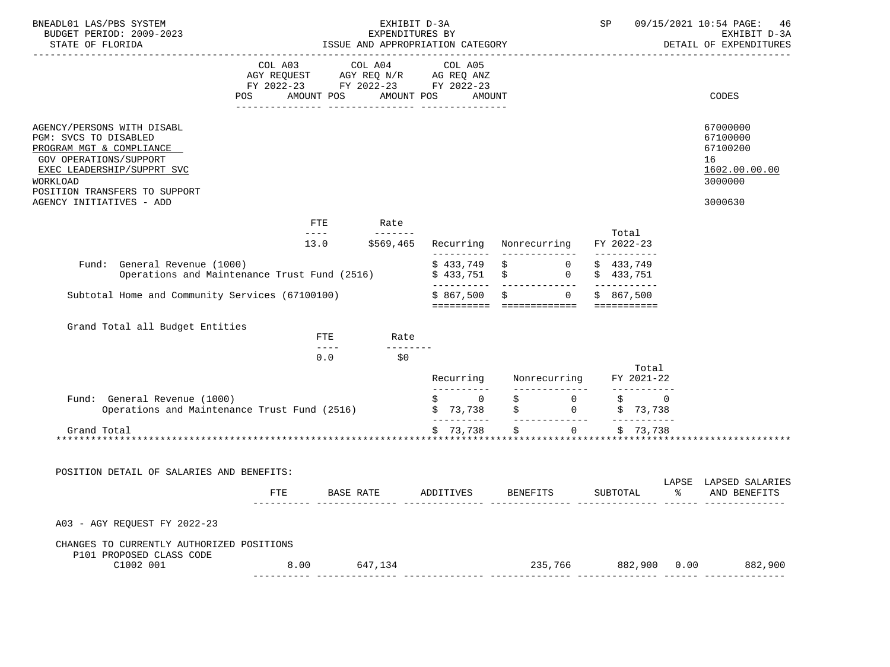| | COL A03 AGY REQUEST FY 2022-23 POS | AMOUNT | COL A04 AGY REQ N/R FY 2022-23 POS | AMOUNT | COL A05 AG REQ ANZ FY 2022-23 POS | AMOUNT | CODES |
|---|---|---|---|---|---|---|---|

AGENCY/PERSONS WITH DISABL — 67000000
PGM: SVCS TO DISABLED — 67100000
PROGRAM MGT & COMPLIANCE — 67100200
GOV OPERATIONS/SUPPORT — 16
EXEC LEADERSHIP/SUPPRT SVC — 1602.00.00.00
WORKLOAD — 3000000
POSITION TRANSFERS TO SUPPORT AGENCY INITIATIVES - ADD — 3000630

| FTE | Rate |
|---|---|
| 13.0 | $569,465 |

| | Recurring | Nonrecurring | Total FY 2022-23 |
|---|---|---|---|
| Fund: General Revenue (1000) | $ 433,749 | $ 0 | $ 433,749 |
| Operations and Maintenance Trust Fund (2516) | $ 433,751 | $ 0 | $ 433,751 |
| Subtotal Home and Community Services (67100100) | $ 867,500 | $ 0 | $ 867,500 |

Grand Total all Budget Entities

| FTE | Rate |
|---|---|
| 0.0 | $0 |

| | Recurring | Nonrecurring | Total FY 2021-22 |
|---|---|---|---|
| Fund: General Revenue (1000) | $ 0 | $ 0 | $ 0 |
| Operations and Maintenance Trust Fund (2516) | $ 73,738 | $ 0 | $ 73,738 |
| Grand Total | $ 73,738 | $ 0 | $ 73,738 |

POSITION DETAIL OF SALARIES AND BENEFITS:

| | FTE | BASE RATE | ADDITIVES | BENEFITS | SUBTOTAL | LAPSE % | LAPSED SALARIES AND BENEFITS |
|---|---|---|---|---|---|---|---|
| A03 - AGY REQUEST FY 2022-23 | | | | | | | |
| CHANGES TO CURRENTLY AUTHORIZED POSITIONS | | | | | | | |
| P101 PROPOSED CLASS CODE | | | | | | | |
| C1002 001 | 8.00 | 647,134 | | 235,766 | 882,900 | 0.00 | 882,900 |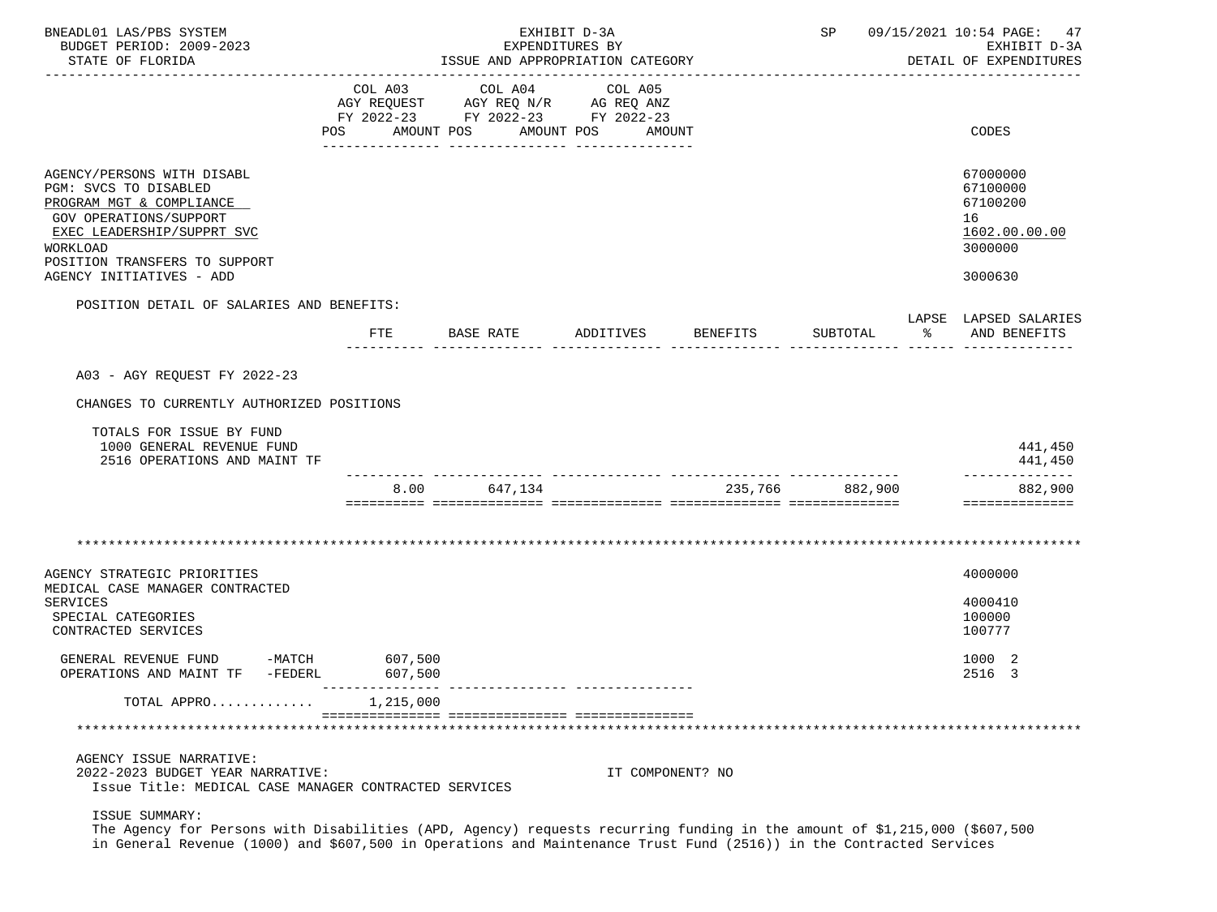| | COL A03 AGY REQUEST FY 2022-23 POS AMOUNT | COL A04 AGY REQ N/R FY 2022-23 POS AMOUNT | COL A05 AG REQ ANZ FY 2022-23 POS AMOUNT | CODES |
|---|---|---|---|---|
| AGENCY/PERSONS WITH DISABL | | | | 67000000 |
| PGM: SVCS TO DISABLED | | | | 67100000 |
| PROGRAM MGT & COMPLIANCE | | | | 67100200 |
| GOV OPERATIONS/SUPPORT | | | | 16 |
| EXEC LEADERSHIP/SUPPRT SVC | | | | 1602.00.00.00 |
| WORKLOAD | | | | 3000000 |
| POSITION TRANSFERS TO SUPPORT AGENCY INITIATIVES - ADD | | | | 3000630 |

POSITION DETAIL OF SALARIES AND BENEFITS:

| | FTE | BASE RATE | ADDITIVES | BENEFITS | SUBTOTAL | LAPSE % | LAPSED SALARIES AND BENEFITS |
|---|---|---|---|---|---|---|---|
| A03 - AGY REQUEST FY 2022-23 | | | | | | | |
| CHANGES TO CURRENTLY AUTHORIZED POSITIONS | | | | | | | |
| TOTALS FOR ISSUE BY FUND | | | | | | | |
| 1000 GENERAL REVENUE FUND | | | | | | | 441,450 |
| 2516 OPERATIONS AND MAINT TF | | | | | | | 441,450 |
| | 8.00 | 647,134 | | 235,766 | 882,900 | | 882,900 |

*******************************************************************************************************************

| | COL A03 | COL A04 | COL A05 | CODES |
|---|---|---|---|---|
| AGENCY STRATEGIC PRIORITIES | | | | 4000000 |
| MEDICAL CASE MANAGER CONTRACTED SERVICES | | | | 4000410 |
| SPECIAL CATEGORIES | | | | 100000 |
| CONTRACTED SERVICES | | | | 100777 |
| GENERAL REVENUE FUND -MATCH | 607,500 | | | 1000 2 |
| OPERATIONS AND MAINT TF -FEDERL | 607,500 | | | 2516 3 |
| TOTAL APPRO............ | 1,215,000 | | | |

*******************************************************************************************************************

AGENCY ISSUE NARRATIVE:

2022-2023 BUDGET YEAR NARRATIVE: IT COMPONENT? NO

Issue Title: MEDICAL CASE MANAGER CONTRACTED SERVICES

ISSUE SUMMARY:

The Agency for Persons with Disabilities (APD, Agency) requests recurring funding in the amount of $1,215,000 ($607,500 in General Revenue (1000) and $607,500 in Operations and Maintenance Trust Fund (2516)) in the Contracted Services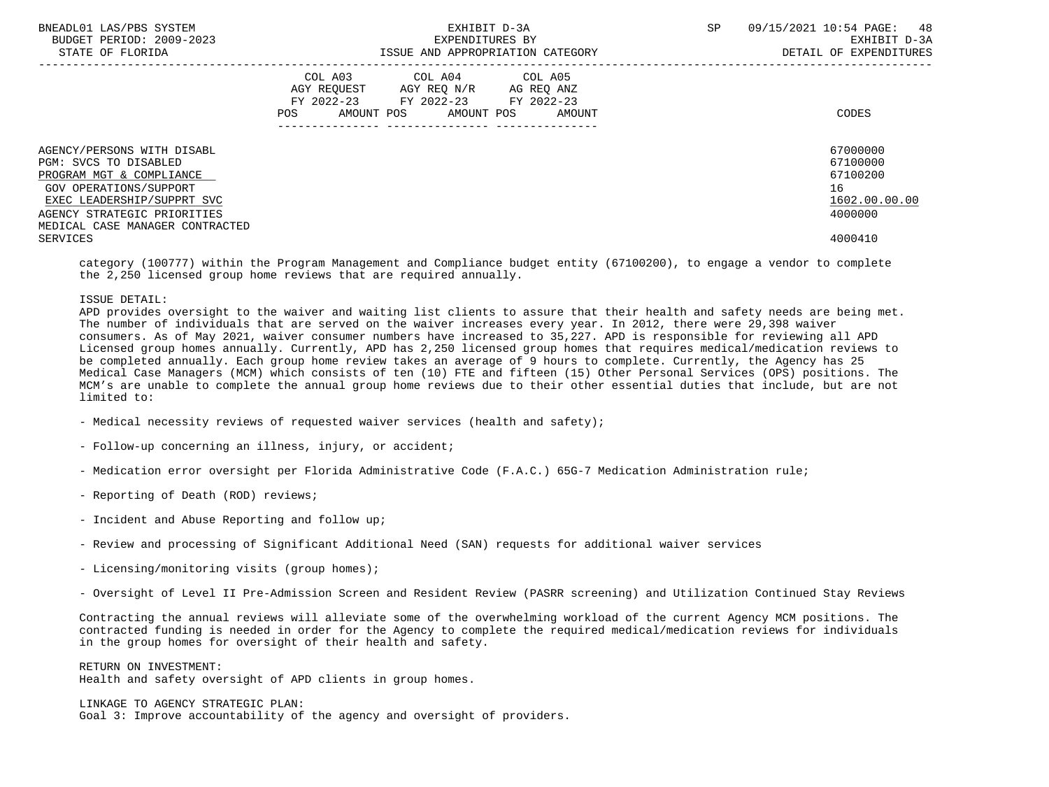| | COL A03 AGY REQUEST FY 2022-23 | | COL A04 AGY REQ N/R FY 2022-23 | | COL A05 AG REQ ANZ FY 2022-23 | | |
|---|---|---|---|---|---|---|---|
| | POS | AMOUNT | POS | AMOUNT | POS | AMOUNT | CODES |
| AGENCY/PERSONS WITH DISABL | | | | | | | 67000000 |
| PGM: SVCS TO DISABLED | | | | | | | 67100000 |
| PROGRAM MGT & COMPLIANCE | | | | | | | 67100200 |
| GOV OPERATIONS/SUPPORT | | | | | | | 16 |
| EXEC LEADERSHIP/SUPPRT SVC | | | | | | | 1602.00.00.00 |
| AGENCY STRATEGIC PRIORITIES | | | | | | | 4000000 |
| MEDICAL CASE MANAGER CONTRACTED SERVICES | | | | | | | 4000410 |

category (100777) within the Program Management and Compliance budget entity (67100200), to engage a vendor to complete the 2,250 licensed group home reviews that are required annually.

ISSUE DETAIL:
APD provides oversight to the waiver and waiting list clients to assure that their health and safety needs are being met. The number of individuals that are served on the waiver increases every year. In 2012, there were 29,398 waiver consumers. As of May 2021, waiver consumer numbers have increased to 35,227. APD is responsible for reviewing all APD Licensed group homes annually. Currently, APD has 2,250 licensed group homes that requires medical/medication reviews to be completed annually. Each group home review takes an average of 9 hours to complete. Currently, the Agency has 25 Medical Case Managers (MCM) which consists of ten (10) FTE and fifteen (15) Other Personal Services (OPS) positions. The MCM's are unable to complete the annual group home reviews due to their other essential duties that include, but are not limited to:

- Medical necessity reviews of requested waiver services (health and safety);

- Follow-up concerning an illness, injury, or accident;

- Medication error oversight per Florida Administrative Code (F.A.C.) 65G-7 Medication Administration rule;

- Reporting of Death (ROD) reviews;

- Incident and Abuse Reporting and follow up;

- Review and processing of Significant Additional Need (SAN) requests for additional waiver services

- Licensing/monitoring visits (group homes);

- Oversight of Level II Pre-Admission Screen and Resident Review (PASRR screening) and Utilization Continued Stay Reviews

Contracting the annual reviews will alleviate some of the overwhelming workload of the current Agency MCM positions. The contracted funding is needed in order for the Agency to complete the required medical/medication reviews for individuals in the group homes for oversight of their health and safety.

RETURN ON INVESTMENT:
Health and safety oversight of APD clients in group homes.

LINKAGE TO AGENCY STRATEGIC PLAN:
Goal 3: Improve accountability of the agency and oversight of providers.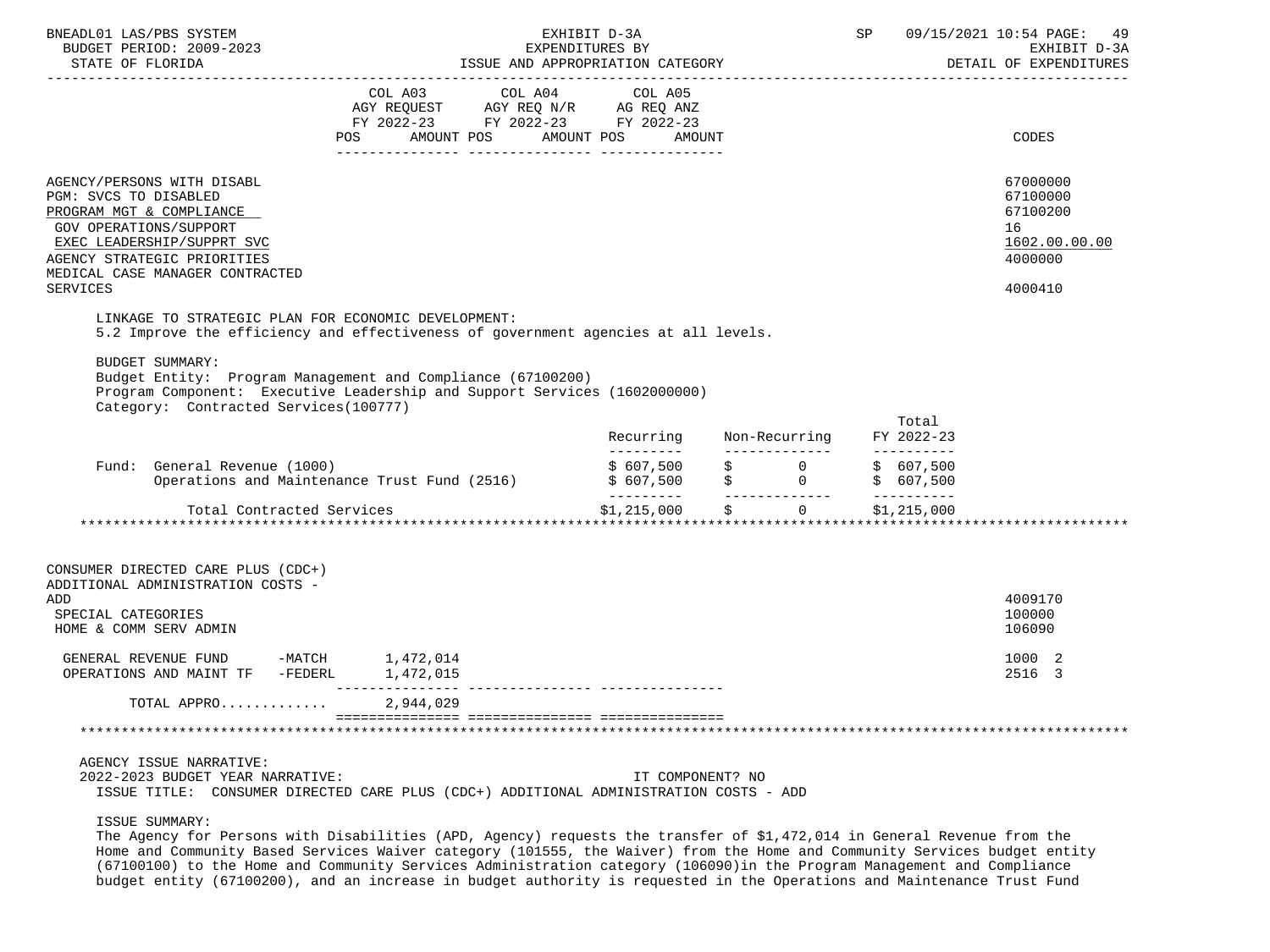| | COL A03 AGY REQUEST FY 2022-23 POS AMOUNT | COL A04 AGY REQ N/R FY 2022-23 POS AMOUNT | COL A05 AG REQ ANZ FY 2022-23 POS AMOUNT | CODES |
|---|---|---|---|---|
| AGENCY/PERSONS WITH DISABL | | | | 67000000 |
| PGM: SVCS TO DISABLED | | | | 67100000 |
| PROGRAM MGT & COMPLIANCE | | | | 67100200 |
| GOV OPERATIONS/SUPPORT | | | | 16 |
| EXEC LEADERSHIP/SUPPRT SVC | | | | 1602.00.00.00 |
| AGENCY STRATEGIC PRIORITIES | | | | 4000000 |
| MEDICAL CASE MANAGER CONTRACTED SERVICES | | | | 4000410 |

LINKAGE TO STRATEGIC PLAN FOR ECONOMIC DEVELOPMENT:
5.2 Improve the efficiency and effectiveness of government agencies at all levels.

BUDGET SUMMARY:
Budget Entity: Program Management and Compliance (67100200)
Program Component: Executive Leadership and Support Services (1602000000)
Category: Contracted Services(100777)

| | Recurring | Non-Recurring | Total FY 2022-23 |
|---|---|---|---|
| Fund: General Revenue (1000) | $ 607,500 | $ 0 | $ 607,500 |
| Operations and Maintenance Trust Fund (2516) | $ 607,500 | $ 0 | $ 607,500 |
| Total Contracted Services | $1,215,000 | $ 0 | $1,215,000 |

| | COL A03 | COL A04 | COL A05 | CODES |
|---|---|---|---|---|
| CONSUMER DIRECTED CARE PLUS (CDC+) ADDITIONAL ADMINISTRATION COSTS - ADD | | | | 4009170 |
| SPECIAL CATEGORIES | | | | 100000 |
| HOME & COMM SERV ADMIN | | | | 106090 |
| GENERAL REVENUE FUND -MATCH | 1,472,014 | | | 1000 2 |
| OPERATIONS AND MAINT TF -FEDERL | 1,472,015 | | | 2516 3 |
| TOTAL APPRO............ | 2,944,029 | | | |

AGENCY ISSUE NARRATIVE:
2022-2023 BUDGET YEAR NARRATIVE: IT COMPONENT? NO
ISSUE TITLE: CONSUMER DIRECTED CARE PLUS (CDC+) ADDITIONAL ADMINISTRATION COSTS - ADD

ISSUE SUMMARY:
The Agency for Persons with Disabilities (APD, Agency) requests the transfer of $1,472,014 in General Revenue from the Home and Community Based Services Waiver category (101555, the Waiver) from the Home and Community Services budget entity (67100100) to the Home and Community Services Administration category (106090)in the Program Management and Compliance budget entity (67100200), and an increase in budget authority is requested in the Operations and Maintenance Trust Fund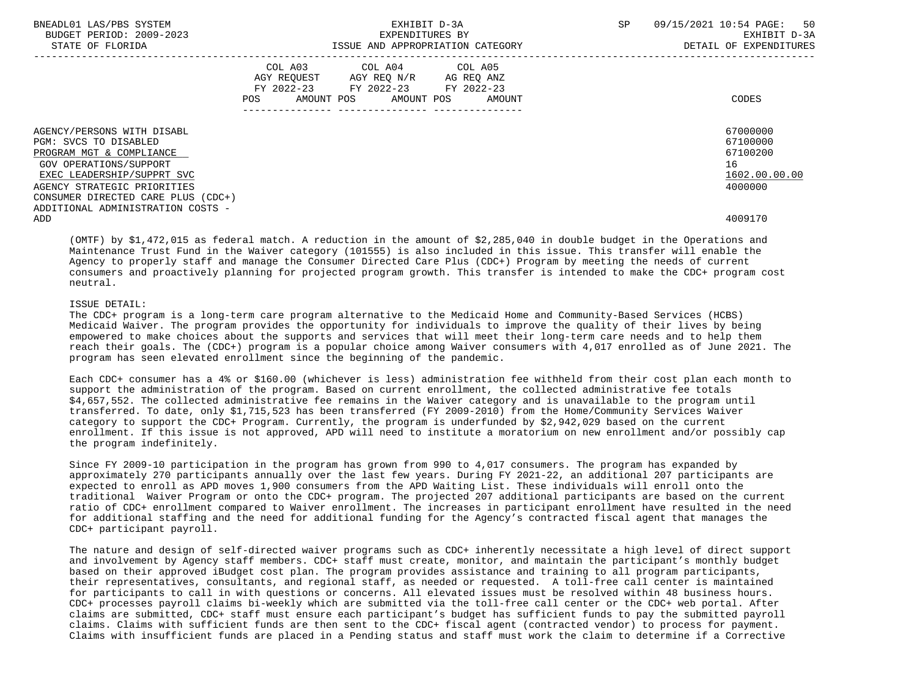| | COL A03 AGY REQUEST FY 2022-23 POS AMOUNT | COL A04 AGY REQ N/R FY 2022-23 POS AMOUNT | COL A05 AG REQ ANZ FY 2022-23 POS AMOUNT | CODES |
|---|---|---|---|---|
| AGENCY/PERSONS WITH DISABL | | | | 67000000 |
| PGM: SVCS TO DISABLED | | | | 67100000 |
| PROGRAM MGT & COMPLIANCE | | | | 67100200 |
| GOV OPERATIONS/SUPPORT | | | | 16 |
| EXEC LEADERSHIP/SUPPRT SVC | | | | 1602.00.00.00 |
| AGENCY STRATEGIC PRIORITIES | | | | 4000000 |
| CONSUMER DIRECTED CARE PLUS (CDC+) ADDITIONAL ADMINISTRATION COSTS - ADD | | | | 4009170 |

(OMTF) by $1,472,015 as federal match. A reduction in the amount of $2,285,040 in double budget in the Operations and Maintenance Trust Fund in the Waiver category (101555) is also included in this issue. This transfer will enable the Agency to properly staff and manage the Consumer Directed Care Plus (CDC+) Program by meeting the needs of current consumers and proactively planning for projected program growth. This transfer is intended to make the CDC+ program cost neutral.

ISSUE DETAIL:
The CDC+ program is a long-term care program alternative to the Medicaid Home and Community-Based Services (HCBS) Medicaid Waiver. The program provides the opportunity for individuals to improve the quality of their lives by being empowered to make choices about the supports and services that will meet their long-term care needs and to help them reach their goals. The (CDC+) program is a popular choice among Waiver consumers with 4,017 enrolled as of June 2021. The program has seen elevated enrollment since the beginning of the pandemic.

Each CDC+ consumer has a 4% or $160.00 (whichever is less) administration fee withheld from their cost plan each month to support the administration of the program. Based on current enrollment, the collected administrative fee totals $4,657,552. The collected administrative fee remains in the Waiver category and is unavailable to the program until transferred. To date, only $1,715,523 has been transferred (FY 2009-2010) from the Home/Community Services Waiver category to support the CDC+ Program. Currently, the program is underfunded by $2,942,029 based on the current enrollment. If this issue is not approved, APD will need to institute a moratorium on new enrollment and/or possibly cap the program indefinitely.

Since FY 2009-10 participation in the program has grown from 990 to 4,017 consumers. The program has expanded by approximately 270 participants annually over the last few years. During FY 2021-22, an additional 207 participants are expected to enroll as APD moves 1,900 consumers from the APD Waiting List. These individuals will enroll onto the traditional Waiver Program or onto the CDC+ program. The projected 207 additional participants are based on the current ratio of CDC+ enrollment compared to Waiver enrollment. The increases in participant enrollment have resulted in the need for additional staffing and the need for additional funding for the Agency's contracted fiscal agent that manages the CDC+ participant payroll.

The nature and design of self-directed waiver programs such as CDC+ inherently necessitate a high level of direct support and involvement by Agency staff members. CDC+ staff must create, monitor, and maintain the participant's monthly budget based on their approved iBudget cost plan. The program provides assistance and training to all program participants, their representatives, consultants, and regional staff, as needed or requested. A toll-free call center is maintained for participants to call in with questions or concerns. All elevated issues must be resolved within 48 business hours. CDC+ processes payroll claims bi-weekly which are submitted via the toll-free call center or the CDC+ web portal. After claims are submitted, CDC+ staff must ensure each participant's budget has sufficient funds to pay the submitted payroll claims. Claims with sufficient funds are then sent to the CDC+ fiscal agent (contracted vendor) to process for payment. Claims with insufficient funds are placed in a Pending status and staff must work the claim to determine if a Corrective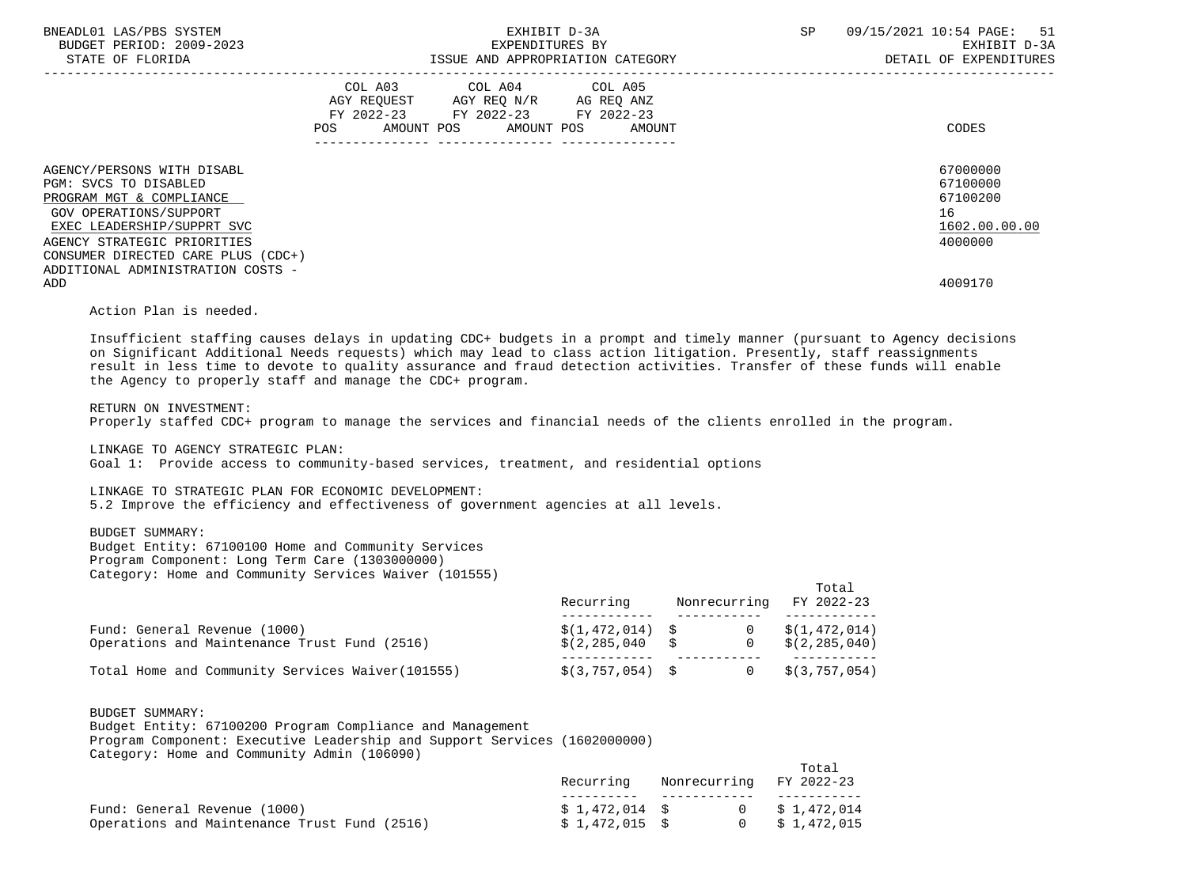| | COL A03 AGY REQUEST FY 2022-23 POS AMOUNT | COL A04 AGY REQ N/R FY 2022-23 POS AMOUNT | COL A05 AG REQ ANZ FY 2022-23 POS AMOUNT | CODES |
|---|---|---|---|---|
| AGENCY/PERSONS WITH DISABL | | | | 67000000 |
| PGM: SVCS TO DISABLED | | | | 67100000 |
| PROGRAM MGT & COMPLIANCE | | | | 67100200 |
| GOV OPERATIONS/SUPPORT | | | | 16 |
| EXEC LEADERSHIP/SUPPRT SVC | | | | 1602.00.00.00 |
| AGENCY STRATEGIC PRIORITIES | | | | 4000000 |
| CONSUMER DIRECTED CARE PLUS (CDC+) ADDITIONAL ADMINISTRATION COSTS - ADD | | | | 4009170 |

Action Plan is needed.

Insufficient staffing causes delays in updating CDC+ budgets in a prompt and timely manner (pursuant to Agency decisions on Significant Additional Needs requests) which may lead to class action litigation. Presently, staff reassignments result in less time to devote to quality assurance and fraud detection activities. Transfer of these funds will enable the Agency to properly staff and manage the CDC+ program.

RETURN ON INVESTMENT:
Properly staffed CDC+ program to manage the services and financial needs of the clients enrolled in the program.

LINKAGE TO AGENCY STRATEGIC PLAN:
Goal 1: Provide access to community-based services, treatment, and residential options

LINKAGE TO STRATEGIC PLAN FOR ECONOMIC DEVELOPMENT:
5.2 Improve the efficiency and effectiveness of government agencies at all levels.

BUDGET SUMMARY:
Budget Entity: 67100100 Home and Community Services
Program Component: Long Term Care (1303000000)
Category: Home and Community Services Waiver (101555)

| | Recurring | Nonrecurring | Total FY 2022-23 |
|---|---|---|---|
| Fund: General Revenue (1000) | $(1,472,014) | $ 0 | $(1,472,014) |
| Operations and Maintenance Trust Fund (2516) | $(2,285,040 | $ 0 | $(2,285,040) |
| Total Home and Community Services Waiver(101555) | $(3,757,054) | $ 0 | $(3,757,054) |

BUDGET SUMMARY:
Budget Entity: 67100200 Program Compliance and Management
Program Component: Executive Leadership and Support Services (1602000000)
Category: Home and Community Admin (106090)

| | Recurring | Nonrecurring | Total FY 2022-23 |
|---|---|---|---|
| Fund: General Revenue (1000) | $ 1,472,014 | $ 0 | $ 1,472,014 |
| Operations and Maintenance Trust Fund (2516) | $ 1,472,015 | $ 0 | $ 1,472,015 |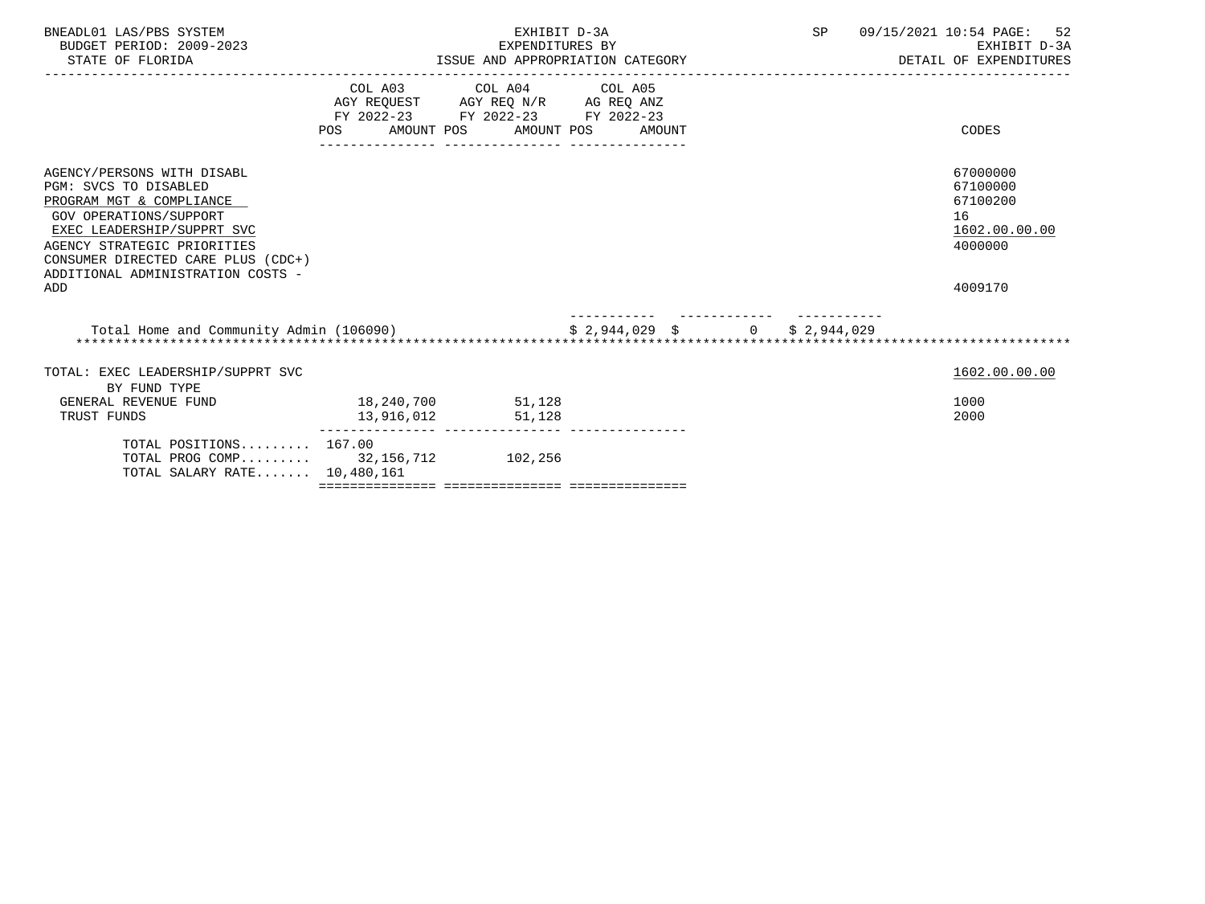| | COL A03 AGY REQUEST FY 2022-23 POS AMOUNT | COL A04 AGY REQ N/R FY 2022-23 POS AMOUNT | COL A05 AG REQ ANZ FY 2022-23 POS AMOUNT | CODES |
|---|---|---|---|---|
| AGENCY/PERSONS WITH DISABL | | | | 67000000 |
| PGM: SVCS TO DISABLED | | | | 67100000 |
| PROGRAM MGT & COMPLIANCE | | | | 67100200 |
| GOV OPERATIONS/SUPPORT | | | | 16 |
| EXEC LEADERSHIP/SUPPRT SVC | | | | 1602.00.00.00 |
| AGENCY STRATEGIC PRIORITIES | | | | 4000000 |
| CONSUMER DIRECTED CARE PLUS (CDC+) ADDITIONAL ADMINISTRATION COSTS - ADD | | | | 4009170 |

Total Home and Community Admin (106090) $ 2,944,029 $ 0 $ 2,944,029

| | COL A03 | COL A04 | COL A05 | CODES |
|---|---|---|---|---|
| TOTAL: EXEC LEADERSHIP/SUPPRT SVC | | | | 1602.00.00.00 |
| BY FUND TYPE | | | | |
| GENERAL REVENUE FUND | 18,240,700 | 51,128 | | 1000 |
| TRUST FUNDS | 13,916,012 | 51,128 | | 2000 |
| TOTAL POSITIONS......... | 167.00 | | | |
| TOTAL PROG COMP......... | 32,156,712 | 102,256 | | |
| TOTAL SALARY RATE....... | 10,480,161 | | | |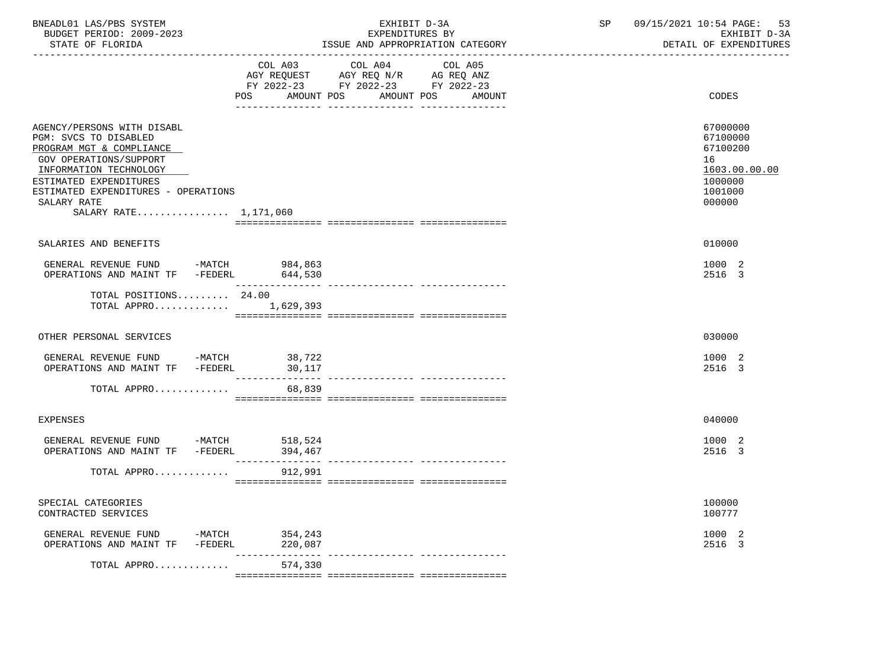BNEADL01 LAS/PBS SYSTEM — EXHIBIT D-3A — EXPENDITURES BY ISSUE AND APPROPRIATION CATEGORY

BUDGET PERIOD: 2009-2023 — STATE OF FLORIDA — SP 09/15/2021 10:54 — EXHIBIT D-3A DETAIL OF EXPENDITURES

| | COL A03 AGY REQUEST FY 2022-23 POS | AMOUNT | COL A04 AGY REQ N/R FY 2022-23 POS | AMOUNT | COL A05 AG REQ ANZ FY 2022-23 POS | AMOUNT | CODES |
|---|---|---|---|---|---|---|---|
| AGENCY/PERSONS WITH DISABL | | | | | | | 67000000 |
| PGM: SVCS TO DISABLED | | | | | | | 67100000 |
| PROGRAM MGT & COMPLIANCE | | | | | | | 67100200 |
| GOV OPERATIONS/SUPPORT | | | | | | | 16 |
| INFORMATION TECHNOLOGY | | | | | | | 1603.00.00.00 |
| ESTIMATED EXPENDITURES | | | | | | | 1000000 |
| ESTIMATED EXPENDITURES - OPERATIONS | | | | | | | 1001000 |
| SALARY RATE | | | | | | | 000000 |
| SALARY RATE................ 1,171,060 | | | | | | | |
| SALARIES AND BENEFITS | | | | | | | 010000 |
| GENERAL REVENUE FUND -MATCH | | 984,863 | | | | | 1000 2 |
| OPERATIONS AND MAINT TF -FEDERL | | 644,530 | | | | | 2516 3 |
| TOTAL POSITIONS......... | 24.00 | | | | | | |
| TOTAL APPRO............. | | 1,629,393 | | | | | |
| OTHER PERSONAL SERVICES | | | | | | | 030000 |
| GENERAL REVENUE FUND -MATCH | | 38,722 | | | | | 1000 2 |
| OPERATIONS AND MAINT TF -FEDERL | | 30,117 | | | | | 2516 3 |
| TOTAL APPRO............. | | 68,839 | | | | | |
| EXPENSES | | | | | | | 040000 |
| GENERAL REVENUE FUND -MATCH | | 518,524 | | | | | 1000 2 |
| OPERATIONS AND MAINT TF -FEDERL | | 394,467 | | | | | 2516 3 |
| TOTAL APPRO............. | | 912,991 | | | | | |
| SPECIAL CATEGORIES | | | | | | | 100000 |
| CONTRACTED SERVICES | | | | | | | 100777 |
| GENERAL REVENUE FUND -MATCH | | 354,243 | | | | | 1000 2 |
| OPERATIONS AND MAINT TF -FEDERL | | 220,087 | | | | | 2516 3 |
| TOTAL APPRO............. | | 574,330 | | | | | |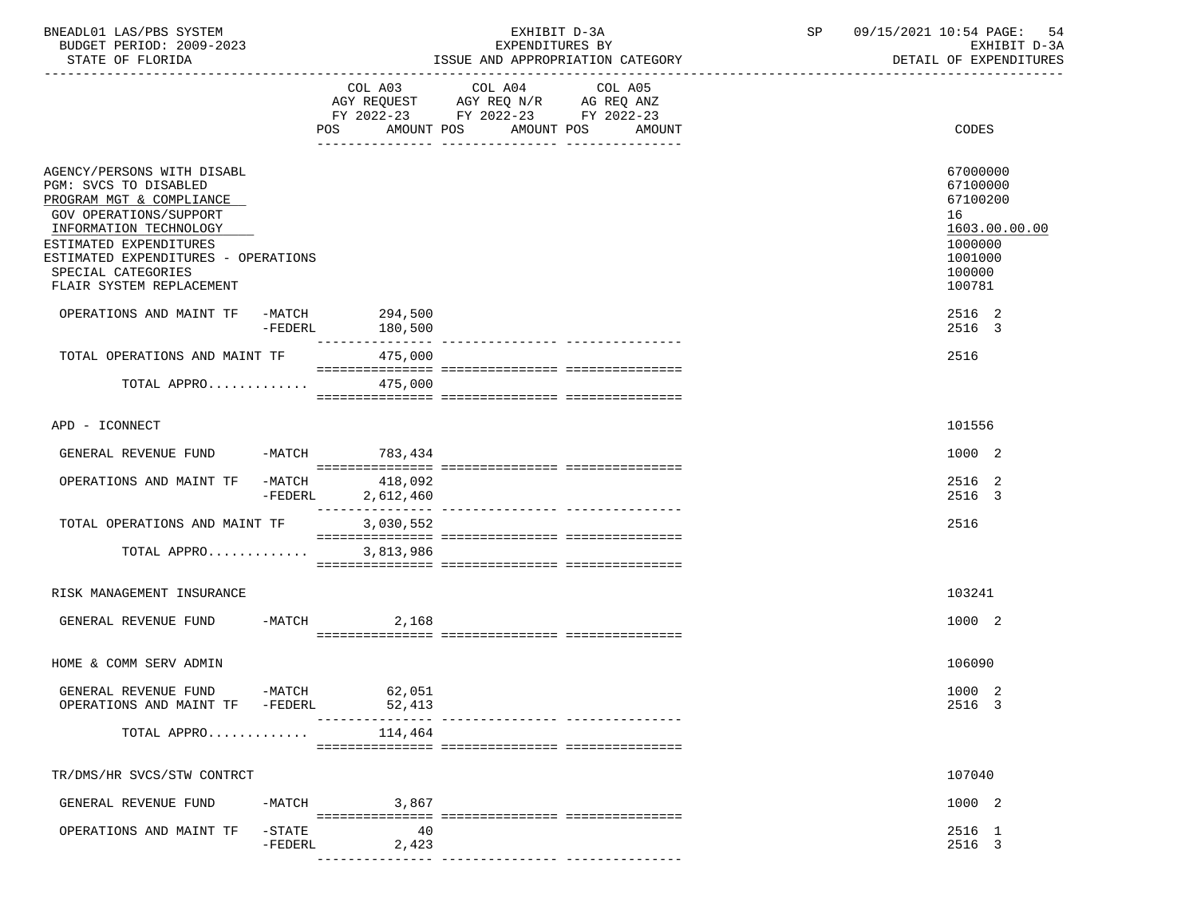| | COL A03 AGY REQUEST FY 2022-23 POS AMOUNT | COL A04 AGY REQ N/R FY 2022-23 POS AMOUNT | COL A05 AG REQ ANZ FY 2022-23 POS AMOUNT | CODES |
|---|---|---|---|---|
| AGENCY/PERSONS WITH DISABL | | | | 67000000 |
| PGM: SVCS TO DISABLED | | | | 67100000 |
| PROGRAM MGT & COMPLIANCE | | | | 67100200 |
| GOV OPERATIONS/SUPPORT | | | | 16 |
| INFORMATION TECHNOLOGY | | | | 1603.00.00.00 |
| ESTIMATED EXPENDITURES | | | | 1000000 |
| ESTIMATED EXPENDITURES - OPERATIONS | | | | 1001000 |
| SPECIAL CATEGORIES | | | | 100000 |
| FLAIR SYSTEM REPLACEMENT | | | | 100781 |
| OPERATIONS AND MAINT TF -MATCH | 294,500 | | | 2516 2 |
| -FEDERL | 180,500 | | | 2516 3 |
| TOTAL OPERATIONS AND MAINT TF | 475,000 | | | 2516 |
| TOTAL APPRO............ | 475,000 | | | |
| APD - ICONNECT | | | | 101556 |
| GENERAL REVENUE FUND -MATCH | 783,434 | | | 1000 2 |
| OPERATIONS AND MAINT TF -MATCH | 418,092 | | | 2516 2 |
| -FEDERL | 2,612,460 | | | 2516 3 |
| TOTAL OPERATIONS AND MAINT TF | 3,030,552 | | | 2516 |
| TOTAL APPRO............ | 3,813,986 | | | |
| RISK MANAGEMENT INSURANCE | | | | 103241 |
| GENERAL REVENUE FUND -MATCH | 2,168 | | | 1000 2 |
| HOME & COMM SERV ADMIN | | | | 106090 |
| GENERAL REVENUE FUND -MATCH | 62,051 | | | 1000 2 |
| OPERATIONS AND MAINT TF -FEDERL | 52,413 | | | 2516 3 |
| TOTAL APPRO............ | 114,464 | | | |
| TR/DMS/HR SVCS/STW CONTRCT | | | | 107040 |
| GENERAL REVENUE FUND -MATCH | 3,867 | | | 1000 2 |
| OPERATIONS AND MAINT TF -STATE | 40 | | | 2516 1 |
| -FEDERL | 2,423 | | | 2516 3 |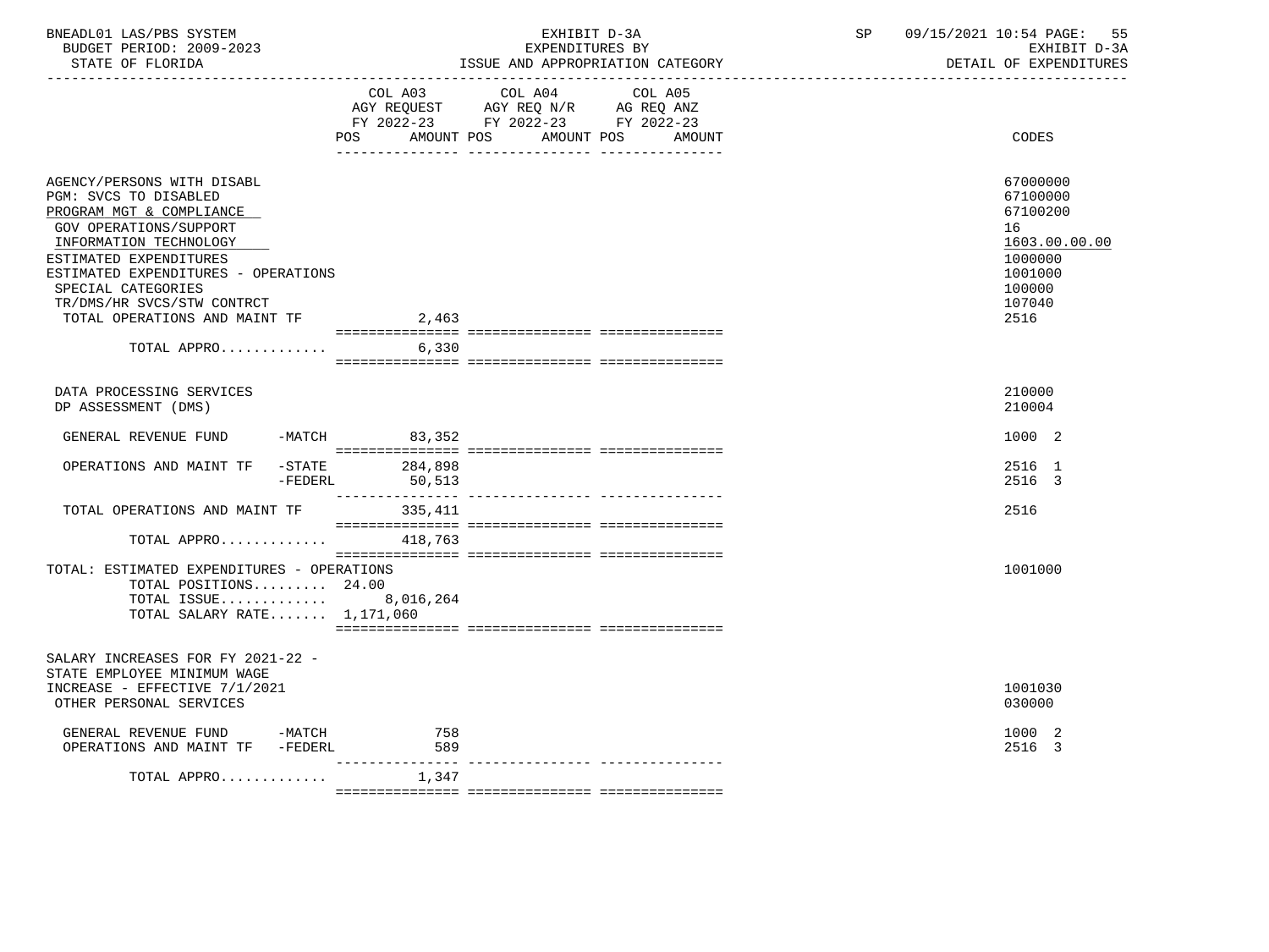BNEADL01 LAS/PBS SYSTEM | EXHIBIT D-3A | SP 09/15/2021 10:54 PAGE: 55
BUDGET PERIOD: 2009-2023 | EXPENDITURES BY | EXHIBIT D-3A
STATE OF FLORIDA | ISSUE AND APPROPRIATION CATEGORY | DETAIL OF EXPENDITURES

| | COL A03 AGY REQUEST FY 2022-23 POS AMOUNT | COL A04 AGY REQ N/R FY 2022-23 POS AMOUNT | COL A05 AG REQ ANZ FY 2022-23 POS AMOUNT | CODES |
|---|---|---|---|---|
| AGENCY/PERSONS WITH DISABL | | | | 67000000 |
| PGM: SVCS TO DISABLED | | | | 67100000 |
| PROGRAM MGT & COMPLIANCE | | | | 67100200 |
| GOV OPERATIONS/SUPPORT | | | | 16 |
| INFORMATION TECHNOLOGY | | | | 1603.00.00.00 |
| ESTIMATED EXPENDITURES | | | | 1000000 |
| ESTIMATED EXPENDITURES - OPERATIONS | | | | 1001000 |
| SPECIAL CATEGORIES | | | | 100000 |
| TR/DMS/HR SVCS/STW CONTRCT | | | | 107040 |
| TOTAL OPERATIONS AND MAINT TF | 2,463 | | | 2516 |
| TOTAL APPRO............. | 6,330 | | | |
| DATA PROCESSING SERVICES | | | | 210000 |
| DP ASSESSMENT (DMS) | | | | 210004 |
| GENERAL REVENUE FUND -MATCH | 83,352 | | | 1000 2 |
| OPERATIONS AND MAINT TF -STATE | 284,898 | | | 2516 1 |
| -FEDERL | 50,513 | | | 2516 3 |
| TOTAL OPERATIONS AND MAINT TF | 335,411 | | | 2516 |
| TOTAL APPRO............. | 418,763 | | | |
| TOTAL: ESTIMATED EXPENDITURES - OPERATIONS | | | | 1001000 |
| TOTAL POSITIONS......... | 24.00 | | | |
| TOTAL ISSUE............. | 8,016,264 | | | |
| TOTAL SALARY RATE....... | 1,171,060 | | | |
| SALARY INCREASES FOR FY 2021-22 - STATE EMPLOYEE MINIMUM WAGE INCREASE - EFFECTIVE 7/1/2021 | | | | 1001030 |
| OTHER PERSONAL SERVICES | | | | 030000 |
| GENERAL REVENUE FUND -MATCH | 758 | | | 1000 2 |
| OPERATIONS AND MAINT TF -FEDERL | 589 | | | 2516 3 |
| TOTAL APPRO............. | 1,347 | | | |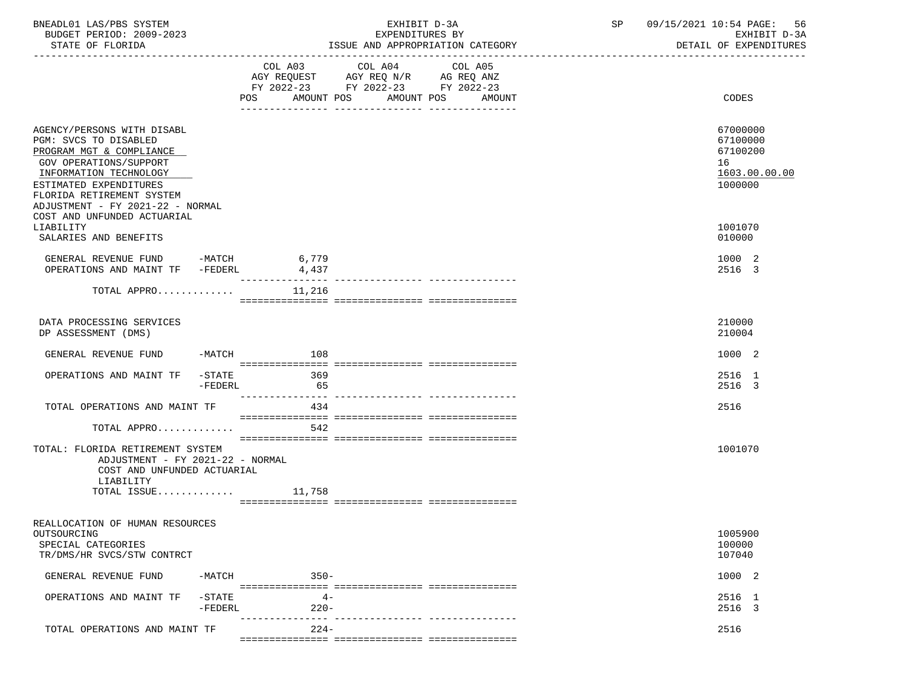| | COL A03 AGY REQUEST FY 2022-23 POS AMOUNT | COL A04 AGY REQ N/R FY 2022-23 POS AMOUNT | COL A05 AG REQ ANZ FY 2022-23 POS AMOUNT | CODES |
|---|---|---|---|---|
| AGENCY/PERSONS WITH DISABL | | | | 67000000 |
| PGM: SVCS TO DISABLED | | | | 67100000 |
| PROGRAM MGT & COMPLIANCE | | | | 67100200 |
| GOV OPERATIONS/SUPPORT | | | | 16 |
| INFORMATION TECHNOLOGY | | | | 1603.00.00.00 |
| ESTIMATED EXPENDITURES | | | | 1000000 |
| FLORIDA RETIREMENT SYSTEM ADJUSTMENT - FY 2021-22 - NORMAL COST AND UNFUNDED ACTUARIAL LIABILITY | | | | 1001070 |
| SALARIES AND BENEFITS | | | | 010000 |
| GENERAL REVENUE FUND -MATCH | 6,779 | | | 1000 2 |
| OPERATIONS AND MAINT TF -FEDERL | 4,437 | | | 2516 3 |
| TOTAL APPRO............. | 11,216 | | | |
| DATA PROCESSING SERVICES | | | | 210000 |
| DP ASSESSMENT (DMS) | | | | 210004 |
| GENERAL REVENUE FUND -MATCH | 108 | | | 1000 2 |
| OPERATIONS AND MAINT TF -STATE | 369 | | | 2516 1 |
| -FEDERL | 65 | | | 2516 3 |
| TOTAL OPERATIONS AND MAINT TF | 434 | | | 2516 |
| TOTAL APPRO............. | 542 | | | |
| TOTAL: FLORIDA RETIREMENT SYSTEM ADJUSTMENT - FY 2021-22 - NORMAL COST AND UNFUNDED ACTUARIAL LIABILITY | | | | 1001070 |
| TOTAL ISSUE............. | 11,758 | | | |
| REALLOCATION OF HUMAN RESOURCES OUTSOURCING | | | | 1005900 |
| SPECIAL CATEGORIES | | | | 100000 |
| TR/DMS/HR SVCS/STW CONTRCT | | | | 107040 |
| GENERAL REVENUE FUND -MATCH | 350- | | | 1000 2 |
| OPERATIONS AND MAINT TF -STATE | 4- | | | 2516 1 |
| -FEDERL | 220- | | | 2516 3 |
| TOTAL OPERATIONS AND MAINT TF | 224- | | | 2516 |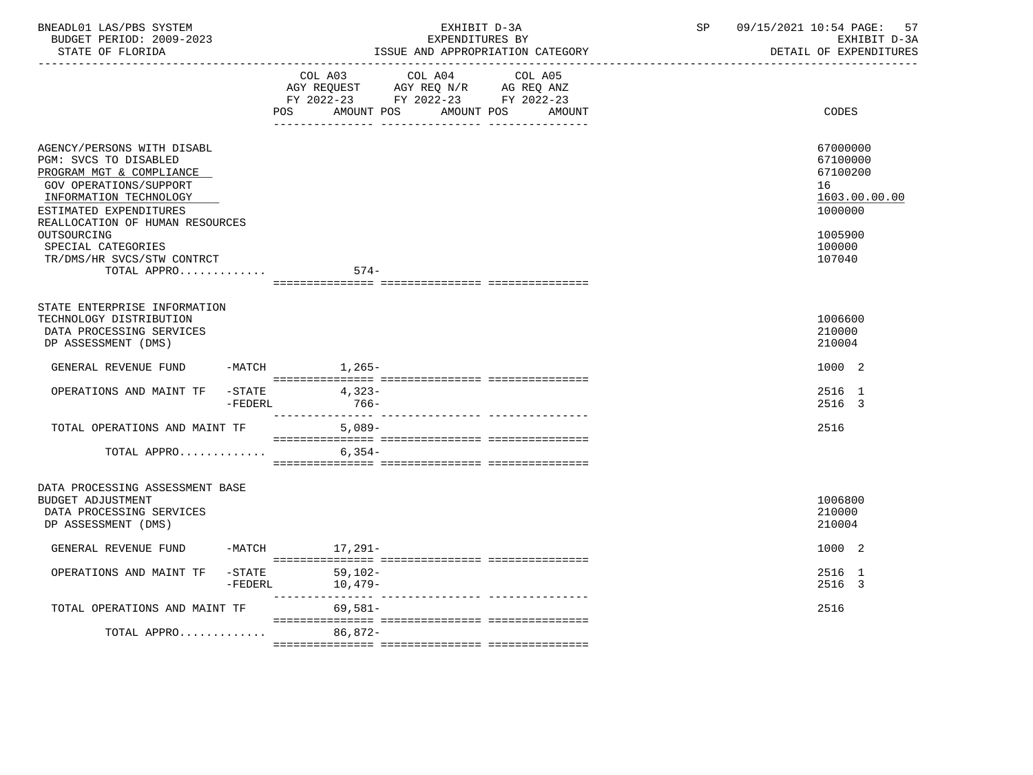BNEADL01 LAS/PBS SYSTEM | EXHIBIT D-3A | SP 09/15/2021 10:54 PAGE: 57
BUDGET PERIOD: 2009-2023 | EXPENDITURES BY | EXHIBIT D-3A
STATE OF FLORIDA | ISSUE AND APPROPRIATION CATEGORY | DETAIL OF EXPENDITURES

| | COL A03 AGY REQUEST FY 2022-23 POS AMOUNT | COL A04 AGY REQ N/R FY 2022-23 POS AMOUNT | COL A05 AG REQ ANZ FY 2022-23 POS AMOUNT | CODES |
|---|---|---|---|---|
| AGENCY/PERSONS WITH DISABL | | | | 67000000 |
| PGM: SVCS TO DISABLED | | | | 67100000 |
| PROGRAM MGT & COMPLIANCE | | | | 67100200 |
| GOV OPERATIONS/SUPPORT | | | | 16 |
| INFORMATION TECHNOLOGY | | | | 1603.00.00.00 |
| ESTIMATED EXPENDITURES | | | | 1000000 |
| REALLOCATION OF HUMAN RESOURCES OUTSOURCING | | | | 1005900 |
| SPECIAL CATEGORIES | | | | 100000 |
| TR/DMS/HR SVCS/STW CONTRCT | | | | 107040 |
| TOTAL APPRO............ | 574- | | | |
| STATE ENTERPRISE INFORMATION TECHNOLOGY DISTRIBUTION | | | | 1006600 |
| DATA PROCESSING SERVICES | | | | 210000 |
| DP ASSESSMENT (DMS) | | | | 210004 |
| GENERAL REVENUE FUND -MATCH | 1,265- | | | 1000 2 |
| OPERATIONS AND MAINT TF -STATE | 4,323- | | | 2516 1 |
| -FEDERL | 766- | | | 2516 3 |
| TOTAL OPERATIONS AND MAINT TF | 5,089- | | | 2516 |
| TOTAL APPRO............ | 6,354- | | | |
| DATA PROCESSING ASSESSMENT BASE BUDGET ADJUSTMENT | | | | 1006800 |
| DATA PROCESSING SERVICES | | | | 210000 |
| DP ASSESSMENT (DMS) | | | | 210004 |
| GENERAL REVENUE FUND -MATCH | 17,291- | | | 1000 2 |
| OPERATIONS AND MAINT TF -STATE | 59,102- | | | 2516 1 |
| -FEDERL | 10,479- | | | 2516 3 |
| TOTAL OPERATIONS AND MAINT TF | 69,581- | | | 2516 |
| TOTAL APPRO............ | 86,872- | | | |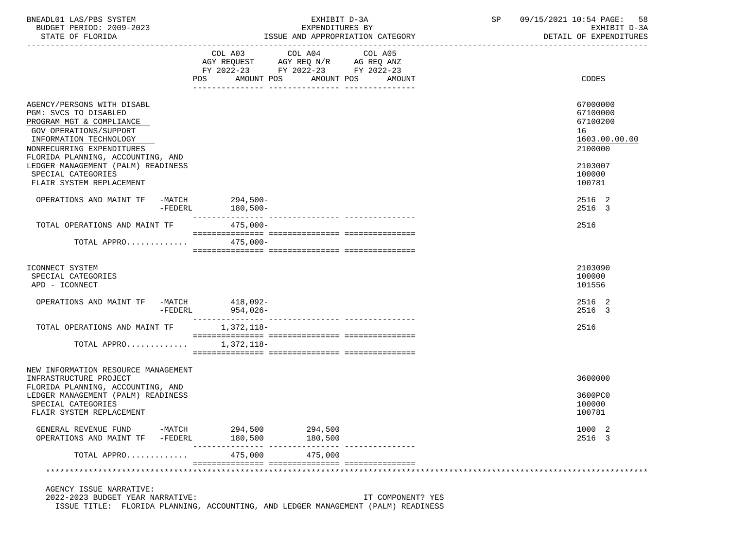BNEADL01 LAS/PBS SYSTEM — EXHIBIT D-3A — EXPENDITURES BY ISSUE AND APPROPRIATION CATEGORY
BUDGET PERIOD: 2009-2023 — STATE OF FLORIDA — SP 09/15/2021 10:54 — EXHIBIT D-3A DETAIL OF EXPENDITURES

| | COL A03 AGY REQUEST FY 2022-23 POS AMOUNT | COL A04 AGY REQ N/R FY 2022-23 POS AMOUNT | COL A05 AG REQ ANZ FY 2022-23 POS AMOUNT | CODES |
|---|---|---|---|---|
| AGENCY/PERSONS WITH DISABL | | | | 67000000 |
| PGM: SVCS TO DISABLED | | | | 67100000 |
| PROGRAM MGT & COMPLIANCE | | | | 67100200 |
| GOV OPERATIONS/SUPPORT | | | | 16 |
| INFORMATION TECHNOLOGY | | | | 1603.00.00.00 |
| NONRECURRING EXPENDITURES | | | | 2100000 |
| FLORIDA PLANNING, ACCOUNTING, AND LEDGER MANAGEMENT (PALM) READINESS | | | | 2103007 |
| SPECIAL CATEGORIES | | | | 100000 |
| FLAIR SYSTEM REPLACEMENT | | | | 100781 |
| OPERATIONS AND MAINT TF -MATCH | 294,500- | | | 2516 2 |
| -FEDERL | 180,500- | | | 2516 3 |
| TOTAL OPERATIONS AND MAINT TF | 475,000- | | | 2516 |
| TOTAL APPRO............ | 475,000- | | | |
| ICONNECT SYSTEM | | | | 2103090 |
| SPECIAL CATEGORIES | | | | 100000 |
| APD - ICONNECT | | | | 101556 |
| OPERATIONS AND MAINT TF -MATCH | 418,092- | | | 2516 2 |
| -FEDERL | 954,026- | | | 2516 3 |
| TOTAL OPERATIONS AND MAINT TF | 1,372,118- | | | 2516 |
| TOTAL APPRO............ | 1,372,118- | | | |
| NEW INFORMATION RESOURCE MANAGEMENT INFRASTRUCTURE PROJECT | | | | 3600000 |
| FLORIDA PLANNING, ACCOUNTING, AND LEDGER MANAGEMENT (PALM) READINESS | | | | 3600PC0 |
| SPECIAL CATEGORIES | | | | 100000 |
| FLAIR SYSTEM REPLACEMENT | | | | 100781 |
| GENERAL REVENUE FUND -MATCH | 294,500 | 294,500 | | 1000 2 |
| OPERATIONS AND MAINT TF -FEDERL | 180,500 | 180,500 | | 2516 3 |
| TOTAL APPRO............ | 475,000 | 475,000 | | |

AGENCY ISSUE NARRATIVE:
2022-2023 BUDGET YEAR NARRATIVE: IT COMPONENT? YES
ISSUE TITLE: FLORIDA PLANNING, ACCOUNTING, AND LEDGER MANAGEMENT (PALM) READINESS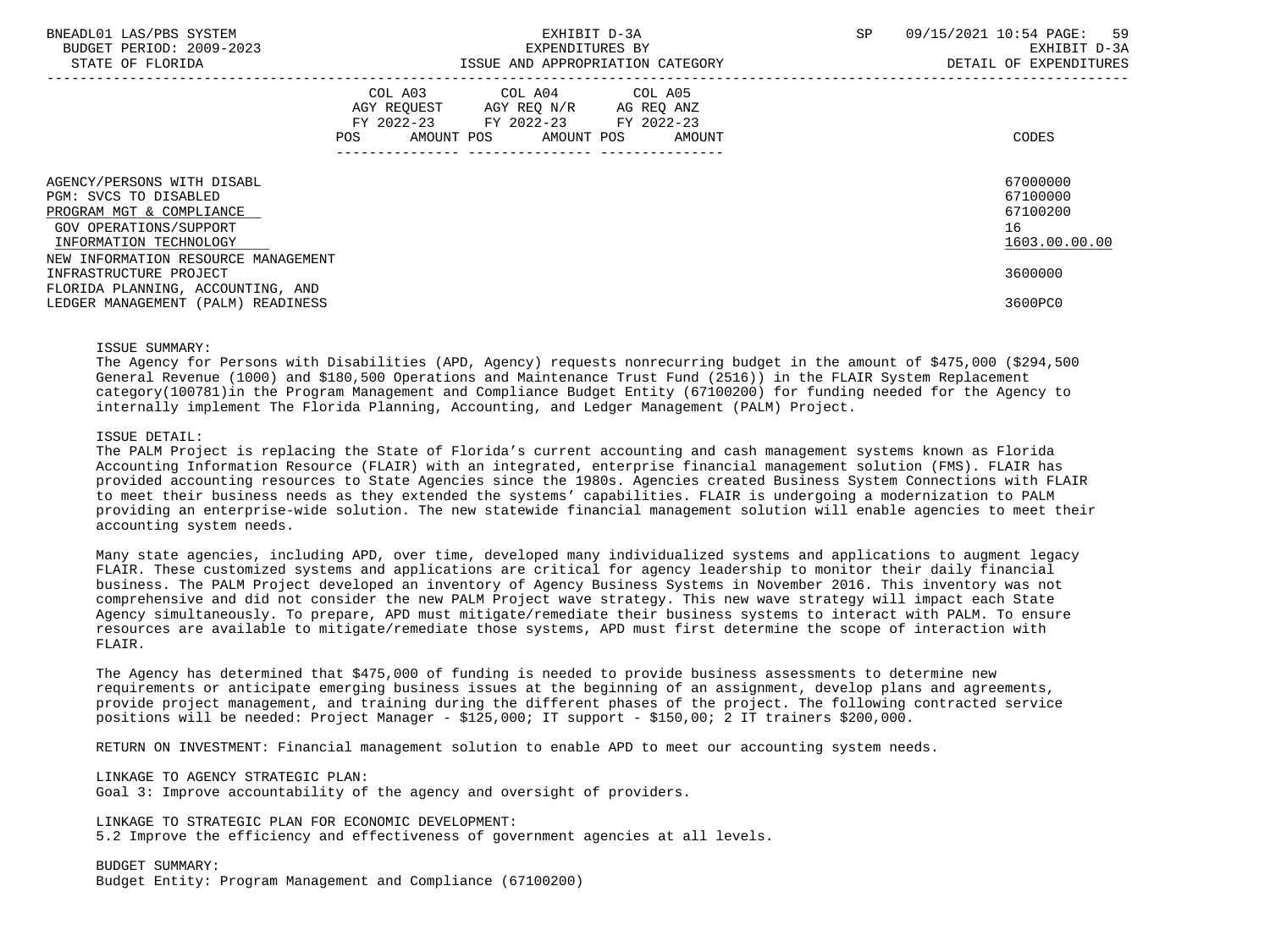| | COL A03 AGY REQUEST FY 2022-23 POS AMOUNT | COL A04 AGY REQ N/R FY 2022-23 POS AMOUNT | COL A05 AG REQ ANZ FY 2022-23 POS AMOUNT | CODES |
|---|---|---|---|---|
| AGENCY/PERSONS WITH DISABL | | | | 67000000 |
| PGM: SVCS TO DISABLED | | | | 67100000 |
| PROGRAM MGT & COMPLIANCE | | | | 67100200 |
| GOV OPERATIONS/SUPPORT | | | | 16 |
| INFORMATION TECHNOLOGY | | | | 1603.00.00.00 |
| NEW INFORMATION RESOURCE MANAGEMENT INFRASTRUCTURE PROJECT | | | | 3600000 |
| FLORIDA PLANNING, ACCOUNTING, AND LEDGER MANAGEMENT (PALM) READINESS | | | | 3600PC0 |

ISSUE SUMMARY:
The Agency for Persons with Disabilities (APD, Agency) requests nonrecurring budget in the amount of $475,000 ($294,500 General Revenue (1000) and $180,500 Operations and Maintenance Trust Fund (2516)) in the FLAIR System Replacement category(100781)in the Program Management and Compliance Budget Entity (67100200) for funding needed for the Agency to internally implement The Florida Planning, Accounting, and Ledger Management (PALM) Project.

ISSUE DETAIL:
The PALM Project is replacing the State of Florida's current accounting and cash management systems known as Florida Accounting Information Resource (FLAIR) with an integrated, enterprise financial management solution (FMS). FLAIR has provided accounting resources to State Agencies since the 1980s. Agencies created Business System Connections with FLAIR to meet their business needs as they extended the systems' capabilities. FLAIR is undergoing a modernization to PALM providing an enterprise-wide solution. The new statewide financial management solution will enable agencies to meet their accounting system needs.

Many state agencies, including APD, over time, developed many individualized systems and applications to augment legacy FLAIR. These customized systems and applications are critical for agency leadership to monitor their daily financial business. The PALM Project developed an inventory of Agency Business Systems in November 2016. This inventory was not comprehensive and did not consider the new PALM Project wave strategy. This new wave strategy will impact each State Agency simultaneously. To prepare, APD must mitigate/remediate their business systems to interact with PALM. To ensure resources are available to mitigate/remediate those systems, APD must first determine the scope of interaction with FLAIR.

The Agency has determined that $475,000 of funding is needed to provide business assessments to determine new requirements or anticipate emerging business issues at the beginning of an assignment, develop plans and agreements, provide project management, and training during the different phases of the project. The following contracted service positions will be needed: Project Manager - $125,000; IT support - $150,00; 2 IT trainers $200,000.

RETURN ON INVESTMENT: Financial management solution to enable APD to meet our accounting system needs.

LINKAGE TO AGENCY STRATEGIC PLAN:
Goal 3: Improve accountability of the agency and oversight of providers.

LINKAGE TO STRATEGIC PLAN FOR ECONOMIC DEVELOPMENT:
5.2 Improve the efficiency and effectiveness of government agencies at all levels.

BUDGET SUMMARY:
Budget Entity: Program Management and Compliance (67100200)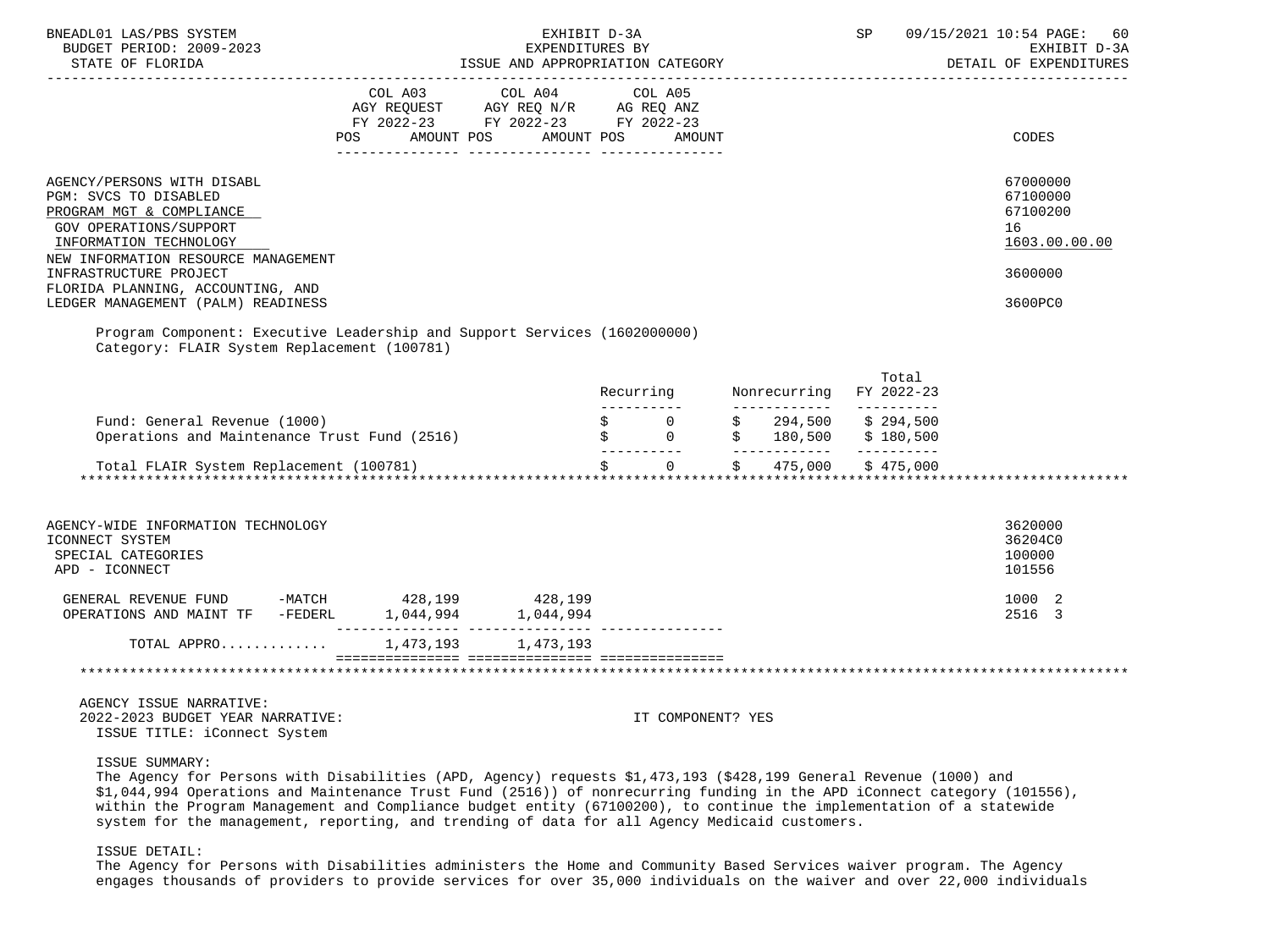| | COL A03 AGY REQUEST FY 2022-23 POS AMOUNT | COL A04 AGY REQ N/R FY 2022-23 POS AMOUNT | COL A05 AG REQ ANZ FY 2022-23 POS AMOUNT | CODES |
|---|---|---|---|---|
| AGENCY/PERSONS WITH DISABL | | | | 67000000 |
| PGM: SVCS TO DISABLED | | | | 67100000 |
| PROGRAM MGT & COMPLIANCE | | | | 67100200 |
| GOV OPERATIONS/SUPPORT | | | | 16 |
| INFORMATION TECHNOLOGY | | | | 1603.00.00.00 |
| NEW INFORMATION RESOURCE MANAGEMENT INFRASTRUCTURE PROJECT | | | | 3600000 |
| FLORIDA PLANNING, ACCOUNTING, AND LEDGER MANAGEMENT (PALM) READINESS | | | | 3600PC0 |

Program Component: Executive Leadership and Support Services (1602000000)
Category: FLAIR System Replacement (100781)

| | Recurring | Nonrecurring | Total FY 2022-23 |
|---|---|---|---|
| Fund: General Revenue (1000) | $ 0 | $ 294,500 | $ 294,500 |
| Operations and Maintenance Trust Fund (2516) | $ 0 | $ 180,500 | $ 180,500 |
| Total FLAIR System Replacement (100781) | $ 0 | $ 475,000 | $ 475,000 |

| | COL A03 | COL A04 | COL A05 | CODES |
|---|---|---|---|---|
| AGENCY-WIDE INFORMATION TECHNOLOGY | | | | 3620000 |
| ICONNECT SYSTEM | | | | 36204C0 |
| SPECIAL CATEGORIES | | | | 100000 |
| APD - ICONNECT | | | | 101556 |
| GENERAL REVENUE FUND -MATCH | 428,199 | 428,199 | | 1000 2 |
| OPERATIONS AND MAINT TF -FEDERL | 1,044,994 | 1,044,994 | | 2516 3 |
| TOTAL APPRO............ | 1,473,193 | 1,473,193 | | |

AGENCY ISSUE NARRATIVE:
2022-2023 BUDGET YEAR NARRATIVE: IT COMPONENT? YES
ISSUE TITLE: iConnect System

ISSUE SUMMARY:
The Agency for Persons with Disabilities (APD, Agency) requests $1,473,193 ($428,199 General Revenue (1000) and $1,044,994 Operations and Maintenance Trust Fund (2516)) of nonrecurring funding in the APD iConnect category (101556), within the Program Management and Compliance budget entity (67100200), to continue the implementation of a statewide system for the management, reporting, and trending of data for all Agency Medicaid customers.

ISSUE DETAIL:
The Agency for Persons with Disabilities administers the Home and Community Based Services waiver program. The Agency engages thousands of providers to provide services for over 35,000 individuals on the waiver and over 22,000 individuals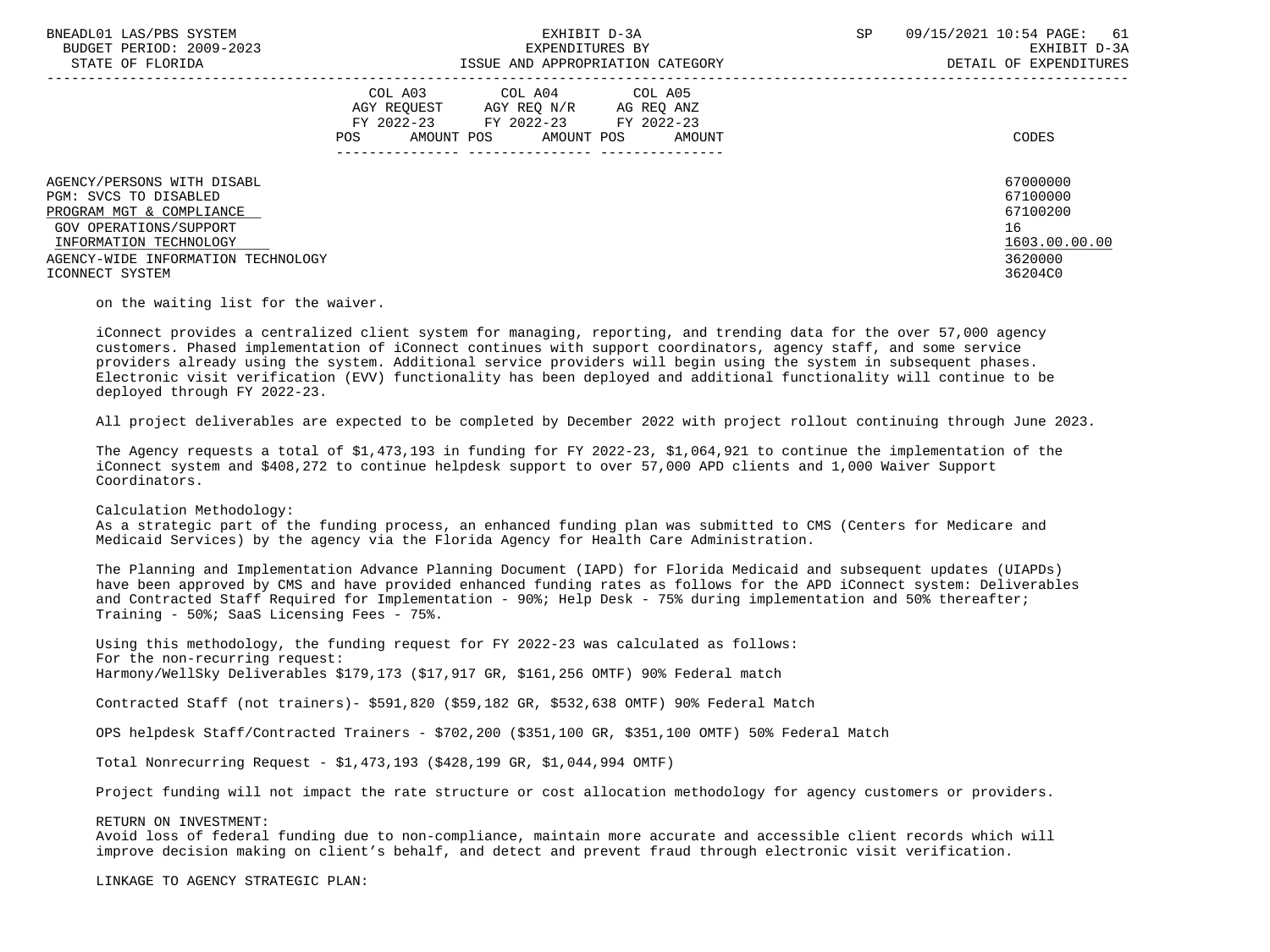| | COL A03 AGY REQUEST FY 2022-23 POS AMOUNT | COL A04 AGY REQ N/R FY 2022-23 POS AMOUNT | COL A05 AG REQ ANZ FY 2022-23 POS AMOUNT | CODES |
|---|---|---|---|---|
| AGENCY/PERSONS WITH DISABL | | | | 67000000 |
| PGM: SVCS TO DISABLED | | | | 67100000 |
| PROGRAM MGT & COMPLIANCE | | | | 67100200 |
| GOV OPERATIONS/SUPPORT | | | | 16 |
| INFORMATION TECHNOLOGY | | | | 1603.00.00.00 |
| AGENCY-WIDE INFORMATION TECHNOLOGY | | | | 3620000 |
| ICONNECT SYSTEM | | | | 36204C0 |

on the waiting list for the waiver.

iConnect provides a centralized client system for managing, reporting, and trending data for the over 57,000 agency customers. Phased implementation of iConnect continues with support coordinators, agency staff, and some service providers already using the system. Additional service providers will begin using the system in subsequent phases. Electronic visit verification (EVV) functionality has been deployed and additional functionality will continue to be deployed through FY 2022-23.

All project deliverables are expected to be completed by December 2022 with project rollout continuing through June 2023.

The Agency requests a total of $1,473,193 in funding for FY 2022-23, $1,064,921 to continue the implementation of the iConnect system and $408,272 to continue helpdesk support to over 57,000 APD clients and 1,000 Waiver Support Coordinators.

Calculation Methodology:
As a strategic part of the funding process, an enhanced funding plan was submitted to CMS (Centers for Medicare and Medicaid Services) by the agency via the Florida Agency for Health Care Administration.

The Planning and Implementation Advance Planning Document (IAPD) for Florida Medicaid and subsequent updates (UIAPDs) have been approved by CMS and have provided enhanced funding rates as follows for the APD iConnect system: Deliverables and Contracted Staff Required for Implementation - 90%; Help Desk - 75% during implementation and 50% thereafter; Training - 50%; SaaS Licensing Fees - 75%.

Using this methodology, the funding request for FY 2022-23 was calculated as follows:
For the non-recurring request:
Harmony/WellSky Deliverables $179,173 ($17,917 GR, $161,256 OMTF) 90% Federal match

Contracted Staff (not trainers)- $591,820 ($59,182 GR, $532,638 OMTF) 90% Federal Match

OPS helpdesk Staff/Contracted Trainers - $702,200 ($351,100 GR, $351,100 OMTF) 50% Federal Match

Total Nonrecurring Request - $1,473,193 ($428,199 GR, $1,044,994 OMTF)

Project funding will not impact the rate structure or cost allocation methodology for agency customers or providers.

RETURN ON INVESTMENT:
Avoid loss of federal funding due to non-compliance, maintain more accurate and accessible client records which will improve decision making on client's behalf, and detect and prevent fraud through electronic visit verification.

LINKAGE TO AGENCY STRATEGIC PLAN: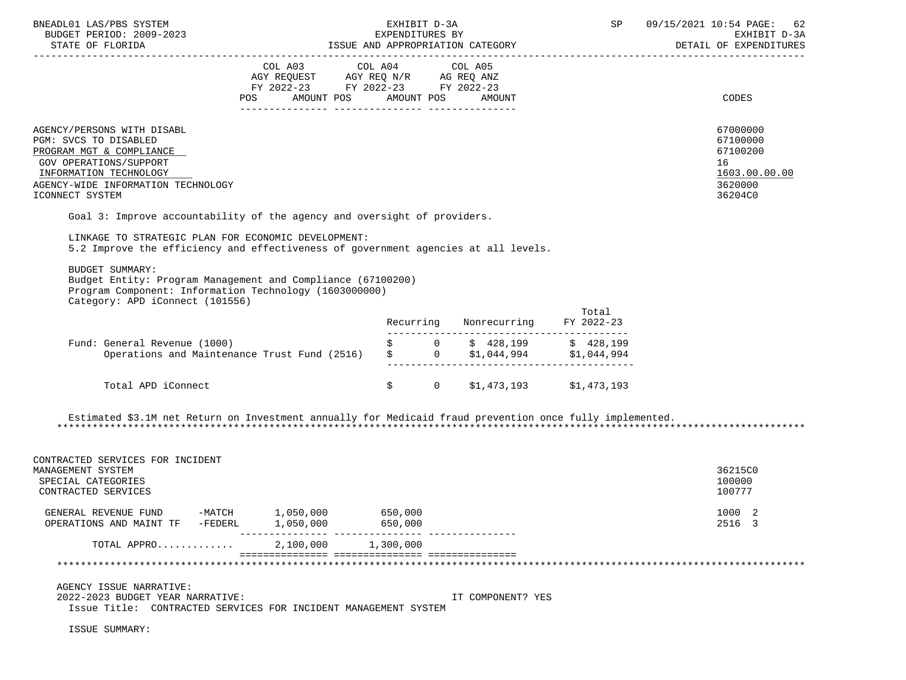| | COL A03 AGY REQUEST FY 2022-23 POS AMOUNT | COL A04 AGY REQ N/R FY 2022-23 POS AMOUNT | COL A05 AG REQ ANZ FY 2022-23 POS AMOUNT | CODES |
|---|---|---|---|---|
| AGENCY/PERSONS WITH DISABL | | | | 67000000 |
| PGM: SVCS TO DISABLED | | | | 67100000 |
| PROGRAM MGT & COMPLIANCE | | | | 67100200 |
| GOV OPERATIONS/SUPPORT | | | | 16 |
| INFORMATION TECHNOLOGY | | | | 1603.00.00.00 |
| AGENCY-WIDE INFORMATION TECHNOLOGY | | | | 3620000 |
| ICONNECT SYSTEM | | | | 36204C0 |

Goal 3: Improve accountability of the agency and oversight of providers.

LINKAGE TO STRATEGIC PLAN FOR ECONOMIC DEVELOPMENT:
5.2 Improve the efficiency and effectiveness of government agencies at all levels.

BUDGET SUMMARY:
Budget Entity: Program Management and Compliance (67100200)
Program Component: Information Technology (1603000000)
Category: APD iConnect (101556)

| | Recurring | Nonrecurring | Total FY 2022-23 |
|---|---|---|---|
| Fund: General Revenue (1000) | $ 0 | $ 428,199 | $ 428,199 |
| Operations and Maintenance Trust Fund (2516) | $ 0 | $1,044,994 | $1,044,994 |
| Total APD iConnect | $ 0 | $1,473,193 | $1,473,193 |

Estimated $3.1M net Return on Investment annually for Medicaid fraud prevention once fully implemented.

*****************************************************************************************************************************

| | COL A03 | COL A04 | COL A05 | CODES |
|---|---|---|---|---|
| CONTRACTED SERVICES FOR INCIDENT MANAGEMENT SYSTEM | | | | 36215C0 |
| SPECIAL CATEGORIES | | | | 100000 |
| CONTRACTED SERVICES | | | | 100777 |
| GENERAL REVENUE FUND -MATCH | 1,050,000 | 650,000 | | 1000 2 |
| OPERATIONS AND MAINT TF -FEDERL | 1,050,000 | 650,000 | | 2516 3 |
| TOTAL APPRO............ | 2,100,000 | 1,300,000 | | |

*****************************************************************************************************************************

AGENCY ISSUE NARRATIVE:
2022-2023 BUDGET YEAR NARRATIVE: IT COMPONENT? YES
Issue Title: CONTRACTED SERVICES FOR INCIDENT MANAGEMENT SYSTEM

ISSUE SUMMARY: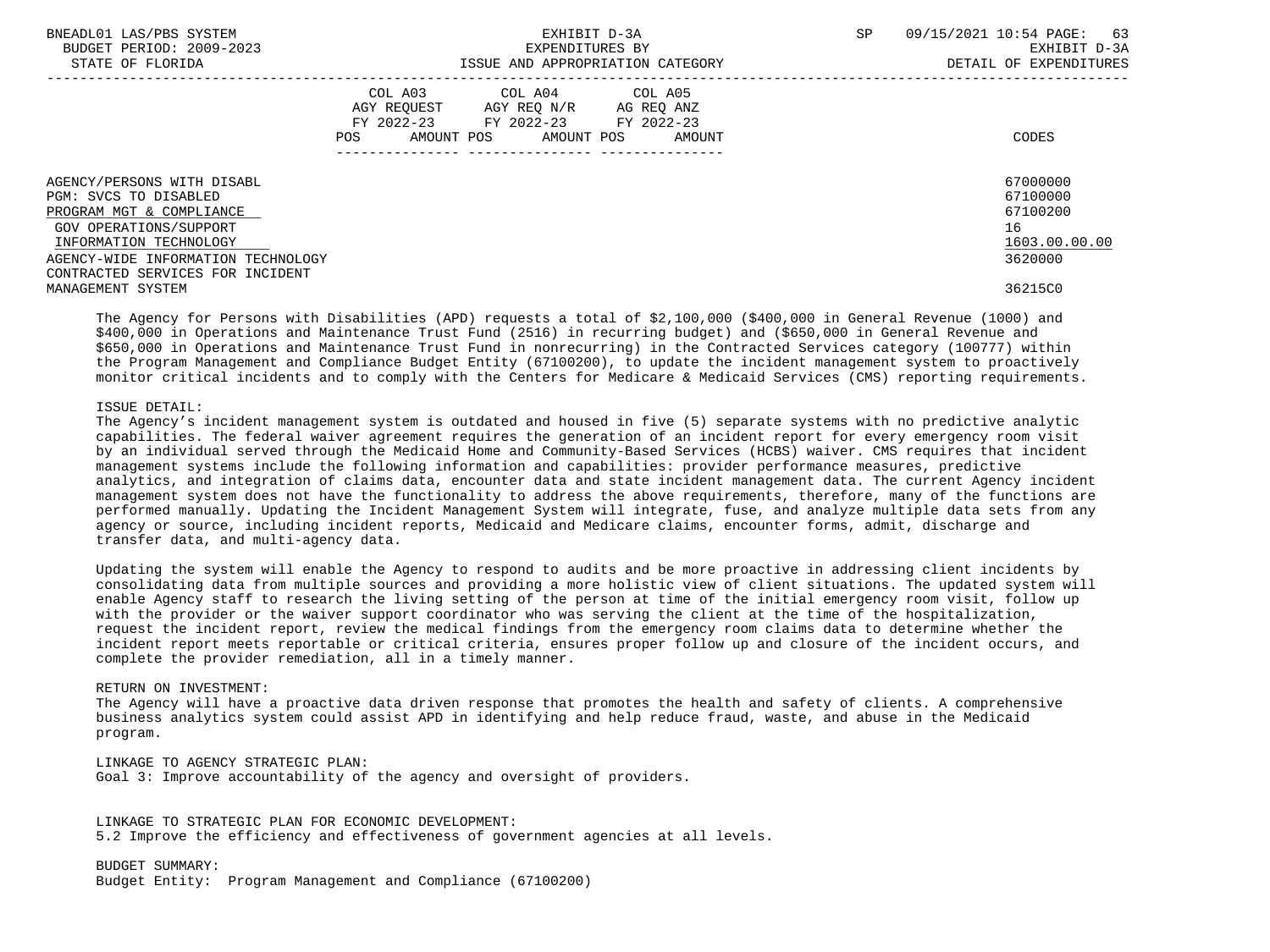| | COL A03 AGY REQUEST FY 2022-23 POS AMOUNT | COL A04 AGY REQ N/R FY 2022-23 POS AMOUNT | COL A05 AG REQ ANZ FY 2022-23 POS AMOUNT | CODES |
|---|---|---|---|---|
| AGENCY/PERSONS WITH DISABL | | | | 67000000 |
| PGM: SVCS TO DISABLED | | | | 67100000 |
| PROGRAM MGT & COMPLIANCE | | | | 67100200 |
| GOV OPERATIONS/SUPPORT | | | | 16 |
| INFORMATION TECHNOLOGY | | | | 1603.00.00.00 |
| AGENCY-WIDE INFORMATION TECHNOLOGY | | | | 3620000 |
| CONTRACTED SERVICES FOR INCIDENT MANAGEMENT SYSTEM | | | | 36215C0 |

The Agency for Persons with Disabilities (APD) requests a total of $2,100,000 ($400,000 in General Revenue (1000) and $400,000 in Operations and Maintenance Trust Fund (2516) in recurring budget) and ($650,000 in General Revenue and $650,000 in Operations and Maintenance Trust Fund in nonrecurring) in the Contracted Services category (100777) within the Program Management and Compliance Budget Entity (67100200), to update the incident management system to proactively monitor critical incidents and to comply with the Centers for Medicare & Medicaid Services (CMS) reporting requirements.

ISSUE DETAIL:
The Agency's incident management system is outdated and housed in five (5) separate systems with no predictive analytic capabilities. The federal waiver agreement requires the generation of an incident report for every emergency room visit by an individual served through the Medicaid Home and Community-Based Services (HCBS) waiver. CMS requires that incident management systems include the following information and capabilities: provider performance measures, predictive analytics, and integration of claims data, encounter data and state incident management data. The current Agency incident management system does not have the functionality to address the above requirements, therefore, many of the functions are performed manually. Updating the Incident Management System will integrate, fuse, and analyze multiple data sets from any agency or source, including incident reports, Medicaid and Medicare claims, encounter forms, admit, discharge and transfer data, and multi-agency data.

Updating the system will enable the Agency to respond to audits and be more proactive in addressing client incidents by consolidating data from multiple sources and providing a more holistic view of client situations. The updated system will enable Agency staff to research the living setting of the person at time of the initial emergency room visit, follow up with the provider or the waiver support coordinator who was serving the client at the time of the hospitalization, request the incident report, review the medical findings from the emergency room claims data to determine whether the incident report meets reportable or critical criteria, ensures proper follow up and closure of the incident occurs, and complete the provider remediation, all in a timely manner.

RETURN ON INVESTMENT:
The Agency will have a proactive data driven response that promotes the health and safety of clients. A comprehensive business analytics system could assist APD in identifying and help reduce fraud, waste, and abuse in the Medicaid program.

LINKAGE TO AGENCY STRATEGIC PLAN:
Goal 3: Improve accountability of the agency and oversight of providers.

LINKAGE TO STRATEGIC PLAN FOR ECONOMIC DEVELOPMENT:
5.2 Improve the efficiency and effectiveness of government agencies at all levels.

BUDGET SUMMARY:
Budget Entity: Program Management and Compliance (67100200)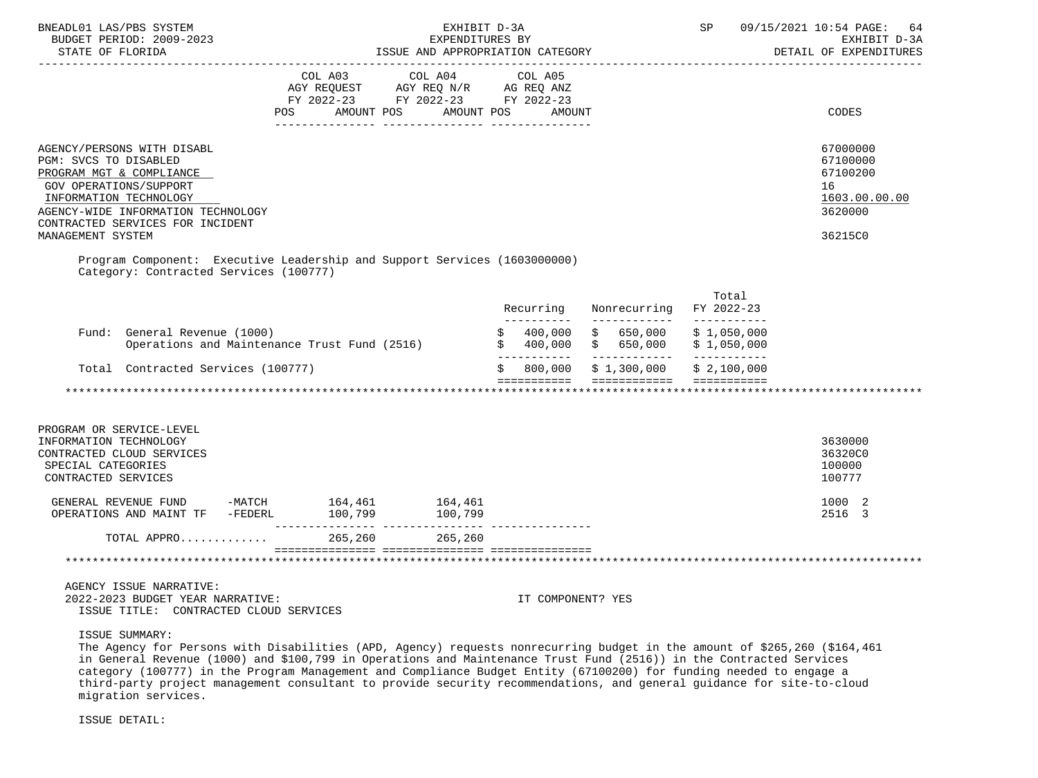| | COL A03 AGY REQUEST FY 2022-23 POS AMOUNT | COL A04 AGY REQ N/R FY 2022-23 POS AMOUNT | COL A05 AG REQ ANZ FY 2022-23 POS AMOUNT | CODES |
|---|---|---|---|---|

AGENCY/PERSONS WITH DISABL — 67000000
PGM: SVCS TO DISABLED — 67100000
PROGRAM MGT & COMPLIANCE — 67100200
GOV OPERATIONS/SUPPORT — 16
INFORMATION TECHNOLOGY — 1603.00.00.00
AGENCY-WIDE INFORMATION TECHNOLOGY — 3620000
CONTRACTED SERVICES FOR INCIDENT MANAGEMENT SYSTEM — 36215C0

Program Component: Executive Leadership and Support Services (1603000000)
Category: Contracted Services (100777)

| | Recurring | Nonrecurring | Total FY 2022-23 |
|---|---|---|---|
| Fund: General Revenue (1000) | $ 400,000 | $ 650,000 | $ 1,050,000 |
| Operations and Maintenance Trust Fund (2516) | $ 400,000 | $ 650,000 | $ 1,050,000 |
| Total Contracted Services (100777) | $ 800,000 | $ 1,300,000 | $ 2,100,000 |

PROGRAM OR SERVICE-LEVEL
INFORMATION TECHNOLOGY — 3630000
CONTRACTED CLOUD SERVICES — 36320C0
SPECIAL CATEGORIES — 100000
CONTRACTED SERVICES — 100777

| | COL A03 | COL A04 | COL A05 | CODES |
|---|---|---|---|---|
| GENERAL REVENUE FUND -MATCH | 164,461 | 164,461 | | 1000 2 |
| OPERATIONS AND MAINT TF -FEDERL | 100,799 | 100,799 | | 2516 3 |
| TOTAL APPRO............ | 265,260 | 265,260 | | |

AGENCY ISSUE NARRATIVE:
2022-2023 BUDGET YEAR NARRATIVE: IT COMPONENT? YES
ISSUE TITLE: CONTRACTED CLOUD SERVICES

ISSUE SUMMARY:
The Agency for Persons with Disabilities (APD, Agency) requests nonrecurring budget in the amount of $265,260 ($164,461 in General Revenue (1000) and $100,799 in Operations and Maintenance Trust Fund (2516)) in the Contracted Services category (100777) in the Program Management and Compliance Budget Entity (67100200) for funding needed to engage a third-party project management consultant to provide security recommendations, and general guidance for site-to-cloud migration services.

ISSUE DETAIL: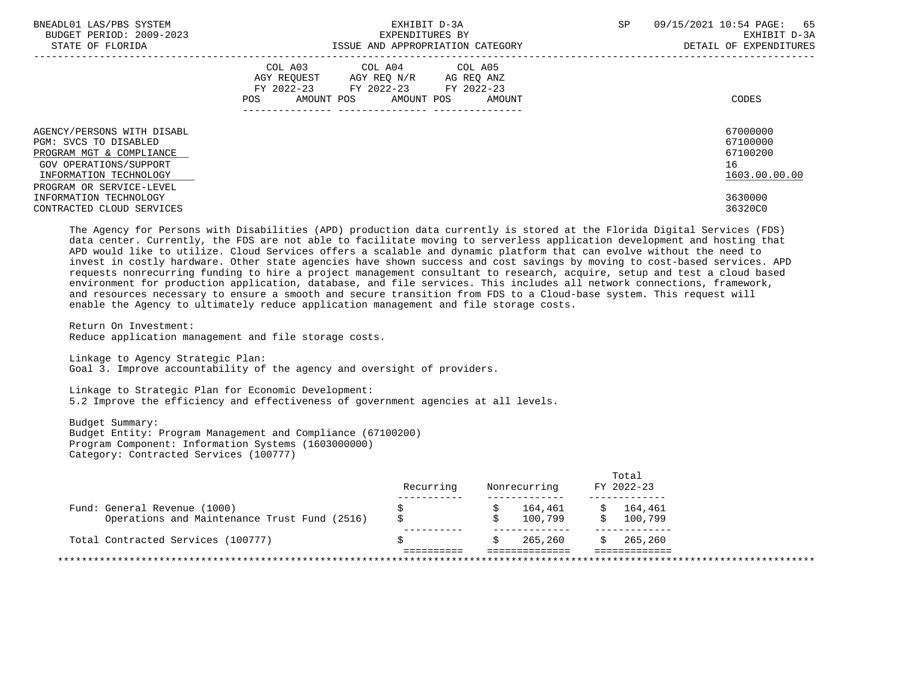BNEADL01 LAS/PBS SYSTEM | EXHIBIT D-3A | SP 09/15/2021 10:54
BUDGET PERIOD: 2009-2023 | EXPENDITURES BY | EXHIBIT D-3A
STATE OF FLORIDA | ISSUE AND APPROPRIATION CATEGORY | DETAIL OF EXPENDITURES

| | COL A03 AGY REQUEST FY 2022-23 POS AMOUNT | COL A04 AGY REQ N/R FY 2022-23 POS AMOUNT | COL A05 AG REQ ANZ FY 2022-23 POS AMOUNT | CODES |
|---|---|---|---|---|
| AGENCY/PERSONS WITH DISABL | | | | 67000000 |
| PGM: SVCS TO DISABLED | | | | 67100000 |
| PROGRAM MGT & COMPLIANCE | | | | 67100200 |
| GOV OPERATIONS/SUPPORT | | | | 16 |
| INFORMATION TECHNOLOGY | | | | 1603.00.00.00 |
| PROGRAM OR SERVICE-LEVEL INFORMATION TECHNOLOGY | | | | 3630000 |
| CONTRACTED CLOUD SERVICES | | | | 36320C0 |

The Agency for Persons with Disabilities (APD) production data currently is stored at the Florida Digital Services (FDS) data center. Currently, the FDS are not able to facilitate moving to serverless application development and hosting that APD would like to utilize. Cloud Services offers a scalable and dynamic platform that can evolve without the need to invest in costly hardware. Other state agencies have shown success and cost savings by moving to cost-based services. APD requests nonrecurring funding to hire a project management consultant to research, acquire, setup and test a cloud based environment for production application, database, and file services. This includes all network connections, framework, and resources necessary to ensure a smooth and secure transition from FDS to a Cloud-base system. This request will enable the Agency to ultimately reduce application management and file storage costs.

Return On Investment:
Reduce application management and file storage costs.

Linkage to Agency Strategic Plan:
Goal 3. Improve accountability of the agency and oversight of providers.

Linkage to Strategic Plan for Economic Development:
5.2 Improve the efficiency and effectiveness of government agencies at all levels.

Budget Summary:
Budget Entity: Program Management and Compliance (67100200)
Program Component: Information Systems (1603000000)
Category: Contracted Services (100777)

| | Recurring | Nonrecurring | Total FY 2022-23 |
|---|---|---|---|
| Fund: General Revenue (1000) | $ | $ 164,461 | $ 164,461 |
| Operations and Maintenance Trust Fund (2516) | $ | $ 100,799 | $ 100,799 |
| Total Contracted Services (100777) | $ | $ 265,260 | $ 265,260 |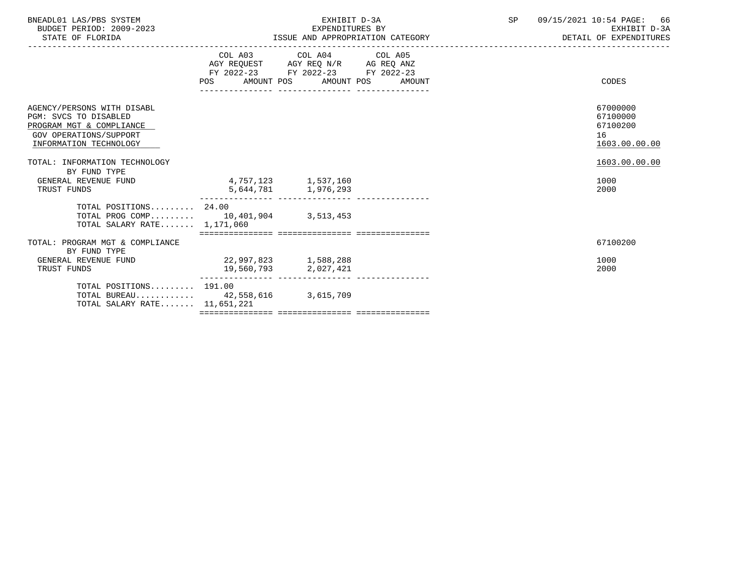BNEADL01 LAS/PBS SYSTEM | BUDGET PERIOD: 2009-2023 | STATE OF FLORIDA

EXHIBIT D-3A
EXPENDITURES BY
ISSUE AND APPROPRIATION CATEGORY

SP 09/15/2021 10:54 | EXHIBIT D-3A | DETAIL OF EXPENDITURES

| | COL A03 AGY REQUEST FY 2022-23 POS | AMOUNT | COL A04 AGY REQ N/R FY 2022-23 POS | AMOUNT | COL A05 AG REQ ANZ FY 2022-23 POS | AMOUNT | CODES |
|---|---|---|---|---|---|---|---|
| AGENCY/PERSONS WITH DISABL | | | | | | | 67000000 |
| PGM: SVCS TO DISABLED | | | | | | | 67100000 |
| PROGRAM MGT & COMPLIANCE | | | | | | | 67100200 |
| GOV OPERATIONS/SUPPORT | | | | | | | 16 |
| INFORMATION TECHNOLOGY | | | | | | | 1603.00.00.00 |
| TOTAL: INFORMATION TECHNOLOGY | | | | | | | 1603.00.00.00 |
| BY FUND TYPE | | | | | | | |
| GENERAL REVENUE FUND | | 4,757,123 | | 1,537,160 | | | 1000 |
| TRUST FUNDS | | 5,644,781 | | 1,976,293 | | | 2000 |
| TOTAL POSITIONS......... | 24.00 | | | | | | |
| TOTAL PROG COMP......... | | 10,401,904 | | 3,513,453 | | | |
| TOTAL SALARY RATE....... | | 1,171,060 | | | | | |
| TOTAL: PROGRAM MGT & COMPLIANCE | | | | | | | 67100200 |
| BY FUND TYPE | | | | | | | |
| GENERAL REVENUE FUND | | 22,997,823 | | 1,588,288 | | | 1000 |
| TRUST FUNDS | | 19,560,793 | | 2,027,421 | | | 2000 |
| TOTAL POSITIONS......... | 191.00 | | | | | | |
| TOTAL BUREAU............ | | 42,558,616 | | 3,615,709 | | | |
| TOTAL SALARY RATE....... | | 11,651,221 | | | | | |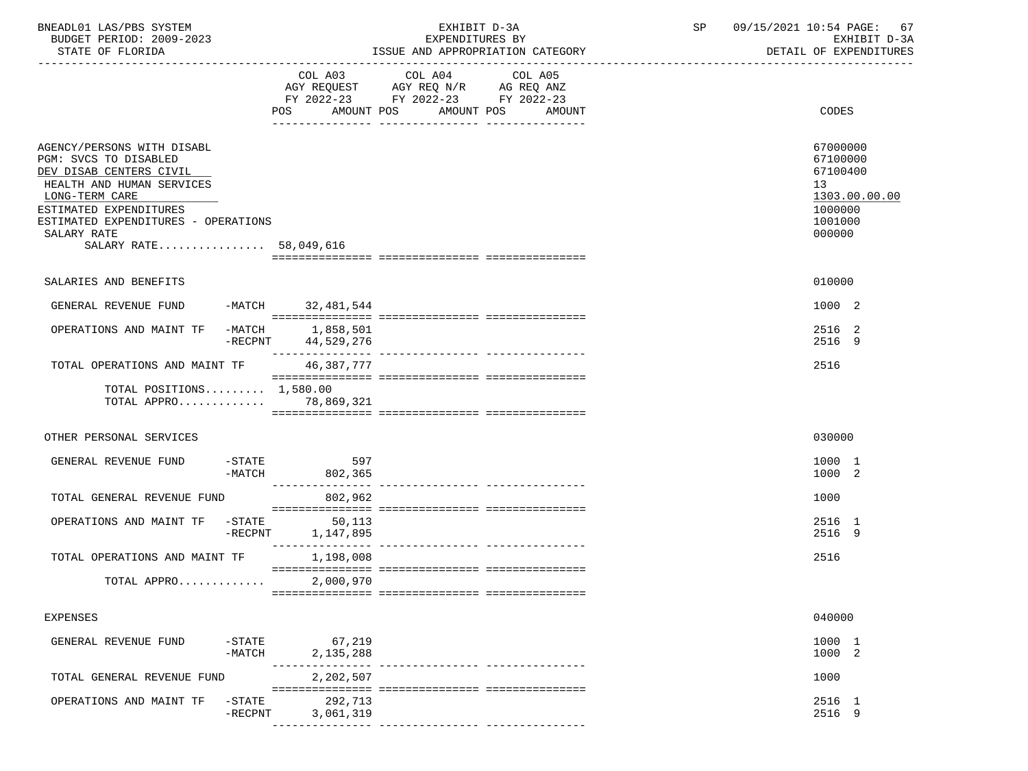BNEADL01 LAS/PBS SYSTEM
BUDGET PERIOD: 2009-2023
STATE OF FLORIDA

EXHIBIT D-3A
EXPENDITURES BY
ISSUE AND APPROPRIATION CATEGORY

SP 09/15/2021 10:54
EXHIBIT D-3A
DETAIL OF EXPENDITURES

| | | COL A03 AGY REQUEST FY 2022-23 POS AMOUNT | COL A04 AGY REQ N/R FY 2022-23 POS AMOUNT | COL A05 AG REQ ANZ FY 2022-23 POS AMOUNT | CODES |
|---|---|---|---|---|---|
| AGENCY/PERSONS WITH DISABL | | | | | 67000000 |
| PGM: SVCS TO DISABLED | | | | | 67100000 |
| DEV DISAB CENTERS CIVIL | | | | | 67100400 |
| HEALTH AND HUMAN SERVICES | | | | | 13 |
| LONG-TERM CARE | | | | | 1303.00.00.00 |
| ESTIMATED EXPENDITURES | | | | | 1000000 |
| ESTIMATED EXPENDITURES - OPERATIONS | | | | | 1001000 |
| SALARY RATE | | | | | 000000 |
| SALARY RATE................ | | 58,049,616 | | | |
| SALARIES AND BENEFITS | | | | | 010000 |
| GENERAL REVENUE FUND | -MATCH | 32,481,544 | | | 1000 2 |
| OPERATIONS AND MAINT TF | -MATCH | 1,858,501 | | | 2516 2 |
| | -RECPNT | 44,529,276 | | | 2516 9 |
| TOTAL OPERATIONS AND MAINT TF | | 46,387,777 | | | 2516 |
| TOTAL POSITIONS......... | | 1,580.00 | | | |
| TOTAL APPRO............. | | 78,869,321 | | | |
| OTHER PERSONAL SERVICES | | | | | 030000 |
| GENERAL REVENUE FUND | -STATE | 597 | | | 1000 1 |
| | -MATCH | 802,365 | | | 1000 2 |
| TOTAL GENERAL REVENUE FUND | | 802,962 | | | 1000 |
| OPERATIONS AND MAINT TF | -STATE | 50,113 | | | 2516 1 |
| | -RECPNT | 1,147,895 | | | 2516 9 |
| TOTAL OPERATIONS AND MAINT TF | | 1,198,008 | | | 2516 |
| TOTAL APPRO............. | | 2,000,970 | | | |
| EXPENSES | | | | | 040000 |
| GENERAL REVENUE FUND | -STATE | 67,219 | | | 1000 1 |
| | -MATCH | 2,135,288 | | | 1000 2 |
| TOTAL GENERAL REVENUE FUND | | 2,202,507 | | | 1000 |
| OPERATIONS AND MAINT TF | -STATE | 292,713 | | | 2516 1 |
| | -RECPNT | 3,061,319 | | | 2516 9 |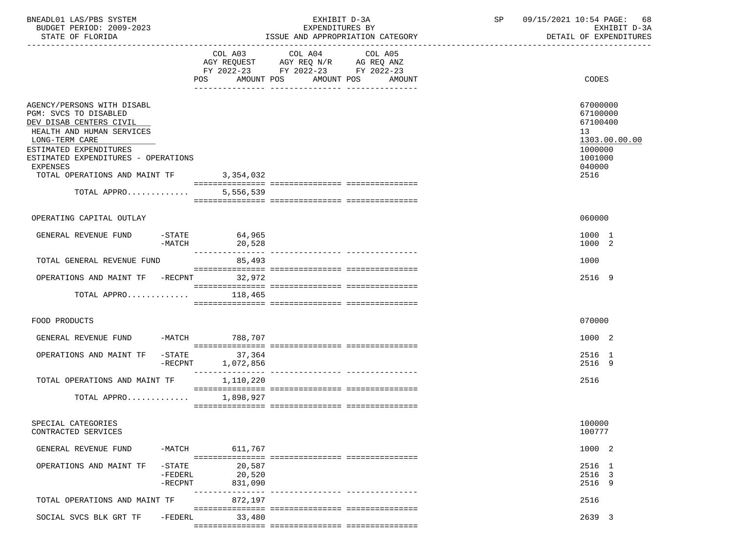| | COL A03 AGY REQUEST FY 2022-23 POS AMOUNT | COL A04 AGY REQ N/R FY 2022-23 POS AMOUNT | COL A05 AG REQ ANZ FY 2022-23 POS AMOUNT | CODES |
|---|---|---|---|---|
| AGENCY/PERSONS WITH DISABL | | | | 67000000 |
| PGM: SVCS TO DISABLED | | | | 67100000 |
| DEV DISAB CENTERS CIVIL | | | | 67100400 |
| HEALTH AND HUMAN SERVICES | | | | 13 |
| LONG-TERM CARE | | | | 1303.00.00.00 |
| ESTIMATED EXPENDITURES | | | | 1000000 |
| ESTIMATED EXPENDITURES - OPERATIONS | | | | 1001000 |
| EXPENSES | | | | 040000 |
| TOTAL OPERATIONS AND MAINT TF | 3,354,032 | | | 2516 |
| TOTAL APPRO............ | 5,556,539 | | | |
| OPERATING CAPITAL OUTLAY | | | | 060000 |
| GENERAL REVENUE FUND -STATE | 64,965 | | | 1000 1 |
| -MATCH | 20,528 | | | 1000 2 |
| TOTAL GENERAL REVENUE FUND | 85,493 | | | 1000 |
| OPERATIONS AND MAINT TF -RECPNT | 32,972 | | | 2516 9 |
| TOTAL APPRO............ | 118,465 | | | |
| FOOD PRODUCTS | | | | 070000 |
| GENERAL REVENUE FUND -MATCH | 788,707 | | | 1000 2 |
| OPERATIONS AND MAINT TF -STATE | 37,364 | | | 2516 1 |
| -RECPNT | 1,072,856 | | | 2516 9 |
| TOTAL OPERATIONS AND MAINT TF | 1,110,220 | | | 2516 |
| TOTAL APPRO............ | 1,898,927 | | | |
| SPECIAL CATEGORIES | | | | 100000 |
| CONTRACTED SERVICES | | | | 100777 |
| GENERAL REVENUE FUND -MATCH | 611,767 | | | 1000 2 |
| OPERATIONS AND MAINT TF -STATE | 20,587 | | | 2516 1 |
| -FEDERL | 20,520 | | | 2516 3 |
| -RECPNT | 831,090 | | | 2516 9 |
| TOTAL OPERATIONS AND MAINT TF | 872,197 | | | 2516 |
| SOCIAL SVCS BLK GRT TF -FEDERL | 33,480 | | | 2639 3 |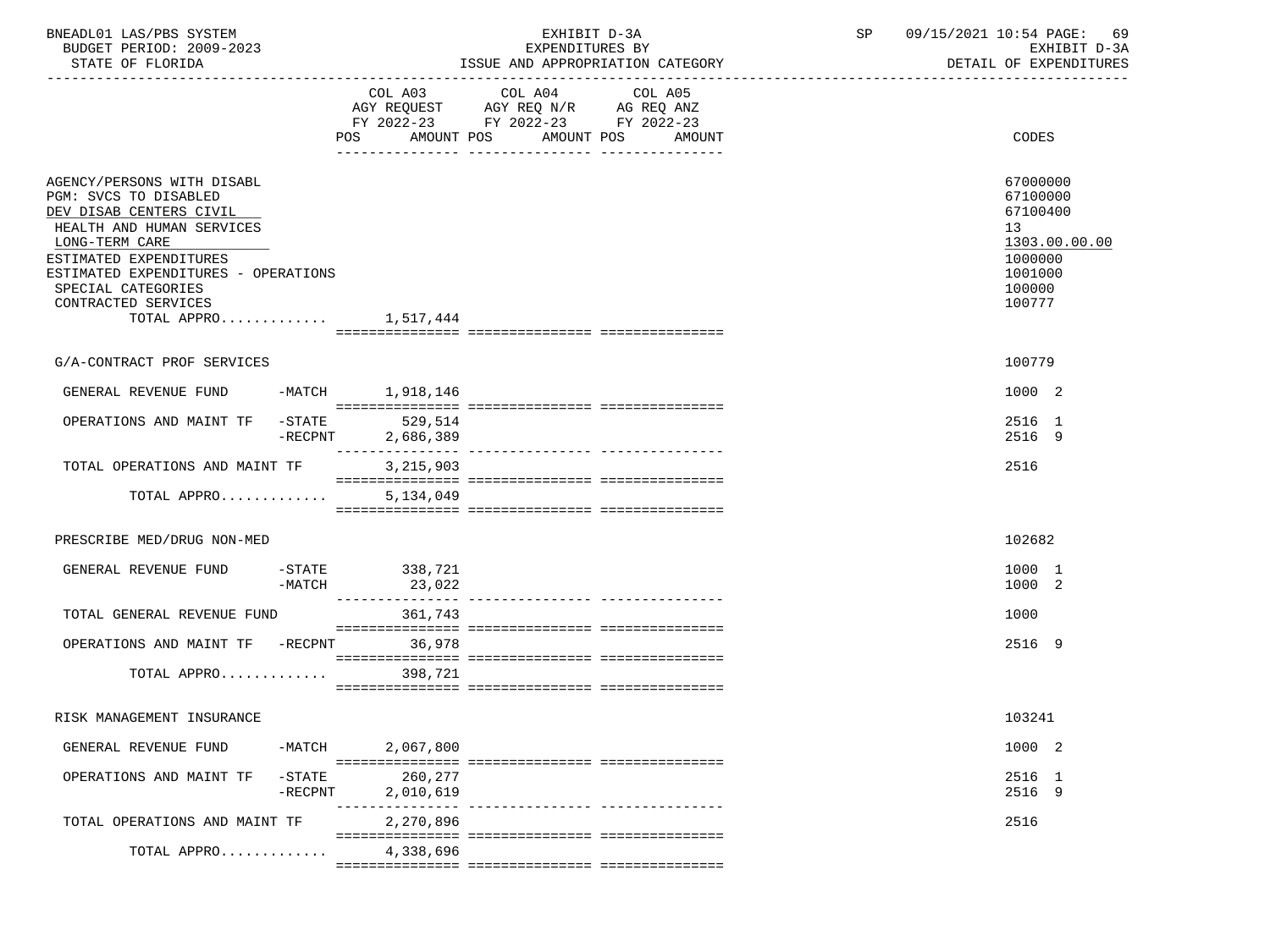BNEADL01 LAS/PBS SYSTEM
BUDGET PERIOD: 2009-2023
STATE OF FLORIDA

EXHIBIT D-3A
EXPENDITURES BY
ISSUE AND APPROPRIATION CATEGORY

SP 09/15/2021 10:54

EXHIBIT D-3A
DETAIL OF EXPENDITURES

| | COL A03 AGY REQUEST FY 2022-23 POS AMOUNT | COL A04 AGY REQ N/R FY 2022-23 POS AMOUNT | COL A05 AG REQ ANZ FY 2022-23 POS AMOUNT | CODES |
|---|---|---|---|---|
| AGENCY/PERSONS WITH DISABL | | | | 67000000 |
| PGM: SVCS TO DISABLED | | | | 67100000 |
| DEV DISAB CENTERS CIVIL | | | | 67100400 |
| HEALTH AND HUMAN SERVICES | | | | 13 |
| LONG-TERM CARE | | | | 1303.00.00.00 |
| ESTIMATED EXPENDITURES | | | | 1000000 |
| ESTIMATED EXPENDITURES - OPERATIONS | | | | 1001000 |
| SPECIAL CATEGORIES | | | | 100000 |
| CONTRACTED SERVICES | | | | 100777 |
| TOTAL APPRO............ | 1,517,444 | | | |
| G/A-CONTRACT PROF SERVICES | | | | 100779 |
| GENERAL REVENUE FUND -MATCH | 1,918,146 | | | 1000 2 |
| OPERATIONS AND MAINT TF -STATE | 529,514 | | | 2516 1 |
| -RECPNT | 2,686,389 | | | 2516 9 |
| TOTAL OPERATIONS AND MAINT TF | 3,215,903 | | | 2516 |
| TOTAL APPRO............ | 5,134,049 | | | |
| PRESCRIBE MED/DRUG NON-MED | | | | 102682 |
| GENERAL REVENUE FUND -STATE | 338,721 | | | 1000 1 |
| -MATCH | 23,022 | | | 1000 2 |
| TOTAL GENERAL REVENUE FUND | 361,743 | | | 1000 |
| OPERATIONS AND MAINT TF -RECPNT | 36,978 | | | 2516 9 |
| TOTAL APPRO............ | 398,721 | | | |
| RISK MANAGEMENT INSURANCE | | | | 103241 |
| GENERAL REVENUE FUND -MATCH | 2,067,800 | | | 1000 2 |
| OPERATIONS AND MAINT TF -STATE | 260,277 | | | 2516 1 |
| -RECPNT | 2,010,619 | | | 2516 9 |
| TOTAL OPERATIONS AND MAINT TF | 2,270,896 | | | 2516 |
| TOTAL APPRO............ | 4,338,696 | | | |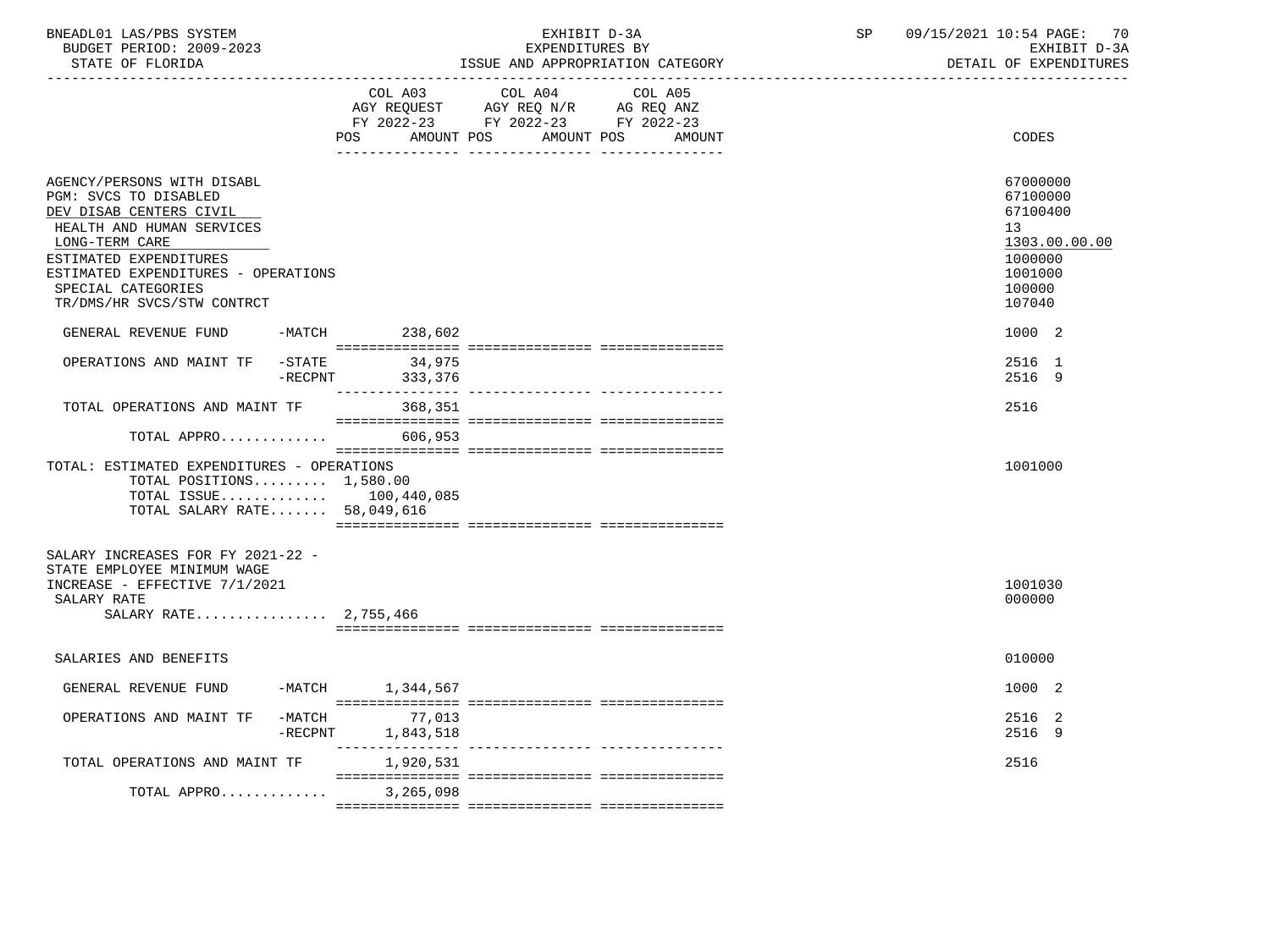BNEADL01 LAS/PBS SYSTEM | EXHIBIT D-3A | SP 09/15/2021 10:54

BUDGET PERIOD: 2009-2023 | EXPENDITURES BY | EXHIBIT D-3A

STATE OF FLORIDA | ISSUE AND APPROPRIATION CATEGORY | DETAIL OF EXPENDITURES

| | COL A03 AGY REQUEST FY 2022-23 POS AMOUNT | COL A04 AGY REQ N/R FY 2022-23 POS AMOUNT | COL A05 AG REQ ANZ FY 2022-23 POS AMOUNT | CODES |
|---|---|---|---|---|
| AGENCY/PERSONS WITH DISABL | | | | 67000000 |
| PGM: SVCS TO DISABLED | | | | 67100000 |
| DEV DISAB CENTERS CIVIL | | | | 67100400 |
| HEALTH AND HUMAN SERVICES | | | | 13 |
| LONG-TERM CARE | | | | 1303.00.00.00 |
| ESTIMATED EXPENDITURES | | | | 1000000 |
| ESTIMATED EXPENDITURES - OPERATIONS | | | | 1001000 |
| SPECIAL CATEGORIES | | | | 100000 |
| TR/DMS/HR SVCS/STW CONTRCT | | | | 107040 |
| GENERAL REVENUE FUND -MATCH | 238,602 | | | 1000 2 |
| OPERATIONS AND MAINT TF -STATE | 34,975 | | | 2516 1 |
| -RECPNT | 333,376 | | | 2516 9 |
| TOTAL OPERATIONS AND MAINT TF | 368,351 | | | 2516 |
| TOTAL APPRO............ | 606,953 | | | |
| TOTAL: ESTIMATED EXPENDITURES - OPERATIONS | | | | 1001000 |
| TOTAL POSITIONS......... 1,580.00 | | | | |
| TOTAL ISSUE............ | 100,440,085 | | | |
| TOTAL SALARY RATE....... 58,049,616 | | | | |
| SALARY INCREASES FOR FY 2021-22 - STATE EMPLOYEE MINIMUM WAGE INCREASE - EFFECTIVE 7/1/2021 | | | | 1001030 |
| SALARY RATE | | | | 000000 |
| SALARY RATE................ 2,755,466 | | | | |
| SALARIES AND BENEFITS | | | | 010000 |
| GENERAL REVENUE FUND -MATCH | 1,344,567 | | | 1000 2 |
| OPERATIONS AND MAINT TF -MATCH | 77,013 | | | 2516 2 |
| -RECPNT | 1,843,518 | | | 2516 9 |
| TOTAL OPERATIONS AND MAINT TF | 1,920,531 | | | 2516 |
| TOTAL APPRO............ | 3,265,098 | | | |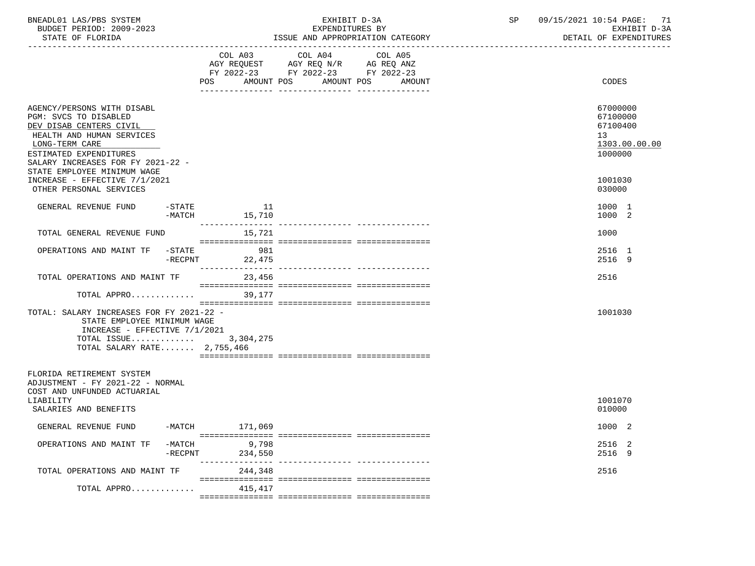BNEADL01 LAS/PBS SYSTEM | EXHIBIT D-3A | SP 09/15/2021 10:54 PAGE: 71
BUDGET PERIOD: 2009-2023 | EXPENDITURES BY | EXHIBIT D-3A
STATE OF FLORIDA | ISSUE AND APPROPRIATION CATEGORY | DETAIL OF EXPENDITURES

| | COL A03 AGY REQUEST FY 2022-23 POS AMOUNT | COL A04 AGY REQ N/R FY 2022-23 POS AMOUNT | COL A05 AG REQ ANZ FY 2022-23 POS AMOUNT | CODES |
|---|---|---|---|---|
| AGENCY/PERSONS WITH DISABL | | | | 67000000 |
| PGM: SVCS TO DISABLED | | | | 67100000 |
| DEV DISAB CENTERS CIVIL | | | | 67100400 |
| HEALTH AND HUMAN SERVICES | | | | 13 |
| LONG-TERM CARE | | | | 1303.00.00.00 |
| ESTIMATED EXPENDITURES | | | | 1000000 |
| SALARY INCREASES FOR FY 2021-22 - STATE EMPLOYEE MINIMUM WAGE INCREASE - EFFECTIVE 7/1/2021 | | | | 1001030 |
| OTHER PERSONAL SERVICES | | | | 030000 |
| GENERAL REVENUE FUND -STATE | 11 | | | 1000 1 |
| -MATCH | 15,710 | | | 1000 2 |
| TOTAL GENERAL REVENUE FUND | 15,721 | | | 1000 |
| OPERATIONS AND MAINT TF -STATE | 981 | | | 2516 1 |
| -RECPNT | 22,475 | | | 2516 9 |
| TOTAL OPERATIONS AND MAINT TF | 23,456 | | | 2516 |
| TOTAL APPRO............ | 39,177 | | | |
| TOTAL: SALARY INCREASES FOR FY 2021-22 - STATE EMPLOYEE MINIMUM WAGE INCREASE - EFFECTIVE 7/1/2021 | | | | 1001030 |
| TOTAL ISSUE............ | 3,304,275 | | | |
| TOTAL SALARY RATE....... | 2,755,466 | | | |
| FLORIDA RETIREMENT SYSTEM ADJUSTMENT - FY 2021-22 - NORMAL COST AND UNFUNDED ACTUARIAL LIABILITY | | | | 1001070 |
| SALARIES AND BENEFITS | | | | 010000 |
| GENERAL REVENUE FUND -MATCH | 171,069 | | | 1000 2 |
| OPERATIONS AND MAINT TF -MATCH | 9,798 | | | 2516 2 |
| -RECPNT | 234,550 | | | 2516 9 |
| TOTAL OPERATIONS AND MAINT TF | 244,348 | | | 2516 |
| TOTAL APPRO............ | 415,417 | | | |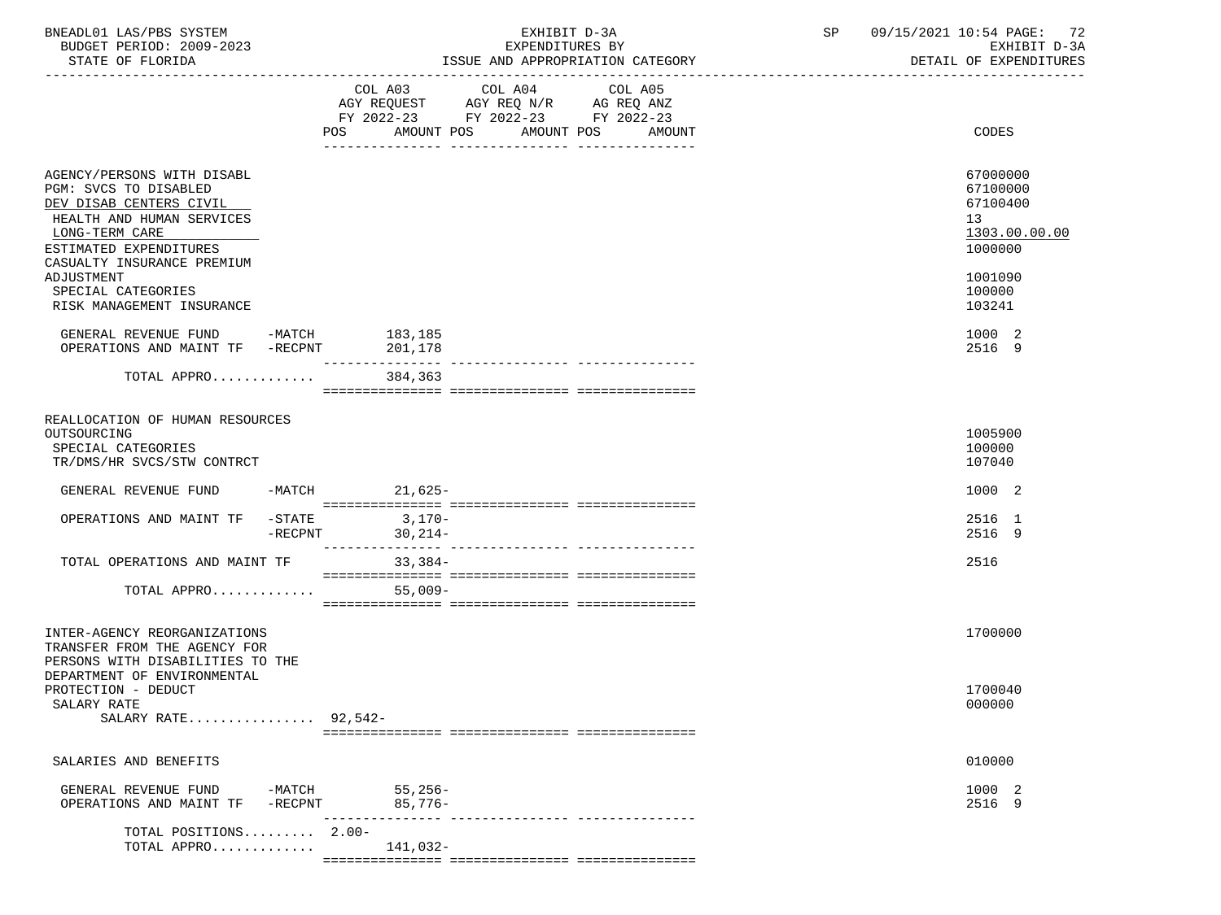BNEADL01 LAS/PBS SYSTEM
BUDGET PERIOD: 2009-2023
STATE OF FLORIDA

EXHIBIT D-3A
EXPENDITURES BY
ISSUE AND APPROPRIATION CATEGORY

SP 09/15/2021 10:54

EXHIBIT D-3A
DETAIL OF EXPENDITURES

| | COL A03 AGY REQUEST FY 2022-23 POS AMOUNT | COL A04 AGY REQ N/R FY 2022-23 POS AMOUNT | COL A05 AG REQ ANZ FY 2022-23 POS AMOUNT | CODES |
|---|---|---|---|---|
| AGENCY/PERSONS WITH DISABL | | | | 67000000 |
| PGM: SVCS TO DISABLED | | | | 67100000 |
| DEV DISAB CENTERS CIVIL | | | | 67100400 |
| HEALTH AND HUMAN SERVICES | | | | 13 |
| LONG-TERM CARE | | | | 1303.00.00.00 |
| ESTIMATED EXPENDITURES | | | | 1000000 |
| CASUALTY INSURANCE PREMIUM ADJUSTMENT | | | | 1001090 |
| SPECIAL CATEGORIES | | | | 100000 |
| RISK MANAGEMENT INSURANCE | | | | 103241 |
| GENERAL REVENUE FUND -MATCH | 183,185 | | | 1000 2 |
| OPERATIONS AND MAINT TF -RECPNT | 201,178 | | | 2516 9 |
| TOTAL APPRO............ | 384,363 | | | |
| REALLOCATION OF HUMAN RESOURCES OUTSOURCING | | | | 1005900 |
| SPECIAL CATEGORIES | | | | 100000 |
| TR/DMS/HR SVCS/STW CONTRCT | | | | 107040 |
| GENERAL REVENUE FUND -MATCH | 21,625- | | | 1000 2 |
| OPERATIONS AND MAINT TF -STATE | 3,170- | | | 2516 1 |
| -RECPNT | 30,214- | | | 2516 9 |
| TOTAL OPERATIONS AND MAINT TF | 33,384- | | | 2516 |
| TOTAL APPRO............ | 55,009- | | | |
| INTER-AGENCY REORGANIZATIONS | | | | 1700000 |
| TRANSFER FROM THE AGENCY FOR PERSONS WITH DISABILITIES TO THE DEPARTMENT OF ENVIRONMENTAL PROTECTION - DEDUCT | | | | 1700040 |
| SALARY RATE | | | | 000000 |
| SALARY RATE................ 92,542- | | | | |
| SALARIES AND BENEFITS | | | | 010000 |
| GENERAL REVENUE FUND -MATCH | 55,256- | | | 1000 2 |
| OPERATIONS AND MAINT TF -RECPNT | 85,776- | | | 2516 9 |
| TOTAL POSITIONS......... 2.00- | | | | |
| TOTAL APPRO............ | 141,032- | | | |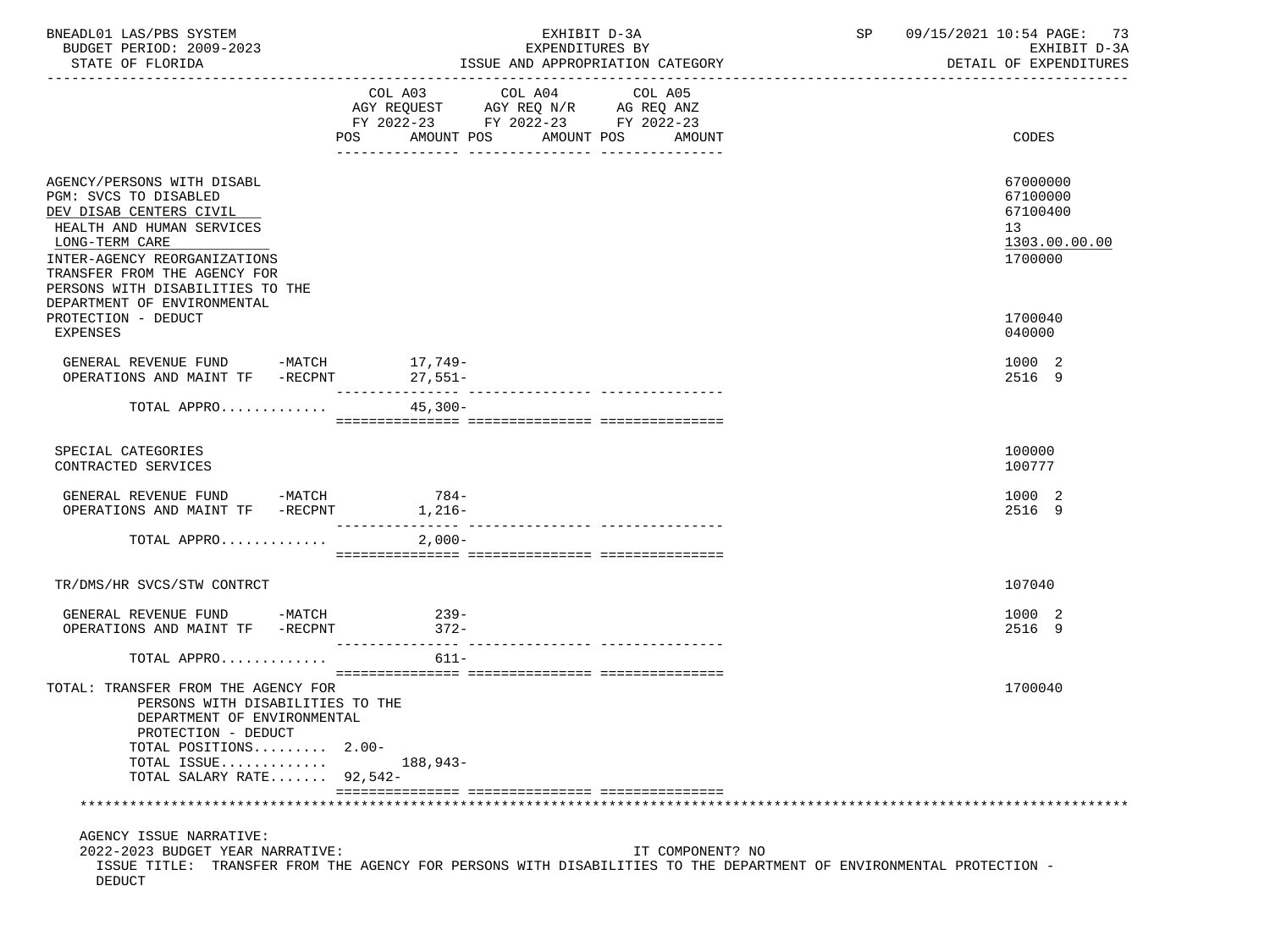BNEADL01 LAS/PBS SYSTEM — EXHIBIT D-3A — EXPENDITURES BY ISSUE AND APPROPRIATION CATEGORY — SP 09/15/2021 10:54

BUDGET PERIOD: 2009-2023 — STATE OF FLORIDA — EXHIBIT D-3A DETAIL OF EXPENDITURES

| | COL A03 AGY REQUEST FY 2022-23 POS | AMOUNT | COL A04 AGY REQ N/R FY 2022-23 POS | AMOUNT | COL A05 AG REQ ANZ FY 2022-23 POS | AMOUNT | CODES |
|---|---|---|---|---|---|---|---|
| AGENCY/PERSONS WITH DISABL | | | | | | | 67000000 |
| PGM: SVCS TO DISABLED | | | | | | | 67100000 |
| DEV DISAB CENTERS CIVIL | | | | | | | 67100400 |
| HEALTH AND HUMAN SERVICES | | | | | | | 13 |
| LONG-TERM CARE | | | | | | | 1303.00.00.00 |
| INTER-AGENCY REORGANIZATIONS | | | | | | | 1700000 |
| TRANSFER FROM THE AGENCY FOR PERSONS WITH DISABILITIES TO THE DEPARTMENT OF ENVIRONMENTAL PROTECTION - DEDUCT | | | | | | | 1700040 |
| EXPENSES | | | | | | | 040000 |
| GENERAL REVENUE FUND -MATCH | | 17,749- | | | | | 1000 2 |
| OPERATIONS AND MAINT TF -RECPNT | | 27,551- | | | | | 2516 9 |
| TOTAL APPRO............ | | 45,300- | | | | | |
| SPECIAL CATEGORIES | | | | | | | 100000 |
| CONTRACTED SERVICES | | | | | | | 100777 |
| GENERAL REVENUE FUND -MATCH | | 784- | | | | | 1000 2 |
| OPERATIONS AND MAINT TF -RECPNT | | 1,216- | | | | | 2516 9 |
| TOTAL APPRO............ | | 2,000- | | | | | |
| TR/DMS/HR SVCS/STW CONTRCT | | | | | | | 107040 |
| GENERAL REVENUE FUND -MATCH | | 239- | | | | | 1000 2 |
| OPERATIONS AND MAINT TF -RECPNT | | 372- | | | | | 2516 9 |
| TOTAL APPRO............ | | 611- | | | | | |
| TOTAL: TRANSFER FROM THE AGENCY FOR PERSONS WITH DISABILITIES TO THE DEPARTMENT OF ENVIRONMENTAL PROTECTION - DEDUCT | | | | | | | 1700040 |
| TOTAL POSITIONS......... | 2.00- | | | | | | |
| TOTAL ISSUE............ | | 188,943- | | | | | |
| TOTAL SALARY RATE....... | | 92,542- | | | | | |

AGENCY ISSUE NARRATIVE:

2022-2023 BUDGET YEAR NARRATIVE: IT COMPONENT? NO

ISSUE TITLE: TRANSFER FROM THE AGENCY FOR PERSONS WITH DISABILITIES TO THE DEPARTMENT OF ENVIRONMENTAL PROTECTION - DEDUCT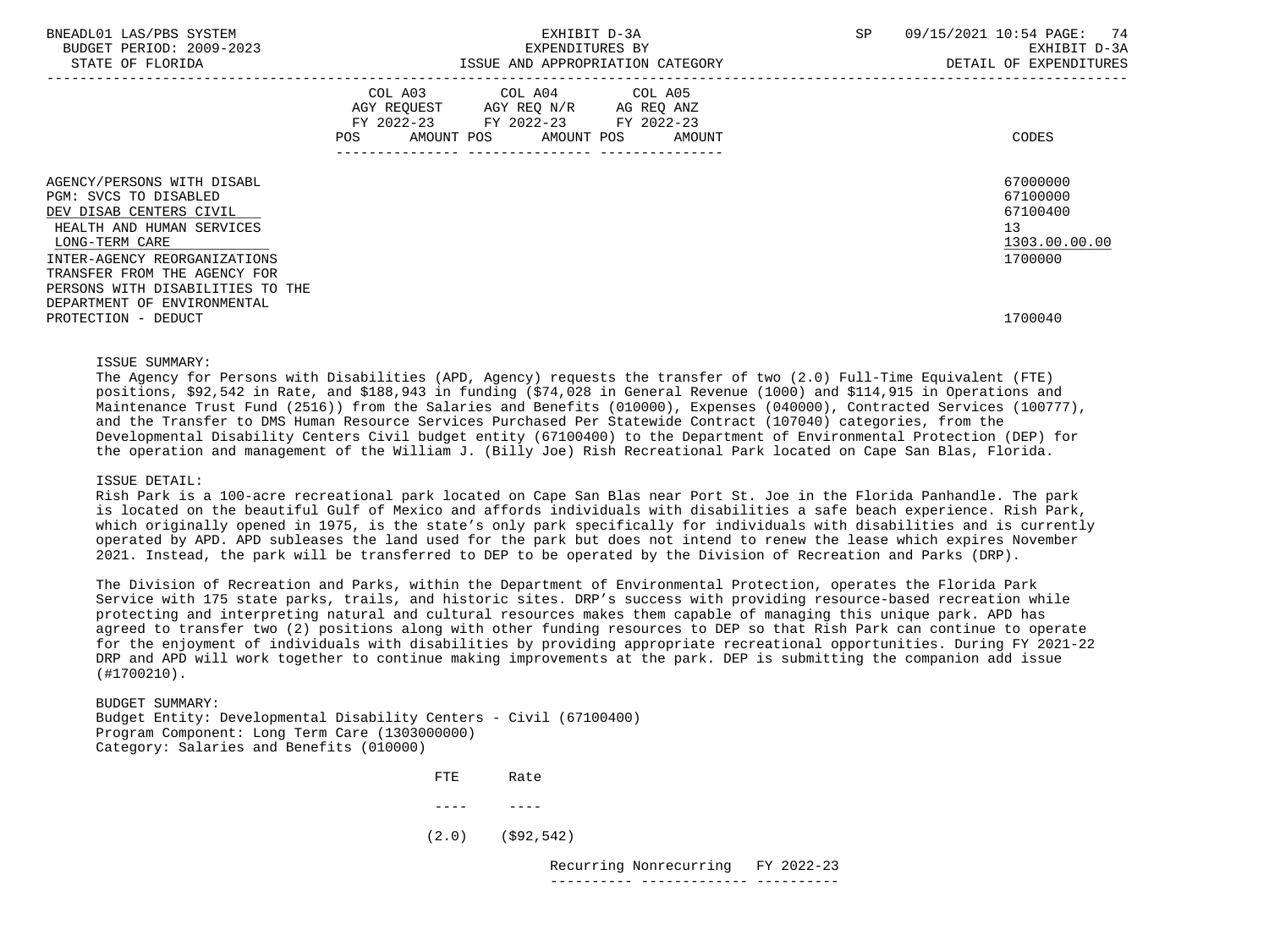| | COL A03 AGY REQUEST FY 2022-23 POS AMOUNT | COL A04 AGY REQ N/R FY 2022-23 POS AMOUNT | COL A05 AG REQ ANZ FY 2022-23 POS AMOUNT | CODES |
|---|---|---|---|---|
| AGENCY/PERSONS WITH DISABL | | | | 67000000 |
| PGM: SVCS TO DISABLED | | | | 67100000 |
| DEV DISAB CENTERS CIVIL | | | | 67100400 |
| HEALTH AND HUMAN SERVICES | | | | 13 |
| LONG-TERM CARE | | | | 1303.00.00.00 |
| INTER-AGENCY REORGANIZATIONS | | | | 1700000 |
| TRANSFER FROM THE AGENCY FOR PERSONS WITH DISABILITIES TO THE DEPARTMENT OF ENVIRONMENTAL PROTECTION - DEDUCT | | | | 1700040 |

ISSUE SUMMARY:
The Agency for Persons with Disabilities (APD, Agency) requests the transfer of two (2.0) Full-Time Equivalent (FTE) positions, $92,542 in Rate, and $188,943 in funding ($74,028 in General Revenue (1000) and $114,915 in Operations and Maintenance Trust Fund (2516)) from the Salaries and Benefits (010000), Expenses (040000), Contracted Services (100777), and the Transfer to DMS Human Resource Services Purchased Per Statewide Contract (107040) categories, from the Developmental Disability Centers Civil budget entity (67100400) to the Department of Environmental Protection (DEP) for the operation and management of the William J. (Billy Joe) Rish Recreational Park located on Cape San Blas, Florida.

ISSUE DETAIL:
Rish Park is a 100-acre recreational park located on Cape San Blas near Port St. Joe in the Florida Panhandle. The park is located on the beautiful Gulf of Mexico and affords individuals with disabilities a safe beach experience. Rish Park, which originally opened in 1975, is the state's only park specifically for individuals with disabilities and is currently operated by APD. APD subleases the land used for the park but does not intend to renew the lease which expires November 2021. Instead, the park will be transferred to DEP to be operated by the Division of Recreation and Parks (DRP).

The Division of Recreation and Parks, within the Department of Environmental Protection, operates the Florida Park Service with 175 state parks, trails, and historic sites. DRP's success with providing resource-based recreation while protecting and interpreting natural and cultural resources makes them capable of managing this unique park. APD has agreed to transfer two (2) positions along with other funding resources to DEP so that Rish Park can continue to operate for the enjoyment of individuals with disabilities by providing appropriate recreational opportunities. During FY 2021-22 DRP and APD will work together to continue making improvements at the park. DEP is submitting the companion add issue (#1700210).

BUDGET SUMMARY:
Budget Entity: Developmental Disability Centers - Civil (67100400)
Program Component: Long Term Care (1303000000)
Category: Salaries and Benefits (010000)

| FTE | Rate |
|---|---|
| (2.0) | ($92,542) |

| Recurring | Nonrecurring | FY 2022-23 |
|---|---|---|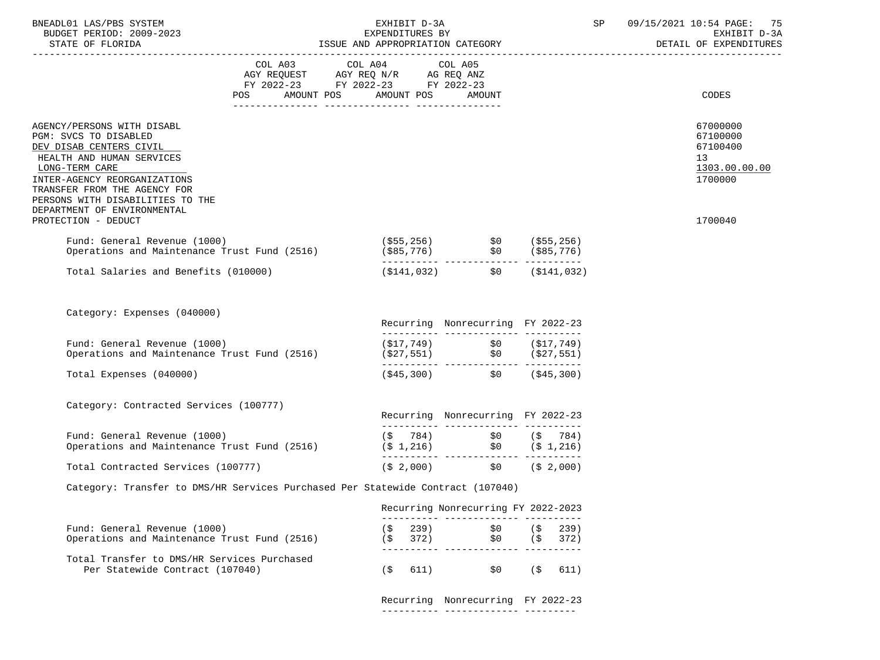| | COL A03 AGY REQUEST FY 2022-23 POS AMOUNT | COL A04 AGY REQ N/R FY 2022-23 POS AMOUNT | COL A05 AG REQ ANZ FY 2022-23 POS AMOUNT | CODES |
|---|---|---|---|---|
| AGENCY/PERSONS WITH DISABL | | | | 67000000 |
| PGM: SVCS TO DISABLED | | | | 67100000 |
| DEV DISAB CENTERS CIVIL | | | | 67100400 |
| HEALTH AND HUMAN SERVICES | | | | 13 |
| LONG-TERM CARE | | | | 1303.00.00.00 |
| INTER-AGENCY REORGANIZATIONS | | | | 1700000 |
| TRANSFER FROM THE AGENCY FOR PERSONS WITH DISABILITIES TO THE DEPARTMENT OF ENVIRONMENTAL PROTECTION - DEDUCT | | | | 1700040 |

| | | | |
|---|---|---|---|
| Fund: General Revenue (1000) | ($55,256) | $0 | ($55,256) |
| Operations and Maintenance Trust Fund (2516) | ($85,776) | $0 | ($85,776) |
| Total Salaries and Benefits (010000) | ($141,032) | $0 | ($141,032) |

Category: Expenses (040000)

| | Recurring | Nonrecurring | FY 2022-23 |
|---|---|---|---|
| Fund: General Revenue (1000) | ($17,749) | $0 | ($17,749) |
| Operations and Maintenance Trust Fund (2516) | ($27,551) | $0 | ($27,551) |
| Total Expenses (040000) | ($45,300) | $0 | ($45,300) |

Category: Contracted Services (100777)

| | Recurring | Nonrecurring | FY 2022-23 |
|---|---|---|---|
| Fund: General Revenue (1000) | ($ 784) | $0 | ($ 784) |
| Operations and Maintenance Trust Fund (2516) | ($ 1,216) | $0 | ($ 1,216) |
| Total Contracted Services (100777) | ($ 2,000) | $0 | ($ 2,000) |

Category: Transfer to DMS/HR Services Purchased Per Statewide Contract (107040)

| | Recurring | Nonrecurring | FY 2022-2023 |
|---|---|---|---|
| Fund: General Revenue (1000) | ($ 239) | $0 | ($ 239) |
| Operations and Maintenance Trust Fund (2516) | ($ 372) | $0 | ($ 372) |
| Total Transfer to DMS/HR Services Purchased Per Statewide Contract (107040) | ($ 611) | $0 | ($ 611) |

| | Recurring | Nonrecurring | FY 2022-23 |
|---|---|---|---|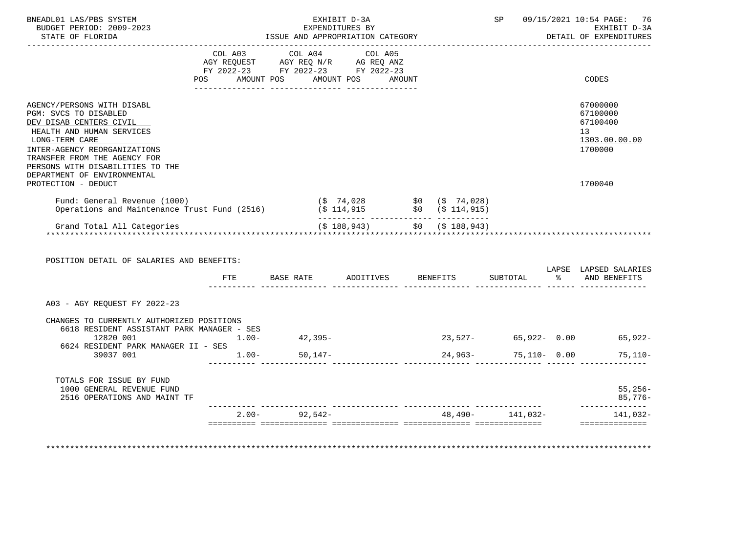BNEADL01 LAS/PBS SYSTEM — EXHIBIT D-3A — EXPENDITURES BY ISSUE AND APPROPRIATION CATEGORY — SP 09/15/2021 10:54 — EXHIBIT D-3A DETAIL OF EXPENDITURES

BUDGET PERIOD: 2009-2023

STATE OF FLORIDA

| | COL A03 AGY REQUEST FY 2022-23 POS AMOUNT | COL A04 AGY REQ N/R FY 2022-23 POS AMOUNT | COL A05 AG REQ ANZ FY 2022-23 POS AMOUNT | CODES |
|---|---|---|---|---|
| AGENCY/PERSONS WITH DISABL | | | | 67000000 |
| PGM: SVCS TO DISABLED | | | | 67100000 |
| DEV DISAB CENTERS CIVIL | | | | 67100400 |
| HEALTH AND HUMAN SERVICES | | | | 13 |
| LONG-TERM CARE | | | | 1303.00.00.00 |
| INTER-AGENCY REORGANIZATIONS | | | | 1700000 |
| TRANSFER FROM THE AGENCY FOR PERSONS WITH DISABILITIES TO THE DEPARTMENT OF ENVIRONMENTAL PROTECTION - DEDUCT | | | | 1700040 |
| Fund: General Revenue (1000) | ($ 74,028) | $0 | ($ 74,028) | |
| Operations and Maintenance Trust Fund (2516) | ($ 114,915) | $0 | ($ 114,915) | |
| Grand Total All Categories | ($ 188,943) | $0 | ($ 188,943) | |

POSITION DETAIL OF SALARIES AND BENEFITS:

| | FTE | BASE RATE | ADDITIVES | BENEFITS | SUBTOTAL | LAPSE % | LAPSED SALARIES AND BENEFITS |
|---|---|---|---|---|---|---|---|
| A03 - AGY REQUEST FY 2022-23 | | | | | | | |
| CHANGES TO CURRENTLY AUTHORIZED POSITIONS | | | | | | | |
| 6618 RESIDENT ASSISTANT PARK MANAGER - SES 12820 001 | 1.00- | 42,395- | | 23,527- | 65,922- | 0.00 | 65,922- |
| 6624 RESIDENT PARK MANAGER II - SES 39037 001 | 1.00- | 50,147- | | 24,963- | 75,110- | 0.00 | 75,110- |
| TOTALS FOR ISSUE BY FUND | | | | | | | |
| 1000 GENERAL REVENUE FUND | | | | | | | 55,256- |
| 2516 OPERATIONS AND MAINT TF | | | | | | | 85,776- |
| | 2.00- | 92,542- | | 48,490- | 141,032- | | 141,032- |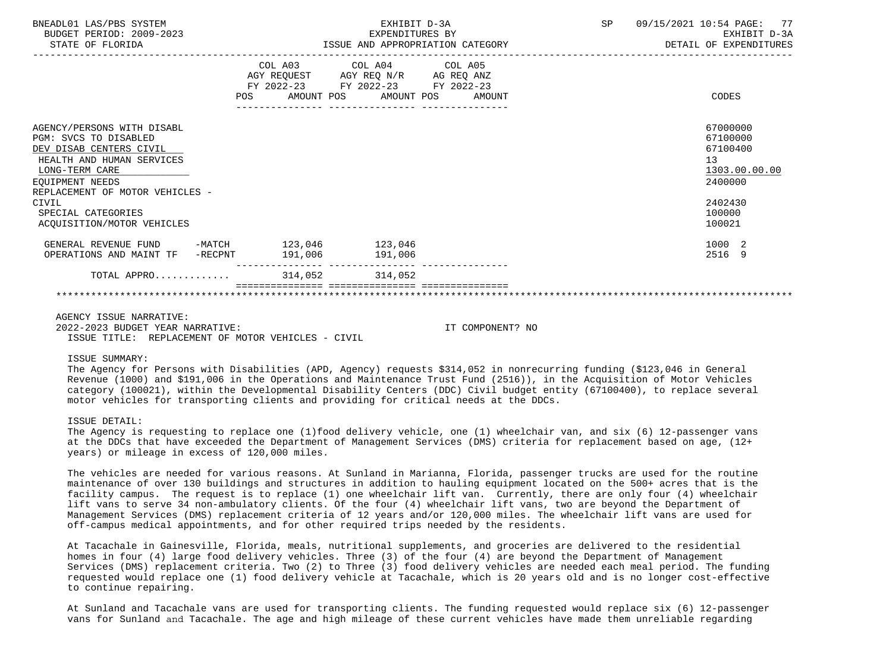BNEADL01 LAS/PBS SYSTEM — EXHIBIT D-3A — EXPENDITURES BY ISSUE AND APPROPRIATION CATEGORY — BUDGET PERIOD: 2009-2023 — STATE OF FLORIDA — DETAIL OF EXPENDITURES

| | COL A03 AGY REQUEST FY 2022-23 POS AMOUNT | COL A04 AGY REQ N/R FY 2022-23 POS AMOUNT | COL A05 AG REQ ANZ FY 2022-23 POS AMOUNT | CODES |
|---|---|---|---|---|
| AGENCY/PERSONS WITH DISABL | | | | 67000000 |
| PGM: SVCS TO DISABLED | | | | 67100000 |
| DEV DISAB CENTERS CIVIL | | | | 67100400 |
| HEALTH AND HUMAN SERVICES | | | | 13 |
| LONG-TERM CARE | | | | 1303.00.00.00 |
| EQUIPMENT NEEDS | | | | 2400000 |
| REPLACEMENT OF MOTOR VEHICLES - CIVIL | | | | 2402430 |
| SPECIAL CATEGORIES | | | | 100000 |
| ACQUISITION/MOTOR VEHICLES | | | | 100021 |
| GENERAL REVENUE FUND -MATCH | 123,046 | 123,046 | | 1000 2 |
| OPERATIONS AND MAINT TF -RECPNT | 191,006 | 191,006 | | 2516 9 |
| TOTAL APPRO............ | 314,052 | 314,052 | | |

AGENCY ISSUE NARRATIVE:

2022-2023 BUDGET YEAR NARRATIVE: IT COMPONENT? NO

ISSUE TITLE: REPLACEMENT OF MOTOR VEHICLES - CIVIL

ISSUE SUMMARY:

The Agency for Persons with Disabilities (APD, Agency) requests $314,052 in nonrecurring funding ($123,046 in General Revenue (1000) and $191,006 in the Operations and Maintenance Trust Fund (2516)), in the Acquisition of Motor Vehicles category (100021), within the Developmental Disability Centers (DDC) Civil budget entity (67100400), to replace several motor vehicles for transporting clients and providing for critical needs at the DDCs.

ISSUE DETAIL:

The Agency is requesting to replace one (1)food delivery vehicle, one (1) wheelchair van, and six (6) 12-passenger vans at the DDCs that have exceeded the Department of Management Services (DMS) criteria for replacement based on age, (12+ years) or mileage in excess of 120,000 miles.

The vehicles are needed for various reasons. At Sunland in Marianna, Florida, passenger trucks are used for the routine maintenance of over 130 buildings and structures in addition to hauling equipment located on the 500+ acres that is the facility campus. The request is to replace (1) one wheelchair lift van. Currently, there are only four (4) wheelchair lift vans to serve 34 non-ambulatory clients. Of the four (4) wheelchair lift vans, two are beyond the Department of Management Services (DMS) replacement criteria of 12 years and/or 120,000 miles. The wheelchair lift vans are used for off-campus medical appointments, and for other required trips needed by the residents.

At Tacachale in Gainesville, Florida, meals, nutritional supplements, and groceries are delivered to the residential homes in four (4) large food delivery vehicles. Three (3) of the four (4) are beyond the Department of Management Services (DMS) replacement criteria. Two (2) to Three (3) food delivery vehicles are needed each meal period. The funding requested would replace one (1) food delivery vehicle at Tacachale, which is 20 years old and is no longer cost-effective to continue repairing.

At Sunland and Tacachale vans are used for transporting clients. The funding requested would replace six (6) 12-passenger vans for Sunland and Tacachale. The age and high mileage of these current vehicles have made them unreliable regarding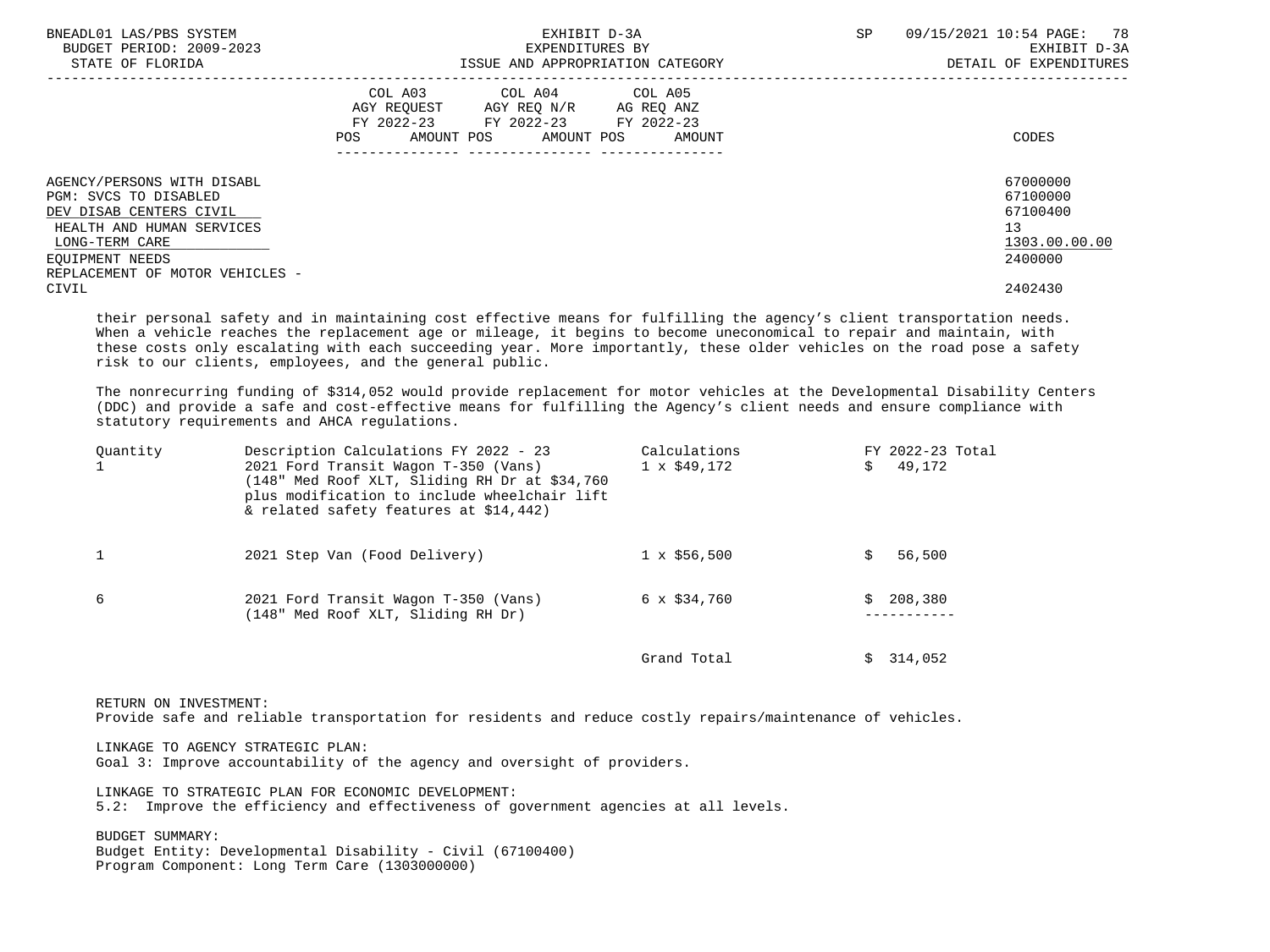| | COL A03 AGY REQUEST FY 2022-23 POS AMOUNT | COL A04 AGY REQ N/R FY 2022-23 POS AMOUNT | COL A05 AG REQ ANZ FY 2022-23 POS AMOUNT | CODES |
|---|---|---|---|---|
| AGENCY/PERSONS WITH DISABL | | | | 67000000 |
| PGM: SVCS TO DISABLED | | | | 67100000 |
| DEV DISAB CENTERS CIVIL | | | | 67100400 |
| HEALTH AND HUMAN SERVICES | | | | 13 |
| LONG-TERM CARE | | | | 1303.00.00.00 |
| EQUIPMENT NEEDS | | | | 2400000 |
| REPLACEMENT OF MOTOR VEHICLES - CIVIL | | | | 2402430 |

their personal safety and in maintaining cost effective means for fulfilling the agency's client transportation needs. When a vehicle reaches the replacement age or mileage, it begins to become uneconomical to repair and maintain, with these costs only escalating with each succeeding year. More importantly, these older vehicles on the road pose a safety risk to our clients, employees, and the general public.

The nonrecurring funding of $314,052 would provide replacement for motor vehicles at the Developmental Disability Centers (DDC) and provide a safe and cost-effective means for fulfilling the Agency's client needs and ensure compliance with statutory requirements and AHCA regulations.

| Quantity | Description Calculations FY 2022 - 23 | Calculations | FY 2022-23 Total |
|---|---|---|---|
| 1 | 2021 Ford Transit Wagon T-350 (Vans) (148" Med Roof XLT, Sliding RH Dr at $34,760 plus modification to include wheelchair lift & related safety features at $14,442) | 1 x $49,172 | $ 49,172 |
| 1 | 2021 Step Van (Food Delivery) | 1 x $56,500 | $ 56,500 |
| 6 | 2021 Ford Transit Wagon T-350 (Vans) (148" Med Roof XLT, Sliding RH Dr) | 6 x $34,760 | $ 208,380 |
| | | Grand Total | $ 314,052 |

RETURN ON INVESTMENT:
Provide safe and reliable transportation for residents and reduce costly repairs/maintenance of vehicles.

LINKAGE TO AGENCY STRATEGIC PLAN:
Goal 3: Improve accountability of the agency and oversight of providers.

LINKAGE TO STRATEGIC PLAN FOR ECONOMIC DEVELOPMENT:
5.2: Improve the efficiency and effectiveness of government agencies at all levels.

BUDGET SUMMARY:
Budget Entity: Developmental Disability - Civil (67100400)
Program Component: Long Term Care (1303000000)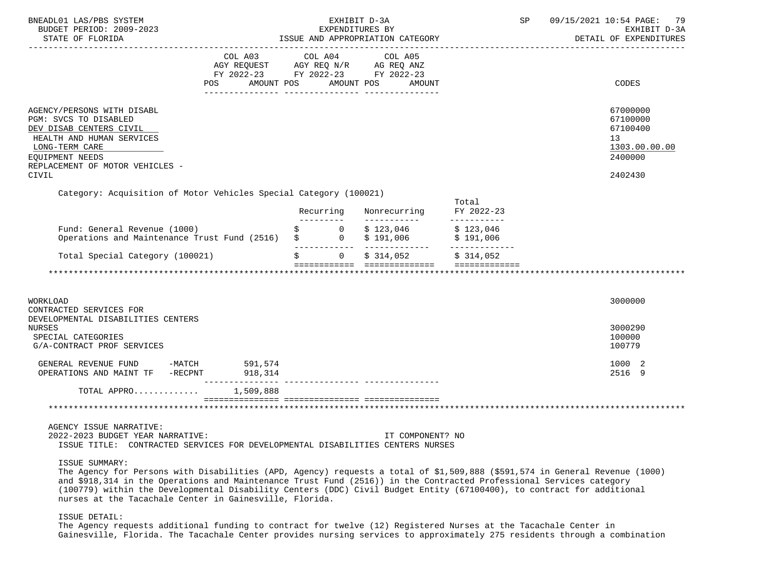| | COL A03 AGY REQUEST FY 2022-23 POS AMOUNT | COL A04 AGY REQ N/R FY 2022-23 POS AMOUNT | COL A05 AG REQ ANZ FY 2022-23 POS AMOUNT | CODES |
|---|---|---|---|---|
| AGENCY/PERSONS WITH DISABL | | | | 67000000 |
| PGM: SVCS TO DISABLED | | | | 67100000 |
| DEV DISAB CENTERS CIVIL | | | | 67100400 |
| HEALTH AND HUMAN SERVICES | | | | 13 |
| LONG-TERM CARE | | | | 1303.00.00.00 |
| EQUIPMENT NEEDS | | | | 2400000 |
| REPLACEMENT OF MOTOR VEHICLES - CIVIL | | | | 2402430 |

Category: Acquisition of Motor Vehicles Special Category (100021)

| | Recurring | Nonrecurring | Total FY 2022-23 |
|---|---|---|---|
| Fund: General Revenue (1000) | $ 0 | $ 123,046 | $ 123,046 |
| Operations and Maintenance Trust Fund (2516) | $ 0 | $ 191,006 | $ 191,006 |
| Total Special Category (100021) | $ 0 | $ 314,052 | $ 314,052 |

| | COL A03 | COL A04 | COL A05 | CODES |
|---|---|---|---|---|
| WORKLOAD | | | | 3000000 |
| CONTRACTED SERVICES FOR DEVELOPMENTAL DISABILITIES CENTERS NURSES | | | | 3000290 |
| SPECIAL CATEGORIES | | | | 100000 |
| G/A-CONTRACT PROF SERVICES | | | | 100779 |
| GENERAL REVENUE FUND -MATCH | 591,574 | | | 1000 2 |
| OPERATIONS AND MAINT TF -RECPNT | 918,314 | | | 2516 9 |
| TOTAL APPRO............ | 1,509,888 | | | |

AGENCY ISSUE NARRATIVE:
2022-2023 BUDGET YEAR NARRATIVE: IT COMPONENT? NO
ISSUE TITLE: CONTRACTED SERVICES FOR DEVELOPMENTAL DISABILITIES CENTERS NURSES

ISSUE SUMMARY:
The Agency for Persons with Disabilities (APD, Agency) requests a total of $1,509,888 ($591,574 in General Revenue (1000) and $918,314 in the Operations and Maintenance Trust Fund (2516)) in the Contracted Professional Services category (100779) within the Developmental Disability Centers (DDC) Civil Budget Entity (67100400), to contract for additional nurses at the Tacachale Center in Gainesville, Florida.

ISSUE DETAIL:
The Agency requests additional funding to contract for twelve (12) Registered Nurses at the Tacachale Center in Gainesville, Florida. The Tacachale Center provides nursing services to approximately 275 residents through a combination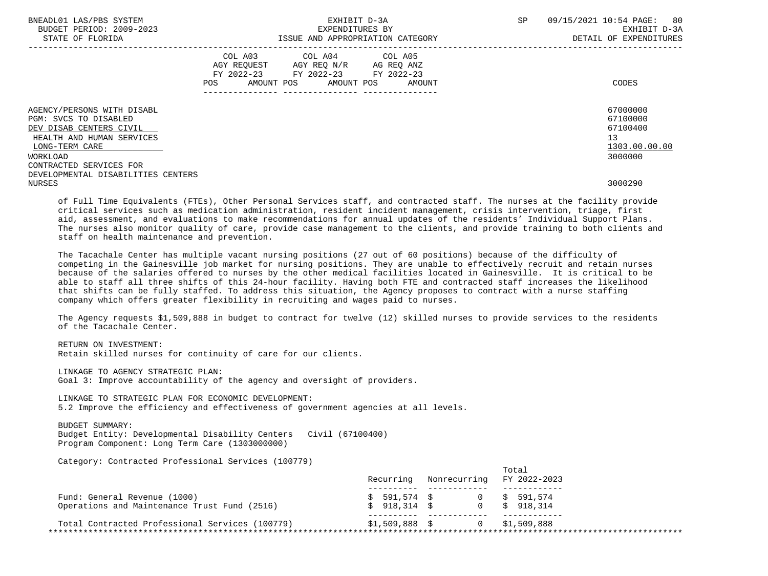| | COL A03 AGY REQUEST FY 2022-23 POS AMOUNT | COL A04 AGY REQ N/R FY 2022-23 POS AMOUNT | COL A05 AG REQ ANZ FY 2022-23 POS AMOUNT | CODES |
|---|---|---|---|---|
| AGENCY/PERSONS WITH DISABL | | | | 67000000 |
| PGM: SVCS TO DISABLED | | | | 67100000 |
| DEV DISAB CENTERS CIVIL | | | | 67100400 |
| HEALTH AND HUMAN SERVICES | | | | 13 |
| LONG-TERM CARE | | | | 1303.00.00.00 |
| WORKLOAD | | | | 3000000 |
| CONTRACTED SERVICES FOR DEVELOPMENTAL DISABILITIES CENTERS NURSES | | | | 3000290 |

of Full Time Equivalents (FTEs), Other Personal Services staff, and contracted staff. The nurses at the facility provide critical services such as medication administration, resident incident management, crisis intervention, triage, first aid, assessment, and evaluations to make recommendations for annual updates of the residents' Individual Support Plans. The nurses also monitor quality of care, provide case management to the clients, and provide training to both clients and staff on health maintenance and prevention.

The Tacachale Center has multiple vacant nursing positions (27 out of 60 positions) because of the difficulty of competing in the Gainesville job market for nursing positions. They are unable to effectively recruit and retain nurses because of the salaries offered to nurses by the other medical facilities located in Gainesville. It is critical to be able to staff all three shifts of this 24-hour facility. Having both FTE and contracted staff increases the likelihood that shifts can be fully staffed. To address this situation, the Agency proposes to contract with a nurse staffing company which offers greater flexibility in recruiting and wages paid to nurses.

The Agency requests $1,509,888 in budget to contract for twelve (12) skilled nurses to provide services to the residents of the Tacachale Center.

RETURN ON INVESTMENT:
Retain skilled nurses for continuity of care for our clients.

LINKAGE TO AGENCY STRATEGIC PLAN:
Goal 3: Improve accountability of the agency and oversight of providers.

LINKAGE TO STRATEGIC PLAN FOR ECONOMIC DEVELOPMENT:
5.2 Improve the efficiency and effectiveness of government agencies at all levels.

BUDGET SUMMARY:
Budget Entity: Developmental Disability Centers Civil (67100400)
Program Component: Long Term Care (1303000000)

Category: Contracted Professional Services (100779)

| | Recurring | Nonrecurring | Total FY 2022-2023 |
|---|---|---|---|
| Fund: General Revenue (1000) | $ 591,574 | $ 0 | $ 591,574 |
| Operations and Maintenance Trust Fund (2516) | $ 918,314 | $ 0 | $ 918,314 |
| Total Contracted Professional Services (100779) | $1,509,888 | $ 0 | $1,509,888 |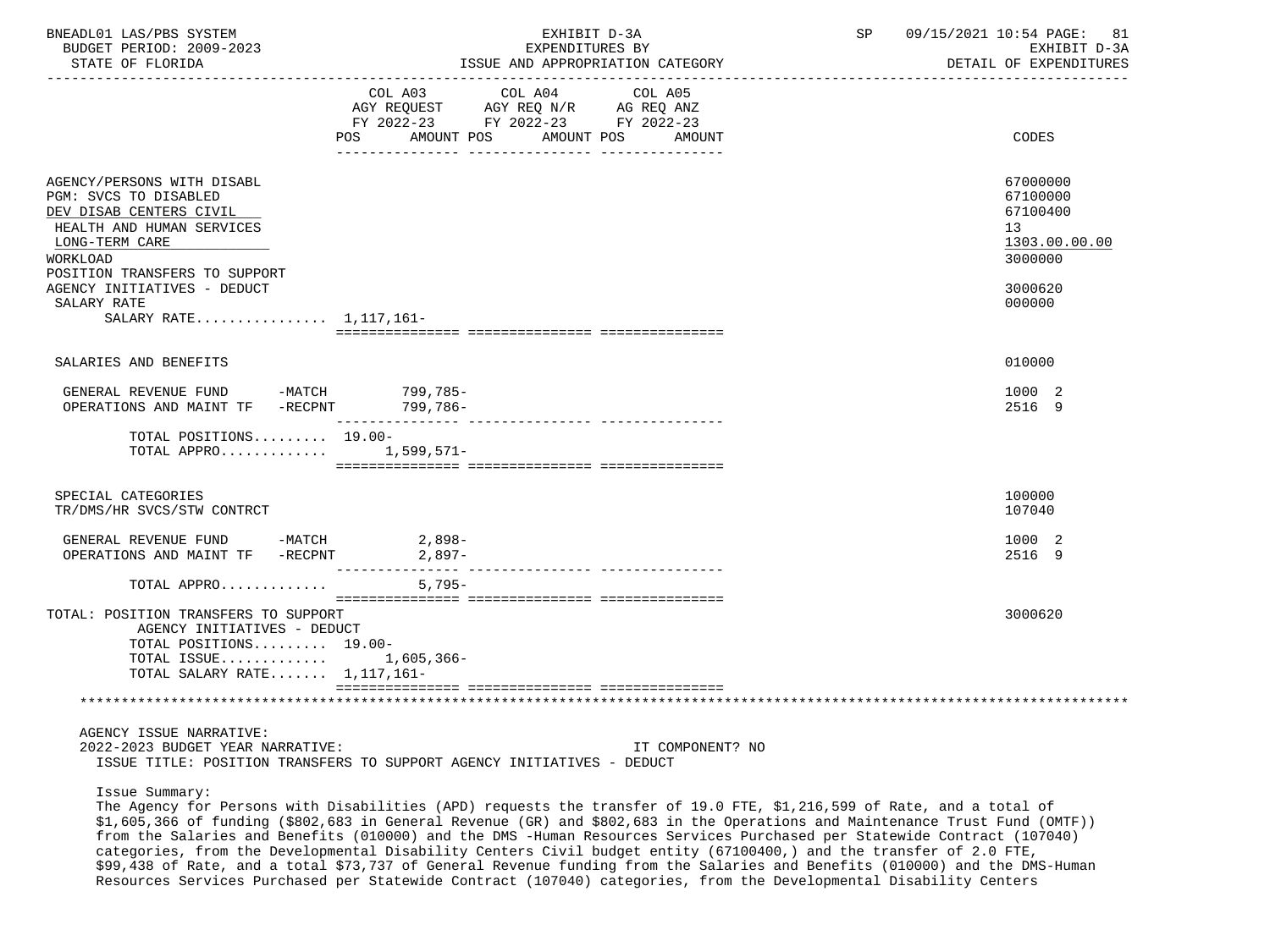BNEADL01 LAS/PBS SYSTEM | EXHIBIT D-3A | SP 09/15/2021 10:54 PAGE: 81
BUDGET PERIOD: 2009-2023 | EXPENDITURES BY | EXHIBIT D-3A
STATE OF FLORIDA | ISSUE AND APPROPRIATION CATEGORY | DETAIL OF EXPENDITURES

| | COL A03 AGY REQUEST FY 2022-23 POS AMOUNT | COL A04 AGY REQ N/R FY 2022-23 POS AMOUNT | COL A05 AG REQ ANZ FY 2022-23 POS AMOUNT | CODES |
|---|---|---|---|---|
| AGENCY/PERSONS WITH DISABL | | | | 67000000 |
| PGM: SVCS TO DISABLED | | | | 67100000 |
| DEV DISAB CENTERS CIVIL | | | | 67100400 |
| HEALTH AND HUMAN SERVICES | | | | 13 |
| LONG-TERM CARE | | | | 1303.00.00.00 |
| WORKLOAD | | | | 3000000 |
| POSITION TRANSFERS TO SUPPORT AGENCY INITIATIVES - DEDUCT | | | | 3000620 |
| SALARY RATE | | | | 000000 |
| SALARY RATE................ | 1,117,161- | | | |
| SALARIES AND BENEFITS | | | | 010000 |
| GENERAL REVENUE FUND -MATCH | 799,785- | | | 1000 2 |
| OPERATIONS AND MAINT TF -RECPNT | 799,786- | | | 2516 9 |
| TOTAL POSITIONS......... | 19.00- | | | |
| TOTAL APPRO............. | 1,599,571- | | | |
| SPECIAL CATEGORIES | | | | 100000 |
| TR/DMS/HR SVCS/STW CONTRCT | | | | 107040 |
| GENERAL REVENUE FUND -MATCH | 2,898- | | | 1000 2 |
| OPERATIONS AND MAINT TF -RECPNT | 2,897- | | | 2516 9 |
| TOTAL APPRO............. | 5,795- | | | |
| TOTAL: POSITION TRANSFERS TO SUPPORT AGENCY INITIATIVES - DEDUCT | | | | 3000620 |
| TOTAL POSITIONS......... | 19.00- | | | |
| TOTAL ISSUE............. | 1,605,366- | | | |
| TOTAL SALARY RATE....... | 1,117,161- | | | |

AGENCY ISSUE NARRATIVE:
2022-2023 BUDGET YEAR NARRATIVE: IT COMPONENT? NO
ISSUE TITLE: POSITION TRANSFERS TO SUPPORT AGENCY INITIATIVES - DEDUCT

Issue Summary:
The Agency for Persons with Disabilities (APD) requests the transfer of 19.0 FTE, $1,216,599 of Rate, and a total of $1,605,366 of funding ($802,683 in General Revenue (GR) and $802,683 in the Operations and Maintenance Trust Fund (OMTF)) from the Salaries and Benefits (010000) and the DMS -Human Resources Services Purchased per Statewide Contract (107040) categories, from the Developmental Disability Centers Civil budget entity (67100400,) and the transfer of 2.0 FTE, $99,438 of Rate, and a total $73,737 of General Revenue funding from the Salaries and Benefits (010000) and the DMS-Human Resources Services Purchased per Statewide Contract (107040) categories, from the Developmental Disability Centers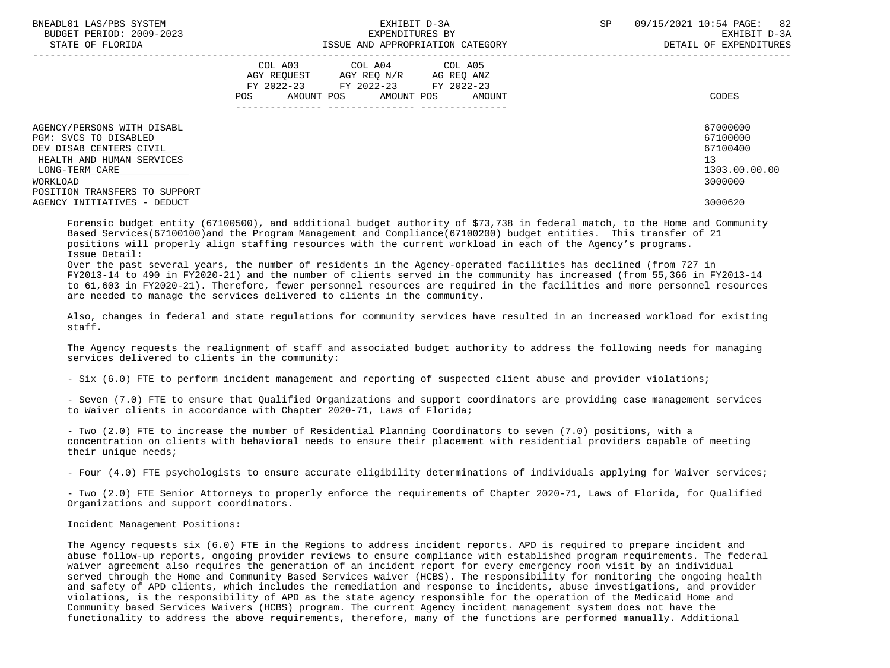| | COL A03 AGY REQUEST FY 2022-23 POS AMOUNT | COL A04 AGY REQ N/R FY 2022-23 POS AMOUNT | COL A05 AG REQ ANZ FY 2022-23 POS AMOUNT | CODES |
|---|---|---|---|---|
| AGENCY/PERSONS WITH DISABL | | | | 67000000 |
| PGM: SVCS TO DISABLED | | | | 67100000 |
| DEV DISAB CENTERS CIVIL | | | | 67100400 |
| HEALTH AND HUMAN SERVICES | | | | 13 |
| LONG-TERM CARE | | | | 1303.00.00.00 |
| WORKLOAD | | | | 3000000 |
| POSITION TRANSFERS TO SUPPORT AGENCY INITIATIVES - DEDUCT | | | | 3000620 |

Forensic budget entity (67100500), and additional budget authority of $73,738 in federal match, to the Home and Community Based Services(67100100)and the Program Management and Compliance(67100200) budget entities. This transfer of 21 positions will properly align staffing resources with the current workload in each of the Agency's programs.
Issue Detail:
Over the past several years, the number of residents in the Agency-operated facilities has declined (from 727 in FY2013-14 to 490 in FY2020-21) and the number of clients served in the community has increased (from 55,366 in FY2013-14 to 61,603 in FY2020-21). Therefore, fewer personnel resources are required in the facilities and more personnel resources are needed to manage the services delivered to clients in the community.

Also, changes in federal and state regulations for community services have resulted in an increased workload for existing staff.

The Agency requests the realignment of staff and associated budget authority to address the following needs for managing services delivered to clients in the community:

- Six (6.0) FTE to perform incident management and reporting of suspected client abuse and provider violations;

- Seven (7.0) FTE to ensure that Qualified Organizations and support coordinators are providing case management services to Waiver clients in accordance with Chapter 2020-71, Laws of Florida;

- Two (2.0) FTE to increase the number of Residential Planning Coordinators to seven (7.0) positions, with a concentration on clients with behavioral needs to ensure their placement with residential providers capable of meeting their unique needs;

- Four (4.0) FTE psychologists to ensure accurate eligibility determinations of individuals applying for Waiver services;

- Two (2.0) FTE Senior Attorneys to properly enforce the requirements of Chapter 2020-71, Laws of Florida, for Qualified Organizations and support coordinators.

Incident Management Positions:

The Agency requests six (6.0) FTE in the Regions to address incident reports. APD is required to prepare incident and abuse follow-up reports, ongoing provider reviews to ensure compliance with established program requirements. The federal waiver agreement also requires the generation of an incident report for every emergency room visit by an individual served through the Home and Community Based Services waiver (HCBS). The responsibility for monitoring the ongoing health and safety of APD clients, which includes the remediation and response to incidents, abuse investigations, and provider violations, is the responsibility of APD as the state agency responsible for the operation of the Medicaid Home and Community based Services Waivers (HCBS) program. The current Agency incident management system does not have the functionality to address the above requirements, therefore, many of the functions are performed manually. Additional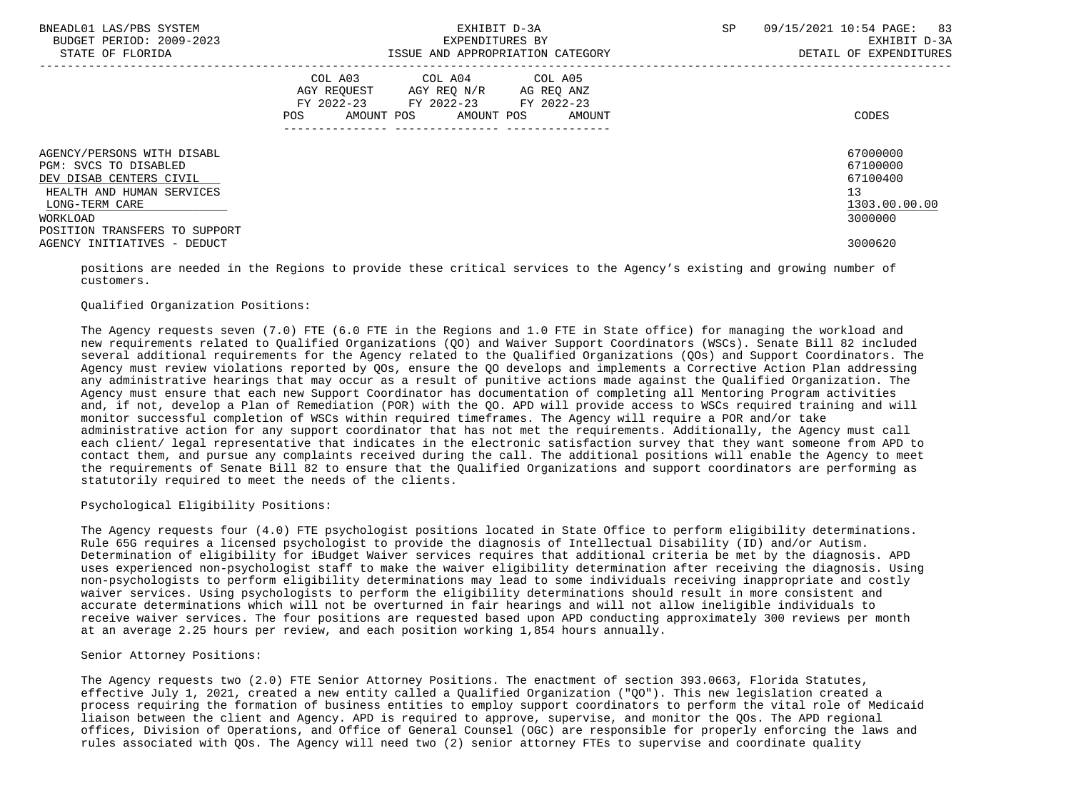| | COL A03 AGY REQUEST FY 2022-23 POS AMOUNT | COL A04 AGY REQ N/R FY 2022-23 POS AMOUNT | COL A05 AG REQ ANZ FY 2022-23 POS AMOUNT | CODES |
|---|---|---|---|---|
| AGENCY/PERSONS WITH DISABL | | | | 67000000 |
| PGM: SVCS TO DISABLED | | | | 67100000 |
| DEV DISAB CENTERS CIVIL | | | | 67100400 |
| HEALTH AND HUMAN SERVICES | | | | 13 |
| LONG-TERM CARE | | | | 1303.00.00.00 |
| WORKLOAD | | | | 3000000 |
| POSITION TRANSFERS TO SUPPORT AGENCY INITIATIVES - DEDUCT | | | | 3000620 |

positions are needed in the Regions to provide these critical services to the Agency's existing and growing number of customers.

Qualified Organization Positions:

The Agency requests seven (7.0) FTE (6.0 FTE in the Regions and 1.0 FTE in State office) for managing the workload and new requirements related to Qualified Organizations (QO) and Waiver Support Coordinators (WSCs). Senate Bill 82 included several additional requirements for the Agency related to the Qualified Organizations (QOs) and Support Coordinators. The Agency must review violations reported by QOs, ensure the QO develops and implements a Corrective Action Plan addressing any administrative hearings that may occur as a result of punitive actions made against the Qualified Organization. The Agency must ensure that each new Support Coordinator has documentation of completing all Mentoring Program activities and, if not, develop a Plan of Remediation (POR) with the QO. APD will provide access to WSCs required training and will monitor successful completion of WSCs within required timeframes. The Agency will require a POR and/or take administrative action for any support coordinator that has not met the requirements. Additionally, the Agency must call each client/ legal representative that indicates in the electronic satisfaction survey that they want someone from APD to contact them, and pursue any complaints received during the call. The additional positions will enable the Agency to meet the requirements of Senate Bill 82 to ensure that the Qualified Organizations and support coordinators are performing as statutorily required to meet the needs of the clients.

Psychological Eligibility Positions:

The Agency requests four (4.0) FTE psychologist positions located in State Office to perform eligibility determinations. Rule 65G requires a licensed psychologist to provide the diagnosis of Intellectual Disability (ID) and/or Autism. Determination of eligibility for iBudget Waiver services requires that additional criteria be met by the diagnosis. APD uses experienced non-psychologist staff to make the waiver eligibility determination after receiving the diagnosis. Using non-psychologists to perform eligibility determinations may lead to some individuals receiving inappropriate and costly waiver services. Using psychologists to perform the eligibility determinations should result in more consistent and accurate determinations which will not be overturned in fair hearings and will not allow ineligible individuals to receive waiver services. The four positions are requested based upon APD conducting approximately 300 reviews per month at an average 2.25 hours per review, and each position working 1,854 hours annually.

Senior Attorney Positions:

The Agency requests two (2.0) FTE Senior Attorney Positions. The enactment of section 393.0663, Florida Statutes, effective July 1, 2021, created a new entity called a Qualified Organization ("QO"). This new legislation created a process requiring the formation of business entities to employ support coordinators to perform the vital role of Medicaid liaison between the client and Agency. APD is required to approve, supervise, and monitor the QOs. The APD regional offices, Division of Operations, and Office of General Counsel (OGC) are responsible for properly enforcing the laws and rules associated with QOs. The Agency will need two (2) senior attorney FTEs to supervise and coordinate quality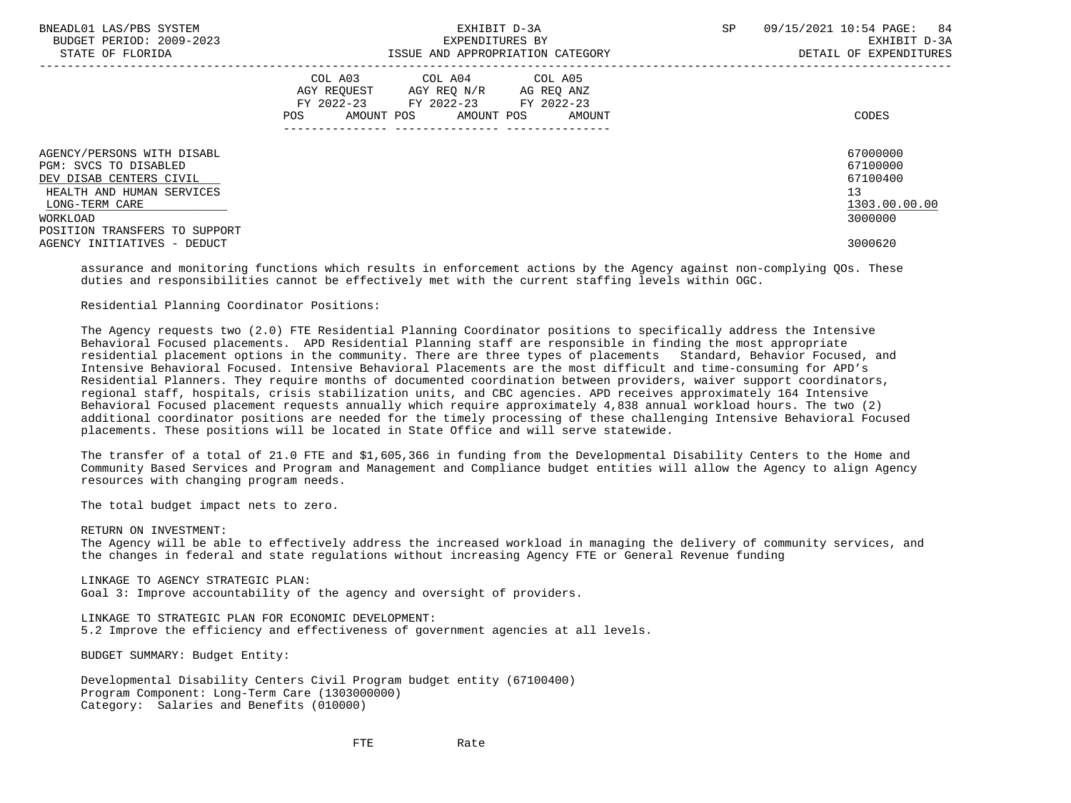| | COL A03 AGY REQUEST FY 2022-23 POS AMOUNT | COL A04 AGY REQ N/R FY 2022-23 POS AMOUNT | COL A05 AG REQ ANZ FY 2022-23 POS AMOUNT | CODES |
|---|---|---|---|---|
| AGENCY/PERSONS WITH DISABL | | | | 67000000 |
| PGM: SVCS TO DISABLED | | | | 67100000 |
| DEV DISAB CENTERS CIVIL | | | | 67100400 |
| HEALTH AND HUMAN SERVICES | | | | 13 |
| LONG-TERM CARE | | | | 1303.00.00.00 |
| WORKLOAD | | | | 3000000 |
| POSITION TRANSFERS TO SUPPORT AGENCY INITIATIVES - DEDUCT | | | | 3000620 |

assurance and monitoring functions which results in enforcement actions by the Agency against non-complying QOs. These duties and responsibilities cannot be effectively met with the current staffing levels within OGC.

Residential Planning Coordinator Positions:

The Agency requests two (2.0) FTE Residential Planning Coordinator positions to specifically address the Intensive Behavioral Focused placements. APD Residential Planning staff are responsible in finding the most appropriate residential placement options in the community. There are three types of placements Standard, Behavior Focused, and Intensive Behavioral Focused. Intensive Behavioral Placements are the most difficult and time-consuming for APD's Residential Planners. They require months of documented coordination between providers, waiver support coordinators, regional staff, hospitals, crisis stabilization units, and CBC agencies. APD receives approximately 164 Intensive Behavioral Focused placement requests annually which require approximately 4,838 annual workload hours. The two (2) additional coordinator positions are needed for the timely processing of these challenging Intensive Behavioral Focused placements. These positions will be located in State Office and will serve statewide.

The transfer of a total of 21.0 FTE and $1,605,366 in funding from the Developmental Disability Centers to the Home and Community Based Services and Program and Management and Compliance budget entities will allow the Agency to align Agency resources with changing program needs.

The total budget impact nets to zero.

RETURN ON INVESTMENT:
The Agency will be able to effectively address the increased workload in managing the delivery of community services, and the changes in federal and state regulations without increasing Agency FTE or General Revenue funding

LINKAGE TO AGENCY STRATEGIC PLAN:
Goal 3: Improve accountability of the agency and oversight of providers.

LINKAGE TO STRATEGIC PLAN FOR ECONOMIC DEVELOPMENT:
5.2 Improve the efficiency and effectiveness of government agencies at all levels.

BUDGET SUMMARY: Budget Entity:

Developmental Disability Centers Civil Program budget entity (67100400)
Program Component: Long-Term Care (1303000000)
Category: Salaries and Benefits (010000)

FTE Rate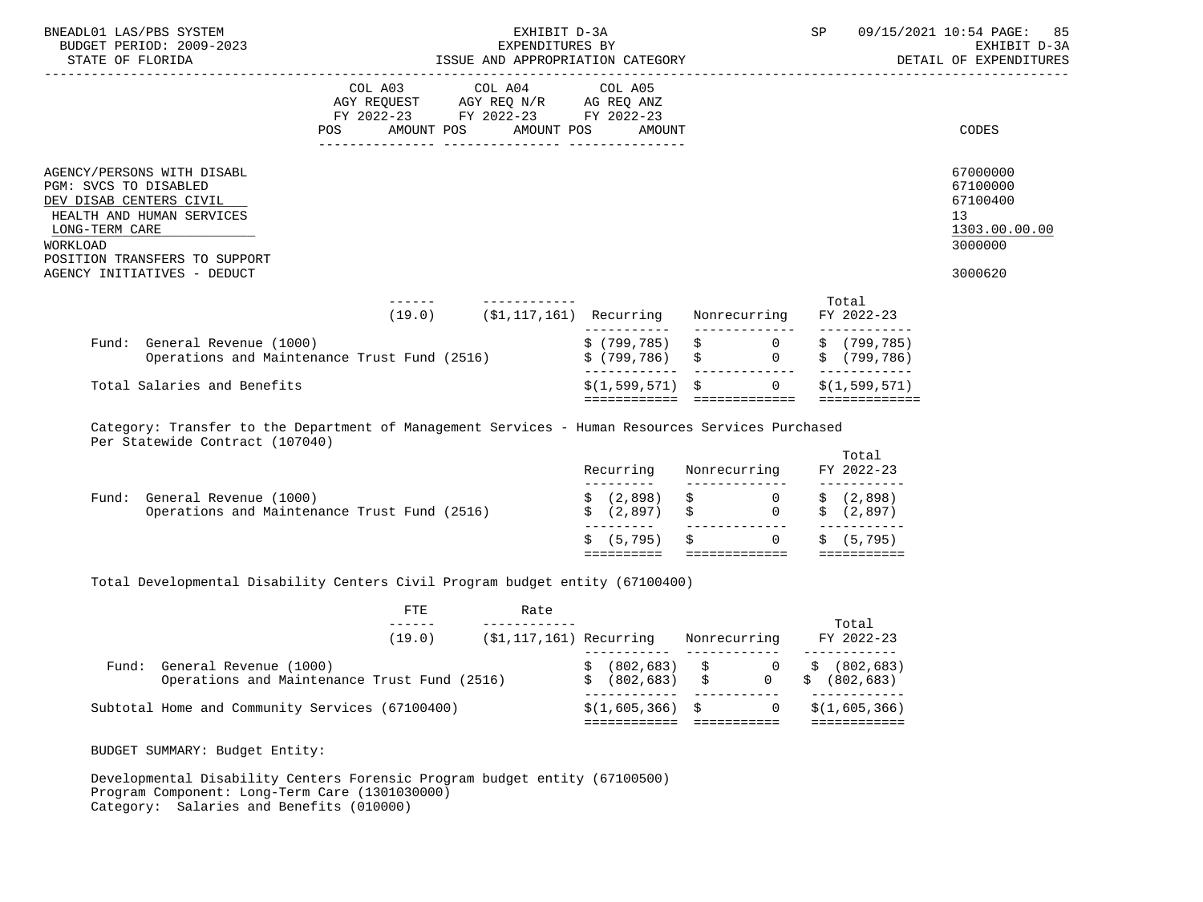| | COL A03 AGY REQUEST FY 2022-23 POS AMOUNT | COL A04 AGY REQ N/R FY 2022-23 POS AMOUNT | COL A05 AG REQ ANZ FY 2022-23 POS AMOUNT | CODES |
|---|---|---|---|---|
| AGENCY/PERSONS WITH DISABL | | | | 67000000 |
| PGM: SVCS TO DISABLED | | | | 67100000 |
| DEV DISAB CENTERS CIVIL | | | | 67100400 |
| HEALTH AND HUMAN SERVICES | | | | 13 |
| LONG-TERM CARE | | | | 1303.00.00.00 |
| WORKLOAD | | | | 3000000 |
| POSITION TRANSFERS TO SUPPORT AGENCY INITIATIVES - DEDUCT | | | | 3000620 |

| | FTE | Rate | Recurring | Nonrecurring | Total FY 2022-23 |
|---|---|---|---|---|---|
| | (19.0) | ($1,117,161) | | | |
| Fund: General Revenue (1000) | | | $ (799,785) | $ 0 | $ (799,785) |
| Operations and Maintenance Trust Fund (2516) | | | $ (799,786) | $ 0 | $ (799,786) |
| Total Salaries and Benefits | | | $(1,599,571) | $ 0 | $(1,599,571) |

Category: Transfer to the Department of Management Services - Human Resources Services Purchased Per Statewide Contract (107040)

| | Recurring | Nonrecurring | Total FY 2022-23 |
|---|---|---|---|
| Fund: General Revenue (1000) | $ (2,898) | $ 0 | $ (2,898) |
| Operations and Maintenance Trust Fund (2516) | $ (2,897) | $ 0 | $ (2,897) |
| | $ (5,795) | $ 0 | $ (5,795) |

Total Developmental Disability Centers Civil Program budget entity (67100400)

| | FTE | Rate | Recurring | Nonrecurring | Total FY 2022-23 |
|---|---|---|---|---|---|
| | (19.0) | ($1,117,161) | | | |
| Fund: General Revenue (1000) | | | $ (802,683) | $ 0 | $ (802,683) |
| Operations and Maintenance Trust Fund (2516) | | | $ (802,683) | $ 0 | $ (802,683) |
| Subtotal Home and Community Services (67100400) | | | $(1,605,366) | $ 0 | $(1,605,366) |

BUDGET SUMMARY: Budget Entity:

Developmental Disability Centers Forensic Program budget entity (67100500)
Program Component: Long-Term Care (1301030000)
Category: Salaries and Benefits (010000)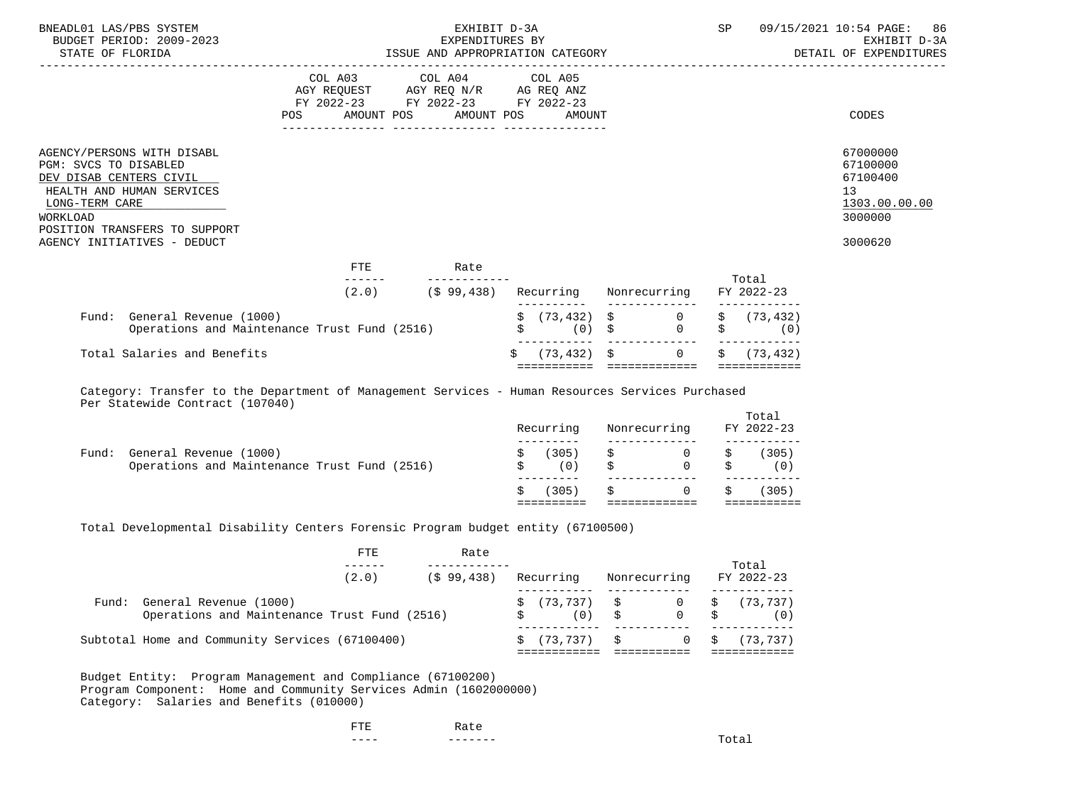| | COL A03 AGY REQUEST FY 2022-23 POS | AMOUNT | COL A04 AGY REQ N/R FY 2022-23 POS | AMOUNT | COL A05 AG REQ ANZ FY 2022-23 POS | AMOUNT | CODES |
|---|---|---|---|---|---|---|---|
| AGENCY/PERSONS WITH DISABL | | | | | | | 67000000 |
| PGM: SVCS TO DISABLED | | | | | | | 67100000 |
| DEV DISAB CENTERS CIVIL | | | | | | | 67100400 |
| HEALTH AND HUMAN SERVICES | | | | | | | 13 |
| LONG-TERM CARE | | | | | | | 1303.00.00.00 |
| WORKLOAD | | | | | | | 3000000 |
| POSITION TRANSFERS TO SUPPORT AGENCY INITIATIVES - DEDUCT | | | | | | | 3000620 |

| | FTE | Rate | Recurring | Nonrecurring | Total FY 2022-23 |
|---|---|---|---|---|---|
| | (2.0) | ($ 99,438) | | | |
| Fund: General Revenue (1000) | | | $ (73,432) | $ 0 | $ (73,432) |
| Operations and Maintenance Trust Fund (2516) | | | $ (0) | $ 0 | $ (0) |
| Total Salaries and Benefits | | | $ (73,432) | $ 0 | $ (73,432) |

Category: Transfer to the Department of Management Services - Human Resources Services Purchased Per Statewide Contract (107040)

| | Recurring | Nonrecurring | Total FY 2022-23 |
|---|---|---|---|
| Fund: General Revenue (1000) | $ (305) | $ 0 | $ (305) |
| Operations and Maintenance Trust Fund (2516) | $ (0) | $ 0 | $ (0) |
| | $ (305) | $ 0 | $ (305) |

Total Developmental Disability Centers Forensic Program budget entity (67100500)

| | FTE | Rate | Recurring | Nonrecurring | Total FY 2022-23 |
|---|---|---|---|---|---|
| | (2.0) | ($ 99,438) | | | |
| Fund: General Revenue (1000) | | | $ (73,737) | $ 0 | $ (73,737) |
| Operations and Maintenance Trust Fund (2516) | | | $ (0) | $ 0 | $ (0) |
| Subtotal Home and Community Services (67100400) | | | $ (73,737) | $ 0 | $ (73,737) |

Budget Entity: Program Management and Compliance (67100200)
Program Component: Home and Community Services Admin (1602000000)
Category: Salaries and Benefits (010000)

| FTE | Rate | Total |
|---|---|---|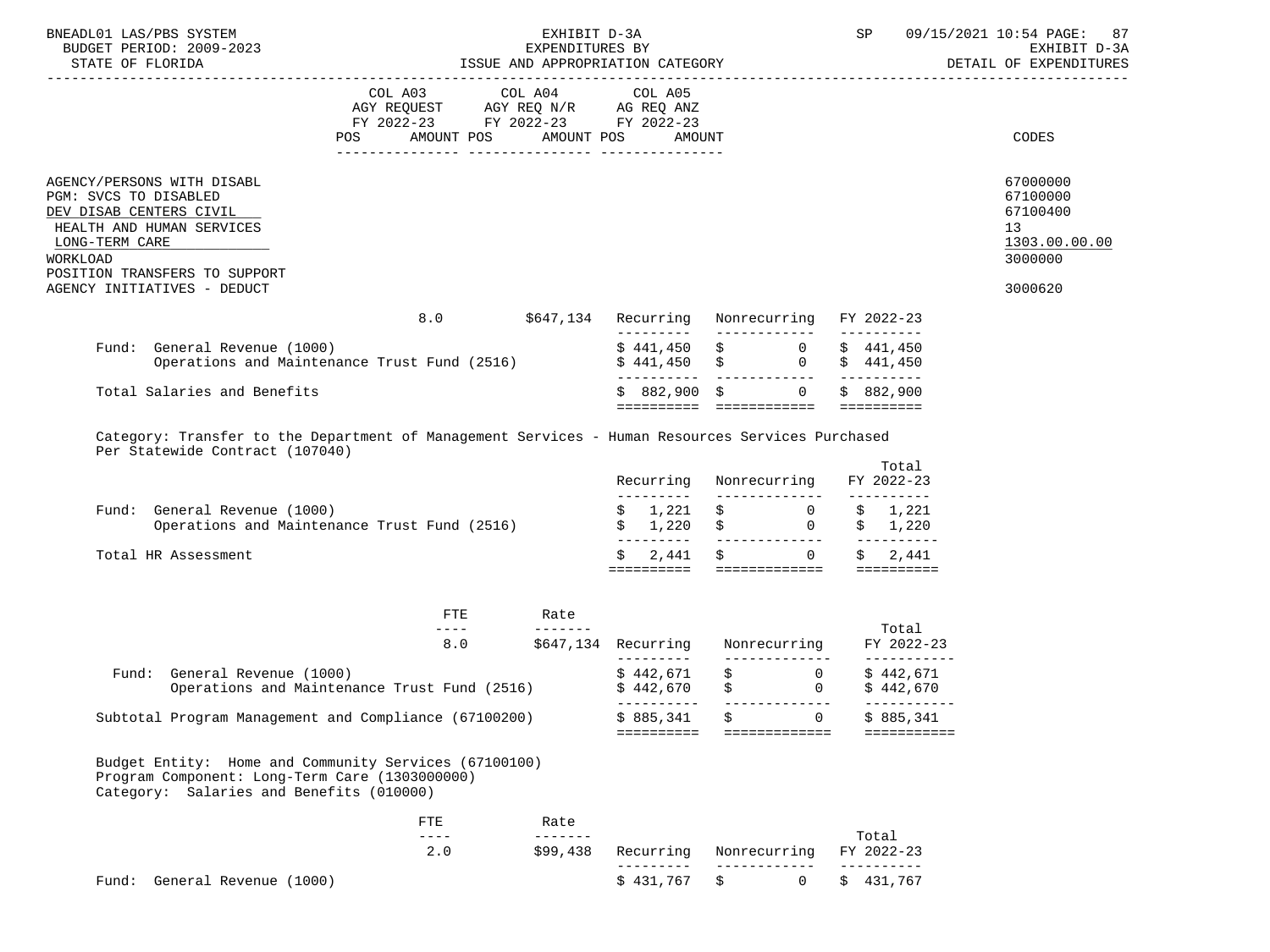| | COL A03 AGY REQUEST FY 2022-23 | | COL A04 AGY REQ N/R FY 2022-23 | | COL A05 AG REQ ANZ FY 2022-23 | | |
|---|---|---|---|---|---|---|---|
| | POS | AMOUNT | POS | AMOUNT | POS | AMOUNT | CODES |

AGENCY/PERSONS WITH DISABL — 67000000
PGM: SVCS TO DISABLED — 67100000
DEV DISAB CENTERS CIVIL — 67100400
HEALTH AND HUMAN SERVICES — 13
LONG-TERM CARE — 1303.00.00.00
WORKLOAD — 3000000
POSITION TRANSFERS TO SUPPORT AGENCY INITIATIVES - DEDUCT — 3000620

| | 8.0 | $647,134 | Recurring | Nonrecurring | FY 2022-23 |
|---|---|---|---|---|---|
| Fund: General Revenue (1000) | | | $ 441,450 | $ 0 | $ 441,450 |
| Operations and Maintenance Trust Fund (2516) | | | $ 441,450 | $ 0 | $ 441,450 |
| Total Salaries and Benefits | | | $ 882,900 | $ 0 | $ 882,900 |

Category: Transfer to the Department of Management Services - Human Resources Services Purchased Per Statewide Contract (107040)

| | Recurring | Nonrecurring | Total FY 2022-23 |
|---|---|---|---|
| Fund: General Revenue (1000) | $ 1,221 | $ 0 | $ 1,221 |
| Operations and Maintenance Trust Fund (2516) | $ 1,220 | $ 0 | $ 1,220 |
| Total HR Assessment | $ 2,441 | $ 0 | $ 2,441 |

| | FTE | Rate | Recurring | Nonrecurring | Total FY 2022-23 |
|---|---|---|---|---|---|
| | 8.0 | $647,134 | | | |
| Fund: General Revenue (1000) | | | $ 442,671 | $ 0 | $ 442,671 |
| Operations and Maintenance Trust Fund (2516) | | | $ 442,670 | $ 0 | $ 442,670 |
| Subtotal Program Management and Compliance (67100200) | | | $ 885,341 | $ 0 | $ 885,341 |

Budget Entity: Home and Community Services (67100100)
Program Component: Long-Term Care (1303000000)
Category: Salaries and Benefits (010000)

| | FTE | Rate | Recurring | Nonrecurring | Total FY 2022-23 |
|---|---|---|---|---|---|
| | 2.0 | $99,438 | | | |
| Fund: General Revenue (1000) | | | $ 431,767 | $ 0 | $ 431,767 |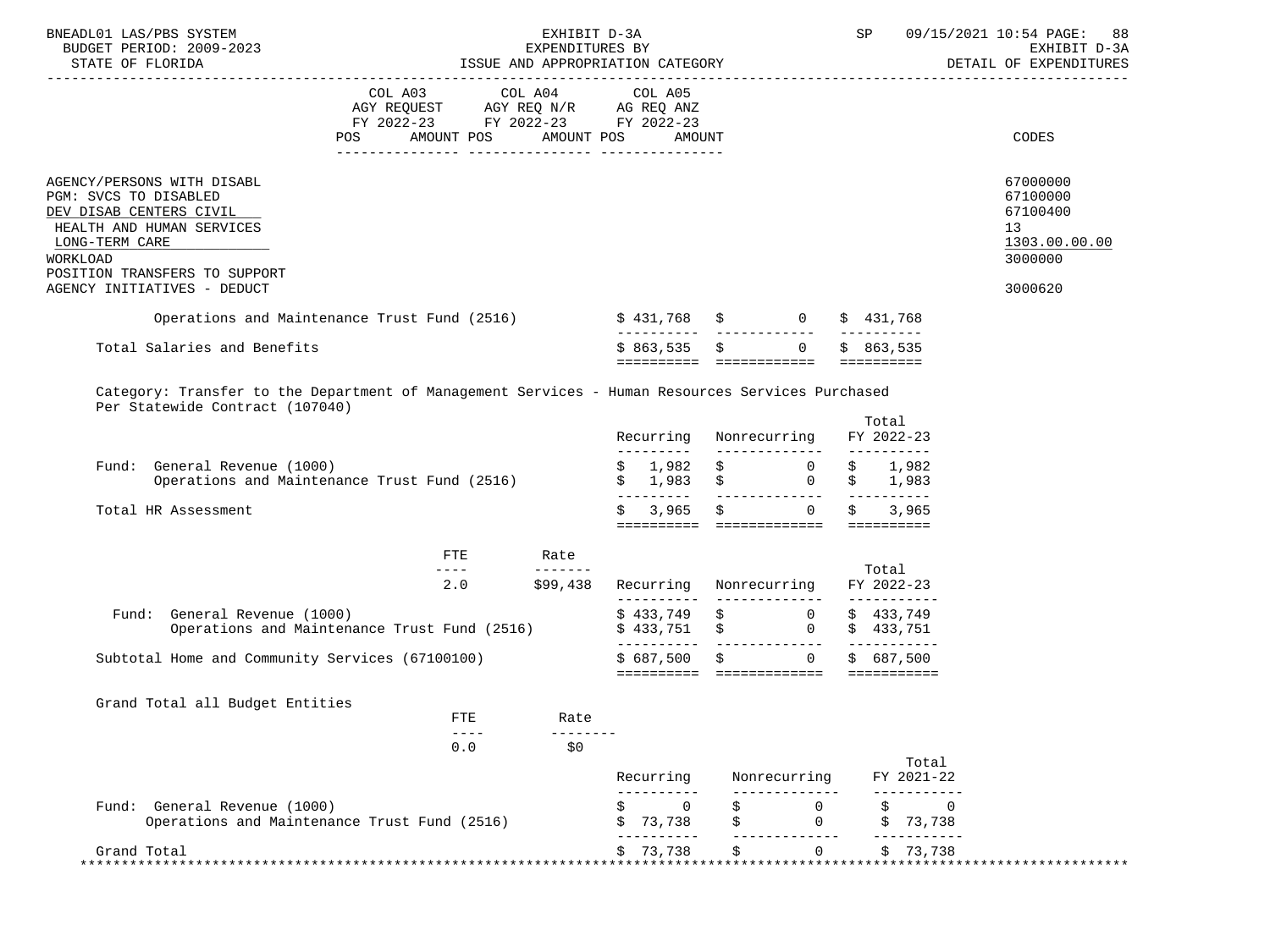| | COL A03 AGY REQUEST FY 2022-23 POS AMOUNT | COL A04 AGY REQ N/R FY 2022-23 POS AMOUNT | COL A05 AG REQ ANZ FY 2022-23 POS AMOUNT | CODES |
|---|---|---|---|---|
| AGENCY/PERSONS WITH DISABL | | | | 67000000 |
| PGM: SVCS TO DISABLED | | | | 67100000 |
| DEV DISAB CENTERS CIVIL | | | | 67100400 |
| HEALTH AND HUMAN SERVICES | | | | 13 |
| LONG-TERM CARE | | | | 1303.00.00.00 |
| WORKLOAD | | | | 3000000 |
| POSITION TRANSFERS TO SUPPORT AGENCY INITIATIVES - DEDUCT | | | | 3000620 |

| | Recurring | Nonrecurring | Total |
|---|---|---|---|
| Operations and Maintenance Trust Fund (2516) | $ 431,768 | $ 0 | $ 431,768 |
| Total Salaries and Benefits | $ 863,535 | $ 0 | $ 863,535 |

Category: Transfer to the Department of Management Services - Human Resources Services Purchased Per Statewide Contract (107040)

| | Recurring | Nonrecurring | Total FY 2022-23 |
|---|---|---|---|
| Fund: General Revenue (1000) | $ 1,982 | $ 0 | $ 1,982 |
| Operations and Maintenance Trust Fund (2516) | $ 1,983 | $ 0 | $ 1,983 |
| Total HR Assessment | $ 3,965 | $ 0 | $ 3,965 |

| | FTE | Rate | Recurring | Nonrecurring | Total FY 2022-23 |
|---|---|---|---|---|---|
| | 2.0 | $99,438 | | | |
| Fund: General Revenue (1000) | | | $ 433,749 | $ 0 | $ 433,749 |
| Operations and Maintenance Trust Fund (2516) | | | $ 433,751 | $ 0 | $ 433,751 |
| Subtotal Home and Community Services (67100100) | | | $ 687,500 | $ 0 | $ 687,500 |

Grand Total all Budget Entities

| | FTE | Rate | Recurring | Nonrecurring | Total FY 2021-22 |
|---|---|---|---|---|---|
| | 0.0 | $0 | | | |
| Fund: General Revenue (1000) | | | $ 0 | $ 0 | $ 0 |
| Operations and Maintenance Trust Fund (2516) | | | $ 73,738 | $ 0 | $ 73,738 |
| Grand Total | | | $ 73,738 | $ 0 | $ 73,738 |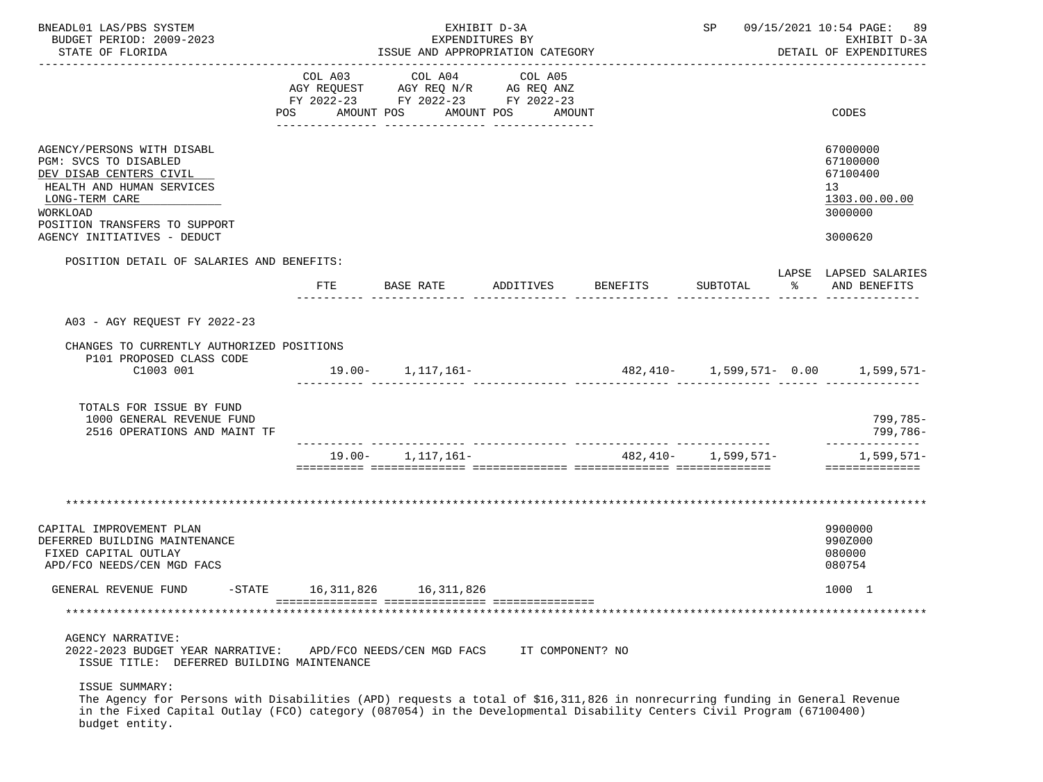| | COL A03 AGY REQUEST FY 2022-23 POS AMOUNT | COL A04 AGY REQ N/R FY 2022-23 POS AMOUNT | COL A05 AG REQ ANZ FY 2022-23 POS AMOUNT | CODES |
|---|---|---|---|---|
| AGENCY/PERSONS WITH DISABL | | | | 67000000 |
| PGM: SVCS TO DISABLED | | | | 67100000 |
| DEV DISAB CENTERS CIVIL | | | | 67100400 |
| HEALTH AND HUMAN SERVICES | | | | 13 |
| LONG-TERM CARE | | | | 1303.00.00.00 |
| WORKLOAD | | | | 3000000 |
| POSITION TRANSFERS TO SUPPORT AGENCY INITIATIVES - DEDUCT | | | | 3000620 |

POSITION DETAIL OF SALARIES AND BENEFITS:

| | FTE | BASE RATE | ADDITIVES | BENEFITS | SUBTOTAL | LAPSE % | LAPSED SALARIES AND BENEFITS |
|---|---|---|---|---|---|---|---|
| A03 - AGY REQUEST FY 2022-23 | | | | | | | |
| CHANGES TO CURRENTLY AUTHORIZED POSITIONS | | | | | | | |
| P101 PROPOSED CLASS CODE C1003 001 | 19.00- | 1,117,161- | | 482,410- | 1,599,571- | 0.00 | 1,599,571- |
| TOTALS FOR ISSUE BY FUND | | | | | | | |
| 1000 GENERAL REVENUE FUND | | | | | | | 799,785- |
| 2516 OPERATIONS AND MAINT TF | | | | | | | 799,786- |
| | 19.00- | 1,117,161- | | 482,410- | 1,599,571- | | 1,599,571- |

************************************************************************************************************************

| | COL A03 | COL A04 | COL A05 | CODES |
|---|---|---|---|---|
| CAPITAL IMPROVEMENT PLAN | | | | 9900000 |
| DEFERRED BUILDING MAINTENANCE | | | | 990Z000 |
| FIXED CAPITAL OUTLAY | | | | 080000 |
| APD/FCO NEEDS/CEN MGD FACS | | | | 080754 |
| GENERAL REVENUE FUND -STATE | 16,311,826 | 16,311,826 | | 1000 1 |

************************************************************************************************************************

AGENCY NARRATIVE:
2022-2023 BUDGET YEAR NARRATIVE: APD/FCO NEEDS/CEN MGD FACS IT COMPONENT? NO
ISSUE TITLE: DEFERRED BUILDING MAINTENANCE

ISSUE SUMMARY:
The Agency for Persons with Disabilities (APD) requests a total of $16,311,826 in nonrecurring funding in General Revenue in the Fixed Capital Outlay (FCO) category (087054) in the Developmental Disability Centers Civil Program (67100400) budget entity.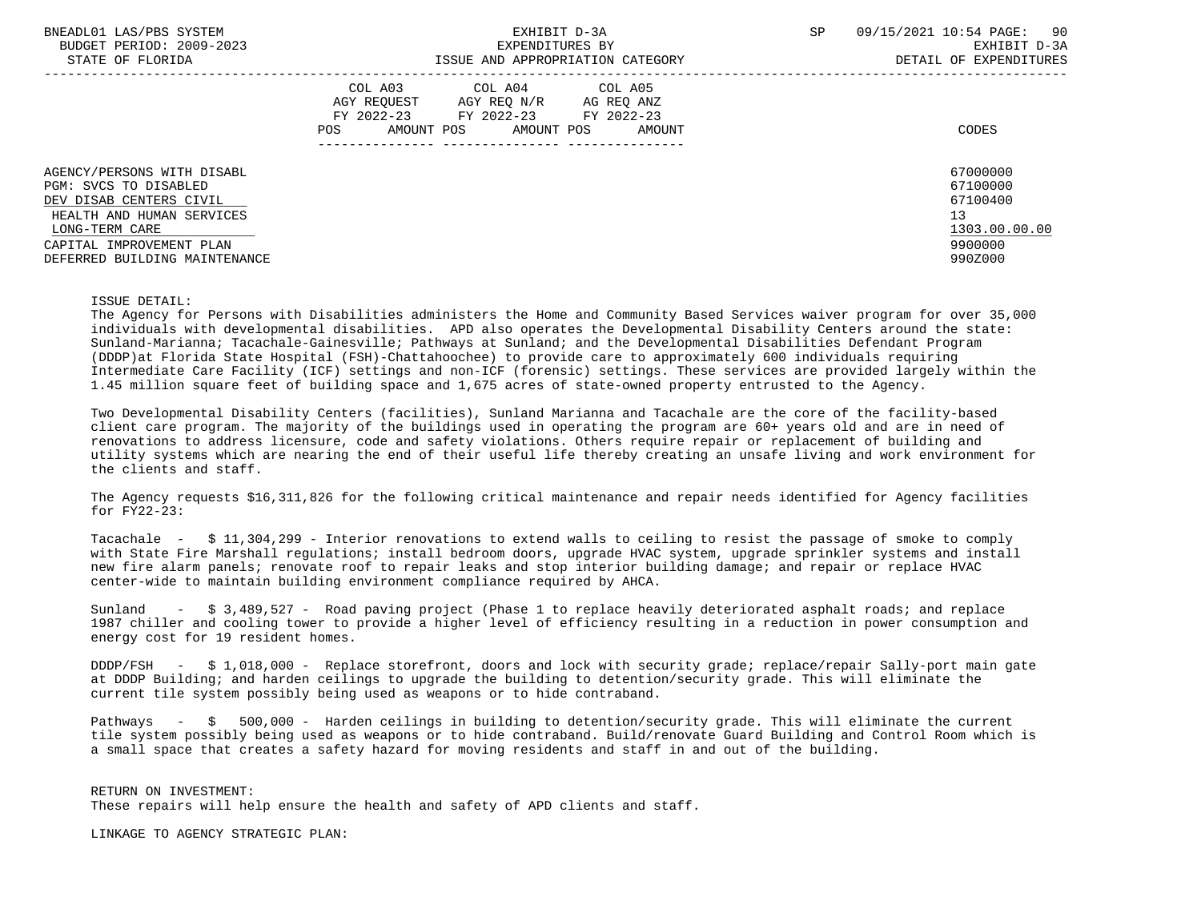BNEADL01 LAS/PBS SYSTEM
BUDGET PERIOD: 2009-2023
STATE OF FLORIDA

EXHIBIT D-3A
EXPENDITURES BY
ISSUE AND APPROPRIATION CATEGORY

SP 09/15/2021 10:54
EXHIBIT D-3A
DETAIL OF EXPENDITURES

| | COL A03 AGY REQUEST FY 2022-23 POS AMOUNT | COL A04 AGY REQ N/R FY 2022-23 POS AMOUNT | COL A05 AG REQ ANZ FY 2022-23 POS AMOUNT | CODES |
|---|---|---|---|---|
| AGENCY/PERSONS WITH DISABL | | | | 67000000 |
| PGM: SVCS TO DISABLED | | | | 67100000 |
| DEV DISAB CENTERS CIVIL | | | | 67100400 |
| HEALTH AND HUMAN SERVICES | | | | 13 |
| LONG-TERM CARE | | | | 1303.00.00.00 |
| CAPITAL IMPROVEMENT PLAN | | | | 9900000 |
| DEFERRED BUILDING MAINTENANCE | | | | 990Z000 |

ISSUE DETAIL:

The Agency for Persons with Disabilities administers the Home and Community Based Services waiver program for over 35,000 individuals with developmental disabilities. APD also operates the Developmental Disability Centers around the state: Sunland-Marianna; Tacachale-Gainesville; Pathways at Sunland; and the Developmental Disabilities Defendant Program (DDDP)at Florida State Hospital (FSH)-Chattahoochee) to provide care to approximately 600 individuals requiring Intermediate Care Facility (ICF) settings and non-ICF (forensic) settings. These services are provided largely within the 1.45 million square feet of building space and 1,675 acres of state-owned property entrusted to the Agency.

Two Developmental Disability Centers (facilities), Sunland Marianna and Tacachale are the core of the facility-based client care program. The majority of the buildings used in operating the program are 60+ years old and are in need of renovations to address licensure, code and safety violations. Others require repair or replacement of building and utility systems which are nearing the end of their useful life thereby creating an unsafe living and work environment for the clients and staff.

The Agency requests $16,311,826 for the following critical maintenance and repair needs identified for Agency facilities for FY22-23:

Tacachale - $ 11,304,299 - Interior renovations to extend walls to ceiling to resist the passage of smoke to comply with State Fire Marshall regulations; install bedroom doors, upgrade HVAC system, upgrade sprinkler systems and install new fire alarm panels; renovate roof to repair leaks and stop interior building damage; and repair or replace HVAC center-wide to maintain building environment compliance required by AHCA.

Sunland - $ 3,489,527 - Road paving project (Phase 1 to replace heavily deteriorated asphalt roads; and replace 1987 chiller and cooling tower to provide a higher level of efficiency resulting in a reduction in power consumption and energy cost for 19 resident homes.

DDDP/FSH - $ 1,018,000 - Replace storefront, doors and lock with security grade; replace/repair Sally-port main gate at DDDP Building; and harden ceilings to upgrade the building to detention/security grade. This will eliminate the current tile system possibly being used as weapons or to hide contraband.

Pathways - $ 500,000 - Harden ceilings in building to detention/security grade. This will eliminate the current tile system possibly being used as weapons or to hide contraband. Build/renovate Guard Building and Control Room which is a small space that creates a safety hazard for moving residents and staff in and out of the building.

RETURN ON INVESTMENT:

These repairs will help ensure the health and safety of APD clients and staff.

LINKAGE TO AGENCY STRATEGIC PLAN: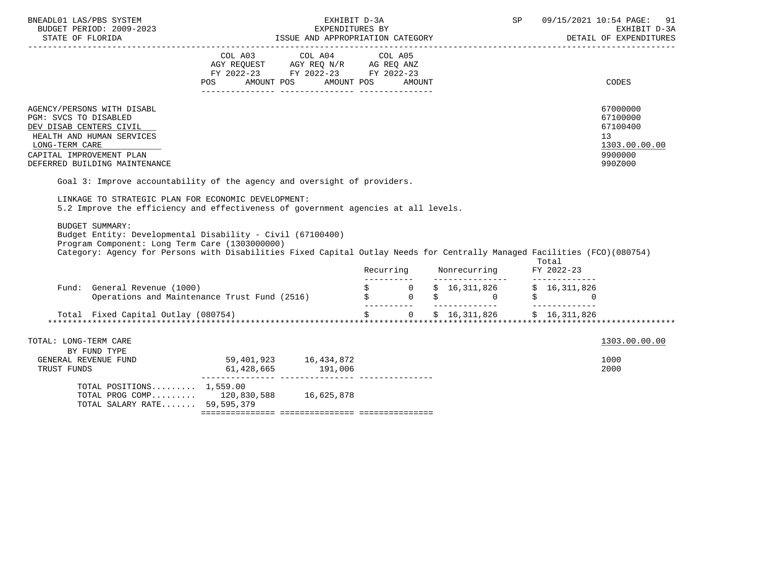BNEADL01 LAS/PBS SYSTEM — EXHIBIT D-3A — EXPENDITURES BY ISSUE AND APPROPRIATION CATEGORY — BUDGET PERIOD: 2009-2023 — STATE OF FLORIDA — SP 09/15/2021 10:54 — EXHIBIT D-3A DETAIL OF EXPENDITURES

| | COL A03 AGY REQUEST FY 2022-23 POS AMOUNT | COL A04 AGY REQ N/R FY 2022-23 POS AMOUNT | COL A05 AG REQ ANZ FY 2022-23 POS AMOUNT | CODES |
|---|---|---|---|---|
| AGENCY/PERSONS WITH DISABL | | | | 67000000 |
| PGM: SVCS TO DISABLED | | | | 67100000 |
| DEV DISAB CENTERS CIVIL | | | | 67100400 |
| HEALTH AND HUMAN SERVICES | | | | 13 |
| LONG-TERM CARE | | | | 1303.00.00.00 |
| CAPITAL IMPROVEMENT PLAN | | | | 9900000 |
| DEFERRED BUILDING MAINTENANCE | | | | 990Z000 |

Goal 3: Improve accountability of the agency and oversight of providers.

LINKAGE TO STRATEGIC PLAN FOR ECONOMIC DEVELOPMENT:
5.2 Improve the efficiency and effectiveness of government agencies at all levels.

BUDGET SUMMARY:
Budget Entity: Developmental Disability - Civil (67100400)
Program Component: Long Term Care (1303000000)
Category: Agency for Persons with Disabilities Fixed Capital Outlay Needs for Centrally Managed Facilities (FCO)(080754)

| | Recurring | Nonrecurring | Total FY 2022-23 |
|---|---|---|---|
| Fund: General Revenue (1000) | $ 0 | $ 16,311,826 | $ 16,311,826 |
| Operations and Maintenance Trust Fund (2516) | $ 0 | $ 0 | $ 0 |
| Total Fixed Capital Outlay (080754) | $ 0 | $ 16,311,826 | $ 16,311,826 |

| TOTAL: LONG-TERM CARE | COL A03 | COL A04 | COL A05 | 1303.00.00.00 |
|---|---|---|---|---|
| BY FUND TYPE | | | | |
| GENERAL REVENUE FUND | 59,401,923 | 16,434,872 | | 1000 |
| TRUST FUNDS | 61,428,665 | 191,006 | | 2000 |
| TOTAL POSITIONS......... | 1,559.00 | | | |
| TOTAL PROG COMP......... | 120,830,588 | 16,625,878 | | |
| TOTAL SALARY RATE....... | 59,595,379 | | | |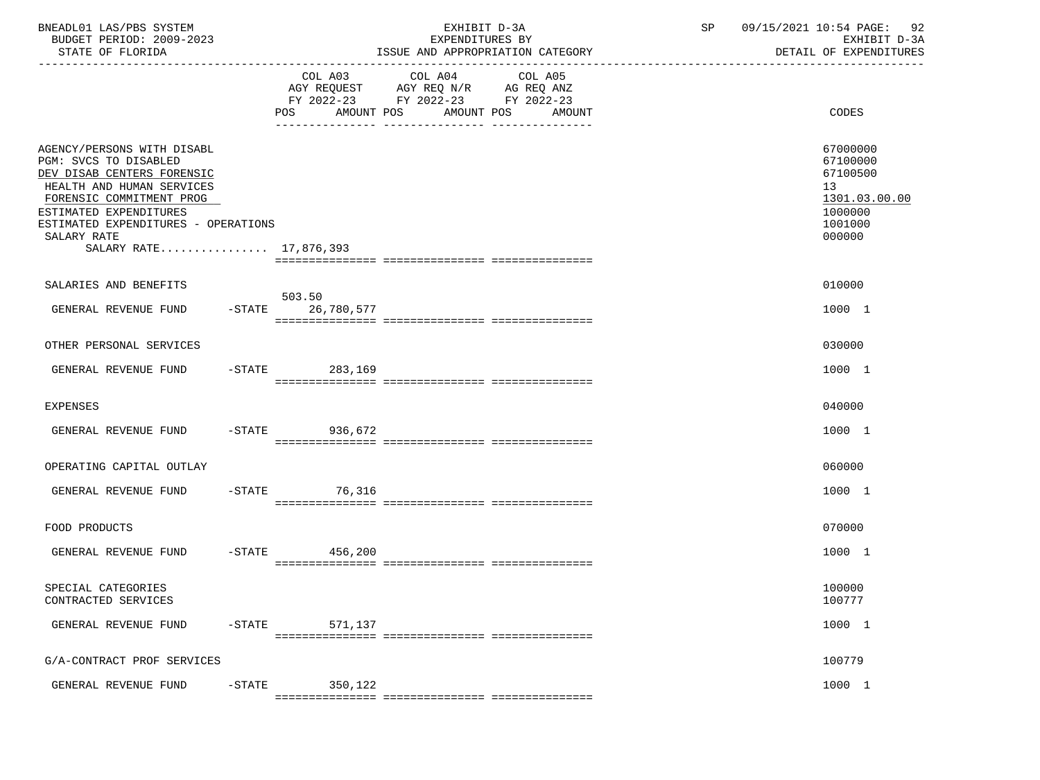BNEADL01 LAS/PBS SYSTEM | EXHIBIT D-3A | SP 09/15/2021 10:54

BUDGET PERIOD: 2009-2023 | EXPENDITURES BY | EXHIBIT D-3A

STATE OF FLORIDA | ISSUE AND APPROPRIATION CATEGORY | DETAIL OF EXPENDITURES

| | COL A03 AGY REQUEST FY 2022-23 POS AMOUNT | COL A04 AGY REQ N/R FY 2022-23 POS AMOUNT | COL A05 AG REQ ANZ FY 2022-23 POS AMOUNT | CODES |
|---|---|---|---|---|
| AGENCY/PERSONS WITH DISABL | | | | 67000000 |
| PGM: SVCS TO DISABLED | | | | 67100000 |
| DEV DISAB CENTERS FORENSIC | | | | 67100500 |
| HEALTH AND HUMAN SERVICES | | | | 13 |
| FORENSIC COMMITMENT PROG | | | | 1301.03.00.00 |
| ESTIMATED EXPENDITURES | | | | 1000000 |
| ESTIMATED EXPENDITURES - OPERATIONS | | | | 1001000 |
| SALARY RATE | | | | 000000 |
| SALARY RATE................ 17,876,393 | | | | |
| SALARIES AND BENEFITS | | | | 010000 |
| GENERAL REVENUE FUND -STATE | 503.50 26,780,577 | | | 1000 1 |
| OTHER PERSONAL SERVICES | | | | 030000 |
| GENERAL REVENUE FUND -STATE | 283,169 | | | 1000 1 |
| EXPENSES | | | | 040000 |
| GENERAL REVENUE FUND -STATE | 936,672 | | | 1000 1 |
| OPERATING CAPITAL OUTLAY | | | | 060000 |
| GENERAL REVENUE FUND -STATE | 76,316 | | | 1000 1 |
| FOOD PRODUCTS | | | | 070000 |
| GENERAL REVENUE FUND -STATE | 456,200 | | | 1000 1 |
| SPECIAL CATEGORIES | | | | 100000 |
| CONTRACTED SERVICES | | | | 100777 |
| GENERAL REVENUE FUND -STATE | 571,137 | | | 1000 1 |
| G/A-CONTRACT PROF SERVICES | | | | 100779 |
| GENERAL REVENUE FUND -STATE | 350,122 | | | 1000 1 |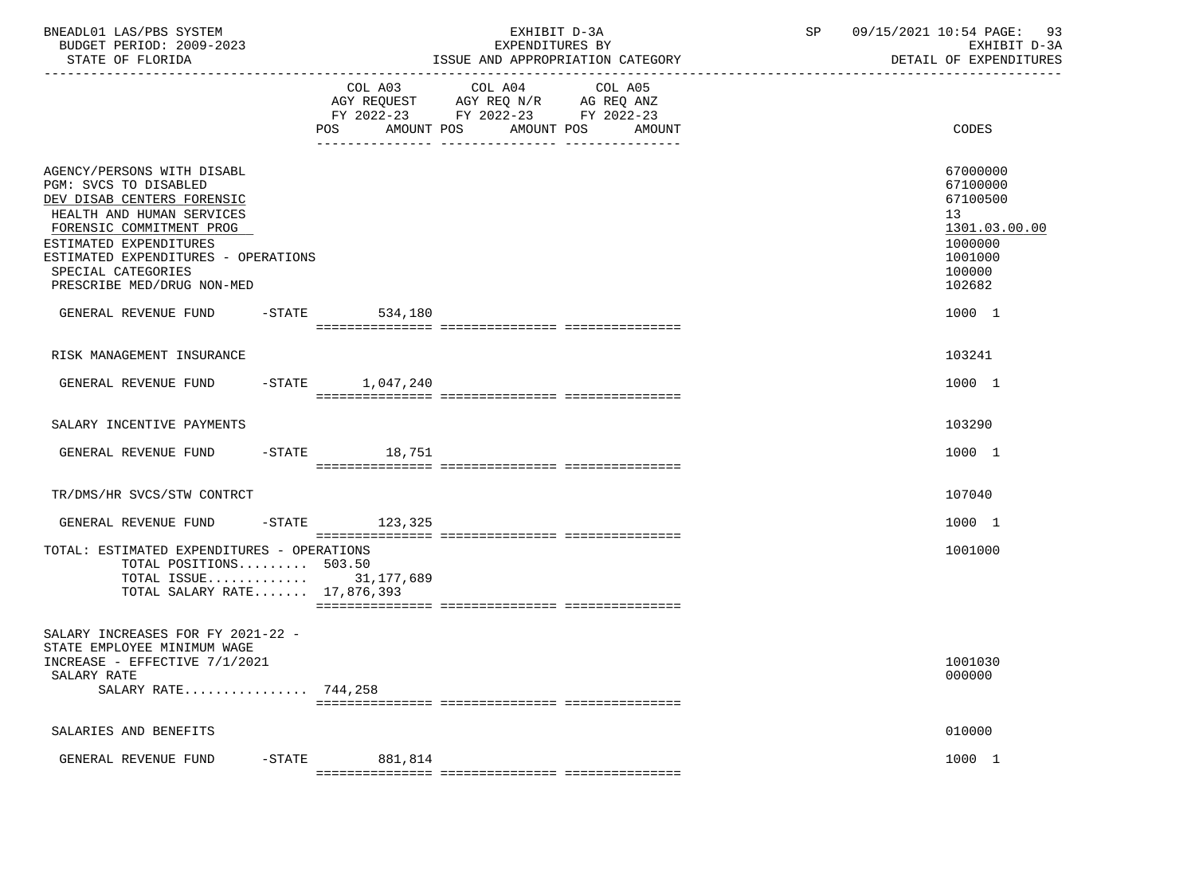BNEADL01 LAS/PBS SYSTEM | EXHIBIT D-3A | SP 09/15/2021 10:54
BUDGET PERIOD: 2009-2023 | EXPENDITURES BY | EXHIBIT D-3A
STATE OF FLORIDA | ISSUE AND APPROPRIATION CATEGORY | DETAIL OF EXPENDITURES

| | COL A03 AGY REQUEST FY 2022-23 POS AMOUNT | COL A04 AGY REQ N/R FY 2022-23 POS AMOUNT | COL A05 AG REQ ANZ FY 2022-23 POS AMOUNT | CODES |
|---|---|---|---|---|
| AGENCY/PERSONS WITH DISABL | | | | 67000000 |
| PGM: SVCS TO DISABLED | | | | 67100000 |
| DEV DISAB CENTERS FORENSIC | | | | 67100500 |
| HEALTH AND HUMAN SERVICES | | | | 13 |
| FORENSIC COMMITMENT PROG | | | | 1301.03.00.00 |
| ESTIMATED EXPENDITURES | | | | 1000000 |
| ESTIMATED EXPENDITURES - OPERATIONS | | | | 1001000 |
| SPECIAL CATEGORIES | | | | 100000 |
| PRESCRIBE MED/DRUG NON-MED | | | | 102682 |
| GENERAL REVENUE FUND -STATE | 534,180 | | | 1000 1 |
| RISK MANAGEMENT INSURANCE | | | | 103241 |
| GENERAL REVENUE FUND -STATE | 1,047,240 | | | 1000 1 |
| SALARY INCENTIVE PAYMENTS | | | | 103290 |
| GENERAL REVENUE FUND -STATE | 18,751 | | | 1000 1 |
| TR/DMS/HR SVCS/STW CONTRCT | | | | 107040 |
| GENERAL REVENUE FUND -STATE | 123,325 | | | 1000 1 |
| TOTAL: ESTIMATED EXPENDITURES - OPERATIONS | | | | 1001000 |
| TOTAL POSITIONS......... 503.50 | | | | |
| TOTAL ISSUE............ | 31,177,689 | | | |
| TOTAL SALARY RATE....... 17,876,393 | | | | |
| SALARY INCREASES FOR FY 2021-22 - STATE EMPLOYEE MINIMUM WAGE INCREASE - EFFECTIVE 7/1/2021 | | | | 1001030 |
| SALARY RATE | | | | 000000 |
| SALARY RATE................ 744,258 | | | | |
| SALARIES AND BENEFITS | | | | 010000 |
| GENERAL REVENUE FUND -STATE | 881,814 | | | 1000 1 |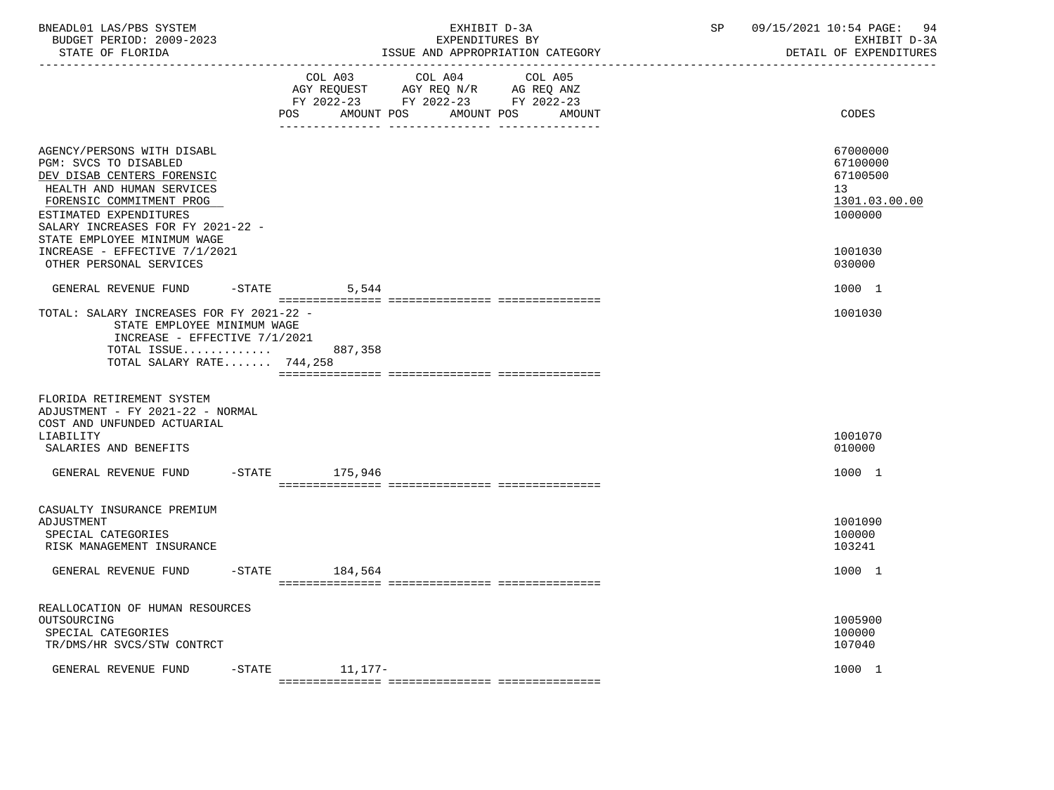BNEADL01 LAS/PBS SYSTEM | EXHIBIT D-3A | SP 09/15/2021 10:54 PAGE: 94
BUDGET PERIOD: 2009-2023 | EXPENDITURES BY | EXHIBIT D-3A
STATE OF FLORIDA | ISSUE AND APPROPRIATION CATEGORY | DETAIL OF EXPENDITURES

| | COL A03 AGY REQUEST FY 2022-23 POS AMOUNT | COL A04 AGY REQ N/R FY 2022-23 POS AMOUNT | COL A05 AG REQ ANZ FY 2022-23 POS AMOUNT | CODES |
|---|---|---|---|---|
| AGENCY/PERSONS WITH DISABL | | | | 67000000 |
| PGM: SVCS TO DISABLED | | | | 67100000 |
| DEV DISAB CENTERS FORENSIC | | | | 67100500 |
| HEALTH AND HUMAN SERVICES | | | | 13 |
| FORENSIC COMMITMENT PROG | | | | 1301.03.00.00 |
| ESTIMATED EXPENDITURES | | | | 1000000 |
| SALARY INCREASES FOR FY 2021-22 - STATE EMPLOYEE MINIMUM WAGE INCREASE - EFFECTIVE 7/1/2021 | | | | 1001030 |
| OTHER PERSONAL SERVICES | | | | 030000 |
| GENERAL REVENUE FUND -STATE | 5,544 | | | 1000 1 |
| TOTAL: SALARY INCREASES FOR FY 2021-22 - STATE EMPLOYEE MINIMUM WAGE INCREASE - EFFECTIVE 7/1/2021 | | | | 1001030 |
| TOTAL ISSUE............. | 887,358 | | | |
| TOTAL SALARY RATE....... 744,258 | | | | |
| FLORIDA RETIREMENT SYSTEM ADJUSTMENT - FY 2021-22 - NORMAL COST AND UNFUNDED ACTUARIAL LIABILITY | | | | 1001070 |
| SALARIES AND BENEFITS | | | | 010000 |
| GENERAL REVENUE FUND -STATE | 175,946 | | | 1000 1 |
| CASUALTY INSURANCE PREMIUM ADJUSTMENT | | | | 1001090 |
| SPECIAL CATEGORIES | | | | 100000 |
| RISK MANAGEMENT INSURANCE | | | | 103241 |
| GENERAL REVENUE FUND -STATE | 184,564 | | | 1000 1 |
| REALLOCATION OF HUMAN RESOURCES OUTSOURCING | | | | 1005900 |
| SPECIAL CATEGORIES | | | | 100000 |
| TR/DMS/HR SVCS/STW CONTRCT | | | | 107040 |
| GENERAL REVENUE FUND -STATE | 11,177- | | | 1000 1 |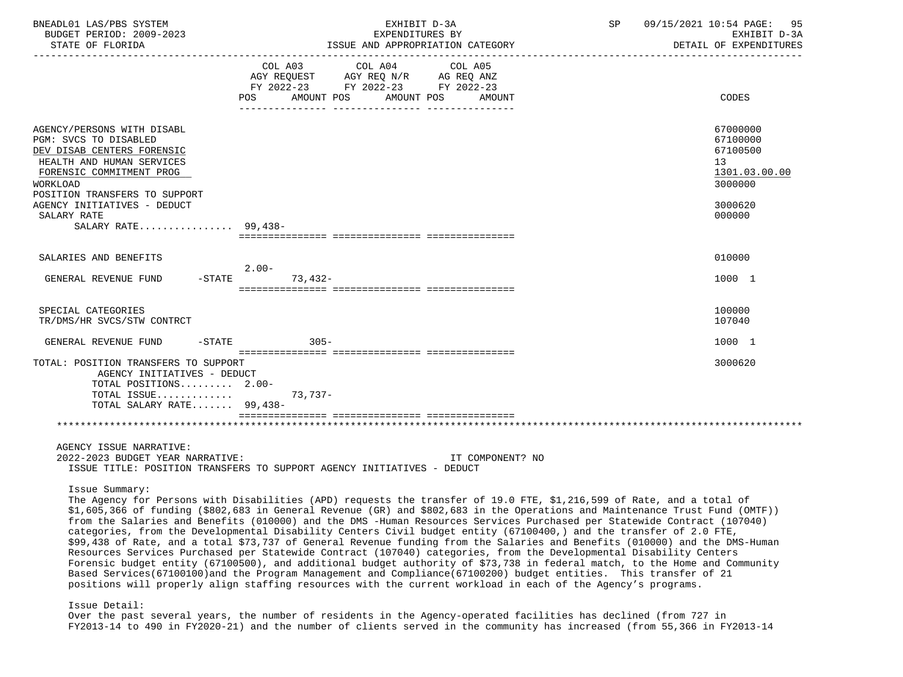BNEADL01 LAS/PBS SYSTEM — EXHIBIT D-3A — EXPENDITURES BY ISSUE AND APPROPRIATION CATEGORY — DETAIL OF EXPENDITURES
BUDGET PERIOD: 2009-2023 — STATE OF FLORIDA — SP 09/15/2021 10:54

| | COL A03 AGY REQUEST FY 2022-23 POS | AMOUNT | COL A04 AGY REQ N/R FY 2022-23 POS | AMOUNT | COL A05 AG REQ ANZ FY 2022-23 POS | AMOUNT | CODES |
|---|---|---|---|---|---|---|---|
| AGENCY/PERSONS WITH DISABL | | | | | | | 67000000 |
| PGM: SVCS TO DISABLED | | | | | | | 67100000 |
| DEV DISAB CENTERS FORENSIC | | | | | | | 67100500 |
| HEALTH AND HUMAN SERVICES | | | | | | | 13 |
| FORENSIC COMMITMENT PROG | | | | | | | 1301.03.00.00 |
| WORKLOAD | | | | | | | 3000000 |
| POSITION TRANSFERS TO SUPPORT AGENCY INITIATIVES - DEDUCT | | | | | | | 3000620 |
| SALARY RATE | | | | | | | 000000 |
| SALARY RATE................ | 99,438- | | | | | | |
| SALARIES AND BENEFITS | | | | | | | 010000 |
| GENERAL REVENUE FUND -STATE | 2.00- | 73,432- | | | | | 1000 1 |
| SPECIAL CATEGORIES | | | | | | | 100000 |
| TR/DMS/HR SVCS/STW CONTRCT | | | | | | | 107040 |
| GENERAL REVENUE FUND -STATE | | 305- | | | | | 1000 1 |
| TOTAL: POSITION TRANSFERS TO SUPPORT AGENCY INITIATIVES - DEDUCT | | | | | | | 3000620 |
| TOTAL POSITIONS......... | 2.00- | | | | | | |
| TOTAL ISSUE............. | | 73,737- | | | | | |
| TOTAL SALARY RATE....... | 99,438- | | | | | | |

AGENCY ISSUE NARRATIVE:

2022-2023 BUDGET YEAR NARRATIVE: IT COMPONENT? NO

ISSUE TITLE: POSITION TRANSFERS TO SUPPORT AGENCY INITIATIVES - DEDUCT

Issue Summary:

The Agency for Persons with Disabilities (APD) requests the transfer of 19.0 FTE, $1,216,599 of Rate, and a total of $1,605,366 of funding ($802,683 in General Revenue (GR) and $802,683 in the Operations and Maintenance Trust Fund (OMTF)) from the Salaries and Benefits (010000) and the DMS -Human Resources Services Purchased per Statewide Contract (107040) categories, from the Developmental Disability Centers Civil budget entity (67100400,) and the transfer of 2.0 FTE, $99,438 of Rate, and a total $73,737 of General Revenue funding from the Salaries and Benefits (010000) and the DMS-Human Resources Services Purchased per Statewide Contract (107040) categories, from the Developmental Disability Centers Forensic budget entity (67100500), and additional budget authority of $73,738 in federal match, to the Home and Community Based Services(67100100)and the Program Management and Compliance(67100200) budget entities. This transfer of 21 positions will properly align staffing resources with the current workload in each of the Agency's programs.

Issue Detail:

Over the past several years, the number of residents in the Agency-operated facilities has declined (from 727 in FY2013-14 to 490 in FY2020-21) and the number of clients served in the community has increased (from 55,366 in FY2013-14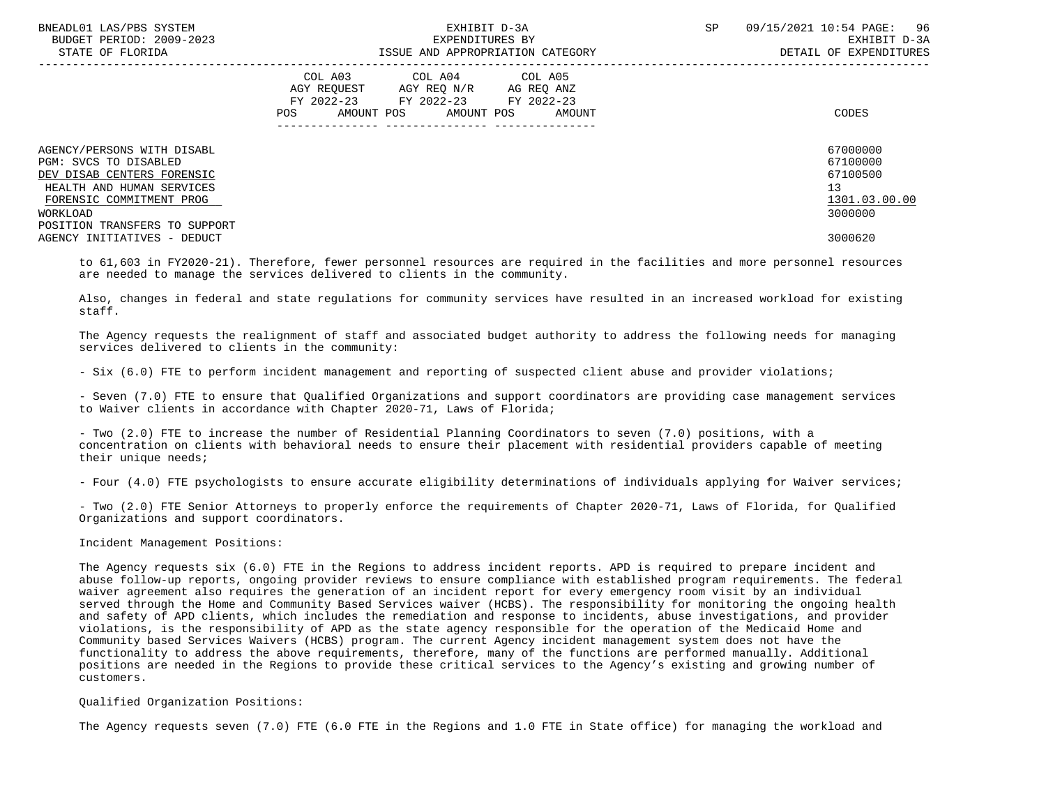| | COL A03 AGY REQUEST FY 2022-23 POS AMOUNT | COL A04 AGY REQ N/R FY 2022-23 POS AMOUNT | COL A05 AG REQ ANZ FY 2022-23 POS AMOUNT | CODES |
|---|---|---|---|---|
| AGENCY/PERSONS WITH DISABL | | | | 67000000 |
| PGM: SVCS TO DISABLED | | | | 67100000 |
| DEV DISAB CENTERS FORENSIC | | | | 67100500 |
| HEALTH AND HUMAN SERVICES | | | | 13 |
| FORENSIC COMMITMENT PROG | | | | 1301.03.00.00 |
| WORKLOAD | | | | 3000000 |
| POSITION TRANSFERS TO SUPPORT AGENCY INITIATIVES - DEDUCT | | | | 3000620 |

to 61,603 in FY2020-21). Therefore, fewer personnel resources are required in the facilities and more personnel resources are needed to manage the services delivered to clients in the community.

Also, changes in federal and state regulations for community services have resulted in an increased workload for existing staff.

The Agency requests the realignment of staff and associated budget authority to address the following needs for managing services delivered to clients in the community:

- Six (6.0) FTE to perform incident management and reporting of suspected client abuse and provider violations;

- Seven (7.0) FTE to ensure that Qualified Organizations and support coordinators are providing case management services to Waiver clients in accordance with Chapter 2020-71, Laws of Florida;

- Two (2.0) FTE to increase the number of Residential Planning Coordinators to seven (7.0) positions, with a concentration on clients with behavioral needs to ensure their placement with residential providers capable of meeting their unique needs;

- Four (4.0) FTE psychologists to ensure accurate eligibility determinations of individuals applying for Waiver services;

- Two (2.0) FTE Senior Attorneys to properly enforce the requirements of Chapter 2020-71, Laws of Florida, for Qualified Organizations and support coordinators.

Incident Management Positions:

The Agency requests six (6.0) FTE in the Regions to address incident reports. APD is required to prepare incident and abuse follow-up reports, ongoing provider reviews to ensure compliance with established program requirements. The federal waiver agreement also requires the generation of an incident report for every emergency room visit by an individual served through the Home and Community Based Services waiver (HCBS). The responsibility for monitoring the ongoing health and safety of APD clients, which includes the remediation and response to incidents, abuse investigations, and provider violations, is the responsibility of APD as the state agency responsible for the operation of the Medicaid Home and Community based Services Waivers (HCBS) program. The current Agency incident management system does not have the functionality to address the above requirements, therefore, many of the functions are performed manually. Additional positions are needed in the Regions to provide these critical services to the Agency's existing and growing number of customers.

Qualified Organization Positions:

The Agency requests seven (7.0) FTE (6.0 FTE in the Regions and 1.0 FTE in State office) for managing the workload and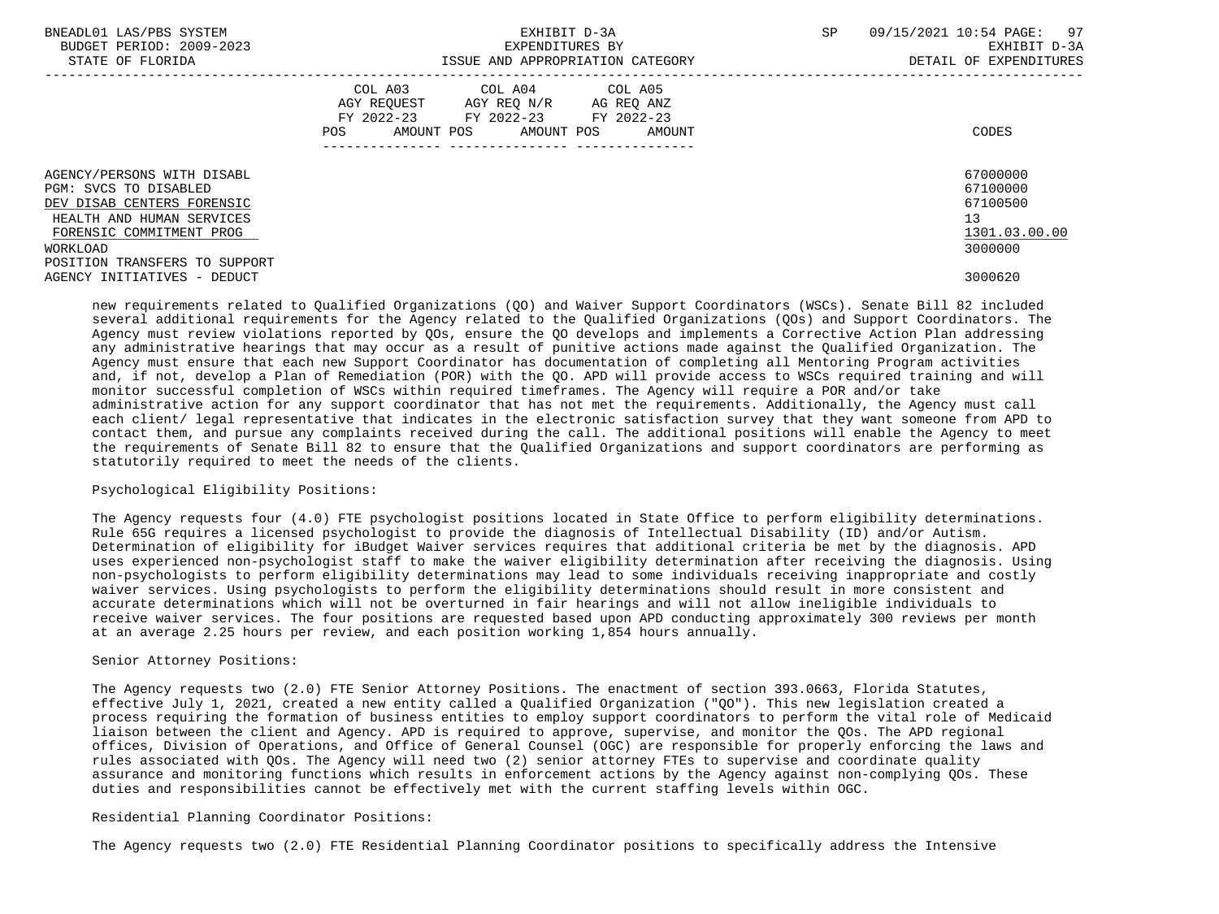| | COL A03 AGY REQUEST FY 2022-23 POS AMOUNT | COL A04 AGY REQ N/R FY 2022-23 POS AMOUNT | COL A05 AG REQ ANZ FY 2022-23 POS AMOUNT | CODES |
|---|---|---|---|---|
| AGENCY/PERSONS WITH DISABL | | | | 67000000 |
| PGM: SVCS TO DISABLED | | | | 67100000 |
| DEV DISAB CENTERS FORENSIC | | | | 67100500 |
| HEALTH AND HUMAN SERVICES | | | | 13 |
| FORENSIC COMMITMENT PROG | | | | 1301.03.00.00 |
| WORKLOAD | | | | 3000000 |
| POSITION TRANSFERS TO SUPPORT AGENCY INITIATIVES - DEDUCT | | | | 3000620 |

new requirements related to Qualified Organizations (QO) and Waiver Support Coordinators (WSCs). Senate Bill 82 included several additional requirements for the Agency related to the Qualified Organizations (QOs) and Support Coordinators. The Agency must review violations reported by QOs, ensure the QO develops and implements a Corrective Action Plan addressing any administrative hearings that may occur as a result of punitive actions made against the Qualified Organization. The Agency must ensure that each new Support Coordinator has documentation of completing all Mentoring Program activities and, if not, develop a Plan of Remediation (POR) with the QO. APD will provide access to WSCs required training and will monitor successful completion of WSCs within required timeframes. The Agency will require a POR and/or take administrative action for any support coordinator that has not met the requirements. Additionally, the Agency must call each client/ legal representative that indicates in the electronic satisfaction survey that they want someone from APD to contact them, and pursue any complaints received during the call. The additional positions will enable the Agency to meet the requirements of Senate Bill 82 to ensure that the Qualified Organizations and support coordinators are performing as statutorily required to meet the needs of the clients.

Psychological Eligibility Positions:

The Agency requests four (4.0) FTE psychologist positions located in State Office to perform eligibility determinations. Rule 65G requires a licensed psychologist to provide the diagnosis of Intellectual Disability (ID) and/or Autism. Determination of eligibility for iBudget Waiver services requires that additional criteria be met by the diagnosis. APD uses experienced non-psychologist staff to make the waiver eligibility determination after receiving the diagnosis. Using non-psychologists to perform eligibility determinations may lead to some individuals receiving inappropriate and costly waiver services. Using psychologists to perform the eligibility determinations should result in more consistent and accurate determinations which will not be overturned in fair hearings and will not allow ineligible individuals to receive waiver services. The four positions are requested based upon APD conducting approximately 300 reviews per month at an average 2.25 hours per review, and each position working 1,854 hours annually.

Senior Attorney Positions:

The Agency requests two (2.0) FTE Senior Attorney Positions. The enactment of section 393.0663, Florida Statutes, effective July 1, 2021, created a new entity called a Qualified Organization ("QO"). This new legislation created a process requiring the formation of business entities to employ support coordinators to perform the vital role of Medicaid liaison between the client and Agency. APD is required to approve, supervise, and monitor the QOs. The APD regional offices, Division of Operations, and Office of General Counsel (OGC) are responsible for properly enforcing the laws and rules associated with QOs. The Agency will need two (2) senior attorney FTEs to supervise and coordinate quality assurance and monitoring functions which results in enforcement actions by the Agency against non-complying QOs. These duties and responsibilities cannot be effectively met with the current staffing levels within OGC.

Residential Planning Coordinator Positions:

The Agency requests two (2.0) FTE Residential Planning Coordinator positions to specifically address the Intensive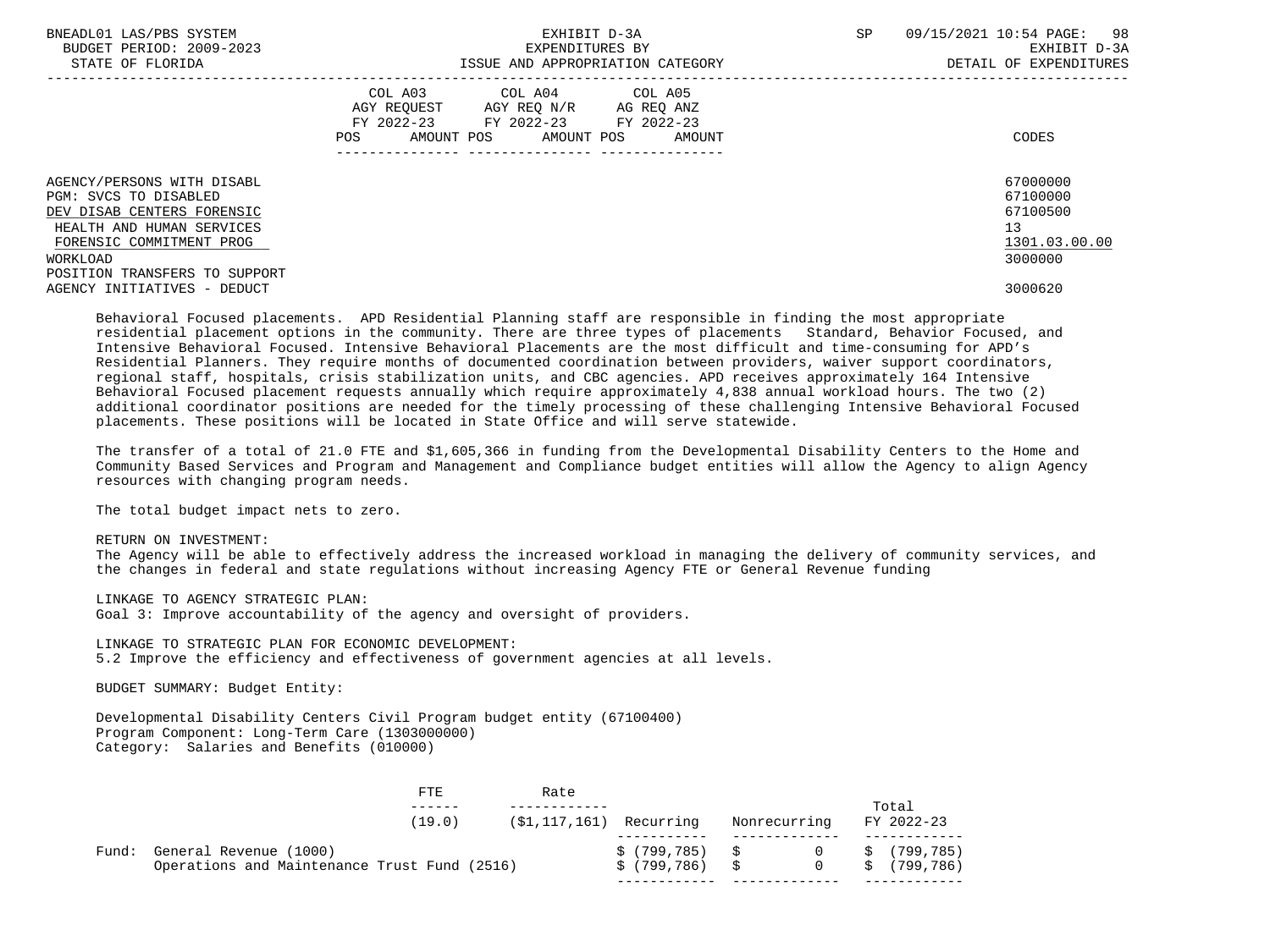| | COL A03 AGY REQUEST FY 2022-23 POS AMOUNT | COL A04 AGY REQ N/R FY 2022-23 POS AMOUNT | COL A05 AG REQ ANZ FY 2022-23 POS AMOUNT | CODES |
|---|---|---|---|---|
| AGENCY/PERSONS WITH DISABL | | | | 67000000 |
| PGM: SVCS TO DISABLED | | | | 67100000 |
| DEV DISAB CENTERS FORENSIC | | | | 67100500 |
| HEALTH AND HUMAN SERVICES | | | | 13 |
| FORENSIC COMMITMENT PROG | | | | 1301.03.00.00 |
| WORKLOAD | | | | 3000000 |
| POSITION TRANSFERS TO SUPPORT AGENCY INITIATIVES - DEDUCT | | | | 3000620 |

Behavioral Focused placements. APD Residential Planning staff are responsible in finding the most appropriate residential placement options in the community. There are three types of placements Standard, Behavior Focused, and Intensive Behavioral Focused. Intensive Behavioral Placements are the most difficult and time-consuming for APD's Residential Planners. They require months of documented coordination between providers, waiver support coordinators, regional staff, hospitals, crisis stabilization units, and CBC agencies. APD receives approximately 164 Intensive Behavioral Focused placement requests annually which require approximately 4,838 annual workload hours. The two (2) additional coordinator positions are needed for the timely processing of these challenging Intensive Behavioral Focused placements. These positions will be located in State Office and will serve statewide.

The transfer of a total of 21.0 FTE and $1,605,366 in funding from the Developmental Disability Centers to the Home and Community Based Services and Program and Management and Compliance budget entities will allow the Agency to align Agency resources with changing program needs.

The total budget impact nets to zero.

RETURN ON INVESTMENT:
The Agency will be able to effectively address the increased workload in managing the delivery of community services, and the changes in federal and state regulations without increasing Agency FTE or General Revenue funding

LINKAGE TO AGENCY STRATEGIC PLAN:
Goal 3: Improve accountability of the agency and oversight of providers.

LINKAGE TO STRATEGIC PLAN FOR ECONOMIC DEVELOPMENT:
5.2 Improve the efficiency and effectiveness of government agencies at all levels.

BUDGET SUMMARY: Budget Entity:

Developmental Disability Centers Civil Program budget entity (67100400)
Program Component: Long-Term Care (1303000000)
Category: Salaries and Benefits (010000)

| | FTE (19.0) | Rate ($1,117,161) | Recurring | Nonrecurring | Total FY 2022-23 |
|---|---|---|---|---|---|
| Fund: General Revenue (1000) | | | $ (799,785) | $ 0 | $ (799,785) |
| Operations and Maintenance Trust Fund (2516) | | | $ (799,786) | $ 0 | $ (799,786) |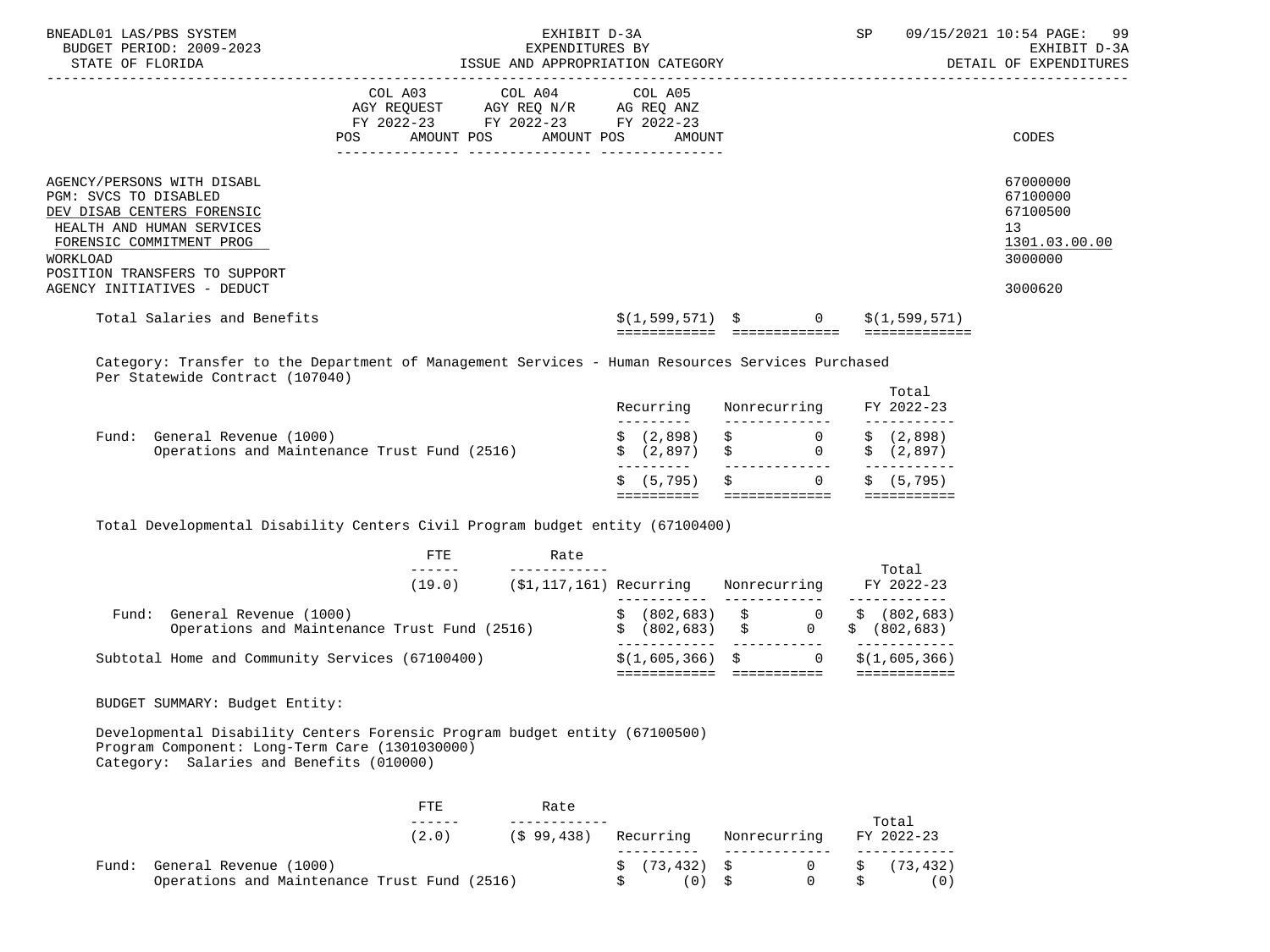| | COL A03 AGY REQUEST FY 2022-23 POS AMOUNT | COL A04 AGY REQ N/R FY 2022-23 POS AMOUNT | COL A05 AG REQ ANZ FY 2022-23 POS AMOUNT | CODES |
|---|---|---|---|---|

AGENCY/PERSONS WITH DISABL — 67000000
PGM: SVCS TO DISABLED — 67100000
DEV DISAB CENTERS FORENSIC — 67100500
HEALTH AND HUMAN SERVICES — 13
FORENSIC COMMITMENT PROG — 1301.03.00.00
WORKLOAD — 3000000
POSITION TRANSFERS TO SUPPORT AGENCY INITIATIVES - DEDUCT — 3000620

| | Recurring | Nonrecurring | Total |
|---|---|---|---|
| Total Salaries and Benefits | $(1,599,571) | $ 0 | $(1,599,571) |

Category: Transfer to the Department of Management Services - Human Resources Services Purchased Per Statewide Contract (107040)

| | Recurring | Nonrecurring | Total FY 2022-23 |
|---|---|---|---|
| Fund: General Revenue (1000) | $ (2,898) | $ 0 | $ (2,898) |
| Operations and Maintenance Trust Fund (2516) | $ (2,897) | $ 0 | $ (2,897) |
| | $ (5,795) | $ 0 | $ (5,795) |

Total Developmental Disability Centers Civil Program budget entity (67100400)

| | FTE | Rate | Recurring | Nonrecurring | Total FY 2022-23 |
|---|---|---|---|---|---|
| | (19.0) | ($1,117,161) | | | |
| Fund: General Revenue (1000) | | | $ (802,683) | $ 0 | $ (802,683) |
| Operations and Maintenance Trust Fund (2516) | | | $ (802,683) | $ 0 | $ (802,683) |
| Subtotal Home and Community Services (67100400) | | | $(1,605,366) | $ 0 | $(1,605,366) |

BUDGET SUMMARY: Budget Entity:

Developmental Disability Centers Forensic Program budget entity (67100500)
Program Component: Long-Term Care (1301030000)
Category: Salaries and Benefits (010000)

| | FTE | Rate | Recurring | Nonrecurring | Total FY 2022-23 |
|---|---|---|---|---|---|
| | (2.0) | ($ 99,438) | | | |
| Fund: General Revenue (1000) | | | $ (73,432) | $ 0 | $ (73,432) |
| Operations and Maintenance Trust Fund (2516) | | | $ (0) | $ 0 | $ (0) |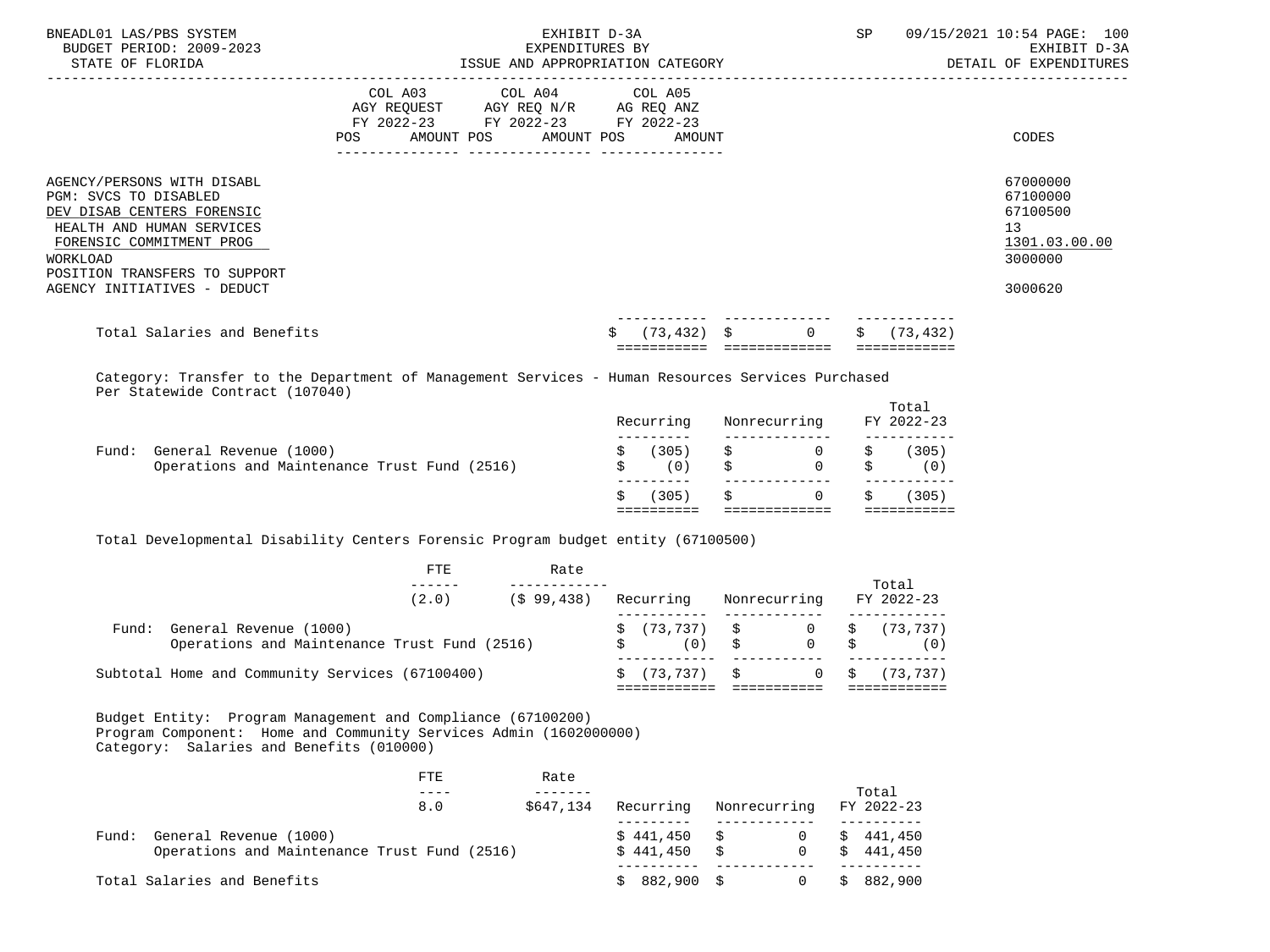| | COL A03 AGY REQUEST FY 2022-23 | | COL A04 AGY REQ N/R FY 2022-23 | | COL A05 AG REQ ANZ FY 2022-23 | | CODES |
|---|---|---|---|---|---|---|---|
| | POS | AMOUNT | POS | AMOUNT | POS | AMOUNT | |

AGENCY/PERSONS WITH DISABL — 67000000
PGM: SVCS TO DISABLED — 67100000
DEV DISAB CENTERS FORENSIC — 67100500
HEALTH AND HUMAN SERVICES — 13
FORENSIC COMMITMENT PROG — 1301.03.00.00
WORKLOAD — 3000000
POSITION TRANSFERS TO SUPPORT AGENCY INITIATIVES - DEDUCT — 3000620

| | Recurring | Nonrecurring | Total |
|---|---|---|---|
| Total Salaries and Benefits | $ (73,432) | $ 0 | $ (73,432) |

Category: Transfer to the Department of Management Services - Human Resources Services Purchased Per Statewide Contract (107040)

| | Recurring | Nonrecurring | Total FY 2022-23 |
|---|---|---|---|
| Fund: General Revenue (1000) | $ (305) | $ 0 | $ (305) |
| Operations and Maintenance Trust Fund (2516) | $ (0) | $ 0 | $ (0) |
| | $ (305) | $ 0 | $ (305) |

Total Developmental Disability Centers Forensic Program budget entity (67100500)

| | FTE | Rate | Recurring | Nonrecurring | Total FY 2022-23 |
|---|---|---|---|---|---|
| | (2.0) | ($ 99,438) | | | |
| Fund: General Revenue (1000) | | | $ (73,737) | $ 0 | $ (73,737) |
| Operations and Maintenance Trust Fund (2516) | | | $ (0) | $ 0 | $ (0) |
| Subtotal Home and Community Services (67100400) | | | $ (73,737) | $ 0 | $ (73,737) |

Budget Entity: Program Management and Compliance (67100200)
Program Component: Home and Community Services Admin (1602000000)
Category: Salaries and Benefits (010000)

| | FTE | Rate | Recurring | Nonrecurring | Total FY 2022-23 |
|---|---|---|---|---|---|
| | 8.0 | $647,134 | | | |
| Fund: General Revenue (1000) | | | $ 441,450 | $ 0 | $ 441,450 |
| Operations and Maintenance Trust Fund (2516) | | | $ 441,450 | $ 0 | $ 441,450 |
| Total Salaries and Benefits | | | $ 882,900 | $ 0 | $ 882,900 |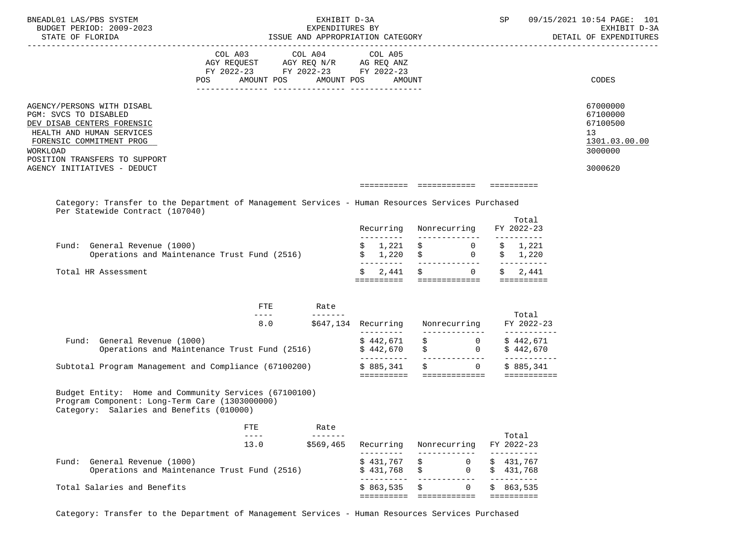EXHIBIT D-3A
EXPENDITURES BY
ISSUE AND APPROPRIATION CATEGORY

BNEADL01 LAS/PBS SYSTEM — BUDGET PERIOD: 2009-2023 — STATE OF FLORIDA — SP 09/15/2021 10:54 — EXHIBIT D-3A DETAIL OF EXPENDITURES

| | COL A03 AGY REQUEST FY 2022-23 POS AMOUNT | COL A04 AGY REQ N/R FY 2022-23 POS AMOUNT | COL A05 AG REQ ANZ FY 2022-23 POS AMOUNT | CODES |
|---|---|---|---|---|
| AGENCY/PERSONS WITH DISABL | | | | 67000000 |
| PGM: SVCS TO DISABLED | | | | 67100000 |
| DEV DISAB CENTERS FORENSIC | | | | 67100500 |
| HEALTH AND HUMAN SERVICES | | | | 13 |
| FORENSIC COMMITMENT PROG | | | | 1301.03.00.00 |
| WORKLOAD | | | | 3000000 |
| POSITION TRANSFERS TO SUPPORT AGENCY INITIATIVES - DEDUCT | | | | 3000620 |

Category: Transfer to the Department of Management Services - Human Resources Services Purchased Per Statewide Contract (107040)

| | Recurring | Nonrecurring | Total FY 2022-23 |
|---|---|---|---|
| Fund: General Revenue (1000) | $ 1,221 | $ 0 | $ 1,221 |
| Operations and Maintenance Trust Fund (2516) | $ 1,220 | $ 0 | $ 1,220 |
| Total HR Assessment | $ 2,441 | $ 0 | $ 2,441 |

| | FTE | Rate | Recurring | Nonrecurring | Total FY 2022-23 |
|---|---|---|---|---|---|
| | 8.0 | $647,134 | | | |
| Fund: General Revenue (1000) | | | $ 442,671 | $ 0 | $ 442,671 |
| Operations and Maintenance Trust Fund (2516) | | | $ 442,670 | $ 0 | $ 442,670 |
| Subtotal Program Management and Compliance (67100200) | | | $ 885,341 | $ 0 | $ 885,341 |

Budget Entity: Home and Community Services (67100100)
Program Component: Long-Term Care (1303000000)
Category: Salaries and Benefits (010000)

| | FTE | Rate | Recurring | Nonrecurring | Total FY 2022-23 |
|---|---|---|---|---|---|
| | 13.0 | $569,465 | | | |
| Fund: General Revenue (1000) | | | $ 431,767 | $ 0 | $ 431,767 |
| Operations and Maintenance Trust Fund (2516) | | | $ 431,768 | $ 0 | $ 431,768 |
| Total Salaries and Benefits | | | $ 863,535 | $ 0 | $ 863,535 |

Category: Transfer to the Department of Management Services - Human Resources Services Purchased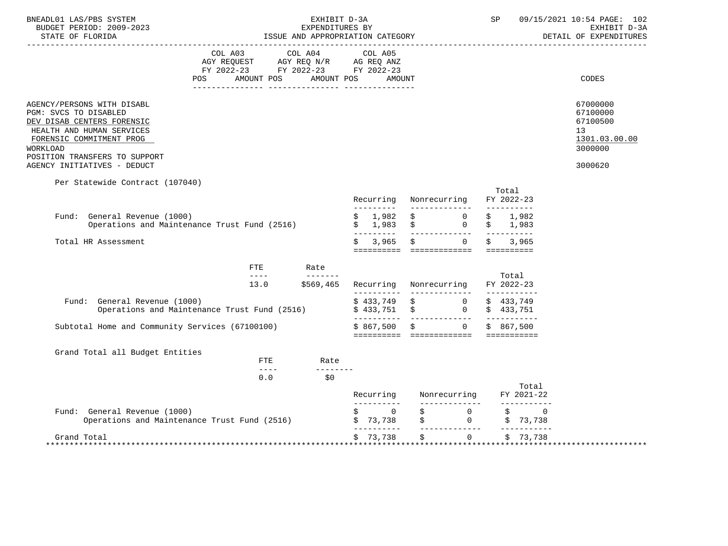BNEADL01 LAS/PBS SYSTEM — BUDGET PERIOD: 2009-2023 — STATE OF FLORIDA

EXHIBIT D-3A — EXPENDITURES BY ISSUE AND APPROPRIATION CATEGORY

SP 09/15/2021 10:54 PAGE: 102 — EXHIBIT D-3A — DETAIL OF EXPENDITURES

| | COL A03 AGY REQUEST FY 2022-23 POS AMOUNT | COL A04 AGY REQ N/R FY 2022-23 POS AMOUNT | COL A05 AG REQ ANZ FY 2022-23 POS AMOUNT | CODES |
|---|---|---|---|---|
| AGENCY/PERSONS WITH DISABL | | | | 67000000 |
| PGM: SVCS TO DISABLED | | | | 67100000 |
| DEV DISAB CENTERS FORENSIC | | | | 67100500 |
| HEALTH AND HUMAN SERVICES | | | | 13 |
| FORENSIC COMMITMENT PROG | | | | 1301.03.00.00 |
| WORKLOAD | | | | 3000000 |
| POSITION TRANSFERS TO SUPPORT AGENCY INITIATIVES - DEDUCT | | | | 3000620 |

Per Statewide Contract (107040)

| | Recurring | Nonrecurring | Total FY 2022-23 |
|---|---|---|---|
| Fund: General Revenue (1000) | $ 1,982 | $ 0 | $ 1,982 |
| Operations and Maintenance Trust Fund (2516) | $ 1,983 | $ 0 | $ 1,983 |
| Total HR Assessment | $ 3,965 | $ 0 | $ 3,965 |

| FTE | Rate |
|---|---|
| 13.0 | $569,465 |

| | Recurring | Nonrecurring | Total FY 2022-23 |
|---|---|---|---|
| Fund: General Revenue (1000) | $ 433,749 | $ 0 | $ 433,749 |
| Operations and Maintenance Trust Fund (2516) | $ 433,751 | $ 0 | $ 433,751 |
| Subtotal Home and Community Services (67100100) | $ 867,500 | $ 0 | $ 867,500 |

Grand Total all Budget Entities

| FTE | Rate |
|---|---|
| 0.0 | $0 |

| | Recurring | Nonrecurring | Total FY 2021-22 |
|---|---|---|---|
| Fund: General Revenue (1000) | $ 0 | $ 0 | $ 0 |
| Operations and Maintenance Trust Fund (2516) | $ 73,738 | $ 0 | $ 73,738 |
| Grand Total | $ 73,738 | $ 0 | $ 73,738 |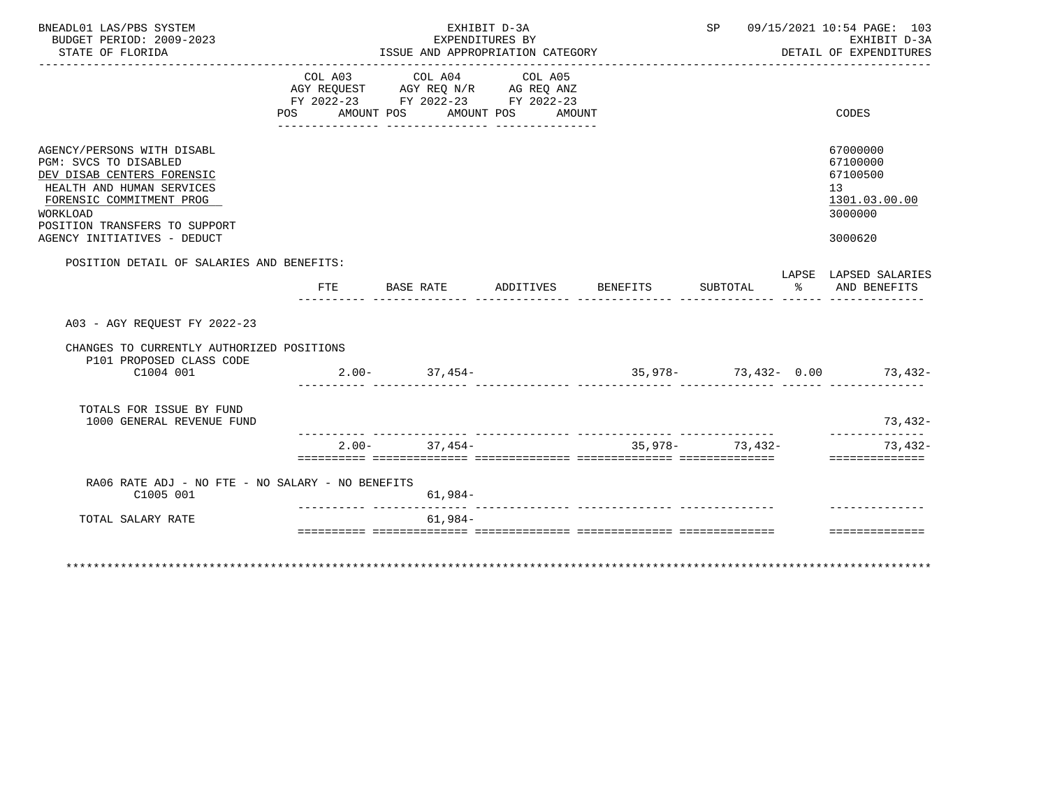BNEADL01 LAS/PBS SYSTEM
BUDGET PERIOD: 2009-2023
STATE OF FLORIDA

EXHIBIT D-3A
EXPENDITURES BY
ISSUE AND APPROPRIATION CATEGORY

SP 09/15/2021 10:54
EXHIBIT D-3A
DETAIL OF EXPENDITURES

| | COL A03 AGY REQUEST FY 2022-23 POS AMOUNT | COL A04 AGY REQ N/R FY 2022-23 POS AMOUNT | COL A05 AG REQ ANZ FY 2022-23 POS AMOUNT | CODES |
|---|---|---|---|---|
| AGENCY/PERSONS WITH DISABL | | | | 67000000 |
| PGM: SVCS TO DISABLED | | | | 67100000 |
| DEV DISAB CENTERS FORENSIC | | | | 67100500 |
| HEALTH AND HUMAN SERVICES | | | | 13 |
| FORENSIC COMMITMENT PROG | | | | 1301.03.00.00 |
| WORKLOAD | | | | 3000000 |
| POSITION TRANSFERS TO SUPPORT AGENCY INITIATIVES - DEDUCT | | | | 3000620 |

POSITION DETAIL OF SALARIES AND BENEFITS:

| | FTE | BASE RATE | ADDITIVES | BENEFITS | SUBTOTAL | LAPSE % | LAPSED SALARIES AND BENEFITS |
|---|---|---|---|---|---|---|---|
| A03 - AGY REQUEST FY 2022-23 | | | | | | | |
| CHANGES TO CURRENTLY AUTHORIZED POSITIONS | | | | | | | |
| P101 PROPOSED CLASS CODE | | | | | | | |
| C1004 001 | 2.00- | 37,454- | | 35,978- | 73,432- | 0.00 | 73,432- |
| TOTALS FOR ISSUE BY FUND | | | | | | | |
| 1000 GENERAL REVENUE FUND | | | | | | | 73,432- |
| | 2.00- | 37,454- | | 35,978- | 73,432- | | 73,432- |
| RA06 RATE ADJ - NO FTE - NO SALARY - NO BENEFITS | | | | | | | |
| C1005 001 | | 61,984- | | | | | |
| TOTAL SALARY RATE | | 61,984- | | | | | |

\*\*\*\*\*\*\*\*\*\*\*\*\*\*\*\*\*\*\*\*\*\*\*\*\*\*\*\*\*\*\*\*\*\*\*\*\*\*\*\*\*\*\*\*\*\*\*\*\*\*\*\*\*\*\*\*\*\*\*\*\*\*\*\*\*\*\*\*\*\*\*\*\*\*\*\*\*\*\*\*\*\*\*\*\*\*\*\*\*\*\*\*\*\*\*\*\*\*\*\*\*\*\*\*\*\*\*\*\*\*\*\*\*\*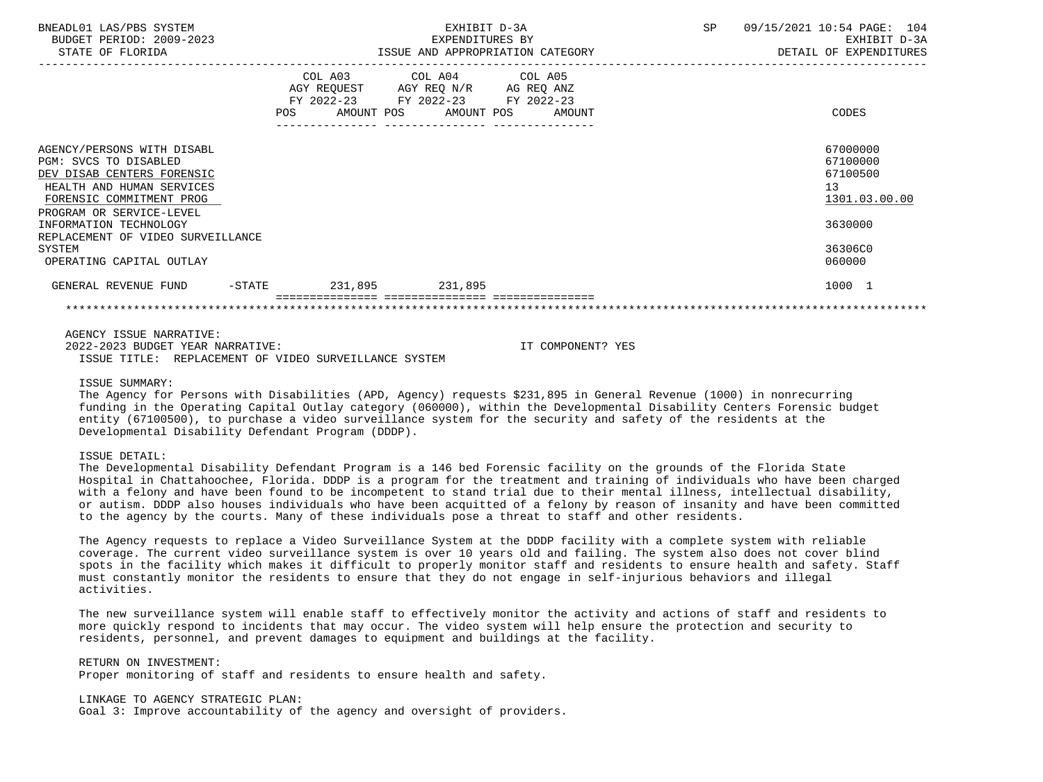BNEADL01 LAS/PBS SYSTEM — EXHIBIT D-3A — EXPENDITURES BY ISSUE AND APPROPRIATION CATEGORY
BUDGET PERIOD: 2009-2023 — STATE OF FLORIDA — SP 09/15/2021 10:54 — EXHIBIT D-3A DETAIL OF EXPENDITURES

| | COL A03 AGY REQUEST FY 2022-23 POS | AMOUNT | COL A04 AGY REQ N/R FY 2022-23 POS | AMOUNT | COL A05 AG REQ ANZ FY 2022-23 POS | AMOUNT | CODES |
|---|---|---|---|---|---|---|---|
| AGENCY/PERSONS WITH DISABL | | | | | | | 67000000 |
| PGM: SVCS TO DISABLED | | | | | | | 67100000 |
| DEV DISAB CENTERS FORENSIC | | | | | | | 67100500 |
| HEALTH AND HUMAN SERVICES | | | | | | | 13 |
| FORENSIC COMMITMENT PROG | | | | | | | 1301.03.00.00 |
| PROGRAM OR SERVICE-LEVEL INFORMATION TECHNOLOGY | | | | | | | 3630000 |
| REPLACEMENT OF VIDEO SURVEILLANCE SYSTEM | | | | | | | 36306C0 |
| OPERATING CAPITAL OUTLAY | | | | | | | 060000 |
| GENERAL REVENUE FUND -STATE | | 231,895 | | 231,895 | | | 1000 1 |

AGENCY ISSUE NARRATIVE:

2022-2023 BUDGET YEAR NARRATIVE: IT COMPONENT? YES

ISSUE TITLE: REPLACEMENT OF VIDEO SURVEILLANCE SYSTEM

ISSUE SUMMARY:
The Agency for Persons with Disabilities (APD, Agency) requests $231,895 in General Revenue (1000) in nonrecurring funding in the Operating Capital Outlay category (060000), within the Developmental Disability Centers Forensic budget entity (67100500), to purchase a video surveillance system for the security and safety of the residents at the Developmental Disability Defendant Program (DDDP).

ISSUE DETAIL:
The Developmental Disability Defendant Program is a 146 bed Forensic facility on the grounds of the Florida State Hospital in Chattahoochee, Florida. DDDP is a program for the treatment and training of individuals who have been charged with a felony and have been found to be incompetent to stand trial due to their mental illness, intellectual disability, or autism. DDDP also houses individuals who have been acquitted of a felony by reason of insanity and have been committed to the agency by the courts. Many of these individuals pose a threat to staff and other residents.

The Agency requests to replace a Video Surveillance System at the DDDP facility with a complete system with reliable coverage. The current video surveillance system is over 10 years old and failing. The system also does not cover blind spots in the facility which makes it difficult to properly monitor staff and residents to ensure health and safety. Staff must constantly monitor the residents to ensure that they do not engage in self-injurious behaviors and illegal activities.

The new surveillance system will enable staff to effectively monitor the activity and actions of staff and residents to more quickly respond to incidents that may occur. The video system will help ensure the protection and security to residents, personnel, and prevent damages to equipment and buildings at the facility.

RETURN ON INVESTMENT:
Proper monitoring of staff and residents to ensure health and safety.

LINKAGE TO AGENCY STRATEGIC PLAN:
Goal 3: Improve accountability of the agency and oversight of providers.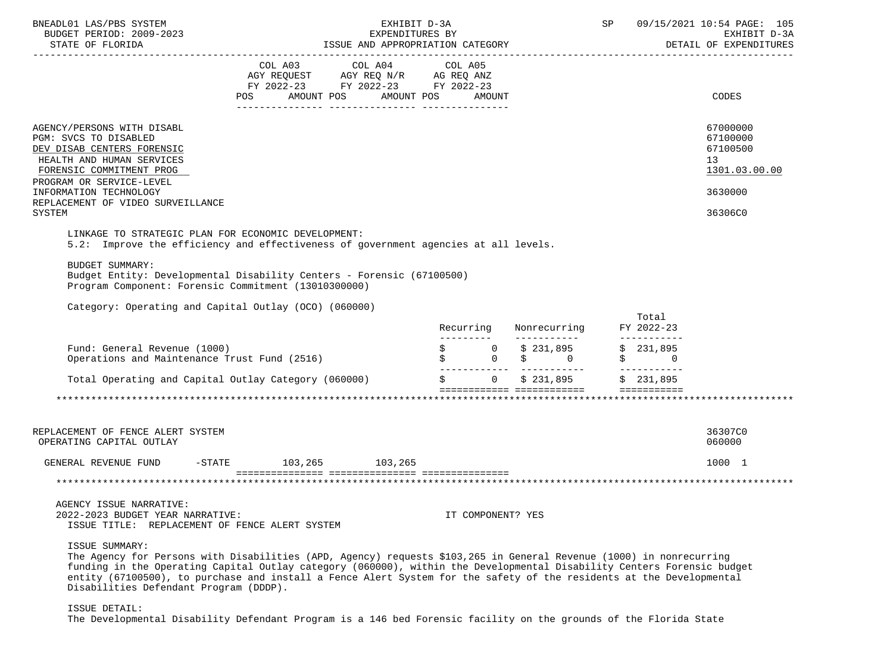| | COL A03 AGY REQUEST FY 2022-23 POS AMOUNT | COL A04 AGY REQ N/R FY 2022-23 POS AMOUNT | COL A05 AG REQ ANZ FY 2022-23 POS AMOUNT | CODES |
|---|---|---|---|---|
| AGENCY/PERSONS WITH DISABL | | | | 67000000 |
| PGM: SVCS TO DISABLED | | | | 67100000 |
| DEV DISAB CENTERS FORENSIC | | | | 67100500 |
| HEALTH AND HUMAN SERVICES | | | | 13 |
| FORENSIC COMMITMENT PROG | | | | 1301.03.00.00 |
| PROGRAM OR SERVICE-LEVEL | | | | |
| INFORMATION TECHNOLOGY | | | | 3630000 |
| REPLACEMENT OF VIDEO SURVEILLANCE SYSTEM | | | | 36306C0 |

LINKAGE TO STRATEGIC PLAN FOR ECONOMIC DEVELOPMENT:
5.2: Improve the efficiency and effectiveness of government agencies at all levels.

BUDGET SUMMARY:
Budget Entity: Developmental Disability Centers - Forensic (67100500)
Program Component: Forensic Commitment (13010300000)

Category: Operating and Capital Outlay (OCO) (060000)

| | Recurring | Nonrecurring | Total FY 2022-23 |
|---|---|---|---|
| Fund: General Revenue (1000) | $ 0 | $ 231,895 | $ 231,895 |
| Operations and Maintenance Trust Fund (2516) | $ 0 | $ 0 | $ 0 |
| Total Operating and Capital Outlay Category (060000) | $ 0 | $ 231,895 | $ 231,895 |

*****************************************************************************************************************************

| | COL A03 | COL A04 | COL A05 | CODES |
|---|---|---|---|---|
| REPLACEMENT OF FENCE ALERT SYSTEM | | | | 36307C0 |
| OPERATING CAPITAL OUTLAY | | | | 060000 |
| GENERAL REVENUE FUND -STATE | 103,265 | 103,265 | | 1000 1 |

*****************************************************************************************************************************

AGENCY ISSUE NARRATIVE:
2022-2023 BUDGET YEAR NARRATIVE: IT COMPONENT? YES
ISSUE TITLE: REPLACEMENT OF FENCE ALERT SYSTEM

ISSUE SUMMARY:
The Agency for Persons with Disabilities (APD, Agency) requests $103,265 in General Revenue (1000) in nonrecurring funding in the Operating Capital Outlay category (060000), within the Developmental Disability Centers Forensic budget entity (67100500), to purchase and install a Fence Alert System for the safety of the residents at the Developmental Disabilities Defendant Program (DDDP).

ISSUE DETAIL:
The Developmental Disability Defendant Program is a 146 bed Forensic facility on the grounds of the Florida State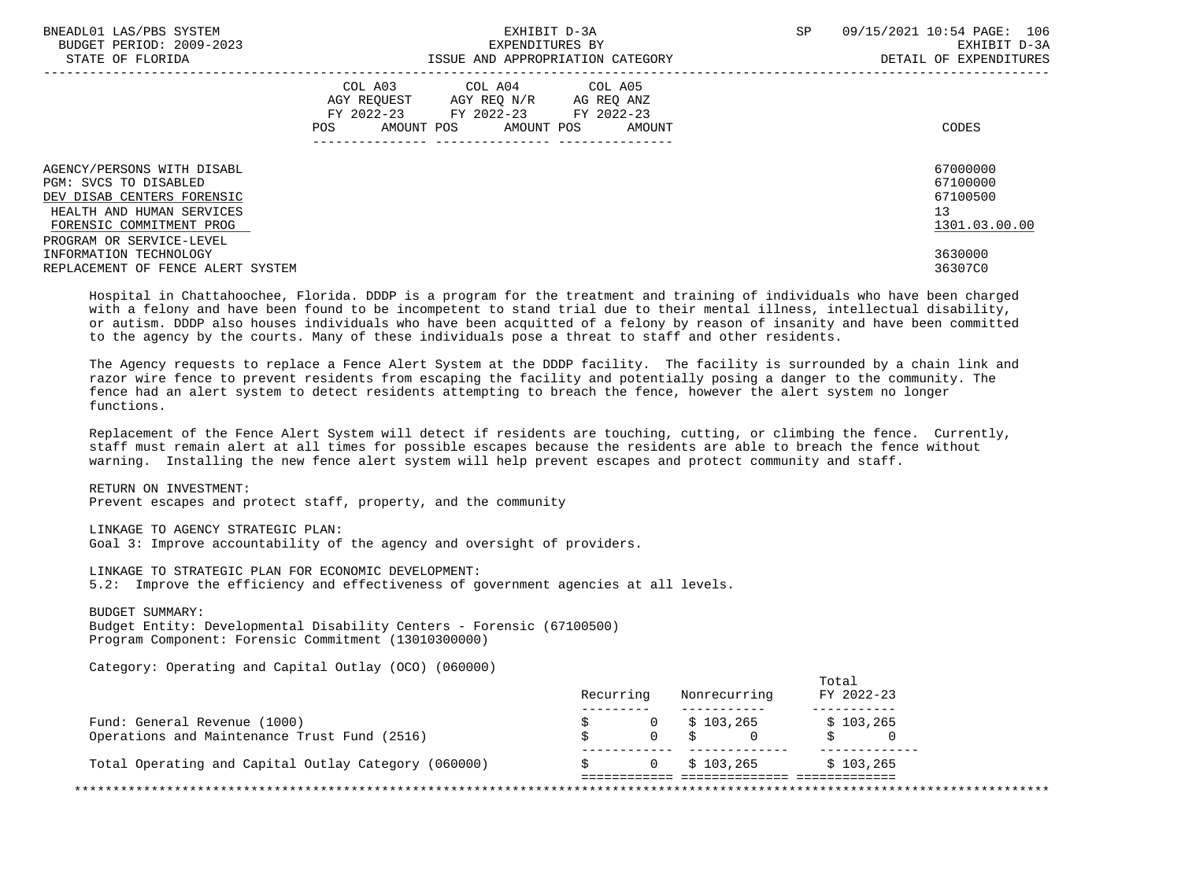| | COL A03 AGY REQUEST FY 2022-23 POS AMOUNT | COL A04 AGY REQ N/R FY 2022-23 POS AMOUNT | COL A05 AG REQ ANZ FY 2022-23 POS AMOUNT | CODES |
|---|---|---|---|---|
| AGENCY/PERSONS WITH DISABL | | | | 67000000 |
| PGM: SVCS TO DISABLED | | | | 67100000 |
| DEV DISAB CENTERS FORENSIC | | | | 67100500 |
| HEALTH AND HUMAN SERVICES | | | | 13 |
| FORENSIC COMMITMENT PROG | | | | 1301.03.00.00 |
| PROGRAM OR SERVICE-LEVEL | | | | |
| INFORMATION TECHNOLOGY | | | | 3630000 |
| REPLACEMENT OF FENCE ALERT SYSTEM | | | | 36307C0 |

Hospital in Chattahoochee, Florida. DDDP is a program for the treatment and training of individuals who have been charged with a felony and have been found to be incompetent to stand trial due to their mental illness, intellectual disability, or autism. DDDP also houses individuals who have been acquitted of a felony by reason of insanity and have been committed to the agency by the courts. Many of these individuals pose a threat to staff and other residents.

The Agency requests to replace a Fence Alert System at the DDDP facility. The facility is surrounded by a chain link and razor wire fence to prevent residents from escaping the facility and potentially posing a danger to the community. The fence had an alert system to detect residents attempting to breach the fence, however the alert system no longer functions.

Replacement of the Fence Alert System will detect if residents are touching, cutting, or climbing the fence. Currently, staff must remain alert at all times for possible escapes because the residents are able to breach the fence without warning. Installing the new fence alert system will help prevent escapes and protect community and staff.

RETURN ON INVESTMENT:
Prevent escapes and protect staff, property, and the community

LINKAGE TO AGENCY STRATEGIC PLAN:
Goal 3: Improve accountability of the agency and oversight of providers.

LINKAGE TO STRATEGIC PLAN FOR ECONOMIC DEVELOPMENT:
5.2: Improve the efficiency and effectiveness of government agencies at all levels.

BUDGET SUMMARY:
Budget Entity: Developmental Disability Centers - Forensic (67100500)
Program Component: Forensic Commitment (13010300000)

Category: Operating and Capital Outlay (OCO) (060000)

| | Recurring | Nonrecurring | Total FY 2022-23 |
|---|---|---|---|
| Fund: General Revenue (1000) | $ 0 | $ 103,265 | $ 103,265 |
| Operations and Maintenance Trust Fund (2516) | $ 0 | $ 0 | $ 0 |
| Total Operating and Capital Outlay Category (060000) | $ 0 | $ 103,265 | $ 103,265 |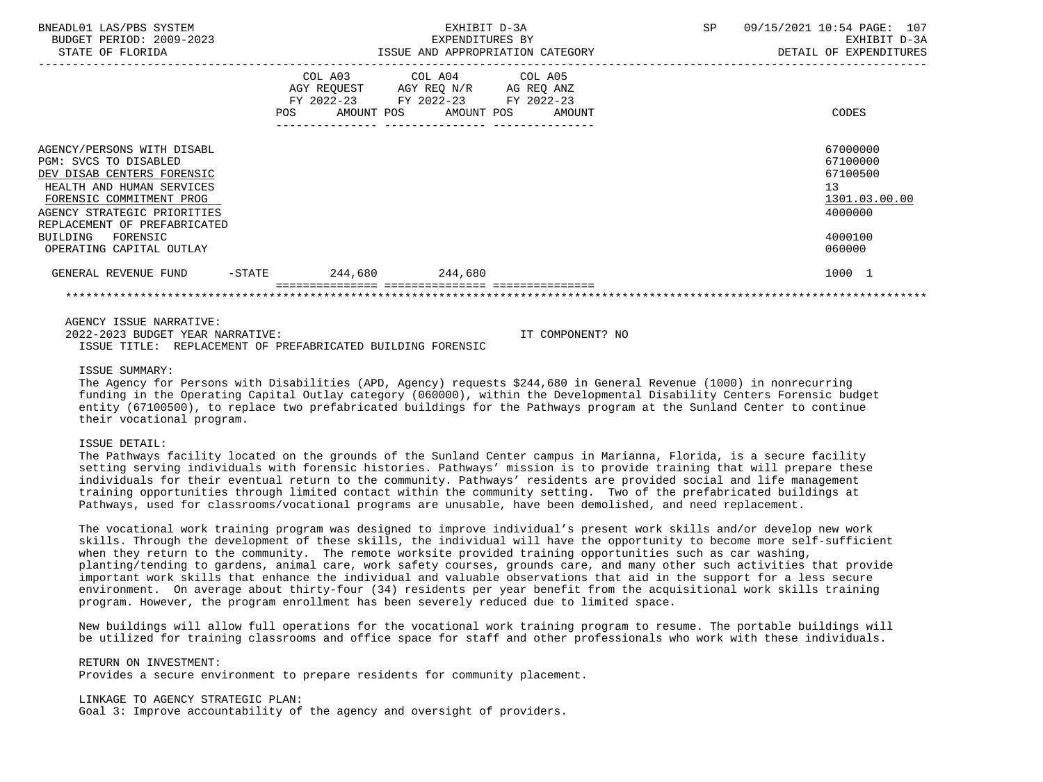| | COL A03 AGY REQUEST FY 2022-23 POS AMOUNT | COL A04 AGY REQ N/R FY 2022-23 POS AMOUNT | COL A05 AG REQ ANZ FY 2022-23 POS AMOUNT | CODES |
|---|---|---|---|---|
| AGENCY/PERSONS WITH DISABL | | | | 67000000 |
| PGM: SVCS TO DISABLED | | | | 67100000 |
| DEV DISAB CENTERS FORENSIC | | | | 67100500 |
| HEALTH AND HUMAN SERVICES | | | | 13 |
| FORENSIC COMMITMENT PROG | | | | 1301.03.00.00 |
| AGENCY STRATEGIC PRIORITIES | | | | 4000000 |
| REPLACEMENT OF PREFABRICATED BUILDING FORENSIC | | | | 4000100 |
| OPERATING CAPITAL OUTLAY | | | | 060000 |
| GENERAL REVENUE FUND -STATE | 244,680 | 244,680 | | 1000 1 |

AGENCY ISSUE NARRATIVE:

2022-2023 BUDGET YEAR NARRATIVE: IT COMPONENT? NO

ISSUE TITLE: REPLACEMENT OF PREFABRICATED BUILDING FORENSIC

ISSUE SUMMARY:

The Agency for Persons with Disabilities (APD, Agency) requests $244,680 in General Revenue (1000) in nonrecurring funding in the Operating Capital Outlay category (060000), within the Developmental Disability Centers Forensic budget entity (67100500), to replace two prefabricated buildings for the Pathways program at the Sunland Center to continue their vocational program.

ISSUE DETAIL:

The Pathways facility located on the grounds of the Sunland Center campus in Marianna, Florida, is a secure facility setting serving individuals with forensic histories. Pathways' mission is to provide training that will prepare these individuals for their eventual return to the community. Pathways' residents are provided social and life management training opportunities through limited contact within the community setting. Two of the prefabricated buildings at Pathways, used for classrooms/vocational programs are unusable, have been demolished, and need replacement.

The vocational work training program was designed to improve individual's present work skills and/or develop new work skills. Through the development of these skills, the individual will have the opportunity to become more self-sufficient when they return to the community. The remote worksite provided training opportunities such as car washing, planting/tending to gardens, animal care, work safety courses, grounds care, and many other such activities that provide important work skills that enhance the individual and valuable observations that aid in the support for a less secure environment. On average about thirty-four (34) residents per year benefit from the acquisitional work skills training program. However, the program enrollment has been severely reduced due to limited space.

New buildings will allow full operations for the vocational work training program to resume. The portable buildings will be utilized for training classrooms and office space for staff and other professionals who work with these individuals.

RETURN ON INVESTMENT:

Provides a secure environment to prepare residents for community placement.

LINKAGE TO AGENCY STRATEGIC PLAN:

Goal 3: Improve accountability of the agency and oversight of providers.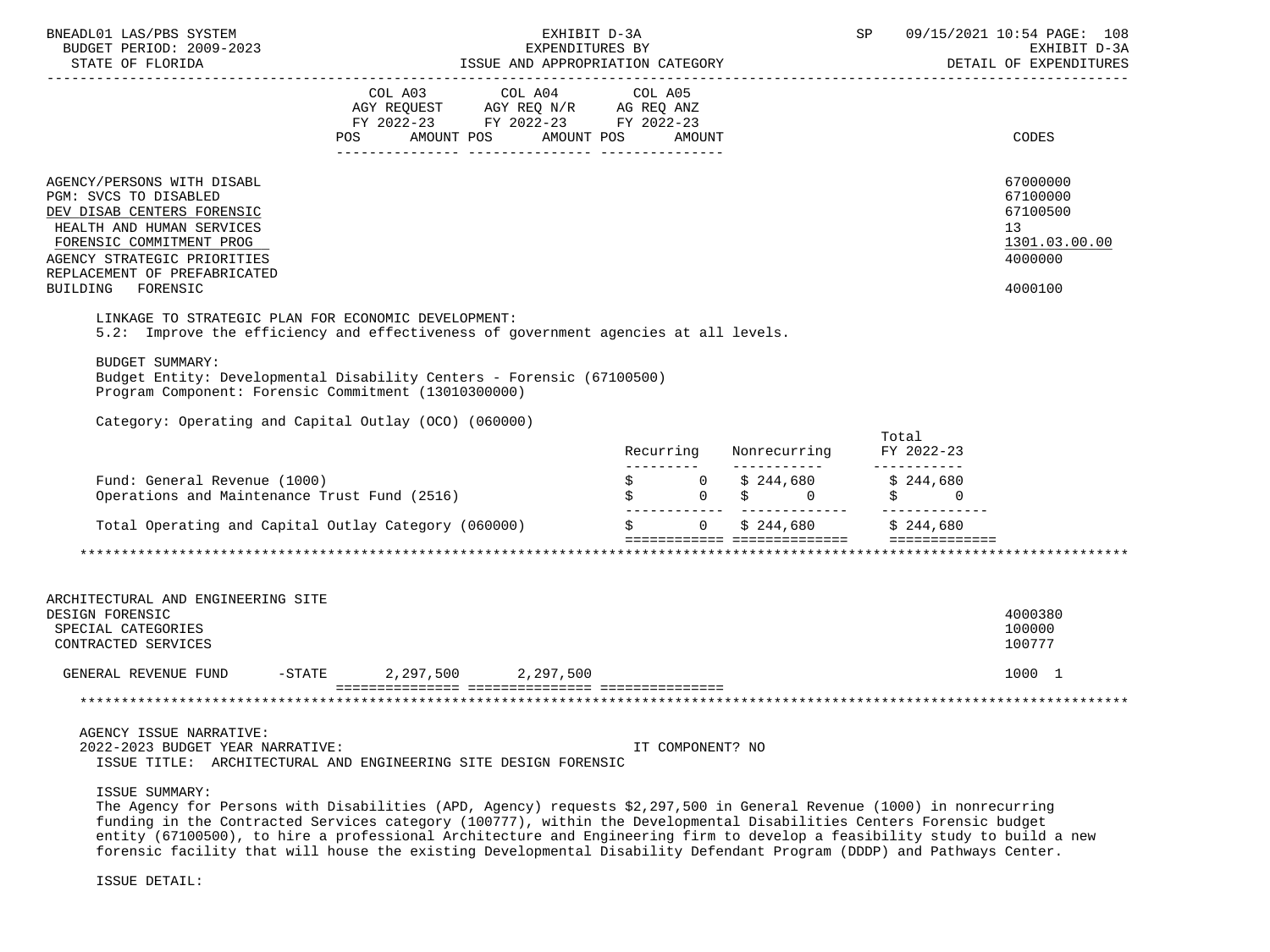| | COL A03 AGY REQUEST FY 2022-23 POS AMOUNT | COL A04 AGY REQ N/R FY 2022-23 POS AMOUNT | COL A05 AG REQ ANZ FY 2022-23 POS AMOUNT | CODES |
|---|---|---|---|---|
| AGENCY/PERSONS WITH DISABL | | | | 67000000 |
| PGM: SVCS TO DISABLED | | | | 67100000 |
| DEV DISAB CENTERS FORENSIC | | | | 67100500 |
| HEALTH AND HUMAN SERVICES | | | | 13 |
| FORENSIC COMMITMENT PROG | | | | 1301.03.00.00 |
| AGENCY STRATEGIC PRIORITIES | | | | 4000000 |
| REPLACEMENT OF PREFABRICATED BUILDING FORENSIC | | | | 4000100 |

LINKAGE TO STRATEGIC PLAN FOR ECONOMIC DEVELOPMENT:
5.2: Improve the efficiency and effectiveness of government agencies at all levels.

BUDGET SUMMARY:
Budget Entity: Developmental Disability Centers - Forensic (67100500)
Program Component: Forensic Commitment (13010300000)

Category: Operating and Capital Outlay (OCO) (060000)

| | Recurring | Nonrecurring | Total FY 2022-23 |
|---|---|---|---|
| Fund: General Revenue (1000) | $ 0 | $ 244,680 | $ 244,680 |
| Operations and Maintenance Trust Fund (2516) | $ 0 | $ 0 | $ 0 |
| Total Operating and Capital Outlay Category (060000) | $ 0 | $ 244,680 | $ 244,680 |

*****************************************************************************************************************

| | COL A03 | COL A04 | COL A05 | CODES |
|---|---|---|---|---|
| ARCHITECTURAL AND ENGINEERING SITE DESIGN FORENSIC | | | | 4000380 |
| SPECIAL CATEGORIES | | | | 100000 |
| CONTRACTED SERVICES | | | | 100777 |
| GENERAL REVENUE FUND -STATE | 2,297,500 | 2,297,500 | | 1000 1 |

*****************************************************************************************************************

AGENCY ISSUE NARRATIVE:
2022-2023 BUDGET YEAR NARRATIVE: IT COMPONENT? NO
ISSUE TITLE: ARCHITECTURAL AND ENGINEERING SITE DESIGN FORENSIC

ISSUE SUMMARY:
The Agency for Persons with Disabilities (APD, Agency) requests $2,297,500 in General Revenue (1000) in nonrecurring funding in the Contracted Services category (100777), within the Developmental Disabilities Centers Forensic budget entity (67100500), to hire a professional Architecture and Engineering firm to develop a feasibility study to build a new forensic facility that will house the existing Developmental Disability Defendant Program (DDDP) and Pathways Center.

ISSUE DETAIL: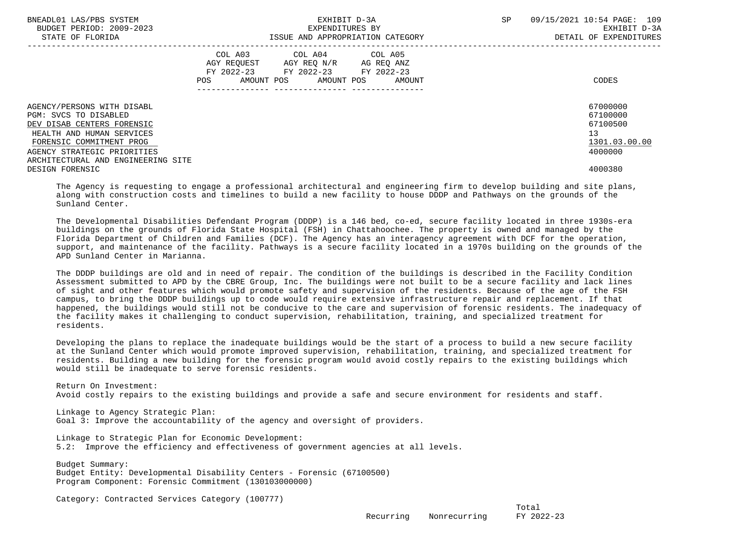| | COL A03 AGY REQUEST FY 2022-23 POS AMOUNT | COL A04 AGY REQ N/R FY 2022-23 POS AMOUNT | COL A05 AG REQ ANZ FY 2022-23 POS AMOUNT | CODES |
|---|---|---|---|---|
| AGENCY/PERSONS WITH DISABL | | | | 67000000 |
| PGM: SVCS TO DISABLED | | | | 67100000 |
| DEV DISAB CENTERS FORENSIC | | | | 67100500 |
| HEALTH AND HUMAN SERVICES | | | | 13 |
| FORENSIC COMMITMENT PROG | | | | 1301.03.00.00 |
| AGENCY STRATEGIC PRIORITIES | | | | 4000000 |
| ARCHITECTURAL AND ENGINEERING SITE DESIGN FORENSIC | | | | 4000380 |

The Agency is requesting to engage a professional architectural and engineering firm to develop building and site plans, along with construction costs and timelines to build a new facility to house DDDP and Pathways on the grounds of the Sunland Center.

The Developmental Disabilities Defendant Program (DDDP) is a 146 bed, co-ed, secure facility located in three 1930s-era buildings on the grounds of Florida State Hospital (FSH) in Chattahoochee. The property is owned and managed by the Florida Department of Children and Families (DCF). The Agency has an interagency agreement with DCF for the operation, support, and maintenance of the facility. Pathways is a secure facility located in a 1970s building on the grounds of the APD Sunland Center in Marianna.

The DDDP buildings are old and in need of repair. The condition of the buildings is described in the Facility Condition Assessment submitted to APD by the CBRE Group, Inc. The buildings were not built to be a secure facility and lack lines of sight and other features which would promote safety and supervision of the residents. Because of the age of the FSH campus, to bring the DDDP buildings up to code would require extensive infrastructure repair and replacement. If that happened, the buildings would still not be conducive to the care and supervision of forensic residents. The inadequacy of the facility makes it challenging to conduct supervision, rehabilitation, training, and specialized treatment for residents.

Developing the plans to replace the inadequate buildings would be the start of a process to build a new secure facility at the Sunland Center which would promote improved supervision, rehabilitation, training, and specialized treatment for residents. Building a new building for the forensic program would avoid costly repairs to the existing buildings which would still be inadequate to serve forensic residents.

Return On Investment:
Avoid costly repairs to the existing buildings and provide a safe and secure environment for residents and staff.

Linkage to Agency Strategic Plan:
Goal 3: Improve the accountability of the agency and oversight of providers.

Linkage to Strategic Plan for Economic Development:
5.2: Improve the efficiency and effectiveness of government agencies at all levels.

Budget Summary:
Budget Entity: Developmental Disability Centers - Forensic (67100500)
Program Component: Forensic Commitment (130103000000)

Category: Contracted Services Category (100777)

| | Recurring | Nonrecurring | Total FY 2022-23 |
|---|---|---|---|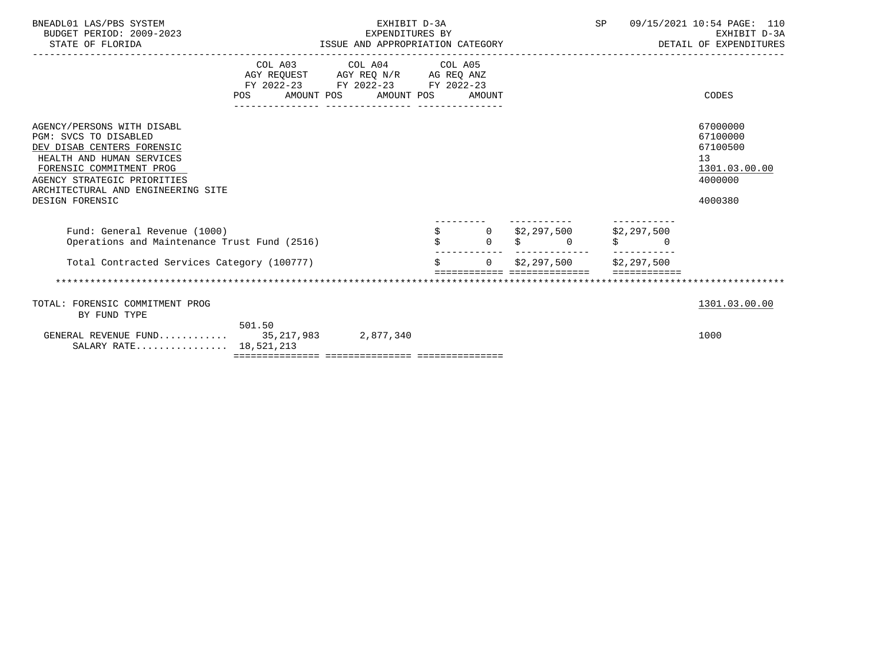| | COL A03 AGY REQUEST FY 2022-23 POS | AMOUNT | COL A04 AGY REQ N/R FY 2022-23 POS | AMOUNT | COL A05 AG REQ ANZ FY 2022-23 POS | AMOUNT | CODES |
|---|---|---|---|---|---|---|---|
| AGENCY/PERSONS WITH DISABL | | | | | | | 67000000 |
| PGM: SVCS TO DISABLED | | | | | | | 67100000 |
| DEV DISAB CENTERS FORENSIC | | | | | | | 67100500 |
| HEALTH AND HUMAN SERVICES | | | | | | | 13 |
| FORENSIC COMMITMENT PROG | | | | | | | 1301.03.00.00 |
| AGENCY STRATEGIC PRIORITIES | | | | | | | 4000000 |
| ARCHITECTURAL AND ENGINEERING SITE DESIGN FORENSIC | | | | | | | 4000380 |

| | | | |
|---|---|---|---|
| Fund: General Revenue (1000) | $ 0 | $2,297,500 | $2,297,500 |
| Operations and Maintenance Trust Fund (2516) | $ 0 | $ 0 | $ 0 |
| Total Contracted Services Category (100777) | $ 0 | $2,297,500 | $2,297,500 |

************************************************************************************************************************************

| | COL A03 POS | AMOUNT | COL A04 POS | AMOUNT | COL A05 POS | AMOUNT | CODES |
|---|---|---|---|---|---|---|---|
| TOTAL: FORENSIC COMMITMENT PROG | | | | | | | 1301.03.00.00 |
| BY FUND TYPE | | | | | | | |
| GENERAL REVENUE FUND............ | 501.50 | 35,217,983 | | 2,877,340 | | | 1000 |
| SALARY RATE................ | | 18,521,213 | | | | | |